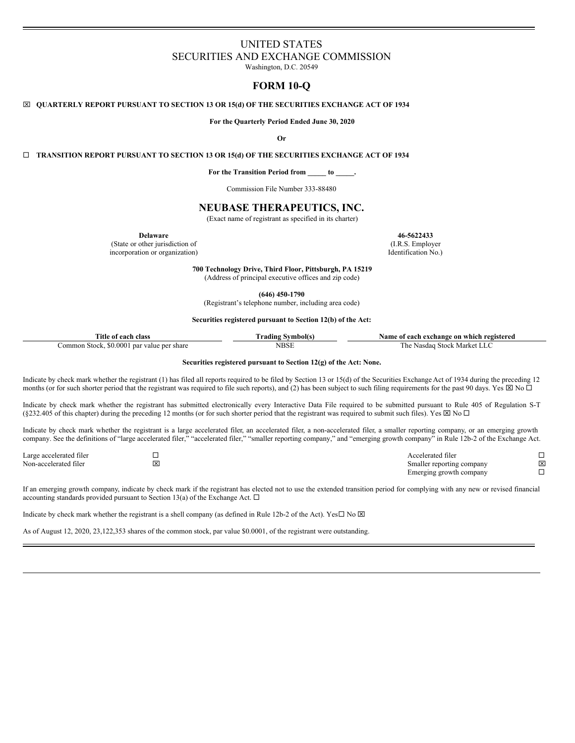# UNITED STATES
# SECURITIES AND EXCHANGE COMMISSION

Washington, D.C. 20549

## FORM 10-Q

☒ **QUARTERLY REPORT PURSUANT TO SECTION 13 OR 15(d) OF THE SECURITIES EXCHANGE ACT OF 1934**

**For the Quarterly Period Ended June 30, 2020**

**Or**

☐ **TRANSITION REPORT PURSUANT TO SECTION 13 OR 15(d) OF THE SECURITIES EXCHANGE ACT OF 1934**

**For the Transition Period from _____ to _____.**

Commission File Number 333-88480

## NEUBASE THERAPEUTICS, INC.

(Exact name of registrant as specified in its charter)

| **Delaware** | **46-5622433** |
|---|---|
| (State or other jurisdiction of incorporation or organization) | (I.R.S. Employer Identification No.) |

**700 Technology Drive, Third Floor, Pittsburgh, PA 15219**
(Address of principal executive offices and zip code)

**(646) 450-1790**
(Registrant's telephone number, including area code)

**Securities registered pursuant to Section 12(b) of the Act:**

| Title of each class | Trading Symbol(s) | Name of each exchange on which registered |
|---|---|---|
| Common Stock, $0.0001 par value per share | NBSE | The Nasdaq Stock Market LLC |

**Securities registered pursuant to Section 12(g) of the Act: None.**

Indicate by check mark whether the registrant (1) has filed all reports required to be filed by Section 13 or 15(d) of the Securities Exchange Act of 1934 during the preceding 12 months (or for such shorter period that the registrant was required to file such reports), and (2) has been subject to such filing requirements for the past 90 days. Yes ☒ No ☐

Indicate by check mark whether the registrant has submitted electronically every Interactive Data File required to be submitted pursuant to Rule 405 of Regulation S-T (§232.405 of this chapter) during the preceding 12 months (or for such shorter period that the registrant was required to submit such files). Yes ☒ No ☐

Indicate by check mark whether the registrant is a large accelerated filer, an accelerated filer, a non-accelerated filer, a smaller reporting company, or an emerging growth company. See the definitions of "large accelerated filer," "accelerated filer," "smaller reporting company," and "emerging growth company" in Rule 12b-2 of the Exchange Act.

| | | | |
|---|---|---|---|
| Large accelerated filer | ☐ | Accelerated filer | ☐ |
| Non-accelerated filer | ☒ | Smaller reporting company | ☒ |
| | | Emerging growth company | ☐ |

If an emerging growth company, indicate by check mark if the registrant has elected not to use the extended transition period for complying with any new or revised financial accounting standards provided pursuant to Section 13(a) of the Exchange Act. ☐

Indicate by check mark whether the registrant is a shell company (as defined in Rule 12b-2 of the Act). Yes☐ No ☒

As of August 12, 2020, 23,122,353 shares of the common stock, par value $0.0001, of the registrant were outstanding.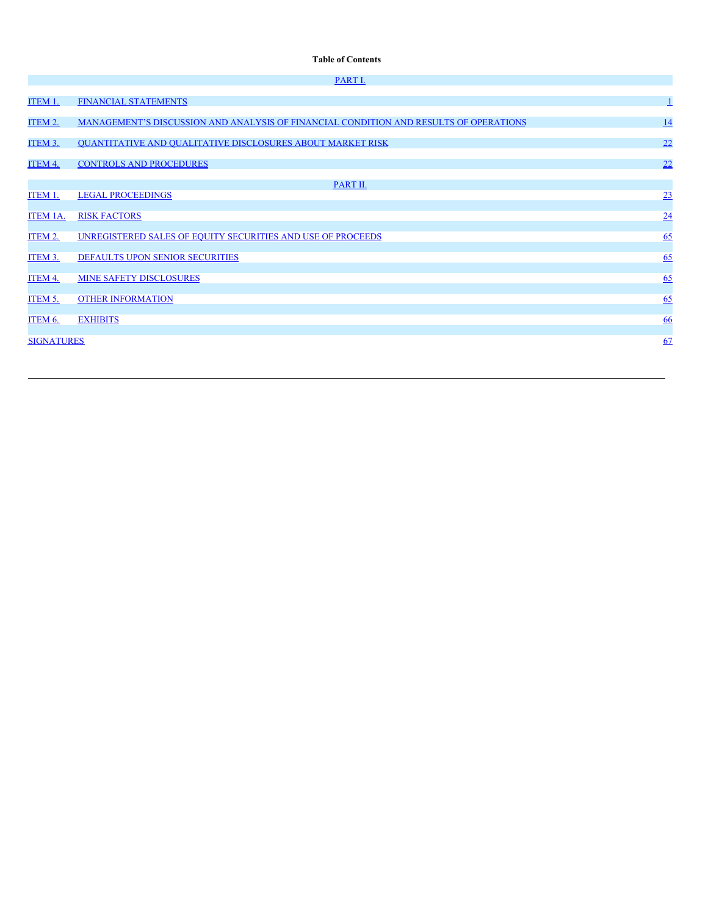**Table of Contents**

| | | |
|---|---|---|
| | PART I. | |
| ITEM 1. | FINANCIAL STATEMENTS | 1 |
| ITEM 2. | MANAGEMENT’S DISCUSSION AND ANALYSIS OF FINANCIAL CONDITION AND RESULTS OF OPERATIONS | 14 |
| ITEM 3. | QUANTITATIVE AND QUALITATIVE DISCLOSURES ABOUT MARKET RISK | 22 |
| ITEM 4. | CONTROLS AND PROCEDURES | 22 |
| | PART II. | |
| ITEM 1. | LEGAL PROCEEDINGS | 23 |
| ITEM 1A. | RISK FACTORS | 24 |
| ITEM 2. | UNREGISTERED SALES OF EQUITY SECURITIES AND USE OF PROCEEDS | 65 |
| ITEM 3. | DEFAULTS UPON SENIOR SECURITIES | 65 |
| ITEM 4. | MINE SAFETY DISCLOSURES | 65 |
| ITEM 5. | OTHER INFORMATION | 65 |
| ITEM 6. | EXHIBITS | 66 |
| SIGNATURES | | 67 |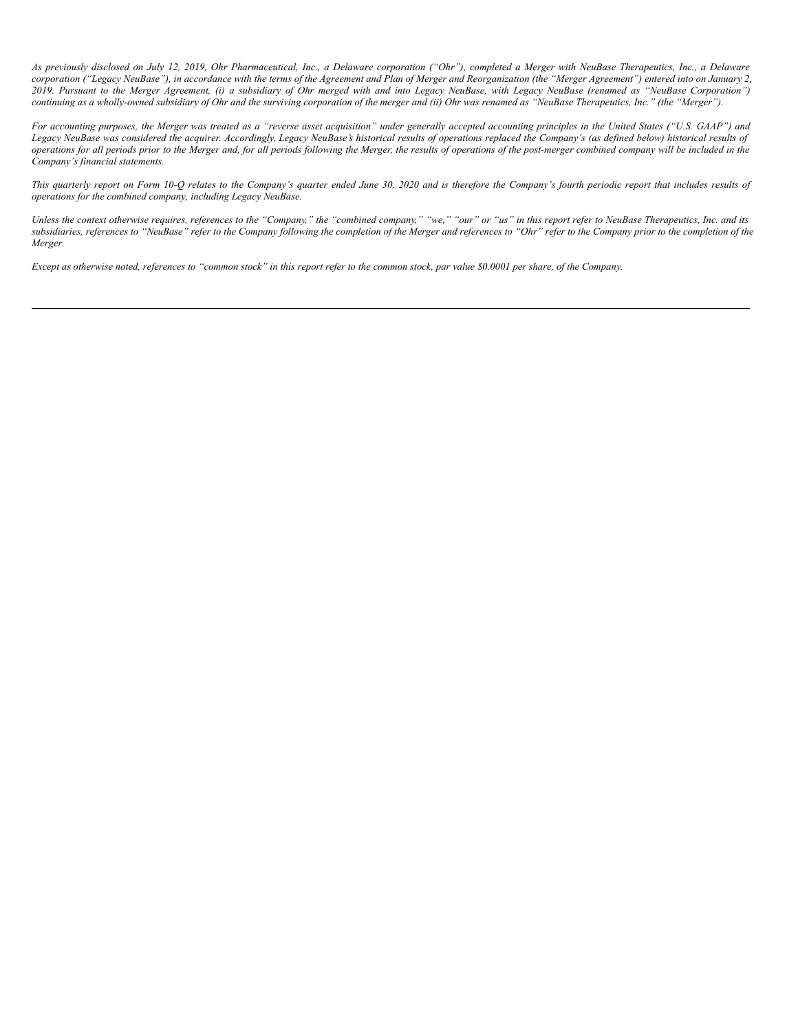*As previously disclosed on July 12, 2019, Ohr Pharmaceutical, Inc., a Delaware corporation ("Ohr"), completed a Merger with NeuBase Therapeutics, Inc., a Delaware corporation ("Legacy NeuBase"), in accordance with the terms of the Agreement and Plan of Merger and Reorganization (the "Merger Agreement") entered into on January 2, 2019. Pursuant to the Merger Agreement, (i) a subsidiary of Ohr merged with and into Legacy NeuBase, with Legacy NeuBase (renamed as "NeuBase Corporation") continuing as a wholly-owned subsidiary of Ohr and the surviving corporation of the merger and (ii) Ohr was renamed as "NeuBase Therapeutics, Inc." (the "Merger").*

*For accounting purposes, the Merger was treated as a "reverse asset acquisition" under generally accepted accounting principles in the United States ("U.S. GAAP") and Legacy NeuBase was considered the acquirer. Accordingly, Legacy NeuBase's historical results of operations replaced the Company's (as defined below) historical results of operations for all periods prior to the Merger and, for all periods following the Merger, the results of operations of the post-merger combined company will be included in the Company's financial statements.*

*This quarterly report on Form 10-Q relates to the Company's quarter ended June 30, 2020 and is therefore the Company's fourth periodic report that includes results of operations for the combined company, including Legacy NeuBase.*

*Unless the context otherwise requires, references to the "Company," the "combined company," "we," "our" or "us" in this report refer to NeuBase Therapeutics, Inc. and its subsidiaries, references to "NeuBase" refer to the Company following the completion of the Merger and references to "Ohr" refer to the Company prior to the completion of the Merger.*

*Except as otherwise noted, references to "common stock" in this report refer to the common stock, par value $0.0001 per share, of the Company.*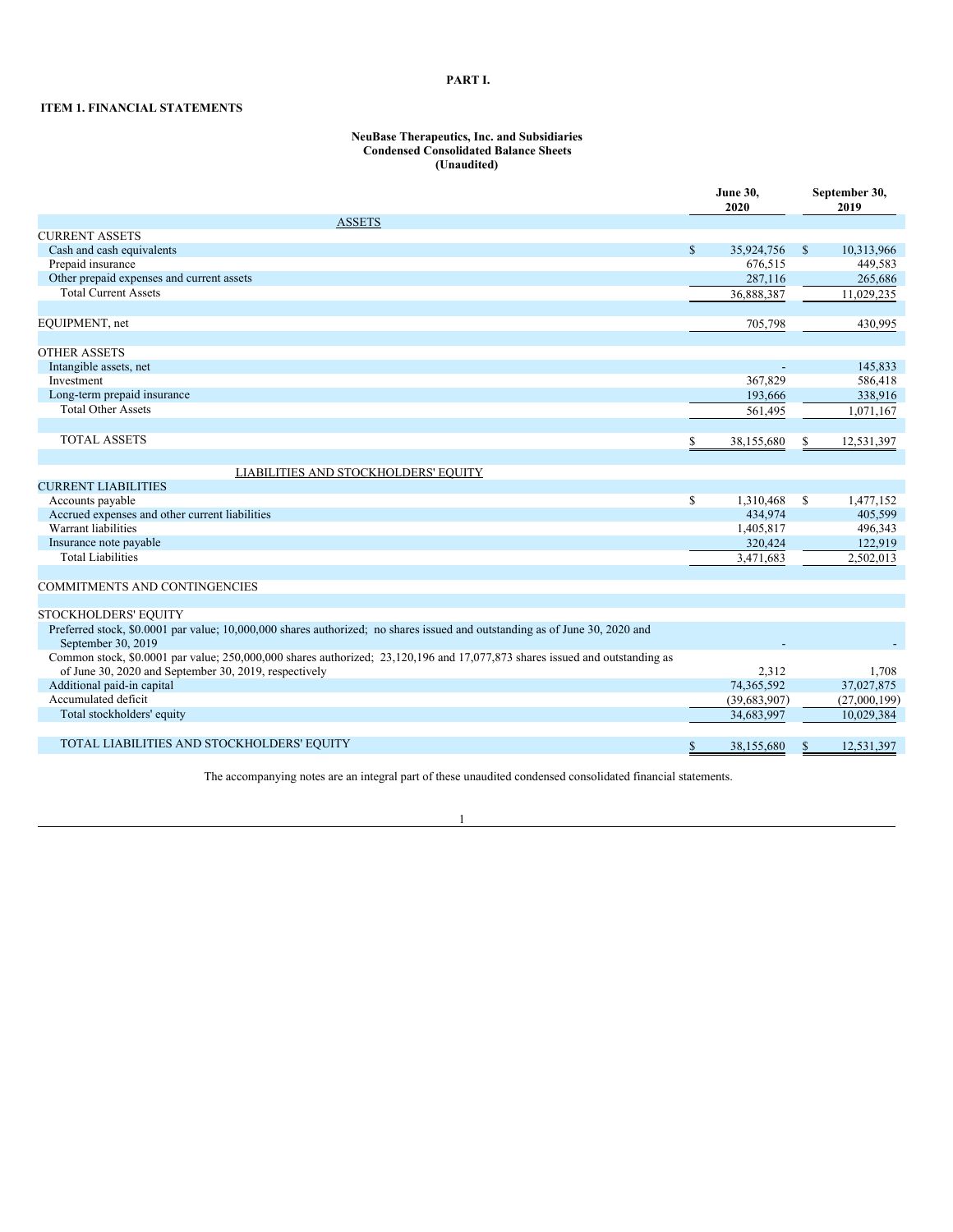# PART I.

## ITEM 1. FINANCIAL STATEMENTS

**NeuBase Therapeutics, Inc. and Subsidiaries**
**Condensed Consolidated Balance Sheets**
**(Unaudited)**

| | June 30, 2020 | September 30, 2019 |
|---|---|---|
| ASSETS | | |
| CURRENT ASSETS | | |
| Cash and cash equivalents | $ 35,924,756 | $ 10,313,966 |
| Prepaid insurance | 676,515 | 449,583 |
| Other prepaid expenses and current assets | 287,116 | 265,686 |
| Total Current Assets | 36,888,387 | 11,029,235 |
| | | |
| EQUIPMENT, net | 705,798 | 430,995 |
| | | |
| OTHER ASSETS | | |
| Intangible assets, net | - | 145,833 |
| Investment | 367,829 | 586,418 |
| Long-term prepaid insurance | 193,666 | 338,916 |
| Total Other Assets | 561,495 | 1,071,167 |
| | | |
| TOTAL ASSETS | $ 38,155,680 | $ 12,531,397 |
| | | |
| LIABILITIES AND STOCKHOLDERS' EQUITY | | |
| CURRENT LIABILITIES | | |
| Accounts payable | $ 1,310,468 | $ 1,477,152 |
| Accrued expenses and other current liabilities | 434,974 | 405,599 |
| Warrant liabilities | 1,405,817 | 496,343 |
| Insurance note payable | 320,424 | 122,919 |
| Total Liabilities | 3,471,683 | 2,502,013 |
| | | |
| COMMITMENTS AND CONTINGENCIES | | |
| | | |
| STOCKHOLDERS' EQUITY | | |
| Preferred stock, $0.0001 par value; 10,000,000 shares authorized; no shares issued and outstanding as of June 30, 2020 and September 30, 2019 | - | - |
| Common stock, $0.0001 par value; 250,000,000 shares authorized; 23,120,196 and 17,077,873 shares issued and outstanding as of June 30, 2020 and September 30, 2019, respectively | 2,312 | 1,708 |
| Additional paid-in capital | 74,365,592 | 37,027,875 |
| Accumulated deficit | (39,683,907) | (27,000,199) |
| Total stockholders' equity | 34,683,997 | 10,029,384 |
| | | |
| TOTAL LIABILITIES AND STOCKHOLDERS' EQUITY | $ 38,155,680 | $ 12,531,397 |

The accompanying notes are an integral part of these unaudited condensed consolidated financial statements.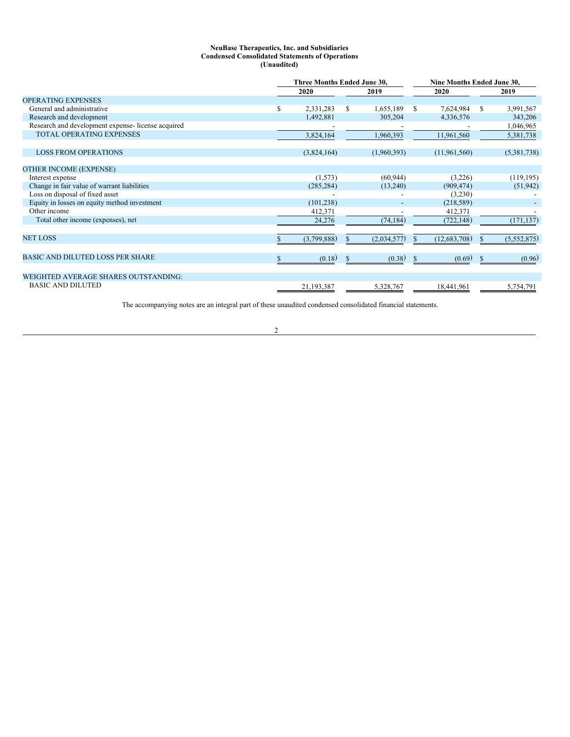**NeuBase Therapeutics, Inc. and Subsidiaries**
**Condensed Consolidated Statements of Operations**
**(Unaudited)**

| | Three Months Ended June 30, | | Nine Months Ended June 30, | |
|---|---|---|---|---|
| | 2020 | 2019 | 2020 | 2019 |
| OPERATING EXPENSES | | | | |
| General and administrative | $ 2,331,283 | $ 1,655,189 | $ 7,624,984 | $ 3,991,567 |
| Research and development | 1,492,881 | 305,204 | 4,336,576 | 343,206 |
| Research and development expense- license acquired | - | - | - | 1,046,965 |
| TOTAL OPERATING EXPENSES | 3,824,164 | 1,960,393 | 11,961,560 | 5,381,738 |
| LOSS FROM OPERATIONS | (3,824,164) | (1,960,393) | (11,961,560) | (5,381,738) |
| OTHER INCOME (EXPENSE) | | | | |
| Interest expense | (1,573) | (60,944) | (3,226) | (119,195) |
| Change in fair value of warrant liabilities | (285,284) | (13,240) | (909,474) | (51,942) |
| Loss on disposal of fixed asset | - | - | (3,230) | - |
| Equity in losses on equity method investment | (101,238) | - | (218,589) | - |
| Other income | 412,371 | - | 412,371 | - |
| Total other income (expenses), net | 24,276 | (74,184) | (722,148) | (171,137) |
| NET LOSS | $ (3,799,888) | $ (2,034,577) | $ (12,683,708) | $ (5,552,875) |
| BASIC AND DILUTED LOSS PER SHARE | $ (0.18) | $ (0.38) | $ (0.69) | $ (0.96) |
| WEIGHTED AVERAGE SHARES OUTSTANDING: | | | | |
| BASIC AND DILUTED | 21,193,387 | 5,328,767 | 18,441,961 | 5,754,791 |

The accompanying notes are an integral part of these unaudited condensed consolidated financial statements.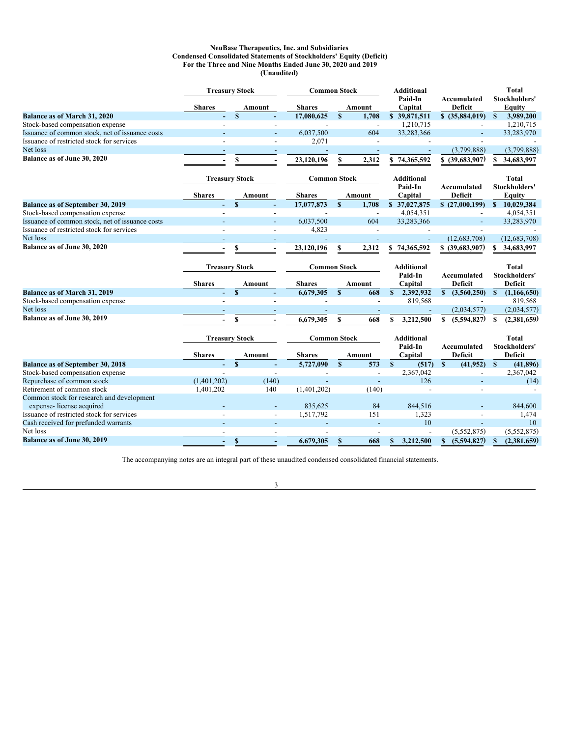**NeuBase Therapeutics, Inc. and Subsidiaries**
**Condensed Consolidated Statements of Stockholders' Equity (Deficit)**
**For the Three and Nine Months Ended June 30, 2020 and 2019**
**(Unaudited)**

| | Treasury Stock | | Common Stock | | Additional Paid-In Capital | Accumulated Deficit | Total Stockholders' Equity |
|---|---|---|---|---|---|---|---|
| | Shares | Amount | Shares | Amount | | | |
| **Balance as of March 31, 2020** | - | $ - | 17,080,625 | $ 1,708 | $ 39,871,511 | $ (35,884,019) | $ 3,989,200 |
| Stock-based compensation expense | - | - | - | - | 1,210,715 | - | 1,210,715 |
| Issuance of common stock, net of issuance costs | - | - | 6,037,500 | 604 | 33,283,366 | - | 33,283,970 |
| Issuance of restricted stock for services | - | - | 2,071 | - | - | - | - |
| Net loss | - | - | - | - | - | (3,799,888) | (3,799,888) |
| **Balance as of June 30, 2020** | - | $ - | 23,120,196 | $ 2,312 | $ 74,365,592 | $ (39,683,907) | $ 34,683,997 |

| | Treasury Stock | | Common Stock | | Additional Paid-In Capital | Accumulated Deficit | Total Stockholders' Equity |
|---|---|---|---|---|---|---|---|
| | Shares | Amount | Shares | Amount | | | |
| **Balance as of September 30, 2019** | - | $ - | 17,077,873 | $ 1,708 | $ 37,027,875 | $ (27,000,199) | $ 10,029,384 |
| Stock-based compensation expense | - | - | - | - | 4,054,351 | - | 4,054,351 |
| Issuance of common stock, net of issuance costs | - | - | 6,037,500 | 604 | 33,283,366 | - | 33,283,970 |
| Issuance of restricted stock for services | - | - | 4,823 | - | - | - | - |
| Net loss | - | - | - | - | - | (12,683,708) | (12,683,708) |
| **Balance as of June 30, 2020** | - | $ - | 23,120,196 | $ 2,312 | $ 74,365,592 | $ (39,683,907) | $ 34,683,997 |

| | Treasury Stock | | Common Stock | | Additional Paid-In Capital | Accumulated Deficit | Total Stockholders' Deficit |
|---|---|---|---|---|---|---|---|
| | Shares | Amount | Shares | Amount | | | |
| **Balance as of March 31, 2019** | - | $ - | 6,679,305 | $ 668 | $ 2,392,932 | $ (3,560,250) | $ (1,166,650) |
| Stock-based compensation expense | - | - | - | - | 819,568 | - | 819,568 |
| Net loss | - | - | - | - | - | (2,034,577) | (2,034,577) |
| **Balance as of June 30, 2019** | - | $ - | 6,679,305 | $ 668 | $ 3,212,500 | $ (5,594,827) | $ (2,381,659) |

| | Treasury Stock | | Common Stock | | Additional Paid-In Capital | Accumulated Deficit | Total Stockholders' Deficit |
|---|---|---|---|---|---|---|---|
| | Shares | Amount | Shares | Amount | | | |
| **Balance as of September 30, 2018** | - | $ - | 5,727,090 | $ 573 | $ (517) | $ (41,952) | $ (41,896) |
| Stock-based compensation expense | - | - | - | - | 2,367,042 | - | 2,367,042 |
| Repurchase of common stock | (1,401,202) | (140) | - | - | 126 | - | (14) |
| Retirement of common stock | 1,401,202 | 140 | (1,401,202) | (140) | - | - | - |
| Common stock for research and development expense- license acquired | - | - | 835,625 | 84 | 844,516 | - | 844,600 |
| Issuance of restricted stock for services | - | - | 1,517,792 | 151 | 1,323 | - | 1,474 |
| Cash received for prefunded warrants | - | - | - | - | 10 | - | 10 |
| Net loss | - | - | - | - | - | (5,552,875) | (5,552,875) |
| **Balance as of June 30, 2019** | - | $ - | 6,679,305 | $ 668 | $ 3,212,500 | $ (5,594,827) | $ (2,381,659) |

The accompanying notes are an integral part of these unaudited condensed consolidated financial statements.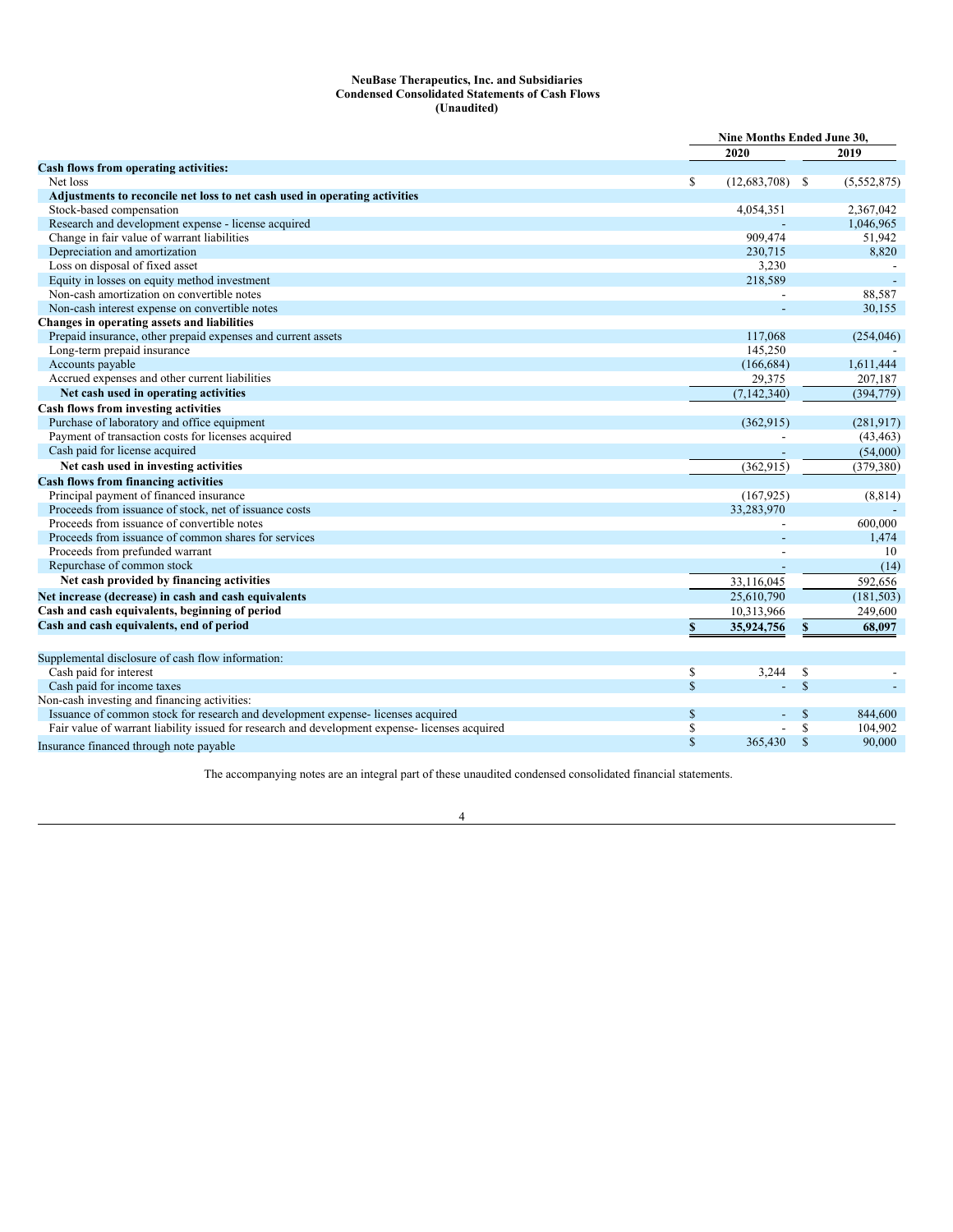**NeuBase Therapeutics, Inc. and Subsidiaries**
**Condensed Consolidated Statements of Cash Flows**
**(Unaudited)**

| | Nine Months Ended June 30, | |
|---|---|---|
| | 2020 | 2019 |
| **Cash flows from operating activities:** | | |
| Net loss | $ (12,683,708) | $ (5,552,875) |
| **Adjustments to reconcile net loss to net cash used in operating activities** | | |
| Stock-based compensation | 4,054,351 | 2,367,042 |
| Research and development expense - license acquired | - | 1,046,965 |
| Change in fair value of warrant liabilities | 909,474 | 51,942 |
| Depreciation and amortization | 230,715 | 8,820 |
| Loss on disposal of fixed asset | 3,230 | - |
| Equity in losses on equity method investment | 218,589 | - |
| Non-cash amortization on convertible notes | - | 88,587 |
| Non-cash interest expense on convertible notes | - | 30,155 |
| **Changes in operating assets and liabilities** | | |
| Prepaid insurance, other prepaid expenses and current assets | 117,068 | (254,046) |
| Long-term prepaid insurance | 145,250 | - |
| Accounts payable | (166,684) | 1,611,444 |
| Accrued expenses and other current liabilities | 29,375 | 207,187 |
| **Net cash used in operating activities** | (7,142,340) | (394,779) |
| **Cash flows from investing activities** | | |
| Purchase of laboratory and office equipment | (362,915) | (281,917) |
| Payment of transaction costs for licenses acquired | - | (43,463) |
| Cash paid for license acquired | - | (54,000) |
| **Net cash used in investing activities** | (362,915) | (379,380) |
| **Cash flows from financing activities** | | |
| Principal payment of financed insurance | (167,925) | (8,814) |
| Proceeds from issuance of stock, net of issuance costs | 33,283,970 | - |
| Proceeds from issuance of convertible notes | - | 600,000 |
| Proceeds from issuance of common shares for services | - | 1,474 |
| Proceeds from prefunded warrant | - | 10 |
| Repurchase of common stock | - | (14) |
| **Net cash provided by financing activities** | 33,116,045 | 592,656 |
| **Net increase (decrease) in cash and cash equivalents** | 25,610,790 | (181,503) |
| **Cash and cash equivalents, beginning of period** | 10,313,966 | 249,600 |
| **Cash and cash equivalents, end of period** | **$ 35,924,756** | **$ 68,097** |
| | | |
| Supplemental disclosure of cash flow information: | | |
| Cash paid for interest | $ 3,244 | $ - |
| Cash paid for income taxes | $ - | $ - |
| Non-cash investing and financing activities: | | |
| Issuance of common stock for research and development expense- licenses acquired | $ - | $ 844,600 |
| Fair value of warrant liability issued for research and development expense- licenses acquired | $ - | $ 104,902 |
| Insurance financed through note payable | $ 365,430 | $ 90,000 |

The accompanying notes are an integral part of these unaudited condensed consolidated financial statements.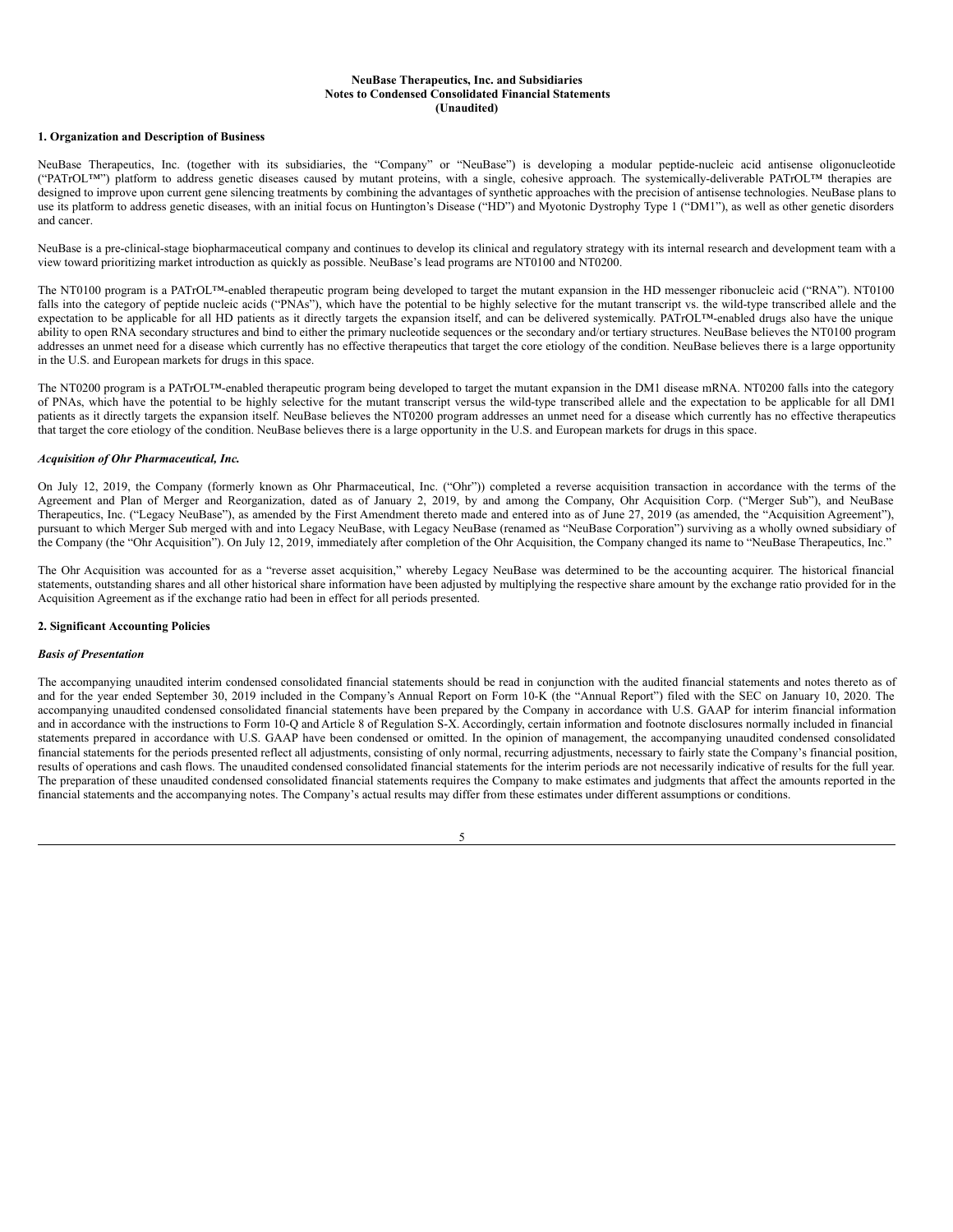**NeuBase Therapeutics, Inc. and Subsidiaries**
**Notes to Condensed Consolidated Financial Statements**
**(Unaudited)**

## 1. Organization and Description of Business

NeuBase Therapeutics, Inc. (together with its subsidiaries, the "Company" or "NeuBase") is developing a modular peptide-nucleic acid antisense oligonucleotide ("PATrOL™") platform to address genetic diseases caused by mutant proteins, with a single, cohesive approach. The systemically-deliverable PATrOL™ therapies are designed to improve upon current gene silencing treatments by combining the advantages of synthetic approaches with the precision of antisense technologies. NeuBase plans to use its platform to address genetic diseases, with an initial focus on Huntington's Disease ("HD") and Myotonic Dystrophy Type 1 ("DM1"), as well as other genetic disorders and cancer.

NeuBase is a pre-clinical-stage biopharmaceutical company and continues to develop its clinical and regulatory strategy with its internal research and development team with a view toward prioritizing market introduction as quickly as possible. NeuBase's lead programs are NT0100 and NT0200.

The NT0100 program is a PATrOL™-enabled therapeutic program being developed to target the mutant expansion in the HD messenger ribonucleic acid ("RNA"). NT0100 falls into the category of peptide nucleic acids ("PNAs"), which have the potential to be highly selective for the mutant transcript vs. the wild-type transcribed allele and the expectation to be applicable for all HD patients as it directly targets the expansion itself, and can be delivered systemically. PATrOL™-enabled drugs also have the unique ability to open RNA secondary structures and bind to either the primary nucleotide sequences or the secondary and/or tertiary structures. NeuBase believes the NT0100 program addresses an unmet need for a disease which currently has no effective therapeutics that target the core etiology of the condition. NeuBase believes there is a large opportunity in the U.S. and European markets for drugs in this space.

The NT0200 program is a PATrOL™-enabled therapeutic program being developed to target the mutant expansion in the DM1 disease mRNA. NT0200 falls into the category of PNAs, which have the potential to be highly selective for the mutant transcript versus the wild-type transcribed allele and the expectation to be applicable for all DM1 patients as it directly targets the expansion itself. NeuBase believes the NT0200 program addresses an unmet need for a disease which currently has no effective therapeutics that target the core etiology of the condition. NeuBase believes there is a large opportunity in the U.S. and European markets for drugs in this space.

### *Acquisition of Ohr Pharmaceutical, Inc.*

On July 12, 2019, the Company (formerly known as Ohr Pharmaceutical, Inc. ("Ohr")) completed a reverse acquisition transaction in accordance with the terms of the Agreement and Plan of Merger and Reorganization, dated as of January 2, 2019, by and among the Company, Ohr Acquisition Corp. ("Merger Sub"), and NeuBase Therapeutics, Inc. ("Legacy NeuBase"), as amended by the First Amendment thereto made and entered into as of June 27, 2019 (as amended, the "Acquisition Agreement"), pursuant to which Merger Sub merged with and into Legacy NeuBase, with Legacy NeuBase (renamed as "NeuBase Corporation") surviving as a wholly owned subsidiary of the Company (the "Ohr Acquisition"). On July 12, 2019, immediately after completion of the Ohr Acquisition, the Company changed its name to "NeuBase Therapeutics, Inc."

The Ohr Acquisition was accounted for as a "reverse asset acquisition," whereby Legacy NeuBase was determined to be the accounting acquirer. The historical financial statements, outstanding shares and all other historical share information have been adjusted by multiplying the respective share amount by the exchange ratio provided for in the Acquisition Agreement as if the exchange ratio had been in effect for all periods presented.

## 2. Significant Accounting Policies

### *Basis of Presentation*

The accompanying unaudited interim condensed consolidated financial statements should be read in conjunction with the audited financial statements and notes thereto as of and for the year ended September 30, 2019 included in the Company's Annual Report on Form 10-K (the "Annual Report") filed with the SEC on January 10, 2020. The accompanying unaudited condensed consolidated financial statements have been prepared by the Company in accordance with U.S. GAAP for interim financial information and in accordance with the instructions to Form 10-Q and Article 8 of Regulation S-X. Accordingly, certain information and footnote disclosures normally included in financial statements prepared in accordance with U.S. GAAP have been condensed or omitted. In the opinion of management, the accompanying unaudited condensed consolidated financial statements for the periods presented reflect all adjustments, consisting of only normal, recurring adjustments, necessary to fairly state the Company's financial position, results of operations and cash flows. The unaudited condensed consolidated financial statements for the interim periods are not necessarily indicative of results for the full year. The preparation of these unaudited condensed consolidated financial statements requires the Company to make estimates and judgments that affect the amounts reported in the financial statements and the accompanying notes. The Company's actual results may differ from these estimates under different assumptions or conditions.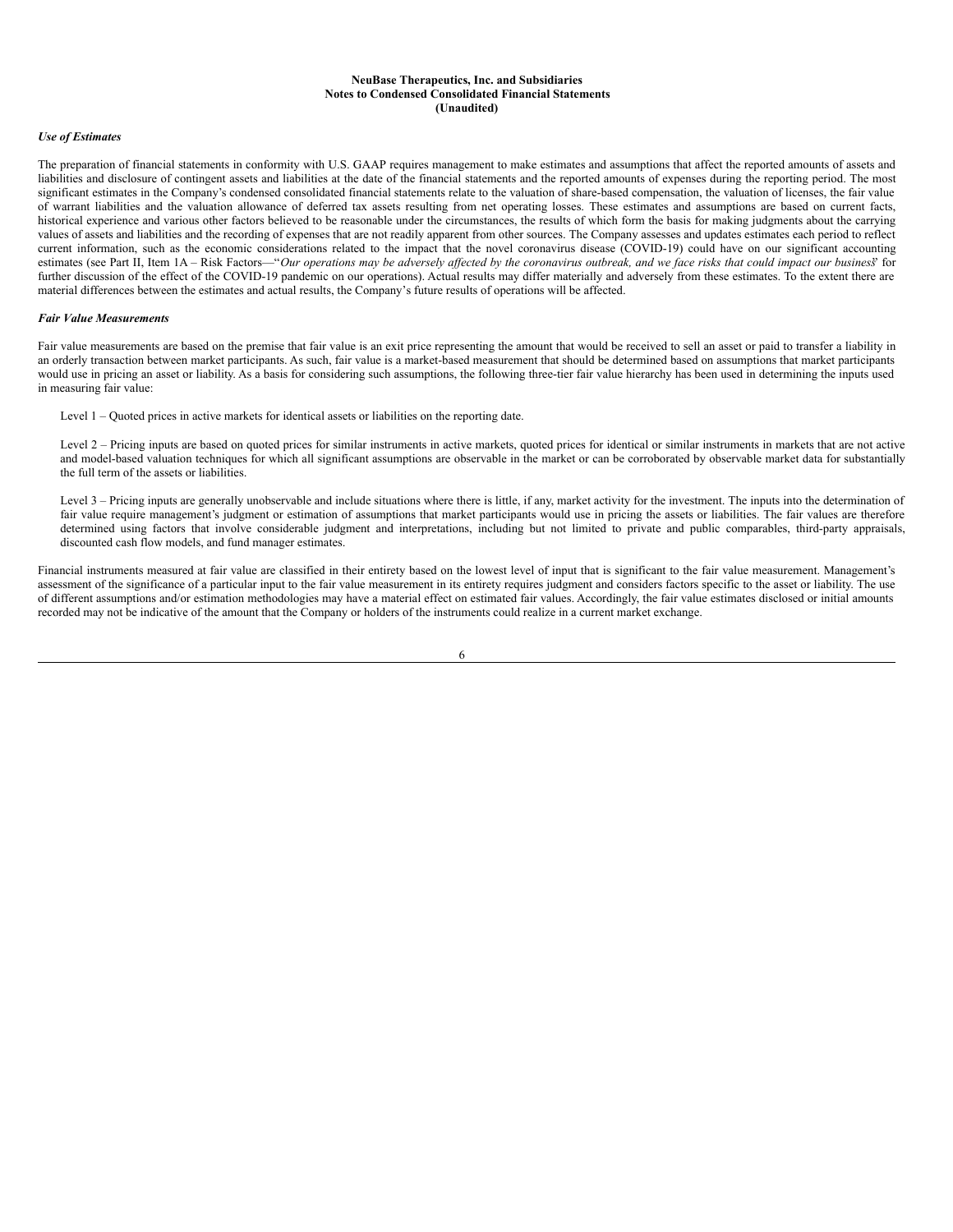**NeuBase Therapeutics, Inc. and Subsidiaries**
**Notes to Condensed Consolidated Financial Statements**
**(Unaudited)**

***Use of Estimates***

The preparation of financial statements in conformity with U.S. GAAP requires management to make estimates and assumptions that affect the reported amounts of assets and liabilities and disclosure of contingent assets and liabilities at the date of the financial statements and the reported amounts of expenses during the reporting period. The most significant estimates in the Company's condensed consolidated financial statements relate to the valuation of share-based compensation, the valuation of licenses, the fair value of warrant liabilities and the valuation allowance of deferred tax assets resulting from net operating losses. These estimates and assumptions are based on current facts, historical experience and various other factors believed to be reasonable under the circumstances, the results of which form the basis for making judgments about the carrying values of assets and liabilities and the recording of expenses that are not readily apparent from other sources. The Company assesses and updates estimates each period to reflect current information, such as the economic considerations related to the impact that the novel coronavirus disease (COVID-19) could have on our significant accounting estimates (see Part II, Item 1A – Risk Factors—"*Our operations may be adversely affected by the coronavirus outbreak, and we face risks that could impact our business*" for further discussion of the effect of the COVID-19 pandemic on our operations). Actual results may differ materially and adversely from these estimates. To the extent there are material differences between the estimates and actual results, the Company's future results of operations will be affected.

***Fair Value Measurements***

Fair value measurements are based on the premise that fair value is an exit price representing the amount that would be received to sell an asset or paid to transfer a liability in an orderly transaction between market participants. As such, fair value is a market-based measurement that should be determined based on assumptions that market participants would use in pricing an asset or liability. As a basis for considering such assumptions, the following three-tier fair value hierarchy has been used in determining the inputs used in measuring fair value:

Level 1 – Quoted prices in active markets for identical assets or liabilities on the reporting date.

Level 2 – Pricing inputs are based on quoted prices for similar instruments in active markets, quoted prices for identical or similar instruments in markets that are not active and model-based valuation techniques for which all significant assumptions are observable in the market or can be corroborated by observable market data for substantially the full term of the assets or liabilities.

Level 3 – Pricing inputs are generally unobservable and include situations where there is little, if any, market activity for the investment. The inputs into the determination of fair value require management's judgment or estimation of assumptions that market participants would use in pricing the assets or liabilities. The fair values are therefore determined using factors that involve considerable judgment and interpretations, including but not limited to private and public comparables, third-party appraisals, discounted cash flow models, and fund manager estimates.

Financial instruments measured at fair value are classified in their entirety based on the lowest level of input that is significant to the fair value measurement. Management's assessment of the significance of a particular input to the fair value measurement in its entirety requires judgment and considers factors specific to the asset or liability. The use of different assumptions and/or estimation methodologies may have a material effect on estimated fair values. Accordingly, the fair value estimates disclosed or initial amounts recorded may not be indicative of the amount that the Company or holders of the instruments could realize in a current market exchange.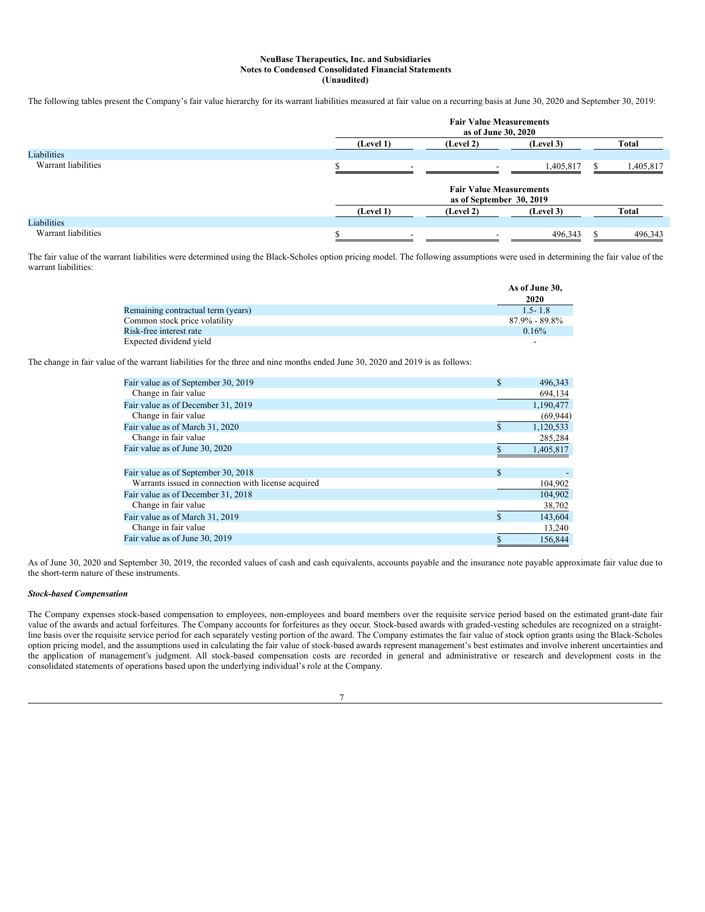**NeuBase Therapeutics, Inc. and Subsidiaries**
**Notes to Condensed Consolidated Financial Statements**
**(Unaudited)**

The following tables present the Company's fair value hierarchy for its warrant liabilities measured at fair value on a recurring basis at June 30, 2020 and September 30, 2019:

| | Fair Value Measurements as of June 30, 2020 | | | |
|---|---|---|---|---|
| | (Level 1) | (Level 2) | (Level 3) | Total |
| Liabilities | | | | |
| Warrant liabilities | $ - | - | 1,405,817 | $ 1,405,817 |

| | Fair Value Measurements as of September 30, 2019 | | | |
|---|---|---|---|---|
| | (Level 1) | (Level 2) | (Level 3) | Total |
| Liabilities | | | | |
| Warrant liabilities | $ - | - | 496,343 | $ 496,343 |

The fair value of the warrant liabilities were determined using the Black-Scholes option pricing model. The following assumptions were used in determining the fair value of the warrant liabilities:

| | As of June 30, 2020 |
|---|---|
| Remaining contractual term (years) | 1.5- 1.8 |
| Common stock price volatility | 87.9% - 89.8% |
| Risk-free interest rate | 0.16% |
| Expected dividend yield | - |

The change in fair value of the warrant liabilities for the three and nine months ended June 30, 2020 and 2019 is as follows:

| | |
|---|---|
| Fair value as of September 30, 2019 | $ 496,343 |
| Change in fair value | 694,134 |
| Fair value as of December 31, 2019 | 1,190,477 |
| Change in fair value | (69,944) |
| Fair value as of March 31, 2020 | $ 1,120,533 |
| Change in fair value | 285,284 |
| Fair value as of June 30, 2020 | $ 1,405,817 |
| | |
| Fair value as of September 30, 2018 | $ - |
| Warrants issued in connection with license acquired | 104,902 |
| Fair value as of December 31, 2018 | 104,902 |
| Change in fair value | 38,702 |
| Fair value as of March 31, 2019 | $ 143,604 |
| Change in fair value | 13,240 |
| Fair value as of June 30, 2019 | $ 156,844 |

As of June 30, 2020 and September 30, 2019, the recorded values of cash and cash equivalents, accounts payable and the insurance note payable approximate fair value due to the short-term nature of these instruments.

***Stock-based Compensation***

The Company expenses stock-based compensation to employees, non-employees and board members over the requisite service period based on the estimated grant-date fair value of the awards and actual forfeitures. The Company accounts for forfeitures as they occur. Stock-based awards with graded-vesting schedules are recognized on a straight-line basis over the requisite service period for each separately vesting portion of the award. The Company estimates the fair value of stock option grants using the Black-Scholes option pricing model, and the assumptions used in calculating the fair value of stock-based awards represent management's best estimates and involve inherent uncertainties and the application of management's judgment. All stock-based compensation costs are recorded in general and administrative or research and development costs in the consolidated statements of operations based upon the underlying individual's role at the Company.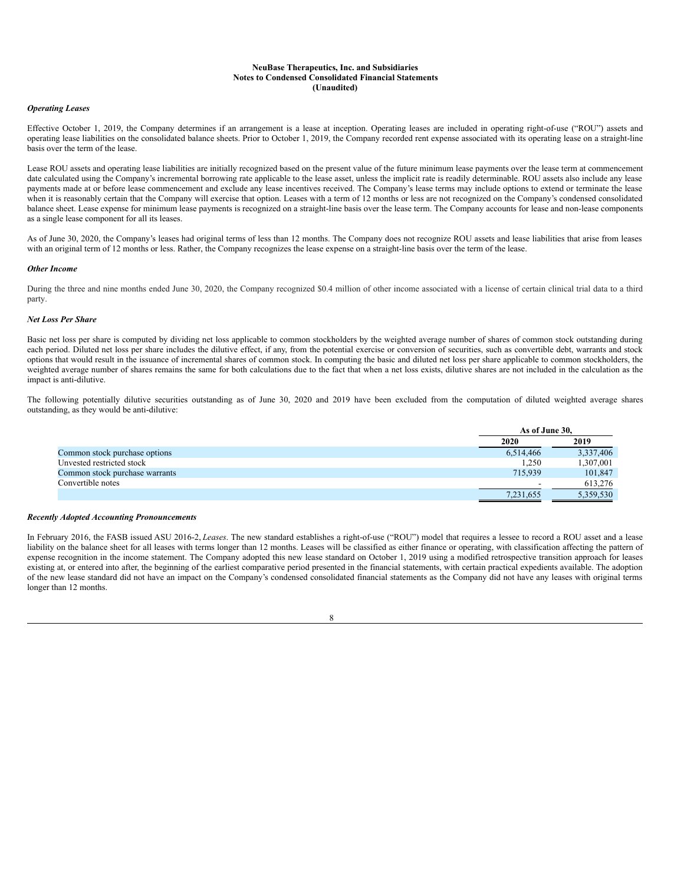**NeuBase Therapeutics, Inc. and Subsidiaries**
**Notes to Condensed Consolidated Financial Statements**
**(Unaudited)**

***Operating Leases***

Effective October 1, 2019, the Company determines if an arrangement is a lease at inception. Operating leases are included in operating right-of-use ("ROU") assets and operating lease liabilities on the consolidated balance sheets. Prior to October 1, 2019, the Company recorded rent expense associated with its operating lease on a straight-line basis over the term of the lease.

Lease ROU assets and operating lease liabilities are initially recognized based on the present value of the future minimum lease payments over the lease term at commencement date calculated using the Company's incremental borrowing rate applicable to the lease asset, unless the implicit rate is readily determinable. ROU assets also include any lease payments made at or before lease commencement and exclude any lease incentives received. The Company's lease terms may include options to extend or terminate the lease when it is reasonably certain that the Company will exercise that option. Leases with a term of 12 months or less are not recognized on the Company's condensed consolidated balance sheet. Lease expense for minimum lease payments is recognized on a straight-line basis over the lease term. The Company accounts for lease and non-lease components as a single lease component for all its leases.

As of June 30, 2020, the Company's leases had original terms of less than 12 months. The Company does not recognize ROU assets and lease liabilities that arise from leases with an original term of 12 months or less. Rather, the Company recognizes the lease expense on a straight-line basis over the term of the lease.

***Other Income***

During the three and nine months ended June 30, 2020, the Company recognized $0.4 million of other income associated with a license of certain clinical trial data to a third party.

***Net Loss Per Share***

Basic net loss per share is computed by dividing net loss applicable to common stockholders by the weighted average number of shares of common stock outstanding during each period. Diluted net loss per share includes the dilutive effect, if any, from the potential exercise or conversion of securities, such as convertible debt, warrants and stock options that would result in the issuance of incremental shares of common stock. In computing the basic and diluted net loss per share applicable to common stockholders, the weighted average number of shares remains the same for both calculations due to the fact that when a net loss exists, dilutive shares are not included in the calculation as the impact is anti-dilutive.

The following potentially dilutive securities outstanding as of June 30, 2020 and 2019 have been excluded from the computation of diluted weighted average shares outstanding, as they would be anti-dilutive:

| | As of June 30, | |
|---|---|---|
| | 2020 | 2019 |
| Common stock purchase options | 6,514,466 | 3,337,406 |
| Unvested restricted stock | 1,250 | 1,307,001 |
| Common stock purchase warrants | 715,939 | 101,847 |
| Convertible notes | - | 613,276 |
| | 7,231,655 | 5,359,530 |

***Recently Adopted Accounting Pronouncements***

In February 2016, the FASB issued ASU 2016-2, *Leases*. The new standard establishes a right-of-use ("ROU") model that requires a lessee to record a ROU asset and a lease liability on the balance sheet for all leases with terms longer than 12 months. Leases will be classified as either finance or operating, with classification affecting the pattern of expense recognition in the income statement. The Company adopted this new lease standard on October 1, 2019 using a modified retrospective transition approach for leases existing at, or entered into after, the beginning of the earliest comparative period presented in the financial statements, with certain practical expedients available. The adoption of the new lease standard did not have an impact on the Company's condensed consolidated financial statements as the Company did not have any leases with original terms longer than 12 months.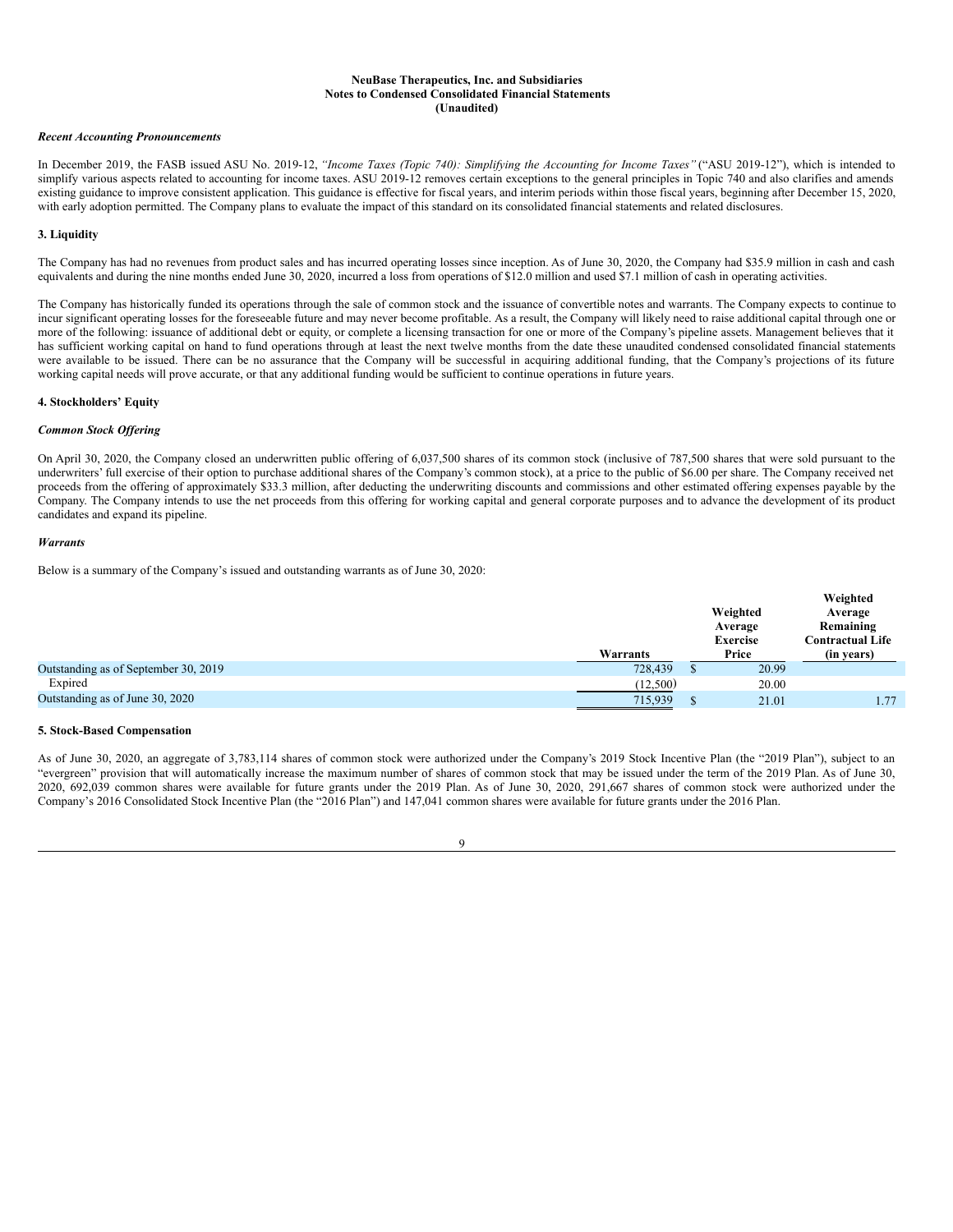**NeuBase Therapeutics, Inc. and Subsidiaries**
**Notes to Condensed Consolidated Financial Statements**
**(Unaudited)**

***Recent Accounting Pronouncements***

In December 2019, the FASB issued ASU No. 2019-12, *"Income Taxes (Topic 740): Simplifying the Accounting for Income Taxes"* ("ASU 2019-12"), which is intended to simplify various aspects related to accounting for income taxes. ASU 2019-12 removes certain exceptions to the general principles in Topic 740 and also clarifies and amends existing guidance to improve consistent application. This guidance is effective for fiscal years, and interim periods within those fiscal years, beginning after December 15, 2020, with early adoption permitted. The Company plans to evaluate the impact of this standard on its consolidated financial statements and related disclosures.

## 3. Liquidity

The Company has had no revenues from product sales and has incurred operating losses since inception. As of June 30, 2020, the Company had $35.9 million in cash and cash equivalents and during the nine months ended June 30, 2020, incurred a loss from operations of $12.0 million and used $7.1 million of cash in operating activities.

The Company has historically funded its operations through the sale of common stock and the issuance of convertible notes and warrants. The Company expects to continue to incur significant operating losses for the foreseeable future and may never become profitable. As a result, the Company will likely need to raise additional capital through one or more of the following: issuance of additional debt or equity, or complete a licensing transaction for one or more of the Company's pipeline assets. Management believes that it has sufficient working capital on hand to fund operations through at least the next twelve months from the date these unaudited condensed consolidated financial statements were available to be issued. There can be no assurance that the Company will be successful in acquiring additional funding, that the Company's projections of its future working capital needs will prove accurate, or that any additional funding would be sufficient to continue operations in future years.

## 4. Stockholders' Equity

***Common Stock Offering***

On April 30, 2020, the Company closed an underwritten public offering of 6,037,500 shares of its common stock (inclusive of 787,500 shares that were sold pursuant to the underwriters' full exercise of their option to purchase additional shares of the Company's common stock), at a price to the public of $6.00 per share. The Company received net proceeds from the offering of approximately $33.3 million, after deducting the underwriting discounts and commissions and other estimated offering expenses payable by the Company. The Company intends to use the net proceeds from this offering for working capital and general corporate purposes and to advance the development of its product candidates and expand its pipeline.

***Warrants***

Below is a summary of the Company's issued and outstanding warrants as of June 30, 2020:

| | Warrants | Weighted Average Exercise Price | Weighted Average Remaining Contractual Life (in years) |
|---|---|---|---|
| Outstanding as of September 30, 2019 | 728,439 | $ 20.99 | |
| Expired | (12,500) | 20.00 | |
| Outstanding as of June 30, 2020 | 715,939 | $ 21.01 | 1.77 |

## 5. Stock-Based Compensation

As of June 30, 2020, an aggregate of 3,783,114 shares of common stock were authorized under the Company's 2019 Stock Incentive Plan (the "2019 Plan"), subject to an "evergreen" provision that will automatically increase the maximum number of shares of common stock that may be issued under the term of the 2019 Plan. As of June 30, 2020, 692,039 common shares were available for future grants under the 2019 Plan. As of June 30, 2020, 291,667 shares of common stock were authorized under the Company's 2016 Consolidated Stock Incentive Plan (the "2016 Plan") and 147,041 common shares were available for future grants under the 2016 Plan.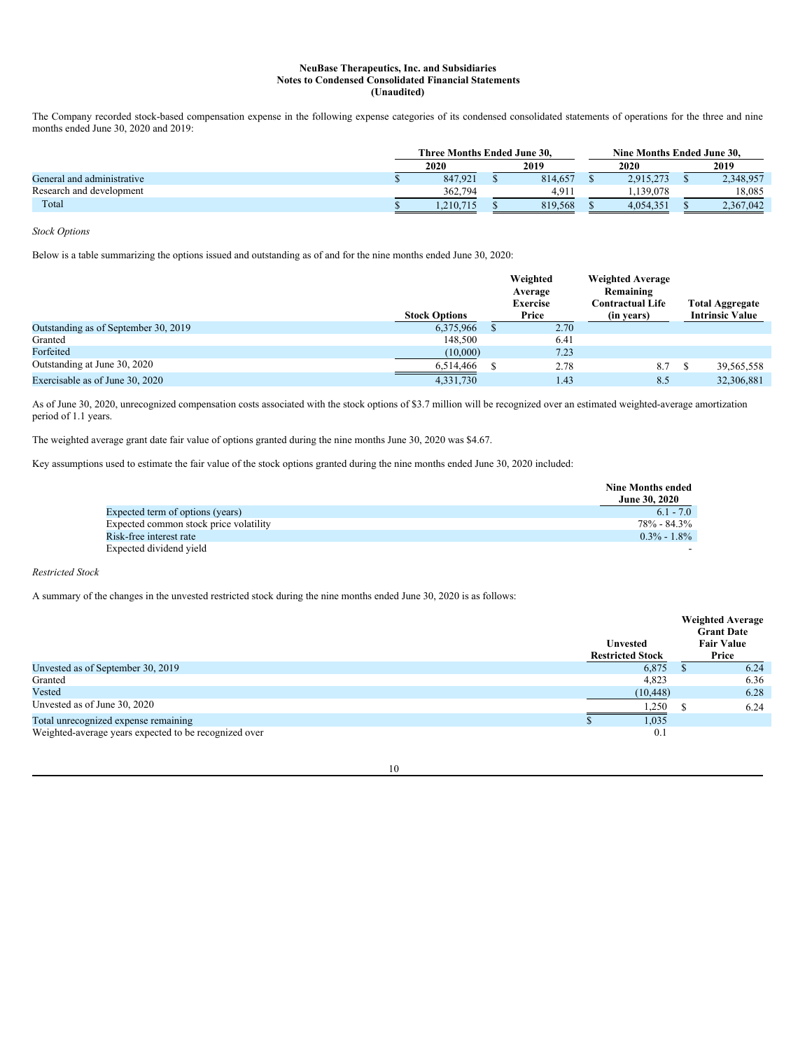**NeuBase Therapeutics, Inc. and Subsidiaries**
**Notes to Condensed Consolidated Financial Statements**
**(Unaudited)**

The Company recorded stock-based compensation expense in the following expense categories of its condensed consolidated statements of operations for the three and nine months ended June 30, 2020 and 2019:

| | Three Months Ended June 30, | | Nine Months Ended June 30, | |
|---|---|---|---|---|
| | 2020 | 2019 | 2020 | 2019 |
| General and administrative | $ 847,921 | $ 814,657 | $ 2,915,273 | $ 2,348,957 |
| Research and development | 362,794 | 4,911 | 1,139,078 | 18,085 |
| Total | $ 1,210,715 | $ 819,568 | $ 4,054,351 | $ 2,367,042 |

*Stock Options*

Below is a table summarizing the options issued and outstanding as of and for the nine months ended June 30, 2020:

| | Stock Options | Weighted Average Exercise Price | Weighted Average Remaining Contractual Life (in years) | Total Aggregate Intrinsic Value |
|---|---|---|---|---|
| Outstanding as of September 30, 2019 | 6,375,966 | $ 2.70 | | |
| Granted | 148,500 | 6.41 | | |
| Forfeited | (10,000) | 7.23 | | |
| Outstanding at June 30, 2020 | 6,514,466 | $ 2.78 | 8.7 | $ 39,565,558 |
| Exercisable as of June 30, 2020 | 4,331,730 | 1.43 | 8.5 | 32,306,881 |

As of June 30, 2020, unrecognized compensation costs associated with the stock options of $3.7 million will be recognized over an estimated weighted-average amortization period of 1.1 years.

The weighted average grant date fair value of options granted during the nine months June 30, 2020 was $4.67.

Key assumptions used to estimate the fair value of the stock options granted during the nine months ended June 30, 2020 included:

| | Nine Months ended June 30, 2020 |
|---|---|
| Expected term of options (years) | 6.1 - 7.0 |
| Expected common stock price volatility | 78% - 84.3% |
| Risk-free interest rate | 0.3% - 1.8% |
| Expected dividend yield | - |

*Restricted Stock*

A summary of the changes in the unvested restricted stock during the nine months ended June 30, 2020 is as follows:

| | Unvested Restricted Stock | Weighted Average Grant Date Fair Value Price |
|---|---|---|
| Unvested as of September 30, 2019 | 6,875 | $ 6.24 |
| Granted | 4,823 | 6.36 |
| Vested | (10,448) | 6.28 |
| Unvested as of June 30, 2020 | 1,250 | $ 6.24 |
| Total unrecognized expense remaining | $ 1,035 | |
| Weighted-average years expected to be recognized over | 0.1 | |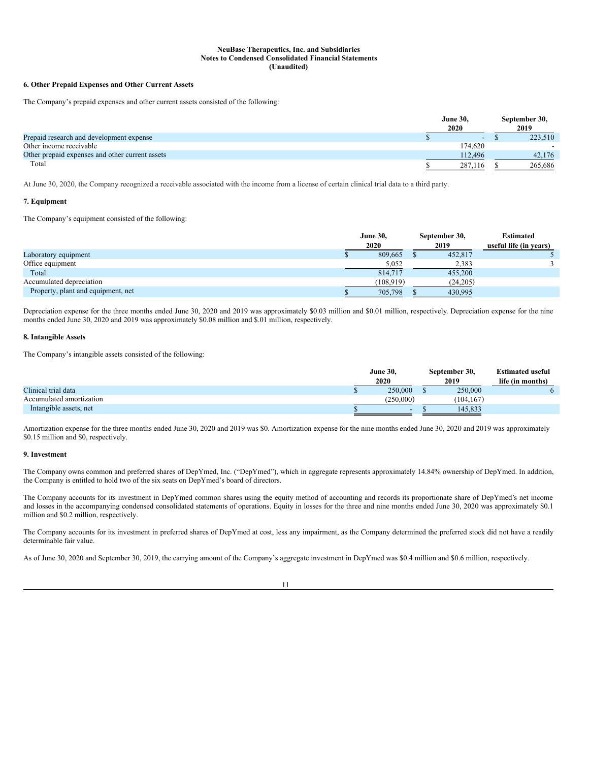**NeuBase Therapeutics, Inc. and Subsidiaries**
**Notes to Condensed Consolidated Financial Statements**
**(Unaudited)**

### 6. Other Prepaid Expenses and Other Current Assets

The Company's prepaid expenses and other current assets consisted of the following:

| | June 30, 2020 | September 30, 2019 |
|---|---|---|
| Prepaid research and development expense | $ - | $ 223,510 |
| Other income receivable | 174,620 | - |
| Other prepaid expenses and other current assets | 112,496 | 42,176 |
| Total | $ 287,116 | $ 265,686 |

At June 30, 2020, the Company recognized a receivable associated with the income from a license of certain clinical trial data to a third party.

### 7. Equipment

The Company's equipment consisted of the following:

| | June 30, 2020 | September 30, 2019 | Estimated useful life (in years) |
|---|---|---|---|
| Laboratory equipment | $ 809,665 | $ 452,817 | 5 |
| Office equipment | 5,052 | 2,383 | 3 |
| Total | 814,717 | 455,200 | |
| Accumulated depreciation | (108,919) | (24,205) | |
| Property, plant and equipment, net | $ 705,798 | $ 430,995 | |

Depreciation expense for the three months ended June 30, 2020 and 2019 was approximately $0.03 million and $0.01 million, respectively. Depreciation expense for the nine months ended June 30, 2020 and 2019 was approximately $0.08 million and $.01 million, respectively.

### 8. Intangible Assets

The Company's intangible assets consisted of the following:

| | June 30, 2020 | September 30, 2019 | Estimated useful life (in months) |
|---|---|---|---|
| Clinical trial data | $ 250,000 | $ 250,000 | 6 |
| Accumulated amortization | (250,000) | (104,167) | |
| Intangible assets, net | $ - | $ 145,833 | |

Amortization expense for the three months ended June 30, 2020 and 2019 was $0. Amortization expense for the nine months ended June 30, 2020 and 2019 was approximately $0.15 million and $0, respectively.

### 9. Investment

The Company owns common and preferred shares of DepYmed, Inc. ("DepYmed"), which in aggregate represents approximately 14.84% ownership of DepYmed. In addition, the Company is entitled to hold two of the six seats on DepYmed's board of directors.

The Company accounts for its investment in DepYmed common shares using the equity method of accounting and records its proportionate share of DepYmed's net income and losses in the accompanying condensed consolidated statements of operations. Equity in losses for the three and nine months ended June 30, 2020 was approximately $0.1 million and $0.2 million, respectively.

The Company accounts for its investment in preferred shares of DepYmed at cost, less any impairment, as the Company determined the preferred stock did not have a readily determinable fair value.

As of June 30, 2020 and September 30, 2019, the carrying amount of the Company's aggregate investment in DepYmed was $0.4 million and $0.6 million, respectively.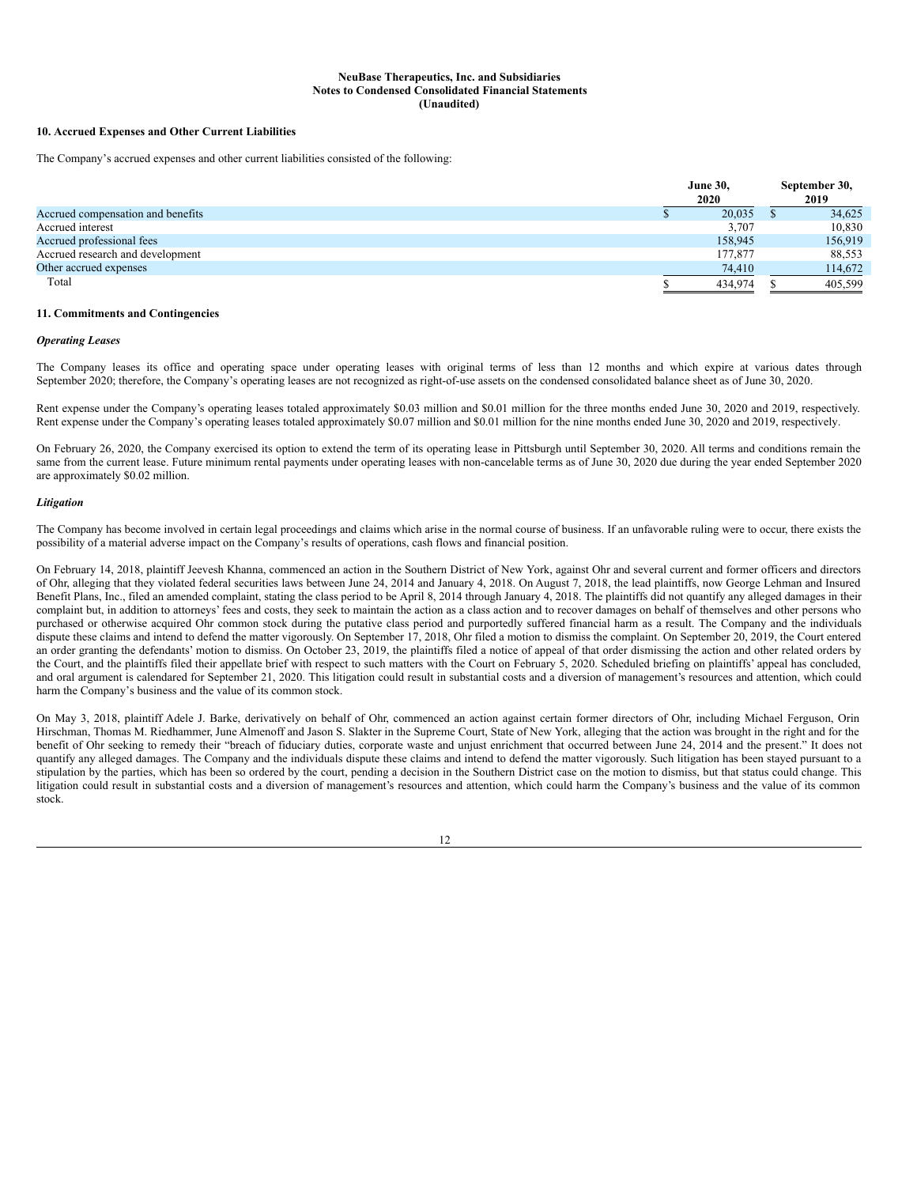**NeuBase Therapeutics, Inc. and Subsidiaries**
**Notes to Condensed Consolidated Financial Statements**
**(Unaudited)**

## 10. Accrued Expenses and Other Current Liabilities

The Company's accrued expenses and other current liabilities consisted of the following:

| | June 30, 2020 | September 30, 2019 |
|---|---|---|
| Accrued compensation and benefits | $ 20,035 | $ 34,625 |
| Accrued interest | 3,707 | 10,830 |
| Accrued professional fees | 158,945 | 156,919 |
| Accrued research and development | 177,877 | 88,553 |
| Other accrued expenses | 74,410 | 114,672 |
| Total | $ 434,974 | $ 405,599 |

## 11. Commitments and Contingencies

### *Operating Leases*

The Company leases its office and operating space under operating leases with original terms of less than 12 months and which expire at various dates through September 2020; therefore, the Company's operating leases are not recognized as right-of-use assets on the condensed consolidated balance sheet as of June 30, 2020.

Rent expense under the Company's operating leases totaled approximately $0.03 million and $0.01 million for the three months ended June 30, 2020 and 2019, respectively. Rent expense under the Company's operating leases totaled approximately $0.07 million and $0.01 million for the nine months ended June 30, 2020 and 2019, respectively.

On February 26, 2020, the Company exercised its option to extend the term of its operating lease in Pittsburgh until September 30, 2020. All terms and conditions remain the same from the current lease. Future minimum rental payments under operating leases with non-cancelable terms as of June 30, 2020 due during the year ended September 2020 are approximately $0.02 million.

### *Litigation*

The Company has become involved in certain legal proceedings and claims which arise in the normal course of business. If an unfavorable ruling were to occur, there exists the possibility of a material adverse impact on the Company's results of operations, cash flows and financial position.

On February 14, 2018, plaintiff Jeevesh Khanna, commenced an action in the Southern District of New York, against Ohr and several current and former officers and directors of Ohr, alleging that they violated federal securities laws between June 24, 2014 and January 4, 2018. On August 7, 2018, the lead plaintiffs, now George Lehman and Insured Benefit Plans, Inc., filed an amended complaint, stating the class period to be April 8, 2014 through January 4, 2018. The plaintiffs did not quantify any alleged damages in their complaint but, in addition to attorneys' fees and costs, they seek to maintain the action as a class action and to recover damages on behalf of themselves and other persons who purchased or otherwise acquired Ohr common stock during the putative class period and purportedly suffered financial harm as a result. The Company and the individuals dispute these claims and intend to defend the matter vigorously. On September 17, 2018, Ohr filed a motion to dismiss the complaint. On September 20, 2019, the Court entered an order granting the defendants' motion to dismiss. On October 23, 2019, the plaintiffs filed a notice of appeal of that order dismissing the action and other related orders by the Court, and the plaintiffs filed their appellate brief with respect to such matters with the Court on February 5, 2020. Scheduled briefing on plaintiffs' appeal has concluded, and oral argument is calendared for September 21, 2020. This litigation could result in substantial costs and a diversion of management's resources and attention, which could harm the Company's business and the value of its common stock.

On May 3, 2018, plaintiff Adele J. Barke, derivatively on behalf of Ohr, commenced an action against certain former directors of Ohr, including Michael Ferguson, Orin Hirschman, Thomas M. Riedhammer, June Almenoff and Jason S. Slakter in the Supreme Court, State of New York, alleging that the action was brought in the right and for the benefit of Ohr seeking to remedy their "breach of fiduciary duties, corporate waste and unjust enrichment that occurred between June 24, 2014 and the present." It does not quantify any alleged damages. The Company and the individuals dispute these claims and intend to defend the matter vigorously. Such litigation has been stayed pursuant to a stipulation by the parties, which has been so ordered by the court, pending a decision in the Southern District case on the motion to dismiss, but that status could change. This litigation could result in substantial costs and a diversion of management's resources and attention, which could harm the Company's business and the value of its common stock.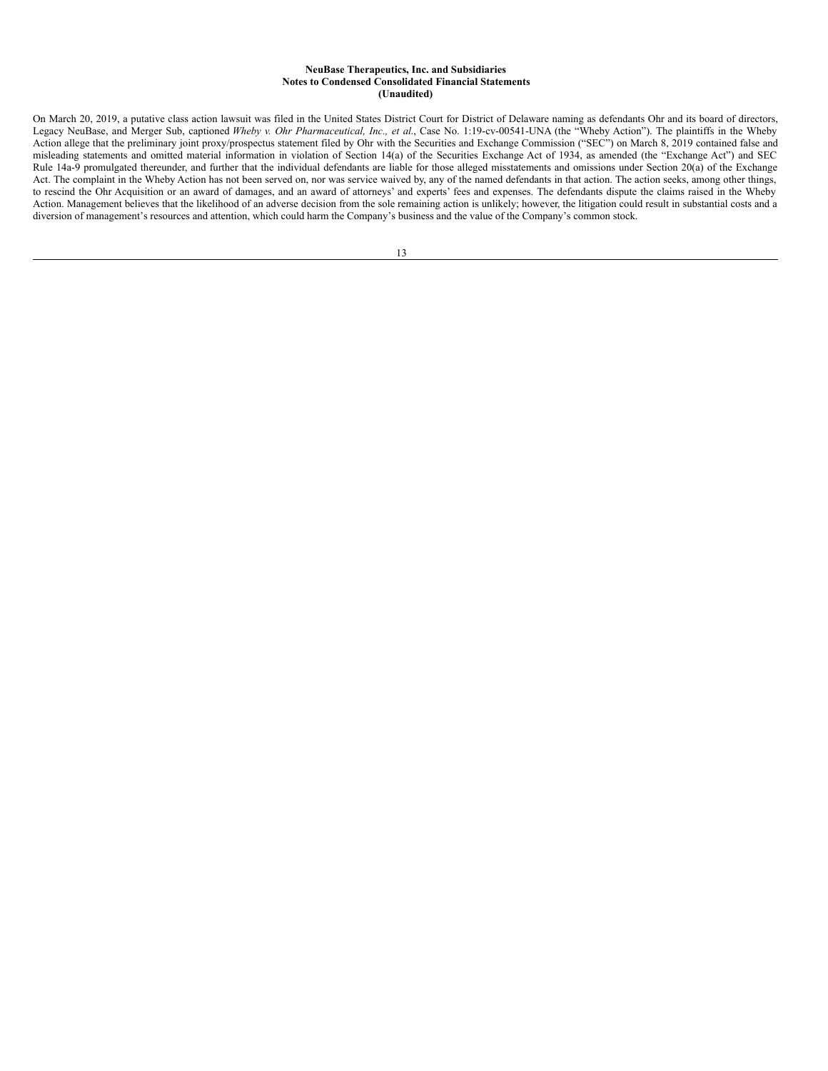On March 20, 2019, a putative class action lawsuit was filed in the United States District Court for District of Delaware naming as defendants Ohr and its board of directors, Legacy NeuBase, and Merger Sub, captioned *Wheby v. Ohr Pharmaceutical, Inc., et al.*, Case No. 1:19-cv-00541-UNA (the "Wheby Action"). The plaintiffs in the Wheby Action allege that the preliminary joint proxy/prospectus statement filed by Ohr with the Securities and Exchange Commission ("SEC") on March 8, 2019 contained false and misleading statements and omitted material information in violation of Section 14(a) of the Securities Exchange Act of 1934, as amended (the "Exchange Act") and SEC Rule 14a-9 promulgated thereunder, and further that the individual defendants are liable for those alleged misstatements and omissions under Section 20(a) of the Exchange Act. The complaint in the Wheby Action has not been served on, nor was service waived by, any of the named defendants in that action. The action seeks, among other things, to rescind the Ohr Acquisition or an award of damages, and an award of attorneys' and experts' fees and expenses. The defendants dispute the claims raised in the Wheby Action. Management believes that the likelihood of an adverse decision from the sole remaining action is unlikely; however, the litigation could result in substantial costs and a diversion of management's resources and attention, which could harm the Company's business and the value of the Company's common stock.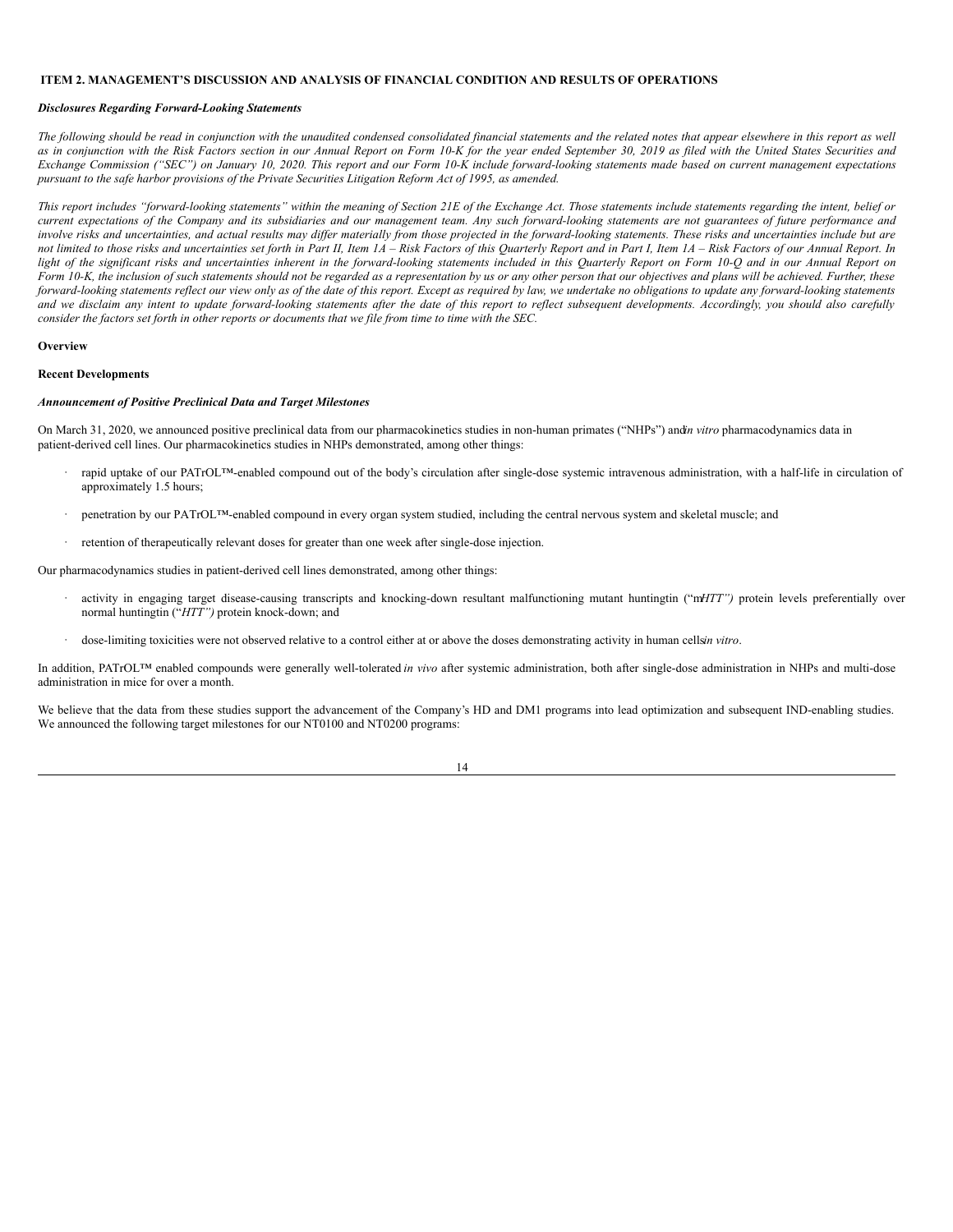## ITEM 2. MANAGEMENT'S DISCUSSION AND ANALYSIS OF FINANCIAL CONDITION AND RESULTS OF OPERATIONS

***Disclosures Regarding Forward-Looking Statements***

*The following should be read in conjunction with the unaudited condensed consolidated financial statements and the related notes that appear elsewhere in this report as well as in conjunction with the Risk Factors section in our Annual Report on Form 10-K for the year ended September 30, 2019 as filed with the United States Securities and Exchange Commission ("SEC") on January 10, 2020. This report and our Form 10-K include forward-looking statements made based on current management expectations pursuant to the safe harbor provisions of the Private Securities Litigation Reform Act of 1995, as amended.*

*This report includes "forward-looking statements" within the meaning of Section 21E of the Exchange Act. Those statements include statements regarding the intent, belief or current expectations of the Company and its subsidiaries and our management team. Any such forward-looking statements are not guarantees of future performance and involve risks and uncertainties, and actual results may differ materially from those projected in the forward-looking statements. These risks and uncertainties include but are not limited to those risks and uncertainties set forth in Part II, Item 1A – Risk Factors of this Quarterly Report and in Part I, Item 1A – Risk Factors of our Annual Report. In light of the significant risks and uncertainties inherent in the forward-looking statements included in this Quarterly Report on Form 10-Q and in our Annual Report on Form 10-K, the inclusion of such statements should not be regarded as a representation by us or any other person that our objectives and plans will be achieved. Further, these forward-looking statements reflect our view only as of the date of this report. Except as required by law, we undertake no obligations to update any forward-looking statements and we disclaim any intent to update forward-looking statements after the date of this report to reflect subsequent developments. Accordingly, you should also carefully consider the factors set forth in other reports or documents that we file from time to time with the SEC.*

**Overview**

**Recent Developments**

***Announcement of Positive Preclinical Data and Target Milestones***

On March 31, 2020, we announced positive preclinical data from our pharmacokinetics studies in non-human primates ("NHPs") and *in vitro* pharmacodynamics data in patient-derived cell lines. Our pharmacokinetics studies in NHPs demonstrated, among other things:

- rapid uptake of our PATrOL™-enabled compound out of the body's circulation after single-dose systemic intravenous administration, with a half-life in circulation of approximately 1.5 hours;
- penetration by our PATrOL™-enabled compound in every organ system studied, including the central nervous system and skeletal muscle; and
- retention of therapeutically relevant doses for greater than one week after single-dose injection.

Our pharmacodynamics studies in patient-derived cell lines demonstrated, among other things:

- activity in engaging target disease-causing transcripts and knocking-down resultant malfunctioning mutant huntingtin ("m*HTT")* protein levels preferentially over normal huntingtin ("*HTT")* protein knock-down; and
- dose-limiting toxicities were not observed relative to a control either at or above the doses demonstrating activity in human cells *in vitro*.

In addition, PATrOL™ enabled compounds were generally well-tolerated *in vivo* after systemic administration, both after single-dose administration in NHPs and multi-dose administration in mice for over a month.

We believe that the data from these studies support the advancement of the Company's HD and DM1 programs into lead optimization and subsequent IND-enabling studies. We announced the following target milestones for our NT0100 and NT0200 programs: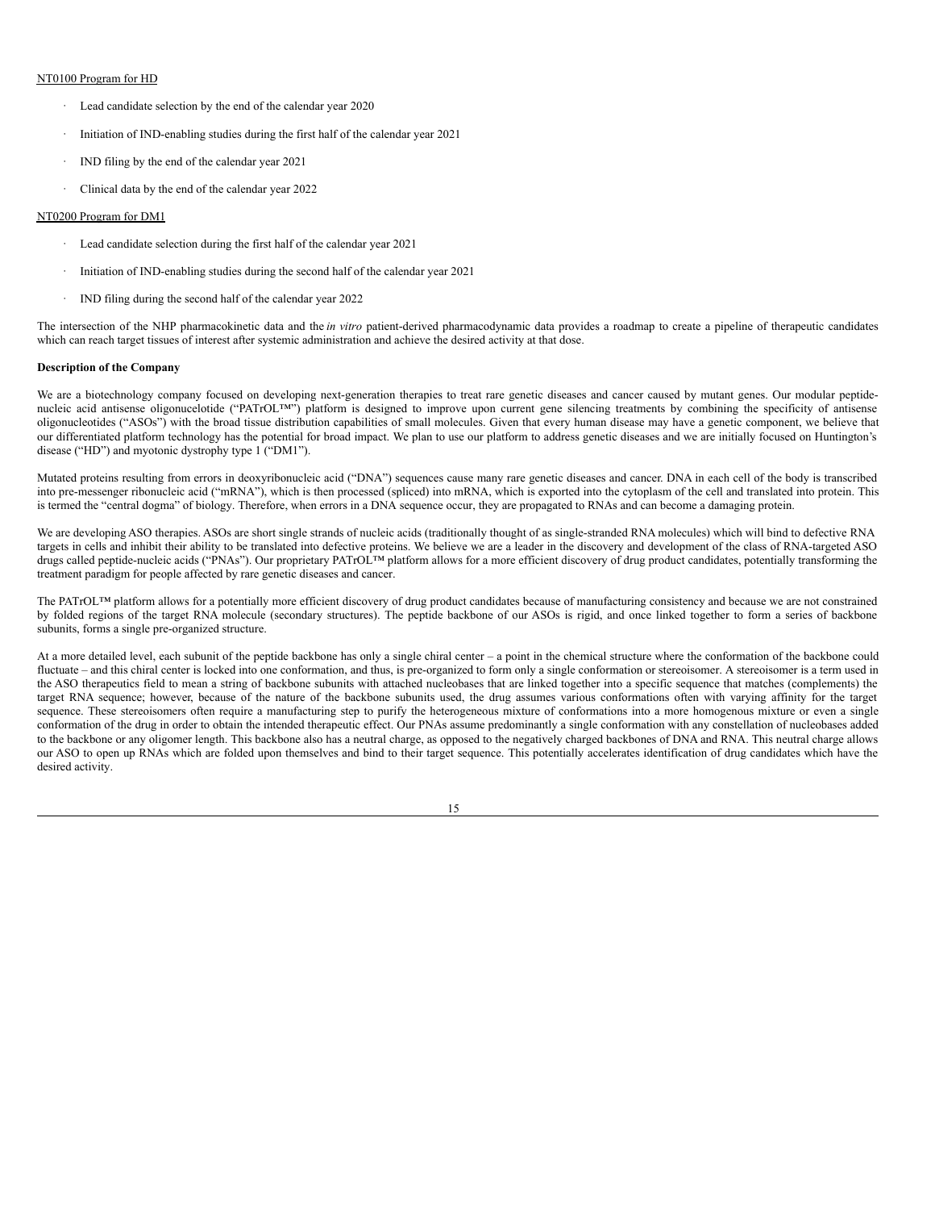NT0100 Program for HD

- Lead candidate selection by the end of the calendar year 2020
- Initiation of IND-enabling studies during the first half of the calendar year 2021
- IND filing by the end of the calendar year 2021
- Clinical data by the end of the calendar year 2022

NT0200 Program for DM1

- Lead candidate selection during the first half of the calendar year 2021
- Initiation of IND-enabling studies during the second half of the calendar year 2021
- IND filing during the second half of the calendar year 2022

The intersection of the NHP pharmacokinetic data and the *in vitro* patient-derived pharmacodynamic data provides a roadmap to create a pipeline of therapeutic candidates which can reach target tissues of interest after systemic administration and achieve the desired activity at that dose.

**Description of the Company**

We are a biotechnology company focused on developing next-generation therapies to treat rare genetic diseases and cancer caused by mutant genes. Our modular peptide-nucleic acid antisense oligonucelotide ("PATrOL™") platform is designed to improve upon current gene silencing treatments by combining the specificity of antisense oligonucleotides ("ASOs") with the broad tissue distribution capabilities of small molecules. Given that every human disease may have a genetic component, we believe that our differentiated platform technology has the potential for broad impact. We plan to use our platform to address genetic diseases and we are initially focused on Huntington's disease ("HD") and myotonic dystrophy type 1 ("DM1").

Mutated proteins resulting from errors in deoxyribonucleic acid ("DNA") sequences cause many rare genetic diseases and cancer. DNA in each cell of the body is transcribed into pre-messenger ribonucleic acid ("mRNA"), which is then processed (spliced) into mRNA, which is exported into the cytoplasm of the cell and translated into protein. This is termed the "central dogma" of biology. Therefore, when errors in a DNA sequence occur, they are propagated to RNAs and can become a damaging protein.

We are developing ASO therapies. ASOs are short single strands of nucleic acids (traditionally thought of as single-stranded RNA molecules) which will bind to defective RNA targets in cells and inhibit their ability to be translated into defective proteins. We believe we are a leader in the discovery and development of the class of RNA-targeted ASO drugs called peptide-nucleic acids ("PNAs"). Our proprietary PATrOL™ platform allows for a more efficient discovery of drug product candidates, potentially transforming the treatment paradigm for people affected by rare genetic diseases and cancer.

The PATrOL™ platform allows for a potentially more efficient discovery of drug product candidates because of manufacturing consistency and because we are not constrained by folded regions of the target RNA molecule (secondary structures). The peptide backbone of our ASOs is rigid, and once linked together to form a series of backbone subunits, forms a single pre-organized structure.

At a more detailed level, each subunit of the peptide backbone has only a single chiral center – a point in the chemical structure where the conformation of the backbone could fluctuate – and this chiral center is locked into one conformation, and thus, is pre-organized to form only a single conformation or stereoisomer. A stereoisomer is a term used in the ASO therapeutics field to mean a string of backbone subunits with attached nucleobases that are linked together into a specific sequence that matches (complements) the target RNA sequence; however, because of the nature of the backbone subunits used, the drug assumes various conformations often with varying affinity for the target sequence. These stereoisomers often require a manufacturing step to purify the heterogeneous mixture of conformations into a more homogenous mixture or even a single conformation of the drug in order to obtain the intended therapeutic effect. Our PNAs assume predominantly a single conformation with any constellation of nucleobases added to the backbone or any oligomer length. This backbone also has a neutral charge, as opposed to the negatively charged backbones of DNA and RNA. This neutral charge allows our ASO to open up RNAs which are folded upon themselves and bind to their target sequence. This potentially accelerates identification of drug candidates which have the desired activity.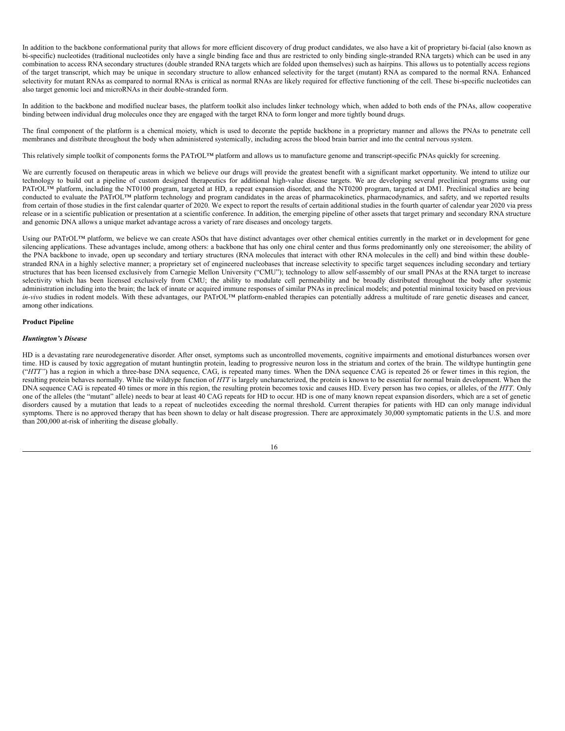In addition to the backbone conformational purity that allows for more efficient discovery of drug product candidates, we also have a kit of proprietary bi-facial (also known as bi-specific) nucleotides (traditional nucleotides only have a single binding face and thus are restricted to only binding single-stranded RNA targets) which can be used in any combination to access RNA secondary structures (double stranded RNA targets which are folded upon themselves) such as hairpins. This allows us to potentially access regions of the target transcript, which may be unique in secondary structure to allow enhanced selectivity for the target (mutant) RNA as compared to the normal RNA. Enhanced selectivity for mutant RNAs as compared to normal RNAs is critical as normal RNAs are likely required for effective functioning of the cell. These bi-specific nucleotides can also target genomic loci and microRNAs in their double-stranded form.

In addition to the backbone and modified nuclear bases, the platform toolkit also includes linker technology which, when added to both ends of the PNAs, allow cooperative binding between individual drug molecules once they are engaged with the target RNA to form longer and more tightly bound drugs.

The final component of the platform is a chemical moiety, which is used to decorate the peptide backbone in a proprietary manner and allows the PNAs to penetrate cell membranes and distribute throughout the body when administered systemically, including across the blood brain barrier and into the central nervous system.

This relatively simple toolkit of components forms the PATrOL™ platform and allows us to manufacture genome and transcript-specific PNAs quickly for screening.

We are currently focused on therapeutic areas in which we believe our drugs will provide the greatest benefit with a significant market opportunity. We intend to utilize our technology to build out a pipeline of custom designed therapeutics for additional high-value disease targets. We are developing several preclinical programs using our PATrOL™ platform, including the NT0100 program, targeted at HD, a repeat expansion disorder, and the NT0200 program, targeted at DM1. Preclinical studies are being conducted to evaluate the PATrOL™ platform technology and program candidates in the areas of pharmacokinetics, pharmacodynamics, and safety, and we reported results from certain of those studies in the first calendar quarter of 2020. We expect to report the results of certain additional studies in the fourth quarter of calendar year 2020 via press release or in a scientific publication or presentation at a scientific conference. In addition, the emerging pipeline of other assets that target primary and secondary RNA structure and genomic DNA allows a unique market advantage across a variety of rare diseases and oncology targets.

Using our PATrOL™ platform, we believe we can create ASOs that have distinct advantages over other chemical entities currently in the market or in development for gene silencing applications. These advantages include, among others: a backbone that has only one chiral center and thus forms predominantly only one stereoisomer; the ability of the PNA backbone to invade, open up secondary and tertiary structures (RNA molecules that interact with other RNA molecules in the cell) and bind within these double-stranded RNA in a highly selective manner; a proprietary set of engineered nucleobases that increase selectivity to specific target sequences including secondary and tertiary structures that has been licensed exclusively from Carnegie Mellon University ("CMU"); technology to allow self-assembly of our small PNAs at the RNA target to increase selectivity which has been licensed exclusively from CMU; the ability to modulate cell permeability and be broadly distributed throughout the body after systemic administration including into the brain; the lack of innate or acquired immune responses of similar PNAs in preclinical models; and potential minimal toxicity based on previous *in-vivo* studies in rodent models. With these advantages, our PATrOL™ platform-enabled therapies can potentially address a multitude of rare genetic diseases and cancer, among other indications.

**Product Pipeline**

***Huntington's Disease***

HD is a devastating rare neurodegenerative disorder. After onset, symptoms such as uncontrolled movements, cognitive impairments and emotional disturbances worsen over time. HD is caused by toxic aggregation of mutant huntingtin protein, leading to progressive neuron loss in the striatum and cortex of the brain. The wildtype huntingtin gene ("*HTT"*) has a region in which a three-base DNA sequence, CAG, is repeated many times. When the DNA sequence CAG is repeated 26 or fewer times in this region, the resulting protein behaves normally. While the wildtype function of *HTT* is largely uncharacterized, the protein is known to be essential for normal brain development. When the DNA sequence CAG is repeated 40 times or more in this region, the resulting protein becomes toxic and causes HD. Every person has two copies, or alleles, of the *HTT*. Only one of the alleles (the "mutant" allele) needs to bear at least 40 CAG repeats for HD to occur. HD is one of many known repeat expansion disorders, which are a set of genetic disorders caused by a mutation that leads to a repeat of nucleotides exceeding the normal threshold. Current therapies for patients with HD can only manage individual symptoms. There is no approved therapy that has been shown to delay or halt disease progression. There are approximately 30,000 symptomatic patients in the U.S. and more than 200,000 at-risk of inheriting the disease globally.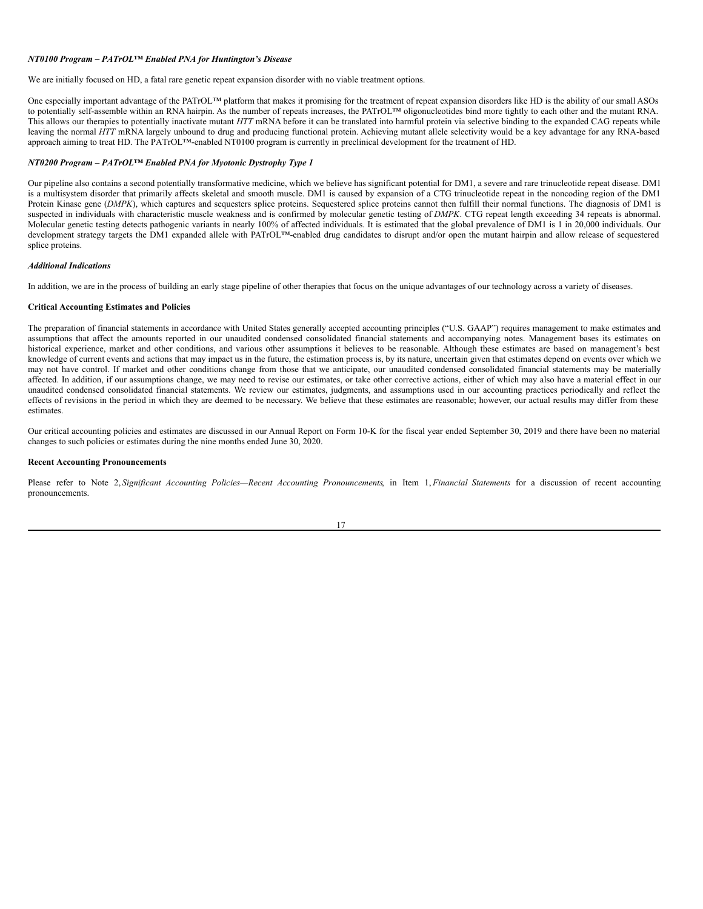*NT0100 Program – PATrOL™ Enabled PNA for Huntington's Disease*

We are initially focused on HD, a fatal rare genetic repeat expansion disorder with no viable treatment options.

One especially important advantage of the PATrOL™ platform that makes it promising for the treatment of repeat expansion disorders like HD is the ability of our small ASOs to potentially self-assemble within an RNA hairpin. As the number of repeats increases, the PATrOL™ oligonucleotides bind more tightly to each other and the mutant RNA. This allows our therapies to potentially inactivate mutant *HTT* mRNA before it can be translated into harmful protein via selective binding to the expanded CAG repeats while leaving the normal *HTT* mRNA largely unbound to drug and producing functional protein. Achieving mutant allele selectivity would be a key advantage for any RNA-based approach aiming to treat HD. The PATrOL™-enabled NT0100 program is currently in preclinical development for the treatment of HD.

*NT0200 Program – PATrOL™ Enabled PNA for Myotonic Dystrophy Type 1*

Our pipeline also contains a second potentially transformative medicine, which we believe has significant potential for DM1, a severe and rare trinucleotide repeat disease. DM1 is a multisystem disorder that primarily affects skeletal and smooth muscle. DM1 is caused by expansion of a CTG trinucleotide repeat in the noncoding region of the DM1 Protein Kinase gene (*DMPK*), which captures and sequesters splice proteins. Sequestered splice proteins cannot then fulfill their normal functions. The diagnosis of DM1 is suspected in individuals with characteristic muscle weakness and is confirmed by molecular genetic testing of *DMPK*. CTG repeat length exceeding 34 repeats is abnormal. Molecular genetic testing detects pathogenic variants in nearly 100% of affected individuals. It is estimated that the global prevalence of DM1 is 1 in 20,000 individuals. Our development strategy targets the DM1 expanded allele with PATrOL™-enabled drug candidates to disrupt and/or open the mutant hairpin and allow release of sequestered splice proteins.

*Additional Indications*

In addition, we are in the process of building an early stage pipeline of other therapies that focus on the unique advantages of our technology across a variety of diseases.

**Critical Accounting Estimates and Policies**

The preparation of financial statements in accordance with United States generally accepted accounting principles ("U.S. GAAP") requires management to make estimates and assumptions that affect the amounts reported in our unaudited condensed consolidated financial statements and accompanying notes. Management bases its estimates on historical experience, market and other conditions, and various other assumptions it believes to be reasonable. Although these estimates are based on management's best knowledge of current events and actions that may impact us in the future, the estimation process is, by its nature, uncertain given that estimates depend on events over which we may not have control. If market and other conditions change from those that we anticipate, our unaudited condensed consolidated financial statements may be materially affected. In addition, if our assumptions change, we may need to revise our estimates, or take other corrective actions, either of which may also have a material effect in our unaudited condensed consolidated financial statements. We review our estimates, judgments, and assumptions used in our accounting practices periodically and reflect the effects of revisions in the period in which they are deemed to be necessary. We believe that these estimates are reasonable; however, our actual results may differ from these estimates.

Our critical accounting policies and estimates are discussed in our Annual Report on Form 10-K for the fiscal year ended September 30, 2019 and there have been no material changes to such policies or estimates during the nine months ended June 30, 2020.

**Recent Accounting Pronouncements**

Please refer to Note 2, *Significant Accounting Policies—Recent Accounting Pronouncements*, in Item 1, *Financial Statements* for a discussion of recent accounting pronouncements.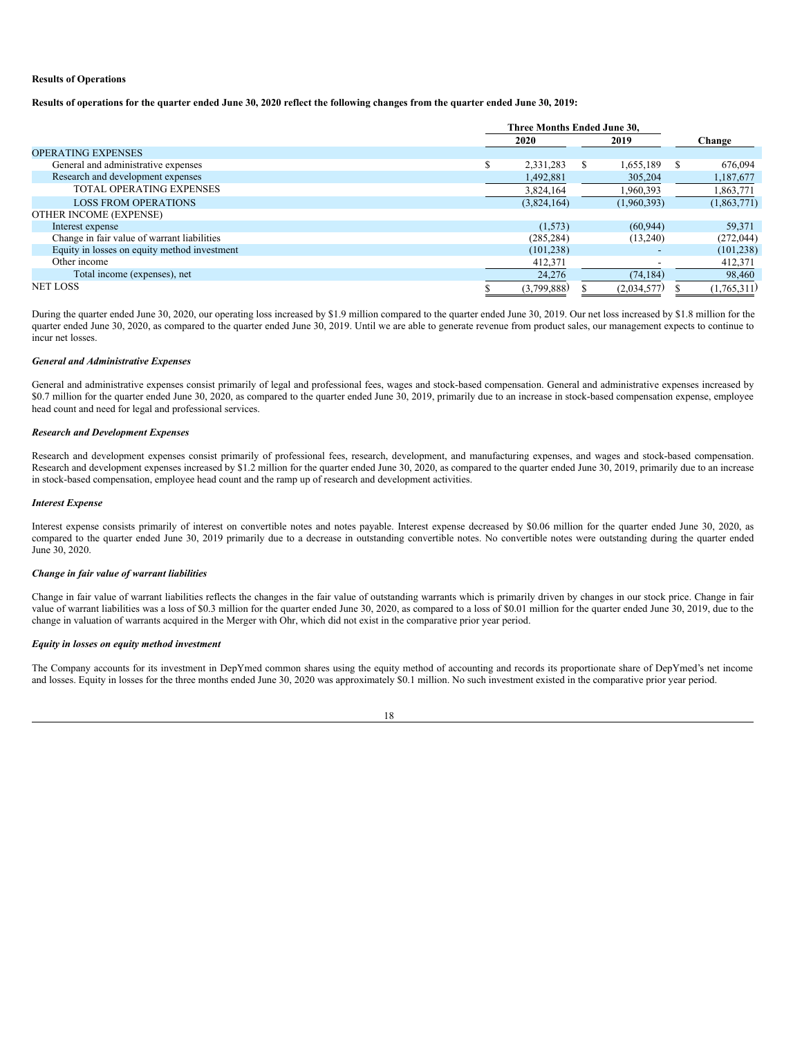**Results of Operations**

**Results of operations for the quarter ended June 30, 2020 reflect the following changes from the quarter ended June 30, 2019:**

| | Three Months Ended June 30, | | |
|---|---|---|---|
| | 2020 | 2019 | Change |
| OPERATING EXPENSES | | | |
| General and administrative expenses | $ 2,331,283 | $ 1,655,189 | $ 676,094 |
| Research and development expenses | 1,492,881 | 305,204 | 1,187,677 |
| TOTAL OPERATING EXPENSES | 3,824,164 | 1,960,393 | 1,863,771 |
| LOSS FROM OPERATIONS | (3,824,164) | (1,960,393) | (1,863,771) |
| OTHER INCOME (EXPENSE) | | | |
| Interest expense | (1,573) | (60,944) | 59,371 |
| Change in fair value of warrant liabilities | (285,284) | (13,240) | (272,044) |
| Equity in losses on equity method investment | (101,238) | - | (101,238) |
| Other income | 412,371 | - | 412,371 |
| Total income (expenses), net | 24,276 | (74,184) | 98,460 |
| NET LOSS | $ (3,799,888) | $ (2,034,577) | $ (1,765,311) |

During the quarter ended June 30, 2020, our operating loss increased by $1.9 million compared to the quarter ended June 30, 2019. Our net loss increased by $1.8 million for the quarter ended June 30, 2020, as compared to the quarter ended June 30, 2019. Until we are able to generate revenue from product sales, our management expects to continue to incur net losses.

***General and Administrative Expenses***

General and administrative expenses consist primarily of legal and professional fees, wages and stock-based compensation. General and administrative expenses increased by $0.7 million for the quarter ended June 30, 2020, as compared to the quarter ended June 30, 2019, primarily due to an increase in stock-based compensation expense, employee head count and need for legal and professional services.

***Research and Development Expenses***

Research and development expenses consist primarily of professional fees, research, development, and manufacturing expenses, and wages and stock-based compensation. Research and development expenses increased by $1.2 million for the quarter ended June 30, 2020, as compared to the quarter ended June 30, 2019, primarily due to an increase in stock-based compensation, employee head count and the ramp up of research and development activities.

***Interest Expense***

Interest expense consists primarily of interest on convertible notes and notes payable. Interest expense decreased by $0.06 million for the quarter ended June 30, 2020, as compared to the quarter ended June 30, 2019 primarily due to a decrease in outstanding convertible notes. No convertible notes were outstanding during the quarter ended June 30, 2020.

***Change in fair value of warrant liabilities***

Change in fair value of warrant liabilities reflects the changes in the fair value of outstanding warrants which is primarily driven by changes in our stock price. Change in fair value of warrant liabilities was a loss of $0.3 million for the quarter ended June 30, 2020, as compared to a loss of $0.01 million for the quarter ended June 30, 2019, due to the change in valuation of warrants acquired in the Merger with Ohr, which did not exist in the comparative prior year period.

***Equity in losses on equity method investment***

The Company accounts for its investment in DepYmed common shares using the equity method of accounting and records its proportionate share of DepYmed's net income and losses. Equity in losses for the three months ended June 30, 2020 was approximately $0.1 million. No such investment existed in the comparative prior year period.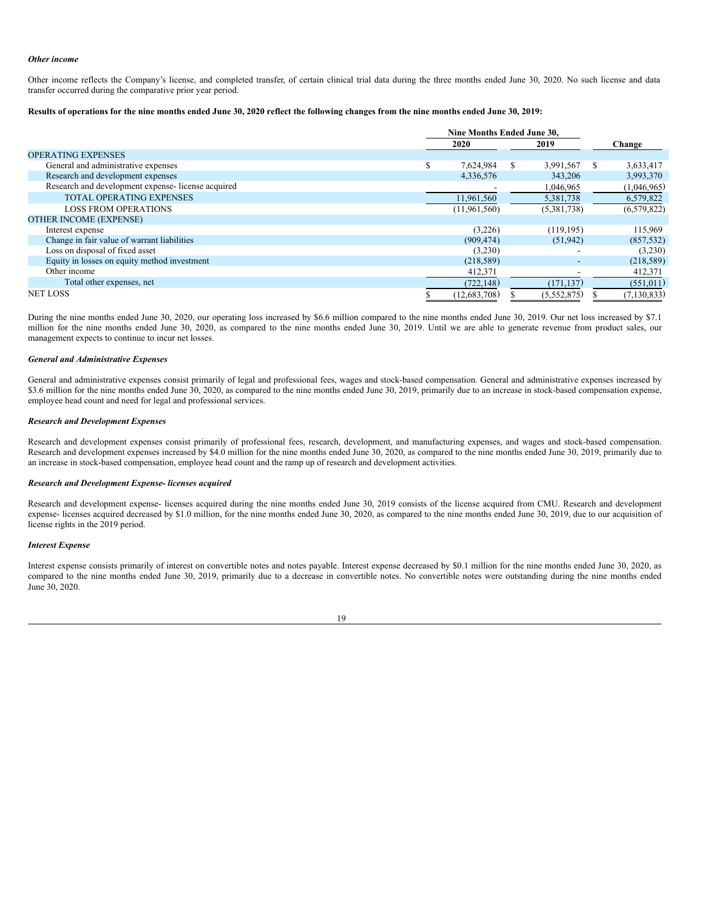*Other income*

Other income reflects the Company's license, and completed transfer, of certain clinical trial data during the three months ended June 30, 2020. No such license and data transfer occurred during the comparative prior year period.

**Results of operations for the nine months ended June 30, 2020 reflect the following changes from the nine months ended June 30, 2019:**

| | Nine Months Ended June 30, | | |
|---|---|---|---|
| | 2020 | 2019 | Change |
| OPERATING EXPENSES | | | |
| General and administrative expenses | $ 7,624,984 | $ 3,991,567 | $ 3,633,417 |
| Research and development expenses | 4,336,576 | 343,206 | 3,993,370 |
| Research and development expense- license acquired | - | 1,046,965 | (1,046,965) |
| TOTAL OPERATING EXPENSES | 11,961,560 | 5,381,738 | 6,579,822 |
| LOSS FROM OPERATIONS | (11,961,560) | (5,381,738) | (6,579,822) |
| OTHER INCOME (EXPENSE) | | | |
| Interest expense | (3,226) | (119,195) | 115,969 |
| Change in fair value of warrant liabilities | (909,474) | (51,942) | (857,532) |
| Loss on disposal of fixed asset | (3,230) | - | (3,230) |
| Equity in losses on equity method investment | (218,589) | - | (218,589) |
| Other income | 412,371 | - | 412,371 |
| Total other expenses, net | (722,148) | (171,137) | (551,011) |
| NET LOSS | $ (12,683,708) | $ (5,552,875) | $ (7,130,833) |

During the nine months ended June 30, 2020, our operating loss increased by $6.6 million compared to the nine months ended June 30, 2019. Our net loss increased by $7.1 million for the nine months ended June 30, 2020, as compared to the nine months ended June 30, 2019. Until we are able to generate revenue from product sales, our management expects to continue to incur net losses.

*General and Administrative Expenses*

General and administrative expenses consist primarily of legal and professional fees, wages and stock-based compensation. General and administrative expenses increased by $3.6 million for the nine months ended June 30, 2020, as compared to the nine months ended June 30, 2019, primarily due to an increase in stock-based compensation expense, employee head count and need for legal and professional services.

*Research and Development Expenses*

Research and development expenses consist primarily of professional fees, research, development, and manufacturing expenses, and wages and stock-based compensation. Research and development expenses increased by $4.0 million for the nine months ended June 30, 2020, as compared to the nine months ended June 30, 2019, primarily due to an increase in stock-based compensation, employee head count and the ramp up of research and development activities.

*Research and Development Expense- licenses acquired*

Research and development expense- licenses acquired during the nine months ended June 30, 2019 consists of the license acquired from CMU. Research and development expense- licenses acquired decreased by $1.0 million, for the nine months ended June 30, 2020, as compared to the nine months ended June 30, 2019, due to our acquisition of license rights in the 2019 period.

*Interest Expense*

Interest expense consists primarily of interest on convertible notes and notes payable. Interest expense decreased by $0.1 million for the nine months ended June 30, 2020, as compared to the nine months ended June 30, 2019, primarily due to a decrease in convertible notes. No convertible notes were outstanding during the nine months ended June 30, 2020.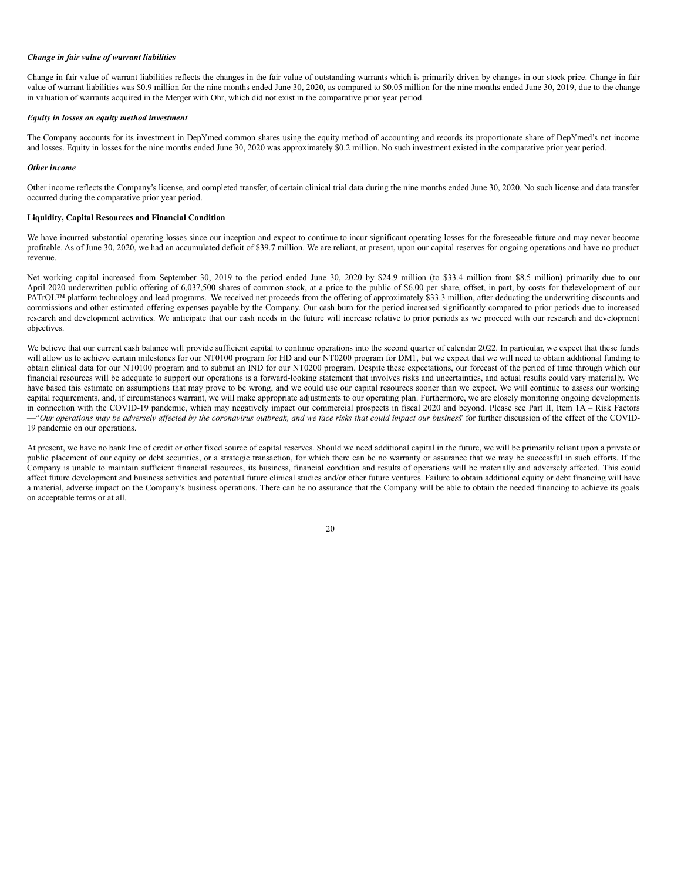***Change in fair value of warrant liabilities***

Change in fair value of warrant liabilities reflects the changes in the fair value of outstanding warrants which is primarily driven by changes in our stock price. Change in fair value of warrant liabilities was $0.9 million for the nine months ended June 30, 2020, as compared to $0.05 million for the nine months ended June 30, 2019, due to the change in valuation of warrants acquired in the Merger with Ohr, which did not exist in the comparative prior year period.

***Equity in losses on equity method investment***

The Company accounts for its investment in DepYmed common shares using the equity method of accounting and records its proportionate share of DepYmed's net income and losses. Equity in losses for the nine months ended June 30, 2020 was approximately $0.2 million. No such investment existed in the comparative prior year period.

***Other income***

Other income reflects the Company's license, and completed transfer, of certain clinical trial data during the nine months ended June 30, 2020. No such license and data transfer occurred during the comparative prior year period.

**Liquidity, Capital Resources and Financial Condition**

We have incurred substantial operating losses since our inception and expect to continue to incur significant operating losses for the foreseeable future and may never become profitable. As of June 30, 2020, we had an accumulated deficit of $39.7 million. We are reliant, at present, upon our capital reserves for ongoing operations and have no product revenue.

Net working capital increased from September 30, 2019 to the period ended June 30, 2020 by $24.9 million (to $33.4 million from $8.5 million) primarily due to our April 2020 underwritten public offering of 6,037,500 shares of common stock, at a price to the public of $6.00 per share, offset, in part, by costs for the development of our PATrOL™ platform technology and lead programs. We received net proceeds from the offering of approximately $33.3 million, after deducting the underwriting discounts and commissions and other estimated offering expenses payable by the Company. Our cash burn for the period increased significantly compared to prior periods due to increased research and development activities. We anticipate that our cash needs in the future will increase relative to prior periods as we proceed with our research and development objectives.

We believe that our current cash balance will provide sufficient capital to continue operations into the second quarter of calendar 2022. In particular, we expect that these funds will allow us to achieve certain milestones for our NT0100 program for HD and our NT0200 program for DM1, but we expect that we will need to obtain additional funding to obtain clinical data for our NT0100 program and to submit an IND for our NT0200 program. Despite these expectations, our forecast of the period of time through which our financial resources will be adequate to support our operations is a forward-looking statement that involves risks and uncertainties, and actual results could vary materially. We have based this estimate on assumptions that may prove to be wrong, and we could use our capital resources sooner than we expect. We will continue to assess our working capital requirements, and, if circumstances warrant, we will make appropriate adjustments to our operating plan. Furthermore, we are closely monitoring ongoing developments in connection with the COVID-19 pandemic, which may negatively impact our commercial prospects in fiscal 2020 and beyond. Please see Part II, Item 1A – Risk Factors —"*Our operations may be adversely affected by the coronavirus outbreak, and we face risks that could impact our business*" for further discussion of the effect of the COVID-19 pandemic on our operations.

At present, we have no bank line of credit or other fixed source of capital reserves. Should we need additional capital in the future, we will be primarily reliant upon a private or public placement of our equity or debt securities, or a strategic transaction, for which there can be no warranty or assurance that we may be successful in such efforts. If the Company is unable to maintain sufficient financial resources, its business, financial condition and results of operations will be materially and adversely affected. This could affect future development and business activities and potential future clinical studies and/or other future ventures. Failure to obtain additional equity or debt financing will have a material, adverse impact on the Company's business operations. There can be no assurance that the Company will be able to obtain the needed financing to achieve its goals on acceptable terms or at all.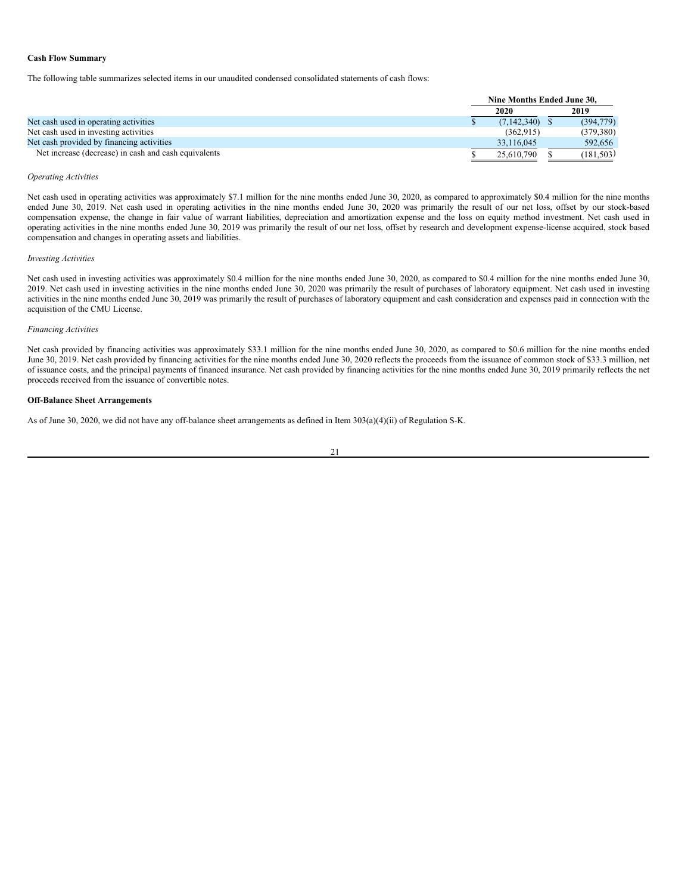**Cash Flow Summary**

The following table summarizes selected items in our unaudited condensed consolidated statements of cash flows:

| | Nine Months Ended June 30, | |
|---|---|---|
| | **2020** | **2019** |
| Net cash used in operating activities | $ (7,142,340) | $ (394,779) |
| Net cash used in investing activities | (362,915) | (379,380) |
| Net cash provided by financing activities | 33,116,045 | 592,656 |
| Net increase (decrease) in cash and cash equivalents | $ 25,610,790 | $ (181,503) |

*Operating Activities*

Net cash used in operating activities was approximately $7.1 million for the nine months ended June 30, 2020, as compared to approximately $0.4 million for the nine months ended June 30, 2019. Net cash used in operating activities in the nine months ended June 30, 2020 was primarily the result of our net loss, offset by our stock-based compensation expense, the change in fair value of warrant liabilities, depreciation and amortization expense and the loss on equity method investment. Net cash used in operating activities in the nine months ended June 30, 2019 was primarily the result of our net loss, offset by research and development expense-license acquired, stock based compensation and changes in operating assets and liabilities.

*Investing Activities*

Net cash used in investing activities was approximately $0.4 million for the nine months ended June 30, 2020, as compared to $0.4 million for the nine months ended June 30, 2019. Net cash used in investing activities in the nine months ended June 30, 2020 was primarily the result of purchases of laboratory equipment. Net cash used in investing activities in the nine months ended June 30, 2019 was primarily the result of purchases of laboratory equipment and cash consideration and expenses paid in connection with the acquisition of the CMU License.

*Financing Activities*

Net cash provided by financing activities was approximately $33.1 million for the nine months ended June 30, 2020, as compared to $0.6 million for the nine months ended June 30, 2019. Net cash provided by financing activities for the nine months ended June 30, 2020 reflects the proceeds from the issuance of common stock of $33.3 million, net of issuance costs, and the principal payments of financed insurance. Net cash provided by financing activities for the nine months ended June 30, 2019 primarily reflects the net proceeds received from the issuance of convertible notes.

**Off-Balance Sheet Arrangements**

As of June 30, 2020, we did not have any off-balance sheet arrangements as defined in Item 303(a)(4)(ii) of Regulation S-K.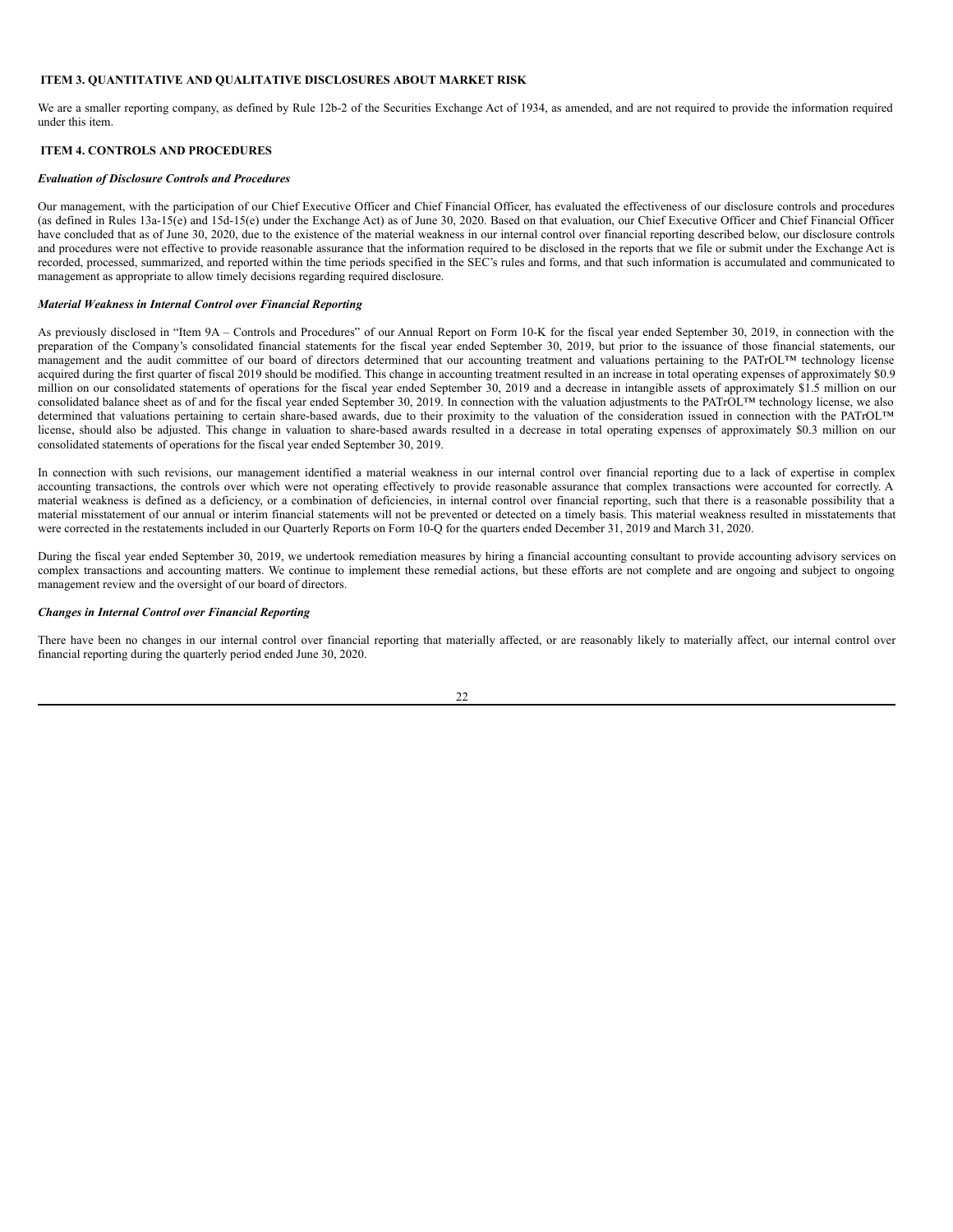## ITEM 3. QUANTITATIVE AND QUALITATIVE DISCLOSURES ABOUT MARKET RISK

We are a smaller reporting company, as defined by Rule 12b-2 of the Securities Exchange Act of 1934, as amended, and are not required to provide the information required under this item.

## ITEM 4. CONTROLS AND PROCEDURES

***Evaluation of Disclosure Controls and Procedures***

Our management, with the participation of our Chief Executive Officer and Chief Financial Officer, has evaluated the effectiveness of our disclosure controls and procedures (as defined in Rules 13a-15(e) and 15d-15(e) under the Exchange Act) as of June 30, 2020. Based on that evaluation, our Chief Executive Officer and Chief Financial Officer have concluded that as of June 30, 2020, due to the existence of the material weakness in our internal control over financial reporting described below, our disclosure controls and procedures were not effective to provide reasonable assurance that the information required to be disclosed in the reports that we file or submit under the Exchange Act is recorded, processed, summarized, and reported within the time periods specified in the SEC's rules and forms, and that such information is accumulated and communicated to management as appropriate to allow timely decisions regarding required disclosure.

***Material Weakness in Internal Control over Financial Reporting***

As previously disclosed in "Item 9A – Controls and Procedures" of our Annual Report on Form 10-K for the fiscal year ended September 30, 2019, in connection with the preparation of the Company's consolidated financial statements for the fiscal year ended September 30, 2019, but prior to the issuance of those financial statements, our management and the audit committee of our board of directors determined that our accounting treatment and valuations pertaining to the PATrOL™ technology license acquired during the first quarter of fiscal 2019 should be modified. This change in accounting treatment resulted in an increase in total operating expenses of approximately $0.9 million on our consolidated statements of operations for the fiscal year ended September 30, 2019 and a decrease in intangible assets of approximately $1.5 million on our consolidated balance sheet as of and for the fiscal year ended September 30, 2019. In connection with the valuation adjustments to the PATrOL™ technology license, we also determined that valuations pertaining to certain share-based awards, due to their proximity to the valuation of the consideration issued in connection with the PATrOL™ license, should also be adjusted. This change in valuation to share-based awards resulted in a decrease in total operating expenses of approximately $0.3 million on our consolidated statements of operations for the fiscal year ended September 30, 2019.

In connection with such revisions, our management identified a material weakness in our internal control over financial reporting due to a lack of expertise in complex accounting transactions, the controls over which were not operating effectively to provide reasonable assurance that complex transactions were accounted for correctly. A material weakness is defined as a deficiency, or a combination of deficiencies, in internal control over financial reporting, such that there is a reasonable possibility that a material misstatement of our annual or interim financial statements will not be prevented or detected on a timely basis. This material weakness resulted in misstatements that were corrected in the restatements included in our Quarterly Reports on Form 10-Q for the quarters ended December 31, 2019 and March 31, 2020.

During the fiscal year ended September 30, 2019, we undertook remediation measures by hiring a financial accounting consultant to provide accounting advisory services on complex transactions and accounting matters. We continue to implement these remedial actions, but these efforts are not complete and are ongoing and subject to ongoing management review and the oversight of our board of directors.

***Changes in Internal Control over Financial Reporting***

There have been no changes in our internal control over financial reporting that materially affected, or are reasonably likely to materially affect, our internal control over financial reporting during the quarterly period ended June 30, 2020.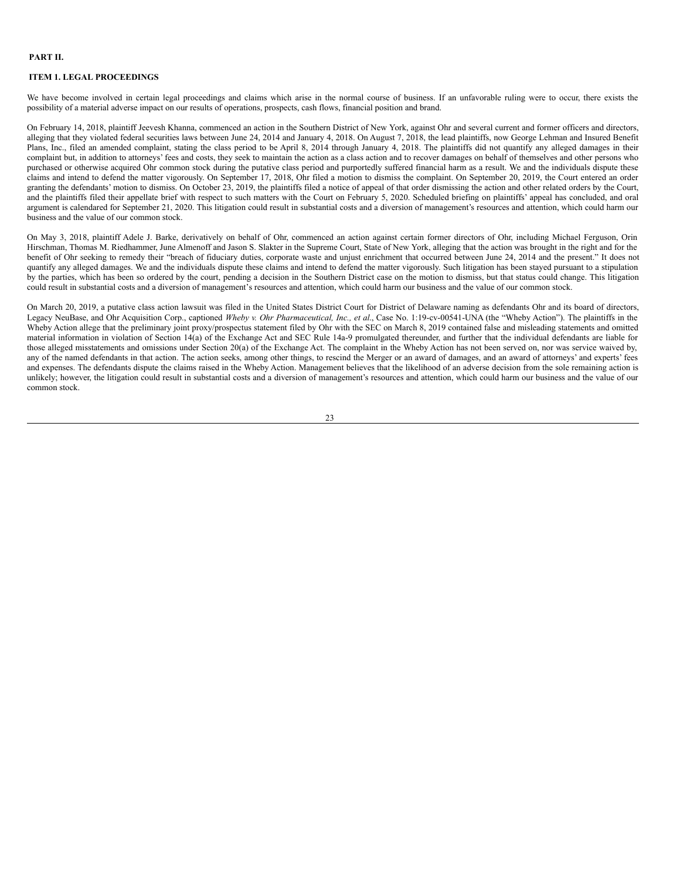**PART II.**

**ITEM 1. LEGAL PROCEEDINGS**

We have become involved in certain legal proceedings and claims which arise in the normal course of business. If an unfavorable ruling were to occur, there exists the possibility of a material adverse impact on our results of operations, prospects, cash flows, financial position and brand.

On February 14, 2018, plaintiff Jeevesh Khanna, commenced an action in the Southern District of New York, against Ohr and several current and former officers and directors, alleging that they violated federal securities laws between June 24, 2014 and January 4, 2018. On August 7, 2018, the lead plaintiffs, now George Lehman and Insured Benefit Plans, Inc., filed an amended complaint, stating the class period to be April 8, 2014 through January 4, 2018. The plaintiffs did not quantify any alleged damages in their complaint but, in addition to attorneys' fees and costs, they seek to maintain the action as a class action and to recover damages on behalf of themselves and other persons who purchased or otherwise acquired Ohr common stock during the putative class period and purportedly suffered financial harm as a result. We and the individuals dispute these claims and intend to defend the matter vigorously. On September 17, 2018, Ohr filed a motion to dismiss the complaint. On September 20, 2019, the Court entered an order granting the defendants' motion to dismiss. On October 23, 2019, the plaintiffs filed a notice of appeal of that order dismissing the action and other related orders by the Court, and the plaintiffs filed their appellate brief with respect to such matters with the Court on February 5, 2020. Scheduled briefing on plaintiffs' appeal has concluded, and oral argument is calendared for September 21, 2020. This litigation could result in substantial costs and a diversion of management's resources and attention, which could harm our business and the value of our common stock.

On May 3, 2018, plaintiff Adele J. Barke, derivatively on behalf of Ohr, commenced an action against certain former directors of Ohr, including Michael Ferguson, Orin Hirschman, Thomas M. Riedhammer, June Almenoff and Jason S. Slakter in the Supreme Court, State of New York, alleging that the action was brought in the right and for the benefit of Ohr seeking to remedy their "breach of fiduciary duties, corporate waste and unjust enrichment that occurred between June 24, 2014 and the present." It does not quantify any alleged damages. We and the individuals dispute these claims and intend to defend the matter vigorously. Such litigation has been stayed pursuant to a stipulation by the parties, which has been so ordered by the court, pending a decision in the Southern District case on the motion to dismiss, but that status could change. This litigation could result in substantial costs and a diversion of management's resources and attention, which could harm our business and the value of our common stock.

On March 20, 2019, a putative class action lawsuit was filed in the United States District Court for District of Delaware naming as defendants Ohr and its board of directors, Legacy NeuBase, and Ohr Acquisition Corp., captioned *Wheby v. Ohr Pharmaceutical, Inc., et al.*, Case No. 1:19-cv-00541-UNA (the "Wheby Action"). The plaintiffs in the Wheby Action allege that the preliminary joint proxy/prospectus statement filed by Ohr with the SEC on March 8, 2019 contained false and misleading statements and omitted material information in violation of Section 14(a) of the Exchange Act and SEC Rule 14a-9 promulgated thereunder, and further that the individual defendants are liable for those alleged misstatements and omissions under Section 20(a) of the Exchange Act. The complaint in the Wheby Action has not been served on, nor was service waived by, any of the named defendants in that action. The action seeks, among other things, to rescind the Merger or an award of damages, and an award of attorneys' and experts' fees and expenses. The defendants dispute the claims raised in the Wheby Action. Management believes that the likelihood of an adverse decision from the sole remaining action is unlikely; however, the litigation could result in substantial costs and a diversion of management's resources and attention, which could harm our business and the value of our common stock.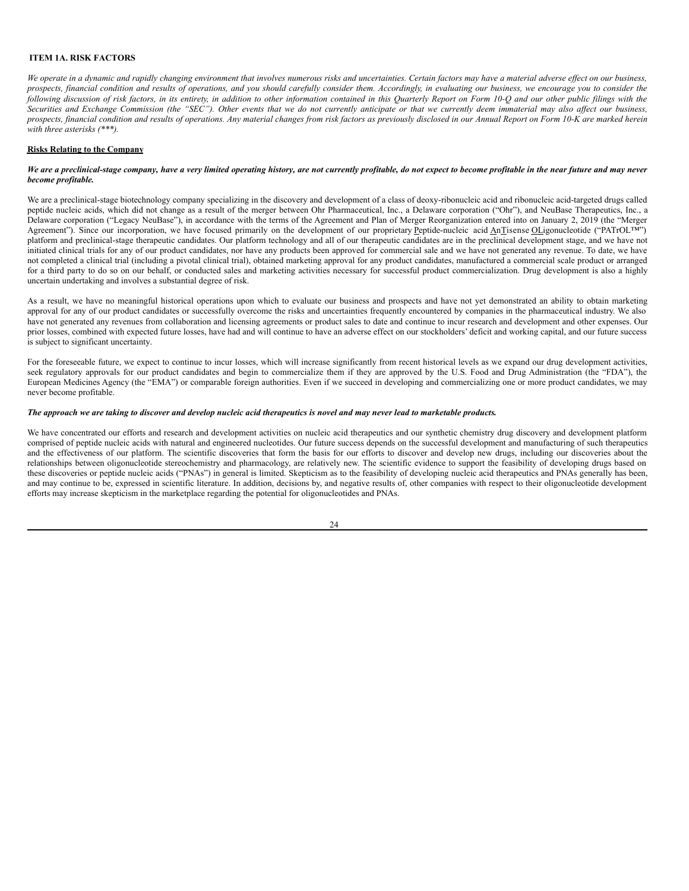## ITEM 1A. RISK FACTORS

*We operate in a dynamic and rapidly changing environment that involves numerous risks and uncertainties. Certain factors may have a material adverse effect on our business, prospects, financial condition and results of operations, and you should carefully consider them. Accordingly, in evaluating our business, we encourage you to consider the following discussion of risk factors, in its entirety, in addition to other information contained in this Quarterly Report on Form 10-Q and our other public filings with the Securities and Exchange Commission (the "SEC"). Other events that we do not currently anticipate or that we currently deem immaterial may also affect our business, prospects, financial condition and results of operations. Any material changes from risk factors as previously disclosed in our Annual Report on Form 10-K are marked herein with three asterisks (***).*

**Risks Relating to the Company**

***We are a preclinical-stage company, have a very limited operating history, are not currently profitable, do not expect to become profitable in the near future and may never become profitable.***

We are a preclinical-stage biotechnology company specializing in the discovery and development of a class of deoxy-ribonucleic acid and ribonucleic acid-targeted drugs called peptide nucleic acids, which did not change as a result of the merger between Ohr Pharmaceutical, Inc., a Delaware corporation ("Ohr"), and NeuBase Therapeutics, Inc., a Delaware corporation ("Legacy NeuBase"), in accordance with the terms of the Agreement and Plan of Merger Reorganization entered into on January 2, 2019 (the "Merger Agreement"). Since our incorporation, we have focused primarily on the development of our proprietary Peptide-nucleic acid AnTisense OLigonucleotide ("PATrOL™") platform and preclinical-stage therapeutic candidates. Our platform technology and all of our therapeutic candidates are in the preclinical development stage, and we have not initiated clinical trials for any of our product candidates, nor have any products been approved for commercial sale and we have not generated any revenue. To date, we have not completed a clinical trial (including a pivotal clinical trial), obtained marketing approval for any product candidates, manufactured a commercial scale product or arranged for a third party to do so on our behalf, or conducted sales and marketing activities necessary for successful product commercialization. Drug development is also a highly uncertain undertaking and involves a substantial degree of risk.

As a result, we have no meaningful historical operations upon which to evaluate our business and prospects and have not yet demonstrated an ability to obtain marketing approval for any of our product candidates or successfully overcome the risks and uncertainties frequently encountered by companies in the pharmaceutical industry. We also have not generated any revenues from collaboration and licensing agreements or product sales to date and continue to incur research and development and other expenses. Our prior losses, combined with expected future losses, have had and will continue to have an adverse effect on our stockholders' deficit and working capital, and our future success is subject to significant uncertainty.

For the foreseeable future, we expect to continue to incur losses, which will increase significantly from recent historical levels as we expand our drug development activities, seek regulatory approvals for our product candidates and begin to commercialize them if they are approved by the U.S. Food and Drug Administration (the "FDA"), the European Medicines Agency (the "EMA") or comparable foreign authorities. Even if we succeed in developing and commercializing one or more product candidates, we may never become profitable.

***The approach we are taking to discover and develop nucleic acid therapeutics is novel and may never lead to marketable products.***

We have concentrated our efforts and research and development activities on nucleic acid therapeutics and our synthetic chemistry drug discovery and development platform comprised of peptide nucleic acids with natural and engineered nucleotides. Our future success depends on the successful development and manufacturing of such therapeutics and the effectiveness of our platform. The scientific discoveries that form the basis for our efforts to discover and develop new drugs, including our discoveries about the relationships between oligonucleotide stereochemistry and pharmacology, are relatively new. The scientific evidence to support the feasibility of developing drugs based on these discoveries or peptide nucleic acids ("PNAs") in general is limited. Skepticism as to the feasibility of developing nucleic acid therapeutics and PNAs generally has been, and may continue to be, expressed in scientific literature. In addition, decisions by, and negative results of, other companies with respect to their oligonucleotide development efforts may increase skepticism in the marketplace regarding the potential for oligonucleotides and PNAs.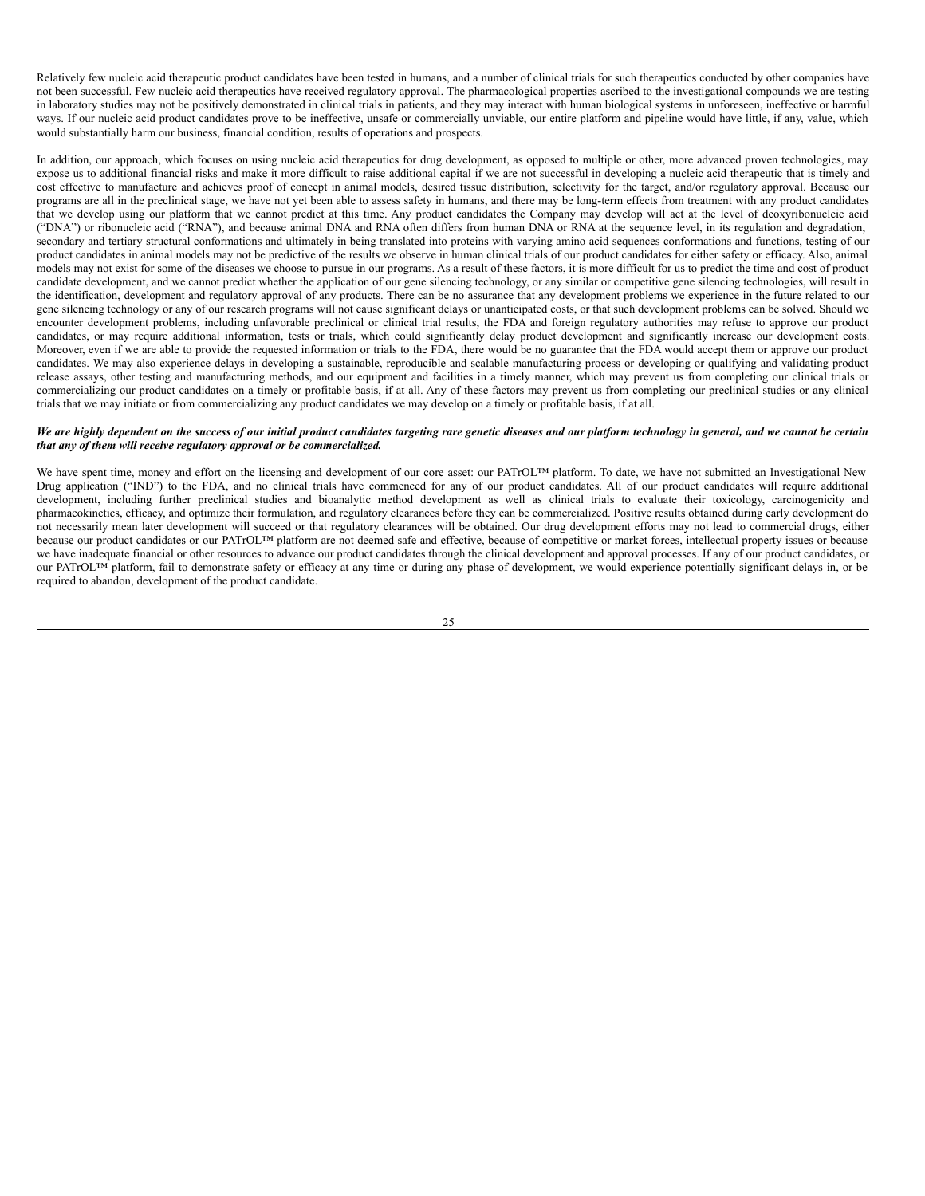Relatively few nucleic acid therapeutic product candidates have been tested in humans, and a number of clinical trials for such therapeutics conducted by other companies have not been successful. Few nucleic acid therapeutics have received regulatory approval. The pharmacological properties ascribed to the investigational compounds we are testing in laboratory studies may not be positively demonstrated in clinical trials in patients, and they may interact with human biological systems in unforeseen, ineffective or harmful ways. If our nucleic acid product candidates prove to be ineffective, unsafe or commercially unviable, our entire platform and pipeline would have little, if any, value, which would substantially harm our business, financial condition, results of operations and prospects.

In addition, our approach, which focuses on using nucleic acid therapeutics for drug development, as opposed to multiple or other, more advanced proven technologies, may expose us to additional financial risks and make it more difficult to raise additional capital if we are not successful in developing a nucleic acid therapeutic that is timely and cost effective to manufacture and achieves proof of concept in animal models, desired tissue distribution, selectivity for the target, and/or regulatory approval. Because our programs are all in the preclinical stage, we have not yet been able to assess safety in humans, and there may be long-term effects from treatment with any product candidates that we develop using our platform that we cannot predict at this time. Any product candidates the Company may develop will act at the level of deoxyribonucleic acid ("DNA") or ribonucleic acid ("RNA"), and because animal DNA and RNA often differs from human DNA or RNA at the sequence level, in its regulation and degradation, secondary and tertiary structural conformations and ultimately in being translated into proteins with varying amino acid sequences conformations and functions, testing of our product candidates in animal models may not be predictive of the results we observe in human clinical trials of our product candidates for either safety or efficacy. Also, animal models may not exist for some of the diseases we choose to pursue in our programs. As a result of these factors, it is more difficult for us to predict the time and cost of product candidate development, and we cannot predict whether the application of our gene silencing technology, or any similar or competitive gene silencing technologies, will result in the identification, development and regulatory approval of any products. There can be no assurance that any development problems we experience in the future related to our gene silencing technology or any of our research programs will not cause significant delays or unanticipated costs, or that such development problems can be solved. Should we encounter development problems, including unfavorable preclinical or clinical trial results, the FDA and foreign regulatory authorities may refuse to approve our product candidates, or may require additional information, tests or trials, which could significantly delay product development and significantly increase our development costs. Moreover, even if we are able to provide the requested information or trials to the FDA, there would be no guarantee that the FDA would accept them or approve our product candidates. We may also experience delays in developing a sustainable, reproducible and scalable manufacturing process or developing or qualifying and validating product release assays, other testing and manufacturing methods, and our equipment and facilities in a timely manner, which may prevent us from completing our clinical trials or commercializing our product candidates on a timely or profitable basis, if at all. Any of these factors may prevent us from completing our preclinical studies or any clinical trials that we may initiate or from commercializing any product candidates we may develop on a timely or profitable basis, if at all.

***We are highly dependent on the success of our initial product candidates targeting rare genetic diseases and our platform technology in general, and we cannot be certain that any of them will receive regulatory approval or be commercialized.***

We have spent time, money and effort on the licensing and development of our core asset: our PATrOL™ platform. To date, we have not submitted an Investigational New Drug application ("IND") to the FDA, and no clinical trials have commenced for any of our product candidates. All of our product candidates will require additional development, including further preclinical studies and bioanalytic method development as well as clinical trials to evaluate their toxicology, carcinogenicity and pharmacokinetics, efficacy, and optimize their formulation, and regulatory clearances before they can be commercialized. Positive results obtained during early development do not necessarily mean later development will succeed or that regulatory clearances will be obtained. Our drug development efforts may not lead to commercial drugs, either because our product candidates or our PATrOL™ platform are not deemed safe and effective, because of competitive or market forces, intellectual property issues or because we have inadequate financial or other resources to advance our product candidates through the clinical development and approval processes. If any of our product candidates, or our PATrOL™ platform, fail to demonstrate safety or efficacy at any time or during any phase of development, we would experience potentially significant delays in, or be required to abandon, development of the product candidate.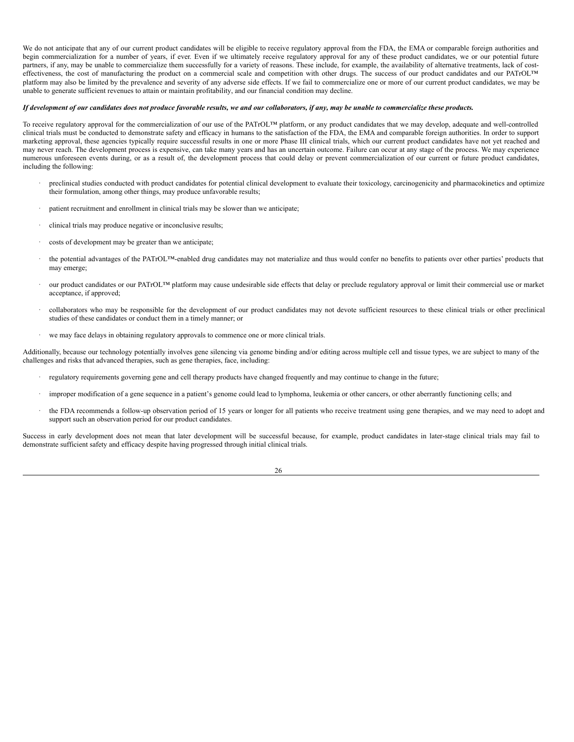We do not anticipate that any of our current product candidates will be eligible to receive regulatory approval from the FDA, the EMA or comparable foreign authorities and begin commercialization for a number of years, if ever. Even if we ultimately receive regulatory approval for any of these product candidates, we or our potential future partners, if any, may be unable to commercialize them successfully for a variety of reasons. These include, for example, the availability of alternative treatments, lack of cost-effectiveness, the cost of manufacturing the product on a commercial scale and competition with other drugs. The success of our product candidates and our PATrOL™ platform may also be limited by the prevalence and severity of any adverse side effects. If we fail to commercialize one or more of our current product candidates, we may be unable to generate sufficient revenues to attain or maintain profitability, and our financial condition may decline.

***If development of our candidates does not produce favorable results, we and our collaborators, if any, may be unable to commercialize these products.***

To receive regulatory approval for the commercialization of our use of the PATrOL™ platform, or any product candidates that we may develop, adequate and well-controlled clinical trials must be conducted to demonstrate safety and efficacy in humans to the satisfaction of the FDA, the EMA and comparable foreign authorities. In order to support marketing approval, these agencies typically require successful results in one or more Phase III clinical trials, which our current product candidates have not yet reached and may never reach. The development process is expensive, can take many years and has an uncertain outcome. Failure can occur at any stage of the process. We may experience numerous unforeseen events during, or as a result of, the development process that could delay or prevent commercialization of our current or future product candidates, including the following:

- preclinical studies conducted with product candidates for potential clinical development to evaluate their toxicology, carcinogenicity and pharmacokinetics and optimize their formulation, among other things, may produce unfavorable results;
- patient recruitment and enrollment in clinical trials may be slower than we anticipate;
- clinical trials may produce negative or inconclusive results;
- costs of development may be greater than we anticipate;
- the potential advantages of the PATrOL™-enabled drug candidates may not materialize and thus would confer no benefits to patients over other parties' products that may emerge;
- our product candidates or our PATrOL™ platform may cause undesirable side effects that delay or preclude regulatory approval or limit their commercial use or market acceptance, if approved;
- collaborators who may be responsible for the development of our product candidates may not devote sufficient resources to these clinical trials or other preclinical studies of these candidates or conduct them in a timely manner; or
- we may face delays in obtaining regulatory approvals to commence one or more clinical trials.

Additionally, because our technology potentially involves gene silencing via genome binding and/or editing across multiple cell and tissue types, we are subject to many of the challenges and risks that advanced therapies, such as gene therapies, face, including:

- regulatory requirements governing gene and cell therapy products have changed frequently and may continue to change in the future;
- improper modification of a gene sequence in a patient's genome could lead to lymphoma, leukemia or other cancers, or other aberrantly functioning cells; and
- the FDA recommends a follow-up observation period of 15 years or longer for all patients who receive treatment using gene therapies, and we may need to adopt and support such an observation period for our product candidates.

Success in early development does not mean that later development will be successful because, for example, product candidates in later-stage clinical trials may fail to demonstrate sufficient safety and efficacy despite having progressed through initial clinical trials.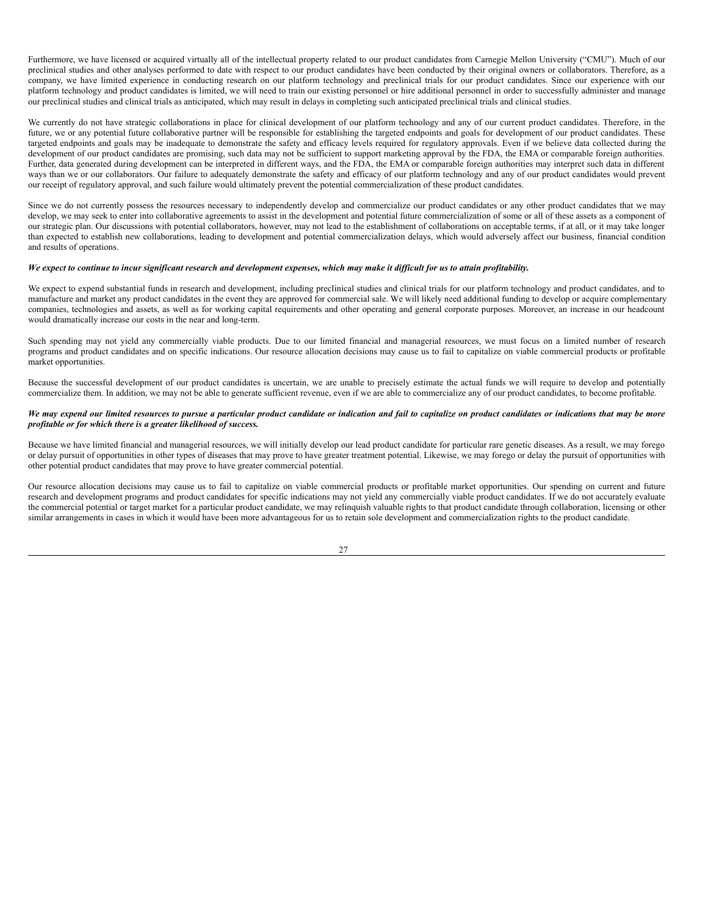Furthermore, we have licensed or acquired virtually all of the intellectual property related to our product candidates from Carnegie Mellon University ("CMU"). Much of our preclinical studies and other analyses performed to date with respect to our product candidates have been conducted by their original owners or collaborators. Therefore, as a company, we have limited experience in conducting research on our platform technology and preclinical trials for our product candidates. Since our experience with our platform technology and product candidates is limited, we will need to train our existing personnel or hire additional personnel in order to successfully administer and manage our preclinical studies and clinical trials as anticipated, which may result in delays in completing such anticipated preclinical trials and clinical studies.

We currently do not have strategic collaborations in place for clinical development of our platform technology and any of our current product candidates. Therefore, in the future, we or any potential future collaborative partner will be responsible for establishing the targeted endpoints and goals for development of our product candidates. These targeted endpoints and goals may be inadequate to demonstrate the safety and efficacy levels required for regulatory approvals. Even if we believe data collected during the development of our product candidates are promising, such data may not be sufficient to support marketing approval by the FDA, the EMA or comparable foreign authorities. Further, data generated during development can be interpreted in different ways, and the FDA, the EMA or comparable foreign authorities may interpret such data in different ways than we or our collaborators. Our failure to adequately demonstrate the safety and efficacy of our platform technology and any of our product candidates would prevent our receipt of regulatory approval, and such failure would ultimately prevent the potential commercialization of these product candidates.

Since we do not currently possess the resources necessary to independently develop and commercialize our product candidates or any other product candidates that we may develop, we may seek to enter into collaborative agreements to assist in the development and potential future commercialization of some or all of these assets as a component of our strategic plan. Our discussions with potential collaborators, however, may not lead to the establishment of collaborations on acceptable terms, if at all, or it may take longer than expected to establish new collaborations, leading to development and potential commercialization delays, which would adversely affect our business, financial condition and results of operations.

***We expect to continue to incur significant research and development expenses, which may make it difficult for us to attain profitability.***

We expect to expend substantial funds in research and development, including preclinical studies and clinical trials for our platform technology and product candidates, and to manufacture and market any product candidates in the event they are approved for commercial sale. We will likely need additional funding to develop or acquire complementary companies, technologies and assets, as well as for working capital requirements and other operating and general corporate purposes. Moreover, an increase in our headcount would dramatically increase our costs in the near and long-term.

Such spending may not yield any commercially viable products. Due to our limited financial and managerial resources, we must focus on a limited number of research programs and product candidates and on specific indications. Our resource allocation decisions may cause us to fail to capitalize on viable commercial products or profitable market opportunities.

Because the successful development of our product candidates is uncertain, we are unable to precisely estimate the actual funds we will require to develop and potentially commercialize them. In addition, we may not be able to generate sufficient revenue, even if we are able to commercialize any of our product candidates, to become profitable.

***We may expend our limited resources to pursue a particular product candidate or indication and fail to capitalize on product candidates or indications that may be more profitable or for which there is a greater likelihood of success.***

Because we have limited financial and managerial resources, we will initially develop our lead product candidate for particular rare genetic diseases. As a result, we may forego or delay pursuit of opportunities in other types of diseases that may prove to have greater treatment potential. Likewise, we may forego or delay the pursuit of opportunities with other potential product candidates that may prove to have greater commercial potential.

Our resource allocation decisions may cause us to fail to capitalize on viable commercial products or profitable market opportunities. Our spending on current and future research and development programs and product candidates for specific indications may not yield any commercially viable product candidates. If we do not accurately evaluate the commercial potential or target market for a particular product candidate, we may relinquish valuable rights to that product candidate through collaboration, licensing or other similar arrangements in cases in which it would have been more advantageous for us to retain sole development and commercialization rights to the product candidate.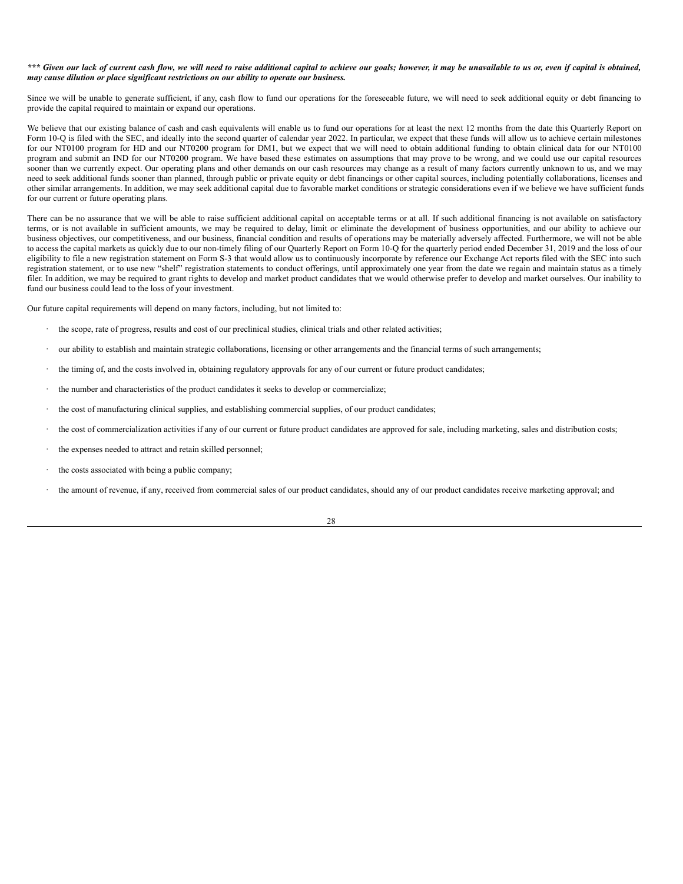***\*\*\* Given our lack of current cash flow, we will need to raise additional capital to achieve our goals; however, it may be unavailable to us or, even if capital is obtained, may cause dilution or place significant restrictions on our ability to operate our business.***

Since we will be unable to generate sufficient, if any, cash flow to fund our operations for the foreseeable future, we will need to seek additional equity or debt financing to provide the capital required to maintain or expand our operations.

We believe that our existing balance of cash and cash equivalents will enable us to fund our operations for at least the next 12 months from the date this Quarterly Report on Form 10-Q is filed with the SEC, and ideally into the second quarter of calendar year 2022. In particular, we expect that these funds will allow us to achieve certain milestones for our NT0100 program for HD and our NT0200 program for DM1, but we expect that we will need to obtain additional funding to obtain clinical data for our NT0100 program and submit an IND for our NT0200 program. We have based these estimates on assumptions that may prove to be wrong, and we could use our capital resources sooner than we currently expect. Our operating plans and other demands on our cash resources may change as a result of many factors currently unknown to us, and we may need to seek additional funds sooner than planned, through public or private equity or debt financings or other capital sources, including potentially collaborations, licenses and other similar arrangements. In addition, we may seek additional capital due to favorable market conditions or strategic considerations even if we believe we have sufficient funds for our current or future operating plans.

There can be no assurance that we will be able to raise sufficient additional capital on acceptable terms or at all. If such additional financing is not available on satisfactory terms, or is not available in sufficient amounts, we may be required to delay, limit or eliminate the development of business opportunities, and our ability to achieve our business objectives, our competitiveness, and our business, financial condition and results of operations may be materially adversely affected. Furthermore, we will not be able to access the capital markets as quickly due to our non-timely filing of our Quarterly Report on Form 10-Q for the quarterly period ended December 31, 2019 and the loss of our eligibility to file a new registration statement on Form S-3 that would allow us to continuously incorporate by reference our Exchange Act reports filed with the SEC into such registration statement, or to use new "shelf" registration statements to conduct offerings, until approximately one year from the date we regain and maintain status as a timely filer. In addition, we may be required to grant rights to develop and market product candidates that we would otherwise prefer to develop and market ourselves. Our inability to fund our business could lead to the loss of your investment.

Our future capital requirements will depend on many factors, including, but not limited to:

- the scope, rate of progress, results and cost of our preclinical studies, clinical trials and other related activities;
- our ability to establish and maintain strategic collaborations, licensing or other arrangements and the financial terms of such arrangements;
- the timing of, and the costs involved in, obtaining regulatory approvals for any of our current or future product candidates;
- the number and characteristics of the product candidates it seeks to develop or commercialize;
- the cost of manufacturing clinical supplies, and establishing commercial supplies, of our product candidates;
- the cost of commercialization activities if any of our current or future product candidates are approved for sale, including marketing, sales and distribution costs;
- the expenses needed to attract and retain skilled personnel;
- the costs associated with being a public company;
- the amount of revenue, if any, received from commercial sales of our product candidates, should any of our product candidates receive marketing approval; and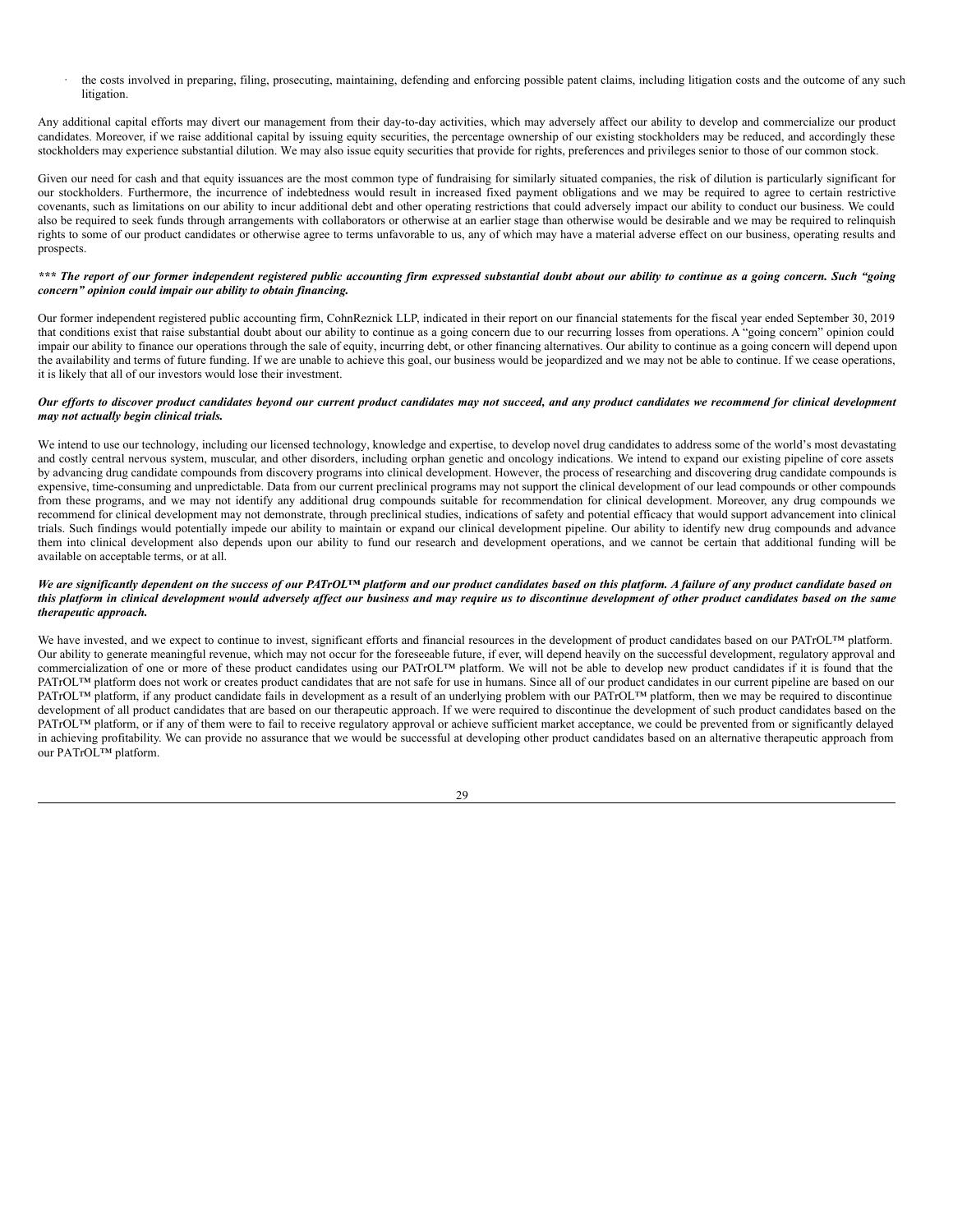- the costs involved in preparing, filing, prosecuting, maintaining, defending and enforcing possible patent claims, including litigation costs and the outcome of any such litigation.

Any additional capital efforts may divert our management from their day-to-day activities, which may adversely affect our ability to develop and commercialize our product candidates. Moreover, if we raise additional capital by issuing equity securities, the percentage ownership of our existing stockholders may be reduced, and accordingly these stockholders may experience substantial dilution. We may also issue equity securities that provide for rights, preferences and privileges senior to those of our common stock.

Given our need for cash and that equity issuances are the most common type of fundraising for similarly situated companies, the risk of dilution is particularly significant for our stockholders. Furthermore, the incurrence of indebtedness would result in increased fixed payment obligations and we may be required to agree to certain restrictive covenants, such as limitations on our ability to incur additional debt and other operating restrictions that could adversely impact our ability to conduct our business. We could also be required to seek funds through arrangements with collaborators or otherwise at an earlier stage than otherwise would be desirable and we may be required to relinquish rights to some of our product candidates or otherwise agree to terms unfavorable to us, any of which may have a material adverse effect on our business, operating results and prospects.

***\*\*\* The report of our former independent registered public accounting firm expressed substantial doubt about our ability to continue as a going concern. Such "going concern" opinion could impair our ability to obtain financing.***

Our former independent registered public accounting firm, CohnReznick LLP, indicated in their report on our financial statements for the fiscal year ended September 30, 2019 that conditions exist that raise substantial doubt about our ability to continue as a going concern due to our recurring losses from operations. A "going concern" opinion could impair our ability to finance our operations through the sale of equity, incurring debt, or other financing alternatives. Our ability to continue as a going concern will depend upon the availability and terms of future funding. If we are unable to achieve this goal, our business would be jeopardized and we may not be able to continue. If we cease operations, it is likely that all of our investors would lose their investment.

***Our efforts to discover product candidates beyond our current product candidates may not succeed, and any product candidates we recommend for clinical development may not actually begin clinical trials.***

We intend to use our technology, including our licensed technology, knowledge and expertise, to develop novel drug candidates to address some of the world's most devastating and costly central nervous system, muscular, and other disorders, including orphan genetic and oncology indications. We intend to expand our existing pipeline of core assets by advancing drug candidate compounds from discovery programs into clinical development. However, the process of researching and discovering drug candidate compounds is expensive, time-consuming and unpredictable. Data from our current preclinical programs may not support the clinical development of our lead compounds or other compounds from these programs, and we may not identify any additional drug compounds suitable for recommendation for clinical development. Moreover, any drug compounds we recommend for clinical development may not demonstrate, through preclinical studies, indications of safety and potential efficacy that would support advancement into clinical trials. Such findings would potentially impede our ability to maintain or expand our clinical development pipeline. Our ability to identify new drug compounds and advance them into clinical development also depends upon our ability to fund our research and development operations, and we cannot be certain that additional funding will be available on acceptable terms, or at all.

***We are significantly dependent on the success of our PATrOL™ platform and our product candidates based on this platform. A failure of any product candidate based on this platform in clinical development would adversely affect our business and may require us to discontinue development of other product candidates based on the same therapeutic approach.***

We have invested, and we expect to continue to invest, significant efforts and financial resources in the development of product candidates based on our PATrOL™ platform. Our ability to generate meaningful revenue, which may not occur for the foreseeable future, if ever, will depend heavily on the successful development, regulatory approval and commercialization of one or more of these product candidates using our PATrOL™ platform. We will not be able to develop new product candidates if it is found that the PATrOL™ platform does not work or creates product candidates that are not safe for use in humans. Since all of our product candidates in our current pipeline are based on our PATrOL™ platform, if any product candidate fails in development as a result of an underlying problem with our PATrOL™ platform, then we may be required to discontinue development of all product candidates that are based on our therapeutic approach. If we were required to discontinue the development of such product candidates based on the PATrOL™ platform, or if any of them were to fail to receive regulatory approval or achieve sufficient market acceptance, we could be prevented from or significantly delayed in achieving profitability. We can provide no assurance that we would be successful at developing other product candidates based on an alternative therapeutic approach from our PATrOL™ platform.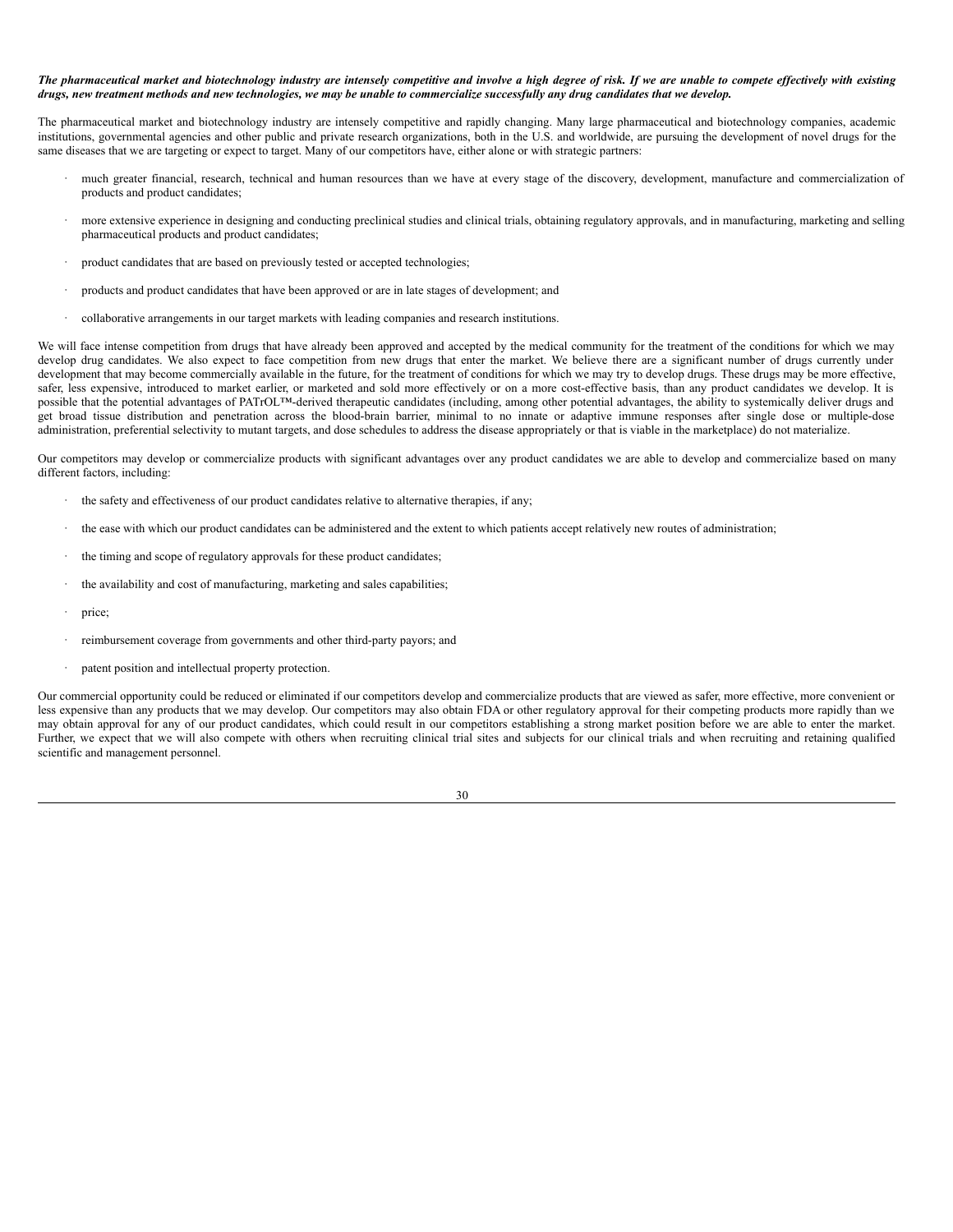***The pharmaceutical market and biotechnology industry are intensely competitive and involve a high degree of risk. If we are unable to compete effectively with existing drugs, new treatment methods and new technologies, we may be unable to commercialize successfully any drug candidates that we develop.***

The pharmaceutical market and biotechnology industry are intensely competitive and rapidly changing. Many large pharmaceutical and biotechnology companies, academic institutions, governmental agencies and other public and private research organizations, both in the U.S. and worldwide, are pursuing the development of novel drugs for the same diseases that we are targeting or expect to target. Many of our competitors have, either alone or with strategic partners:

- much greater financial, research, technical and human resources than we have at every stage of the discovery, development, manufacture and commercialization of products and product candidates;
- more extensive experience in designing and conducting preclinical studies and clinical trials, obtaining regulatory approvals, and in manufacturing, marketing and selling pharmaceutical products and product candidates;
- product candidates that are based on previously tested or accepted technologies;
- products and product candidates that have been approved or are in late stages of development; and
- collaborative arrangements in our target markets with leading companies and research institutions.

We will face intense competition from drugs that have already been approved and accepted by the medical community for the treatment of the conditions for which we may develop drug candidates. We also expect to face competition from new drugs that enter the market. We believe there are a significant number of drugs currently under development that may become commercially available in the future, for the treatment of conditions for which we may try to develop drugs. These drugs may be more effective, safer, less expensive, introduced to market earlier, or marketed and sold more effectively or on a more cost-effective basis, than any product candidates we develop. It is possible that the potential advantages of PATrOL™-derived therapeutic candidates (including, among other potential advantages, the ability to systemically deliver drugs and get broad tissue distribution and penetration across the blood-brain barrier, minimal to no innate or adaptive immune responses after single dose or multiple-dose administration, preferential selectivity to mutant targets, and dose schedules to address the disease appropriately or that is viable in the marketplace) do not materialize.

Our competitors may develop or commercialize products with significant advantages over any product candidates we are able to develop and commercialize based on many different factors, including:

- the safety and effectiveness of our product candidates relative to alternative therapies, if any;
- the ease with which our product candidates can be administered and the extent to which patients accept relatively new routes of administration;
- the timing and scope of regulatory approvals for these product candidates;
- the availability and cost of manufacturing, marketing and sales capabilities;
- price;
- reimbursement coverage from governments and other third-party payors; and
- patent position and intellectual property protection.

Our commercial opportunity could be reduced or eliminated if our competitors develop and commercialize products that are viewed as safer, more effective, more convenient or less expensive than any products that we may develop. Our competitors may also obtain FDA or other regulatory approval for their competing products more rapidly than we may obtain approval for any of our product candidates, which could result in our competitors establishing a strong market position before we are able to enter the market. Further, we expect that we will also compete with others when recruiting clinical trial sites and subjects for our clinical trials and when recruiting and retaining qualified scientific and management personnel.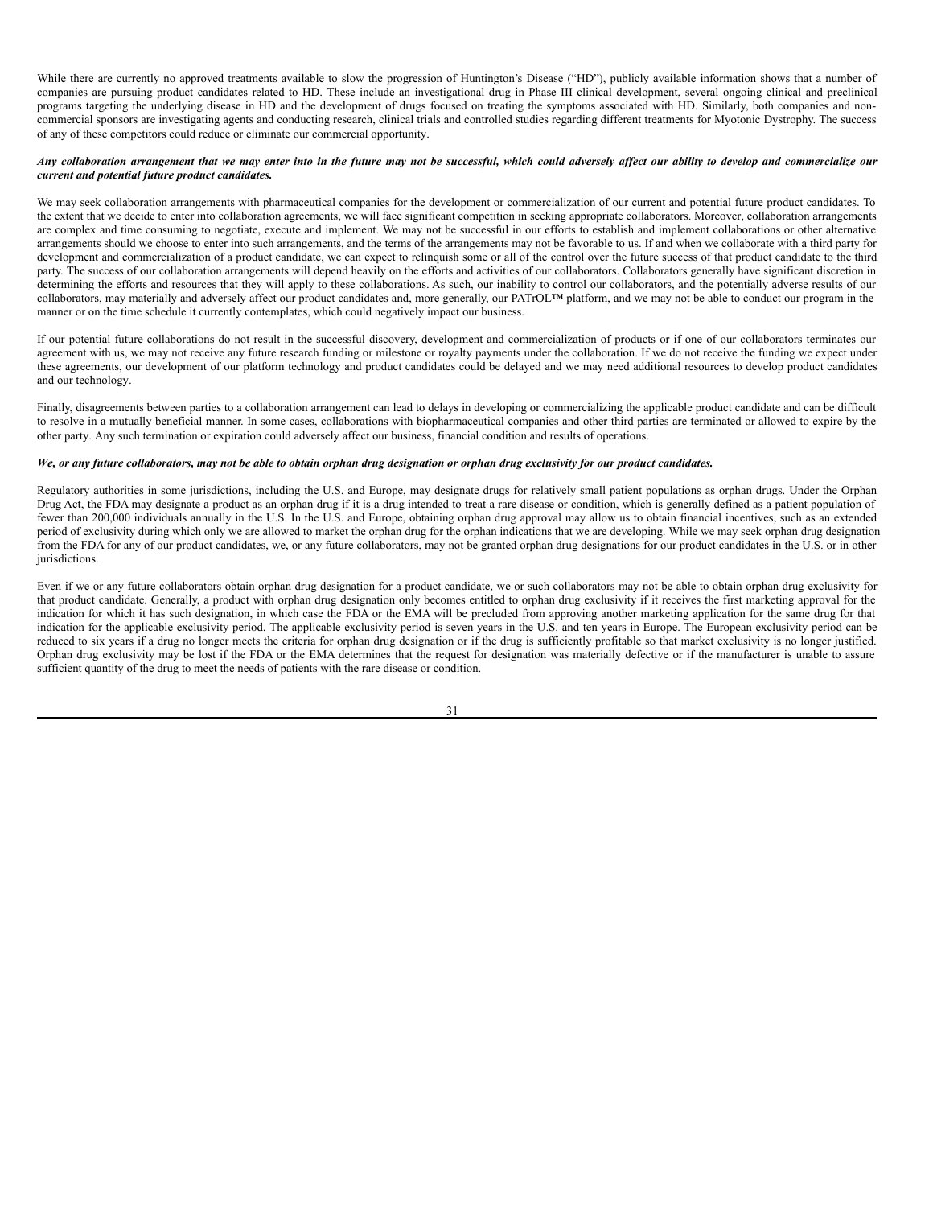While there are currently no approved treatments available to slow the progression of Huntington's Disease ("HD"), publicly available information shows that a number of companies are pursuing product candidates related to HD. These include an investigational drug in Phase III clinical development, several ongoing clinical and preclinical programs targeting the underlying disease in HD and the development of drugs focused on treating the symptoms associated with HD. Similarly, both companies and non-commercial sponsors are investigating agents and conducting research, clinical trials and controlled studies regarding different treatments for Myotonic Dystrophy. The success of any of these competitors could reduce or eliminate our commercial opportunity.

***Any collaboration arrangement that we may enter into in the future may not be successful, which could adversely affect our ability to develop and commercialize our current and potential future product candidates.***

We may seek collaboration arrangements with pharmaceutical companies for the development or commercialization of our current and potential future product candidates. To the extent that we decide to enter into collaboration agreements, we will face significant competition in seeking appropriate collaborators. Moreover, collaboration arrangements are complex and time consuming to negotiate, execute and implement. We may not be successful in our efforts to establish and implement collaborations or other alternative arrangements should we choose to enter into such arrangements, and the terms of the arrangements may not be favorable to us. If and when we collaborate with a third party for development and commercialization of a product candidate, we can expect to relinquish some or all of the control over the future success of that product candidate to the third party. The success of our collaboration arrangements will depend heavily on the efforts and activities of our collaborators. Collaborators generally have significant discretion in determining the efforts and resources that they will apply to these collaborations. As such, our inability to control our collaborators, and the potentially adverse results of our collaborators, may materially and adversely affect our product candidates and, more generally, our PATrOL™ platform, and we may not be able to conduct our program in the manner or on the time schedule it currently contemplates, which could negatively impact our business.

If our potential future collaborations do not result in the successful discovery, development and commercialization of products or if one of our collaborators terminates our agreement with us, we may not receive any future research funding or milestone or royalty payments under the collaboration. If we do not receive the funding we expect under these agreements, our development of our platform technology and product candidates could be delayed and we may need additional resources to develop product candidates and our technology.

Finally, disagreements between parties to a collaboration arrangement can lead to delays in developing or commercializing the applicable product candidate and can be difficult to resolve in a mutually beneficial manner. In some cases, collaborations with biopharmaceutical companies and other third parties are terminated or allowed to expire by the other party. Any such termination or expiration could adversely affect our business, financial condition and results of operations.

***We, or any future collaborators, may not be able to obtain orphan drug designation or orphan drug exclusivity for our product candidates.***

Regulatory authorities in some jurisdictions, including the U.S. and Europe, may designate drugs for relatively small patient populations as orphan drugs. Under the Orphan Drug Act, the FDA may designate a product as an orphan drug if it is a drug intended to treat a rare disease or condition, which is generally defined as a patient population of fewer than 200,000 individuals annually in the U.S. In the U.S. and Europe, obtaining orphan drug approval may allow us to obtain financial incentives, such as an extended period of exclusivity during which only we are allowed to market the orphan drug for the orphan indications that we are developing. While we may seek orphan drug designation from the FDA for any of our product candidates, we, or any future collaborators, may not be granted orphan drug designations for our product candidates in the U.S. or in other jurisdictions.

Even if we or any future collaborators obtain orphan drug designation for a product candidate, we or such collaborators may not be able to obtain orphan drug exclusivity for that product candidate. Generally, a product with orphan drug designation only becomes entitled to orphan drug exclusivity if it receives the first marketing approval for the indication for which it has such designation, in which case the FDA or the EMA will be precluded from approving another marketing application for the same drug for that indication for the applicable exclusivity period. The applicable exclusivity period is seven years in the U.S. and ten years in Europe. The European exclusivity period can be reduced to six years if a drug no longer meets the criteria for orphan drug designation or if the drug is sufficiently profitable so that market exclusivity is no longer justified. Orphan drug exclusivity may be lost if the FDA or the EMA determines that the request for designation was materially defective or if the manufacturer is unable to assure sufficient quantity of the drug to meet the needs of patients with the rare disease or condition.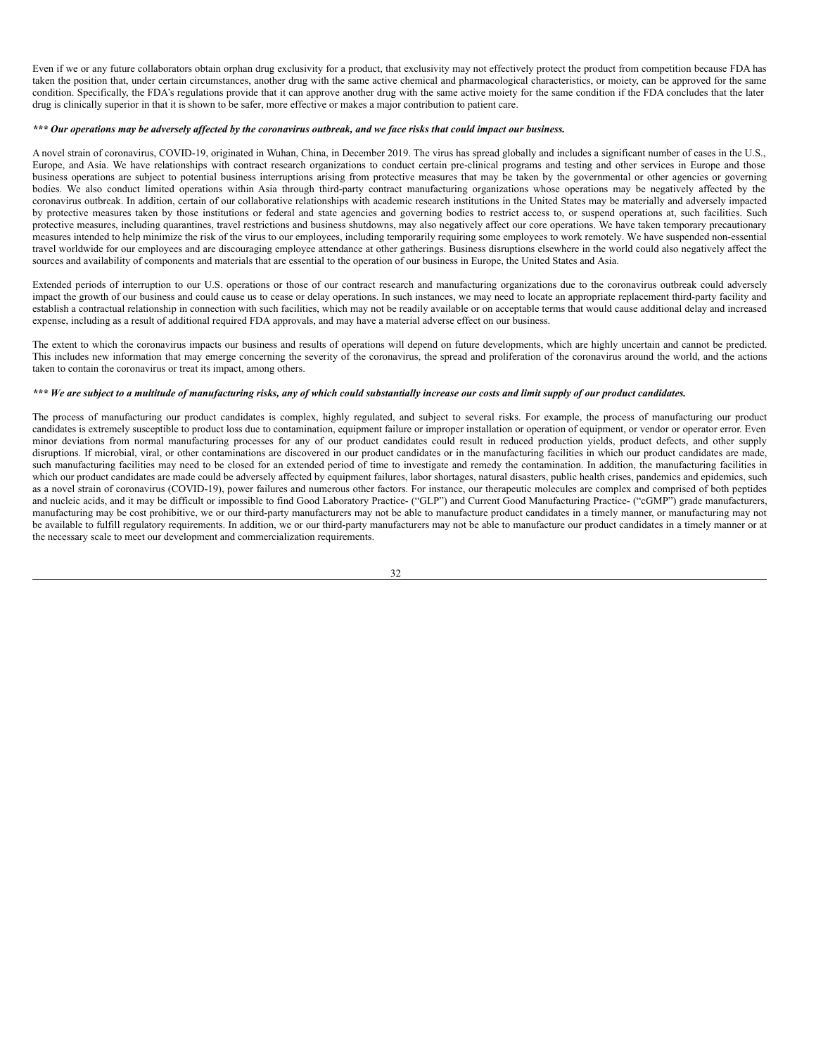Even if we or any future collaborators obtain orphan drug exclusivity for a product, that exclusivity may not effectively protect the product from competition because FDA has taken the position that, under certain circumstances, another drug with the same active chemical and pharmacological characteristics, or moiety, can be approved for the same condition. Specifically, the FDA's regulations provide that it can approve another drug with the same active moiety for the same condition if the FDA concludes that the later drug is clinically superior in that it is shown to be safer, more effective or makes a major contribution to patient care.

***\*\*\* Our operations may be adversely affected by the coronavirus outbreak, and we face risks that could impact our business.***

A novel strain of coronavirus, COVID-19, originated in Wuhan, China, in December 2019. The virus has spread globally and includes a significant number of cases in the U.S., Europe, and Asia. We have relationships with contract research organizations to conduct certain pre-clinical programs and testing and other services in Europe and those business operations are subject to potential business interruptions arising from protective measures that may be taken by the governmental or other agencies or governing bodies. We also conduct limited operations within Asia through third-party contract manufacturing organizations whose operations may be negatively affected by the coronavirus outbreak. In addition, certain of our collaborative relationships with academic research institutions in the United States may be materially and adversely impacted by protective measures taken by those institutions or federal and state agencies and governing bodies to restrict access to, or suspend operations at, such facilities. Such protective measures, including quarantines, travel restrictions and business shutdowns, may also negatively affect our core operations. We have taken temporary precautionary measures intended to help minimize the risk of the virus to our employees, including temporarily requiring some employees to work remotely. We have suspended non-essential travel worldwide for our employees and are discouraging employee attendance at other gatherings. Business disruptions elsewhere in the world could also negatively affect the sources and availability of components and materials that are essential to the operation of our business in Europe, the United States and Asia.

Extended periods of interruption to our U.S. operations or those of our contract research and manufacturing organizations due to the coronavirus outbreak could adversely impact the growth of our business and could cause us to cease or delay operations. In such instances, we may need to locate an appropriate replacement third-party facility and establish a contractual relationship in connection with such facilities, which may not be readily available or on acceptable terms that would cause additional delay and increased expense, including as a result of additional required FDA approvals, and may have a material adverse effect on our business.

The extent to which the coronavirus impacts our business and results of operations will depend on future developments, which are highly uncertain and cannot be predicted. This includes new information that may emerge concerning the severity of the coronavirus, the spread and proliferation of the coronavirus around the world, and the actions taken to contain the coronavirus or treat its impact, among others.

***\*\*\* We are subject to a multitude of manufacturing risks, any of which could substantially increase our costs and limit supply of our product candidates.***

The process of manufacturing our product candidates is complex, highly regulated, and subject to several risks. For example, the process of manufacturing our product candidates is extremely susceptible to product loss due to contamination, equipment failure or improper installation or operation of equipment, or vendor or operator error. Even minor deviations from normal manufacturing processes for any of our product candidates could result in reduced production yields, product defects, and other supply disruptions. If microbial, viral, or other contaminations are discovered in our product candidates or in the manufacturing facilities in which our product candidates are made, such manufacturing facilities may need to be closed for an extended period of time to investigate and remedy the contamination. In addition, the manufacturing facilities in which our product candidates are made could be adversely affected by equipment failures, labor shortages, natural disasters, public health crises, pandemics and epidemics, such as a novel strain of coronavirus (COVID-19), power failures and numerous other factors. For instance, our therapeutic molecules are complex and comprised of both peptides and nucleic acids, and it may be difficult or impossible to find Good Laboratory Practice- ("GLP") and Current Good Manufacturing Practice- ("cGMP") grade manufacturers, manufacturing may be cost prohibitive, we or our third-party manufacturers may not be able to manufacture product candidates in a timely manner, or manufacturing may not be available to fulfill regulatory requirements. In addition, we or our third-party manufacturers may not be able to manufacture our product candidates in a timely manner or at the necessary scale to meet our development and commercialization requirements.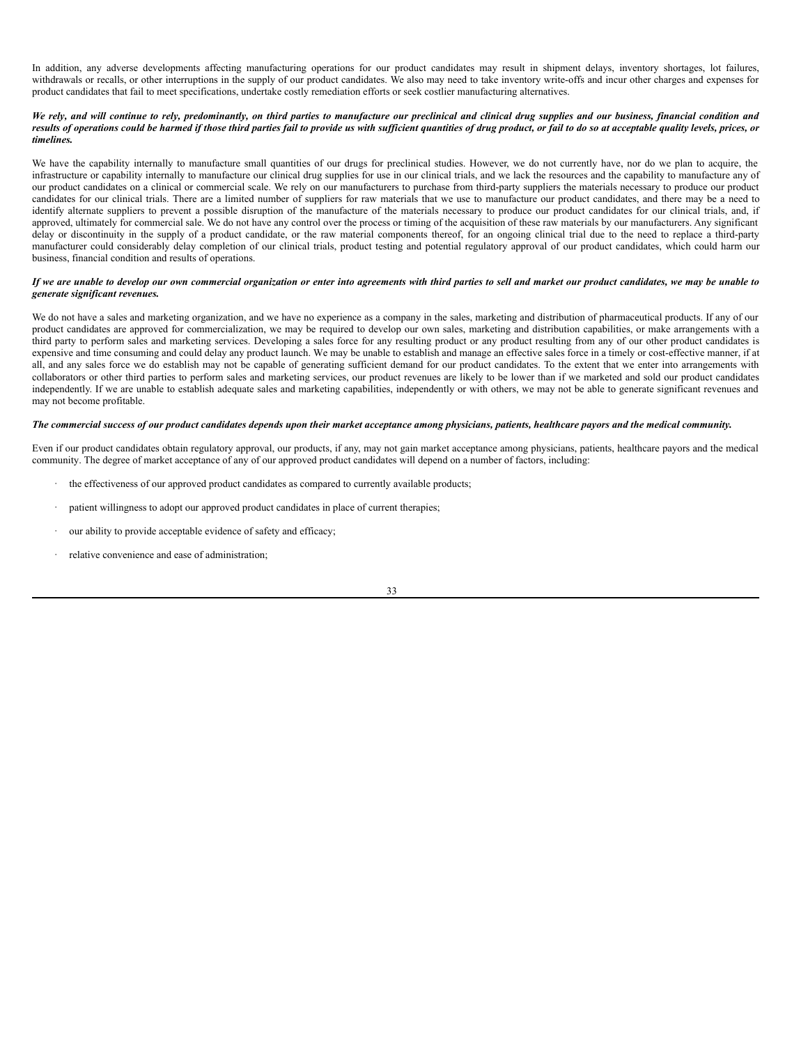In addition, any adverse developments affecting manufacturing operations for our product candidates may result in shipment delays, inventory shortages, lot failures, withdrawals or recalls, or other interruptions in the supply of our product candidates. We also may need to take inventory write-offs and incur other charges and expenses for product candidates that fail to meet specifications, undertake costly remediation efforts or seek costlier manufacturing alternatives.

***We rely, and will continue to rely, predominantly, on third parties to manufacture our preclinical and clinical drug supplies and our business, financial condition and results of operations could be harmed if those third parties fail to provide us with sufficient quantities of drug product, or fail to do so at acceptable quality levels, prices, or timelines.***

We have the capability internally to manufacture small quantities of our drugs for preclinical studies. However, we do not currently have, nor do we plan to acquire, the infrastructure or capability internally to manufacture our clinical drug supplies for use in our clinical trials, and we lack the resources and the capability to manufacture any of our product candidates on a clinical or commercial scale. We rely on our manufacturers to purchase from third-party suppliers the materials necessary to produce our product candidates for our clinical trials. There are a limited number of suppliers for raw materials that we use to manufacture our product candidates, and there may be a need to identify alternate suppliers to prevent a possible disruption of the manufacture of the materials necessary to produce our product candidates for our clinical trials, and, if approved, ultimately for commercial sale. We do not have any control over the process or timing of the acquisition of these raw materials by our manufacturers. Any significant delay or discontinuity in the supply of a product candidate, or the raw material components thereof, for an ongoing clinical trial due to the need to replace a third-party manufacturer could considerably delay completion of our clinical trials, product testing and potential regulatory approval of our product candidates, which could harm our business, financial condition and results of operations.

***If we are unable to develop our own commercial organization or enter into agreements with third parties to sell and market our product candidates, we may be unable to generate significant revenues.***

We do not have a sales and marketing organization, and we have no experience as a company in the sales, marketing and distribution of pharmaceutical products. If any of our product candidates are approved for commercialization, we may be required to develop our own sales, marketing and distribution capabilities, or make arrangements with a third party to perform sales and marketing services. Developing a sales force for any resulting product or any product resulting from any of our other product candidates is expensive and time consuming and could delay any product launch. We may be unable to establish and manage an effective sales force in a timely or cost-effective manner, if at all, and any sales force we do establish may not be capable of generating sufficient demand for our product candidates. To the extent that we enter into arrangements with collaborators or other third parties to perform sales and marketing services, our product revenues are likely to be lower than if we marketed and sold our product candidates independently. If we are unable to establish adequate sales and marketing capabilities, independently or with others, we may not be able to generate significant revenues and may not become profitable.

***The commercial success of our product candidates depends upon their market acceptance among physicians, patients, healthcare payors and the medical community.***

Even if our product candidates obtain regulatory approval, our products, if any, may not gain market acceptance among physicians, patients, healthcare payors and the medical community. The degree of market acceptance of any of our approved product candidates will depend on a number of factors, including:

- the effectiveness of our approved product candidates as compared to currently available products;
- patient willingness to adopt our approved product candidates in place of current therapies;
- our ability to provide acceptable evidence of safety and efficacy;
- relative convenience and ease of administration;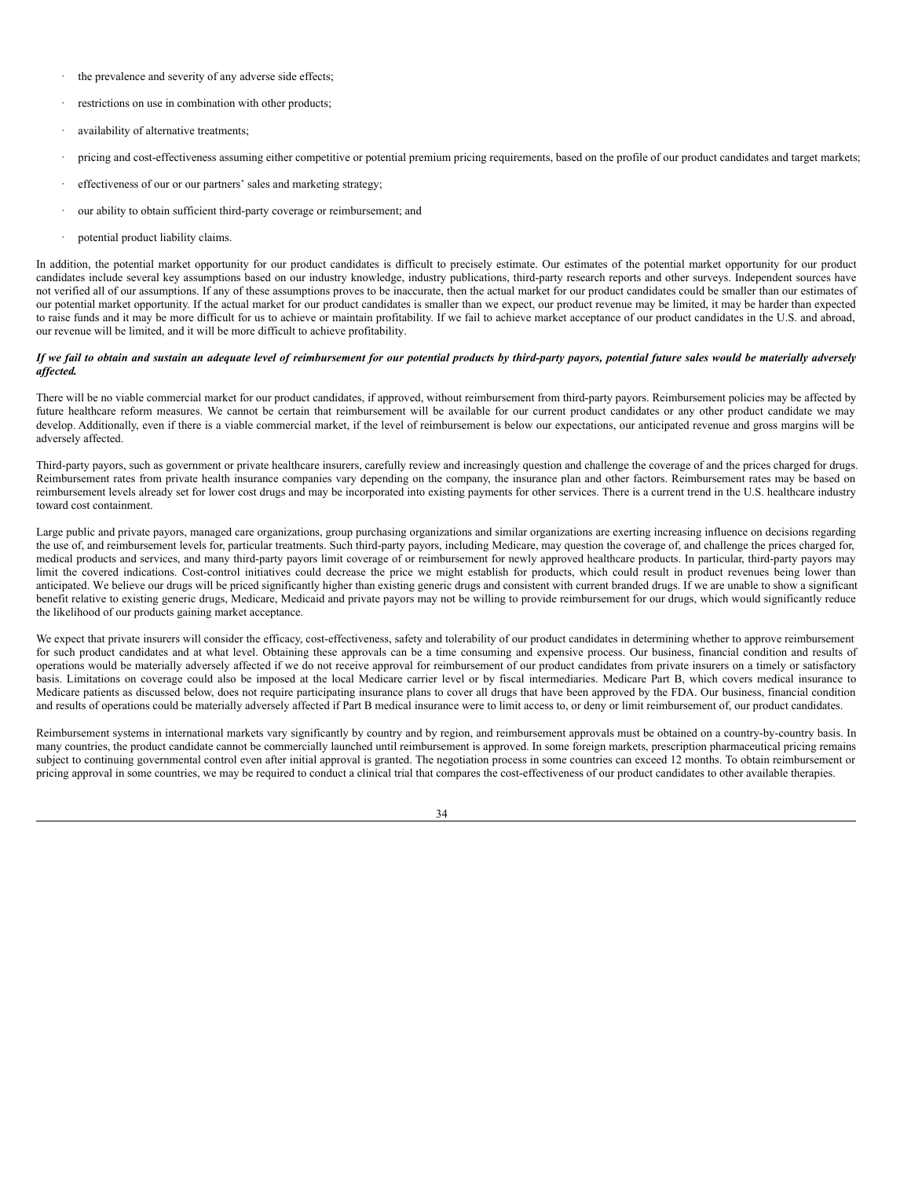- the prevalence and severity of any adverse side effects;
- restrictions on use in combination with other products;
- availability of alternative treatments;
- pricing and cost-effectiveness assuming either competitive or potential premium pricing requirements, based on the profile of our product candidates and target markets;
- effectiveness of our or our partners' sales and marketing strategy;
- our ability to obtain sufficient third-party coverage or reimbursement; and
- potential product liability claims.

In addition, the potential market opportunity for our product candidates is difficult to precisely estimate. Our estimates of the potential market opportunity for our product candidates include several key assumptions based on our industry knowledge, industry publications, third-party research reports and other surveys. Independent sources have not verified all of our assumptions. If any of these assumptions proves to be inaccurate, then the actual market for our product candidates could be smaller than our estimates of our potential market opportunity. If the actual market for our product candidates is smaller than we expect, our product revenue may be limited, it may be harder than expected to raise funds and it may be more difficult for us to achieve or maintain profitability. If we fail to achieve market acceptance of our product candidates in the U.S. and abroad, our revenue will be limited, and it will be more difficult to achieve profitability.

***If we fail to obtain and sustain an adequate level of reimbursement for our potential products by third-party payors, potential future sales would be materially adversely affected.***

There will be no viable commercial market for our product candidates, if approved, without reimbursement from third-party payors. Reimbursement policies may be affected by future healthcare reform measures. We cannot be certain that reimbursement will be available for our current product candidates or any other product candidate we may develop. Additionally, even if there is a viable commercial market, if the level of reimbursement is below our expectations, our anticipated revenue and gross margins will be adversely affected.

Third-party payors, such as government or private healthcare insurers, carefully review and increasingly question and challenge the coverage of and the prices charged for drugs. Reimbursement rates from private health insurance companies vary depending on the company, the insurance plan and other factors. Reimbursement rates may be based on reimbursement levels already set for lower cost drugs and may be incorporated into existing payments for other services. There is a current trend in the U.S. healthcare industry toward cost containment.

Large public and private payors, managed care organizations, group purchasing organizations and similar organizations are exerting increasing influence on decisions regarding the use of, and reimbursement levels for, particular treatments. Such third-party payors, including Medicare, may question the coverage of, and challenge the prices charged for, medical products and services, and many third-party payors limit coverage of or reimbursement for newly approved healthcare products. In particular, third-party payors may limit the covered indications. Cost-control initiatives could decrease the price we might establish for products, which could result in product revenues being lower than anticipated. We believe our drugs will be priced significantly higher than existing generic drugs and consistent with current branded drugs. If we are unable to show a significant benefit relative to existing generic drugs, Medicare, Medicaid and private payors may not be willing to provide reimbursement for our drugs, which would significantly reduce the likelihood of our products gaining market acceptance.

We expect that private insurers will consider the efficacy, cost-effectiveness, safety and tolerability of our product candidates in determining whether to approve reimbursement for such product candidates and at what level. Obtaining these approvals can be a time consuming and expensive process. Our business, financial condition and results of operations would be materially adversely affected if we do not receive approval for reimbursement of our product candidates from private insurers on a timely or satisfactory basis. Limitations on coverage could also be imposed at the local Medicare carrier level or by fiscal intermediaries. Medicare Part B, which covers medical insurance to Medicare patients as discussed below, does not require participating insurance plans to cover all drugs that have been approved by the FDA. Our business, financial condition and results of operations could be materially adversely affected if Part B medical insurance were to limit access to, or deny or limit reimbursement of, our product candidates.

Reimbursement systems in international markets vary significantly by country and by region, and reimbursement approvals must be obtained on a country-by-country basis. In many countries, the product candidate cannot be commercially launched until reimbursement is approved. In some foreign markets, prescription pharmaceutical pricing remains subject to continuing governmental control even after initial approval is granted. The negotiation process in some countries can exceed 12 months. To obtain reimbursement or pricing approval in some countries, we may be required to conduct a clinical trial that compares the cost-effectiveness of our product candidates to other available therapies.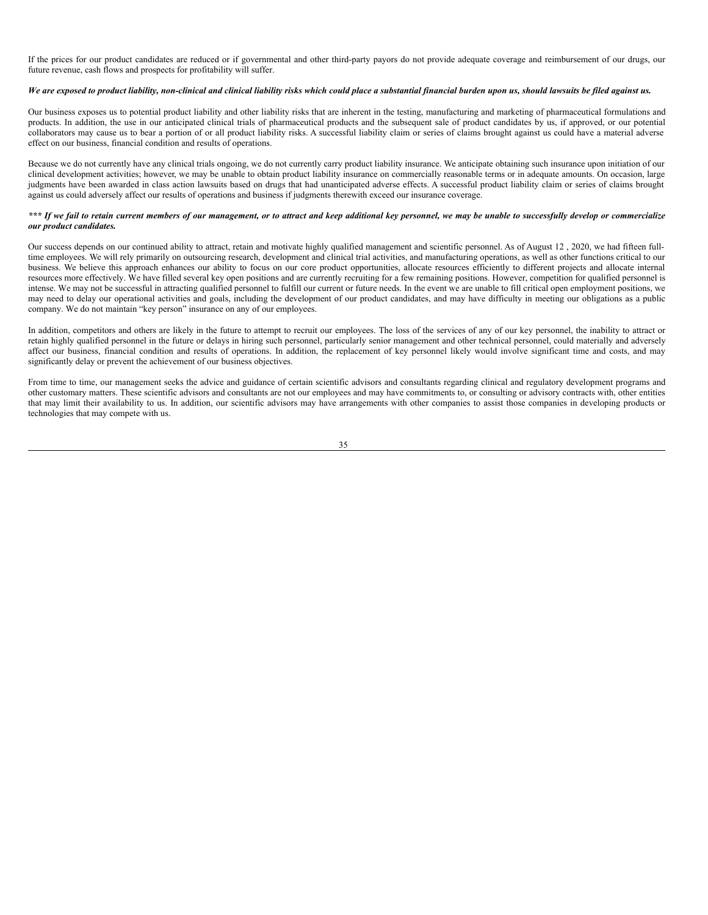If the prices for our product candidates are reduced or if governmental and other third-party payors do not provide adequate coverage and reimbursement of our drugs, our future revenue, cash flows and prospects for profitability will suffer.

***We are exposed to product liability, non-clinical and clinical liability risks which could place a substantial financial burden upon us, should lawsuits be filed against us.***

Our business exposes us to potential product liability and other liability risks that are inherent in the testing, manufacturing and marketing of pharmaceutical formulations and products. In addition, the use in our anticipated clinical trials of pharmaceutical products and the subsequent sale of product candidates by us, if approved, or our potential collaborators may cause us to bear a portion of or all product liability risks. A successful liability claim or series of claims brought against us could have a material adverse effect on our business, financial condition and results of operations.

Because we do not currently have any clinical trials ongoing, we do not currently carry product liability insurance. We anticipate obtaining such insurance upon initiation of our clinical development activities; however, we may be unable to obtain product liability insurance on commercially reasonable terms or in adequate amounts. On occasion, large judgments have been awarded in class action lawsuits based on drugs that had unanticipated adverse effects. A successful product liability claim or series of claims brought against us could adversely affect our results of operations and business if judgments therewith exceed our insurance coverage.

***\*\*\* If we fail to retain current members of our management, or to attract and keep additional key personnel, we may be unable to successfully develop or commercialize our product candidates.***

Our success depends on our continued ability to attract, retain and motivate highly qualified management and scientific personnel. As of August 12 , 2020, we had fifteen full-time employees. We will rely primarily on outsourcing research, development and clinical trial activities, and manufacturing operations, as well as other functions critical to our business. We believe this approach enhances our ability to focus on our core product opportunities, allocate resources efficiently to different projects and allocate internal resources more effectively. We have filled several key open positions and are currently recruiting for a few remaining positions. However, competition for qualified personnel is intense. We may not be successful in attracting qualified personnel to fulfill our current or future needs. In the event we are unable to fill critical open employment positions, we may need to delay our operational activities and goals, including the development of our product candidates, and may have difficulty in meeting our obligations as a public company. We do not maintain "key person" insurance on any of our employees.

In addition, competitors and others are likely in the future to attempt to recruit our employees. The loss of the services of any of our key personnel, the inability to attract or retain highly qualified personnel in the future or delays in hiring such personnel, particularly senior management and other technical personnel, could materially and adversely affect our business, financial condition and results of operations. In addition, the replacement of key personnel likely would involve significant time and costs, and may significantly delay or prevent the achievement of our business objectives.

From time to time, our management seeks the advice and guidance of certain scientific advisors and consultants regarding clinical and regulatory development programs and other customary matters. These scientific advisors and consultants are not our employees and may have commitments to, or consulting or advisory contracts with, other entities that may limit their availability to us. In addition, our scientific advisors may have arrangements with other companies to assist those companies in developing products or technologies that may compete with us.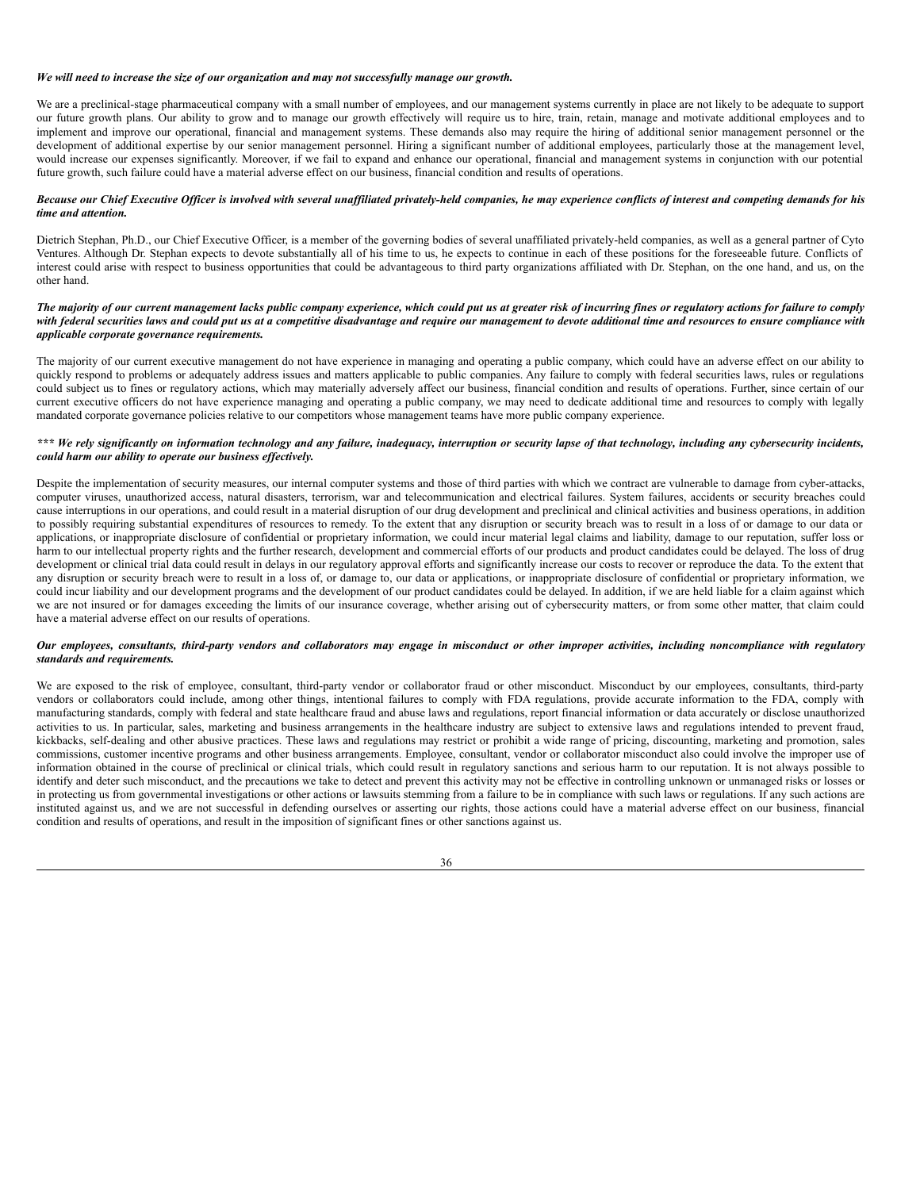***We will need to increase the size of our organization and may not successfully manage our growth.***

We are a preclinical-stage pharmaceutical company with a small number of employees, and our management systems currently in place are not likely to be adequate to support our future growth plans. Our ability to grow and to manage our growth effectively will require us to hire, train, retain, manage and motivate additional employees and to implement and improve our operational, financial and management systems. These demands also may require the hiring of additional senior management personnel or the development of additional expertise by our senior management personnel. Hiring a significant number of additional employees, particularly those at the management level, would increase our expenses significantly. Moreover, if we fail to expand and enhance our operational, financial and management systems in conjunction with our potential future growth, such failure could have a material adverse effect on our business, financial condition and results of operations.

***Because our Chief Executive Officer is involved with several unaffiliated privately-held companies, he may experience conflicts of interest and competing demands for his time and attention.***

Dietrich Stephan, Ph.D., our Chief Executive Officer, is a member of the governing bodies of several unaffiliated privately-held companies, as well as a general partner of Cyto Ventures. Although Dr. Stephan expects to devote substantially all of his time to us, he expects to continue in each of these positions for the foreseeable future. Conflicts of interest could arise with respect to business opportunities that could be advantageous to third party organizations affiliated with Dr. Stephan, on the one hand, and us, on the other hand.

***The majority of our current management lacks public company experience, which could put us at greater risk of incurring fines or regulatory actions for failure to comply with federal securities laws and could put us at a competitive disadvantage and require our management to devote additional time and resources to ensure compliance with applicable corporate governance requirements.***

The majority of our current executive management do not have experience in managing and operating a public company, which could have an adverse effect on our ability to quickly respond to problems or adequately address issues and matters applicable to public companies. Any failure to comply with federal securities laws, rules or regulations could subject us to fines or regulatory actions, which may materially adversely affect our business, financial condition and results of operations. Further, since certain of our current executive officers do not have experience managing and operating a public company, we may need to dedicate additional time and resources to comply with legally mandated corporate governance policies relative to our competitors whose management teams have more public company experience.

***\*\*\* We rely significantly on information technology and any failure, inadequacy, interruption or security lapse of that technology, including any cybersecurity incidents, could harm our ability to operate our business effectively.***

Despite the implementation of security measures, our internal computer systems and those of third parties with which we contract are vulnerable to damage from cyber-attacks, computer viruses, unauthorized access, natural disasters, terrorism, war and telecommunication and electrical failures. System failures, accidents or security breaches could cause interruptions in our operations, and could result in a material disruption of our drug development and preclinical and clinical activities and business operations, in addition to possibly requiring substantial expenditures of resources to remedy. To the extent that any disruption or security breach was to result in a loss of or damage to our data or applications, or inappropriate disclosure of confidential or proprietary information, we could incur material legal claims and liability, damage to our reputation, suffer loss or harm to our intellectual property rights and the further research, development and commercial efforts of our products and product candidates could be delayed. The loss of drug development or clinical trial data could result in delays in our regulatory approval efforts and significantly increase our costs to recover or reproduce the data. To the extent that any disruption or security breach were to result in a loss of, or damage to, our data or applications, or inappropriate disclosure of confidential or proprietary information, we could incur liability and our development programs and the development of our product candidates could be delayed. In addition, if we are held liable for a claim against which we are not insured or for damages exceeding the limits of our insurance coverage, whether arising out of cybersecurity matters, or from some other matter, that claim could have a material adverse effect on our results of operations.

***Our employees, consultants, third-party vendors and collaborators may engage in misconduct or other improper activities, including noncompliance with regulatory standards and requirements.***

We are exposed to the risk of employee, consultant, third-party vendor or collaborator fraud or other misconduct. Misconduct by our employees, consultants, third-party vendors or collaborators could include, among other things, intentional failures to comply with FDA regulations, provide accurate information to the FDA, comply with manufacturing standards, comply with federal and state healthcare fraud and abuse laws and regulations, report financial information or data accurately or disclose unauthorized activities to us. In particular, sales, marketing and business arrangements in the healthcare industry are subject to extensive laws and regulations intended to prevent fraud, kickbacks, self-dealing and other abusive practices. These laws and regulations may restrict or prohibit a wide range of pricing, discounting, marketing and promotion, sales commissions, customer incentive programs and other business arrangements. Employee, consultant, vendor or collaborator misconduct also could involve the improper use of information obtained in the course of preclinical or clinical trials, which could result in regulatory sanctions and serious harm to our reputation. It is not always possible to identify and deter such misconduct, and the precautions we take to detect and prevent this activity may not be effective in controlling unknown or unmanaged risks or losses or in protecting us from governmental investigations or other actions or lawsuits stemming from a failure to be in compliance with such laws or regulations. If any such actions are instituted against us, and we are not successful in defending ourselves or asserting our rights, those actions could have a material adverse effect on our business, financial condition and results of operations, and result in the imposition of significant fines or other sanctions against us.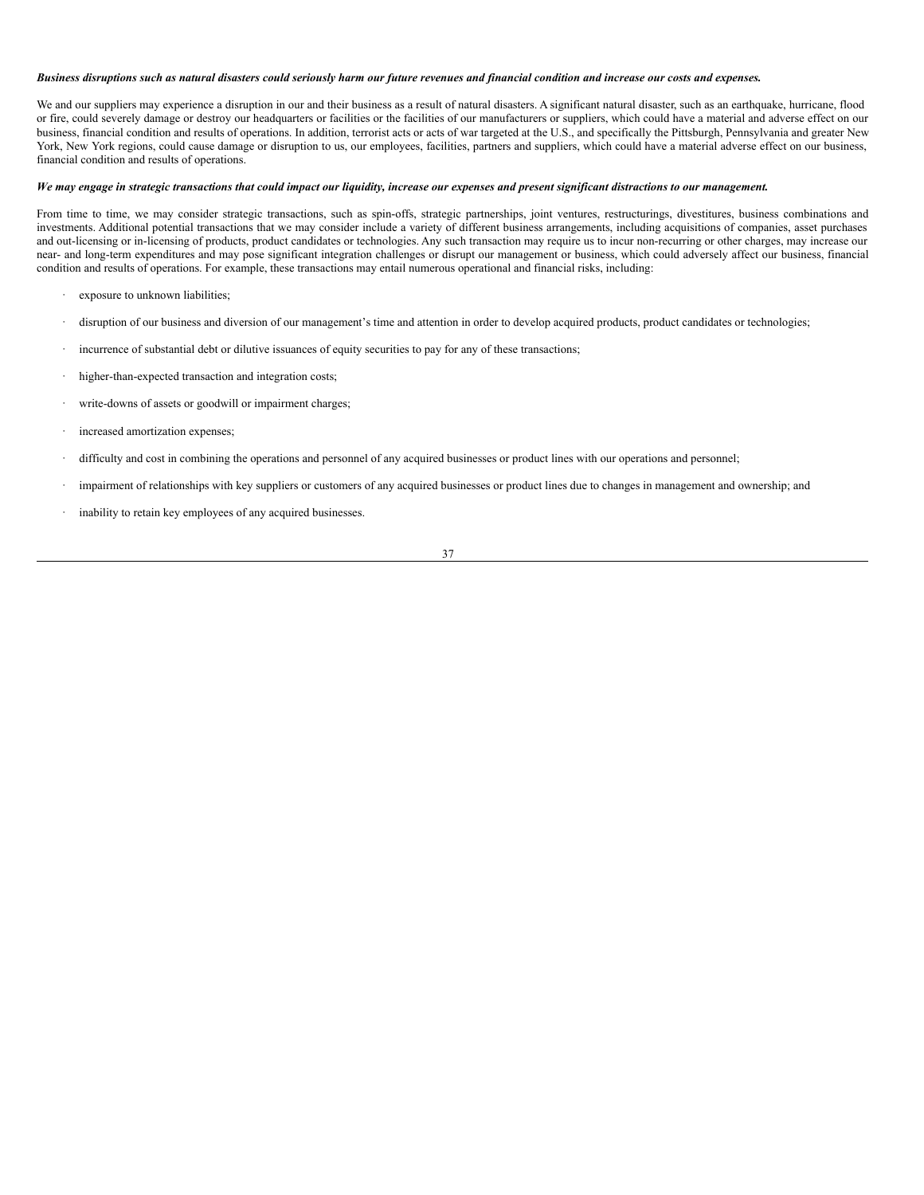***Business disruptions such as natural disasters could seriously harm our future revenues and financial condition and increase our costs and expenses.***

We and our suppliers may experience a disruption in our and their business as a result of natural disasters. A significant natural disaster, such as an earthquake, hurricane, flood or fire, could severely damage or destroy our headquarters or facilities or the facilities of our manufacturers or suppliers, which could have a material and adverse effect on our business, financial condition and results of operations. In addition, terrorist acts or acts of war targeted at the U.S., and specifically the Pittsburgh, Pennsylvania and greater New York, New York regions, could cause damage or disruption to us, our employees, facilities, partners and suppliers, which could have a material adverse effect on our business, financial condition and results of operations.

***We may engage in strategic transactions that could impact our liquidity, increase our expenses and present significant distractions to our management.***

From time to time, we may consider strategic transactions, such as spin-offs, strategic partnerships, joint ventures, restructurings, divestitures, business combinations and investments. Additional potential transactions that we may consider include a variety of different business arrangements, including acquisitions of companies, asset purchases and out-licensing or in-licensing of products, product candidates or technologies. Any such transaction may require us to incur non-recurring or other charges, may increase our near- and long-term expenditures and may pose significant integration challenges or disrupt our management or business, which could adversely affect our business, financial condition and results of operations. For example, these transactions may entail numerous operational and financial risks, including:

- exposure to unknown liabilities;
- disruption of our business and diversion of our management's time and attention in order to develop acquired products, product candidates or technologies;
- incurrence of substantial debt or dilutive issuances of equity securities to pay for any of these transactions;
- higher-than-expected transaction and integration costs;
- write-downs of assets or goodwill or impairment charges;
- increased amortization expenses;
- difficulty and cost in combining the operations and personnel of any acquired businesses or product lines with our operations and personnel;
- impairment of relationships with key suppliers or customers of any acquired businesses or product lines due to changes in management and ownership; and
- inability to retain key employees of any acquired businesses.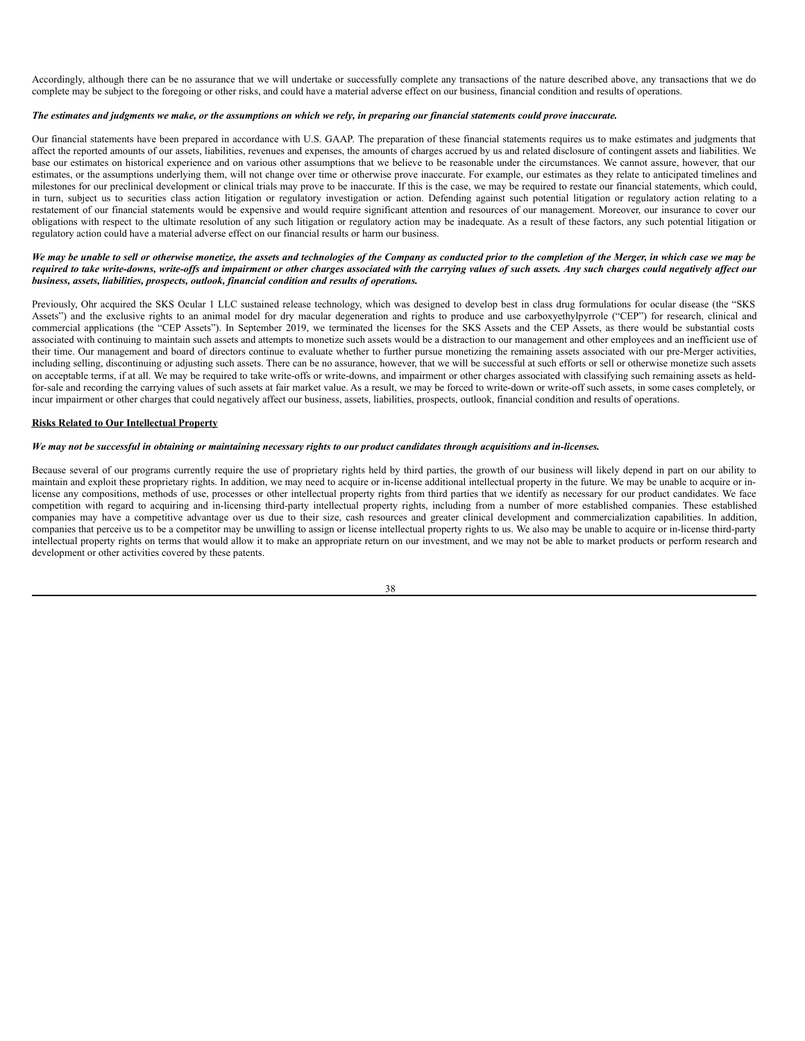Accordingly, although there can be no assurance that we will undertake or successfully complete any transactions of the nature described above, any transactions that we do complete may be subject to the foregoing or other risks, and could have a material adverse effect on our business, financial condition and results of operations.

***The estimates and judgments we make, or the assumptions on which we rely, in preparing our financial statements could prove inaccurate.***

Our financial statements have been prepared in accordance with U.S. GAAP. The preparation of these financial statements requires us to make estimates and judgments that affect the reported amounts of our assets, liabilities, revenues and expenses, the amounts of charges accrued by us and related disclosure of contingent assets and liabilities. We base our estimates on historical experience and on various other assumptions that we believe to be reasonable under the circumstances. We cannot assure, however, that our estimates, or the assumptions underlying them, will not change over time or otherwise prove inaccurate. For example, our estimates as they relate to anticipated timelines and milestones for our preclinical development or clinical trials may prove to be inaccurate. If this is the case, we may be required to restate our financial statements, which could, in turn, subject us to securities class action litigation or regulatory investigation or action. Defending against such potential litigation or regulatory action relating to a restatement of our financial statements would be expensive and would require significant attention and resources of our management. Moreover, our insurance to cover our obligations with respect to the ultimate resolution of any such litigation or regulatory action may be inadequate. As a result of these factors, any such potential litigation or regulatory action could have a material adverse effect on our financial results or harm our business.

***We may be unable to sell or otherwise monetize, the assets and technologies of the Company as conducted prior to the completion of the Merger, in which case we may be required to take write-downs, write-offs and impairment or other charges associated with the carrying values of such assets. Any such charges could negatively affect our business, assets, liabilities, prospects, outlook, financial condition and results of operations.***

Previously, Ohr acquired the SKS Ocular 1 LLC sustained release technology, which was designed to develop best in class drug formulations for ocular disease (the "SKS Assets") and the exclusive rights to an animal model for dry macular degeneration and rights to produce and use carboxyethylpyrrole ("CEP") for research, clinical and commercial applications (the "CEP Assets"). In September 2019, we terminated the licenses for the SKS Assets and the CEP Assets, as there would be substantial costs associated with continuing to maintain such assets and attempts to monetize such assets would be a distraction to our management and other employees and an inefficient use of their time. Our management and board of directors continue to evaluate whether to further pursue monetizing the remaining assets associated with our pre-Merger activities, including selling, discontinuing or adjusting such assets. There can be no assurance, however, that we will be successful at such efforts or sell or otherwise monetize such assets on acceptable terms, if at all. We may be required to take write-offs or write-downs, and impairment or other charges associated with classifying such remaining assets as held-for-sale and recording the carrying values of such assets at fair market value. As a result, we may be forced to write-down or write-off such assets, in some cases completely, or incur impairment or other charges that could negatively affect our business, assets, liabilities, prospects, outlook, financial condition and results of operations.

**Risks Related to Our Intellectual Property**

***We may not be successful in obtaining or maintaining necessary rights to our product candidates through acquisitions and in-licenses.***

Because several of our programs currently require the use of proprietary rights held by third parties, the growth of our business will likely depend in part on our ability to maintain and exploit these proprietary rights. In addition, we may need to acquire or in-license additional intellectual property in the future. We may be unable to acquire or in-license any compositions, methods of use, processes or other intellectual property rights from third parties that we identify as necessary for our product candidates. We face competition with regard to acquiring and in-licensing third-party intellectual property rights, including from a number of more established companies. These established companies may have a competitive advantage over us due to their size, cash resources and greater clinical development and commercialization capabilities. In addition, companies that perceive us to be a competitor may be unwilling to assign or license intellectual property rights to us. We also may be unable to acquire or in-license third-party intellectual property rights on terms that would allow it to make an appropriate return on our investment, and we may not be able to market products or perform research and development or other activities covered by these patents.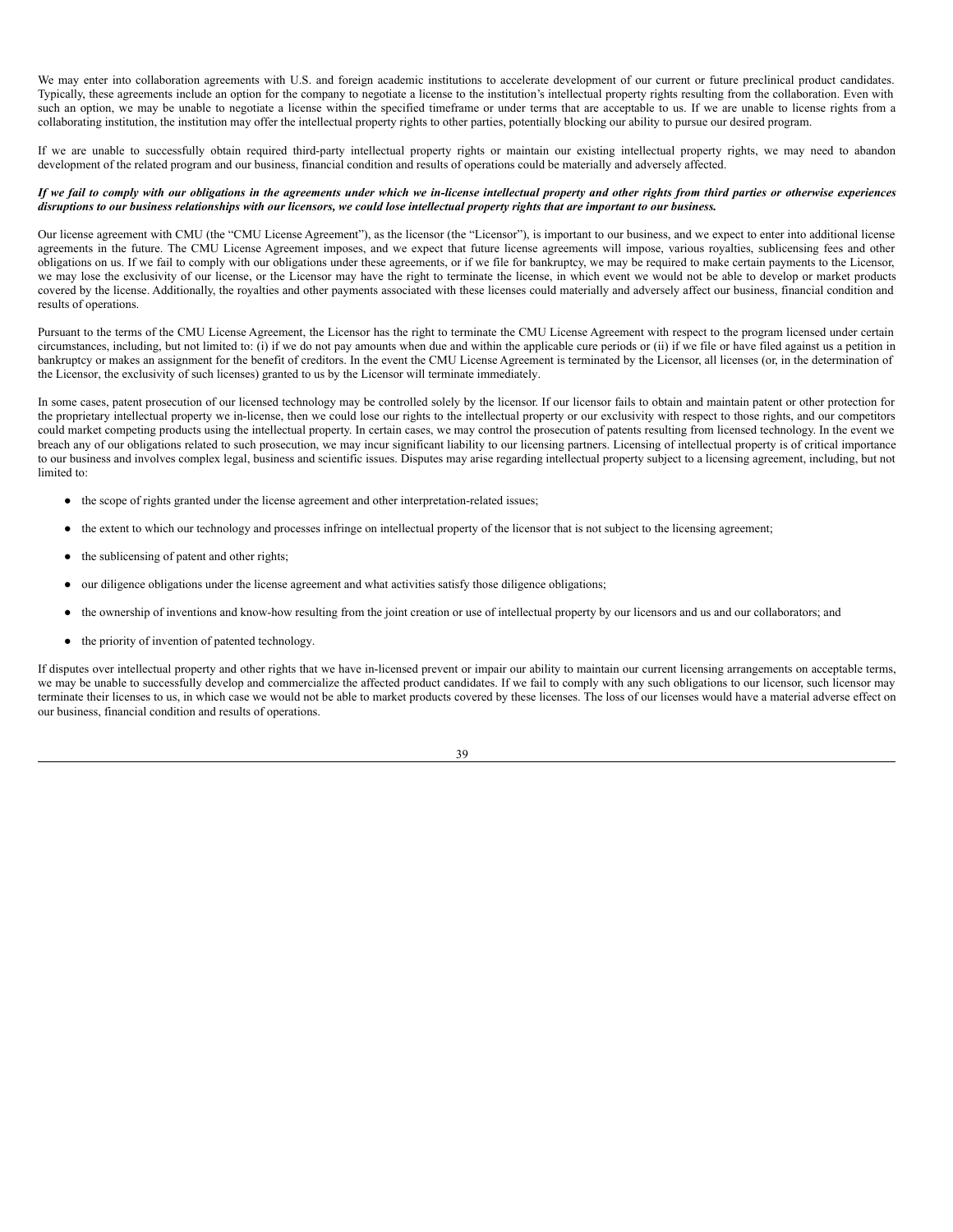We may enter into collaboration agreements with U.S. and foreign academic institutions to accelerate development of our current or future preclinical product candidates. Typically, these agreements include an option for the company to negotiate a license to the institution's intellectual property rights resulting from the collaboration. Even with such an option, we may be unable to negotiate a license within the specified timeframe or under terms that are acceptable to us. If we are unable to license rights from a collaborating institution, the institution may offer the intellectual property rights to other parties, potentially blocking our ability to pursue our desired program.

If we are unable to successfully obtain required third-party intellectual property rights or maintain our existing intellectual property rights, we may need to abandon development of the related program and our business, financial condition and results of operations could be materially and adversely affected.

***If we fail to comply with our obligations in the agreements under which we in-license intellectual property and other rights from third parties or otherwise experiences disruptions to our business relationships with our licensors, we could lose intellectual property rights that are important to our business.***

Our license agreement with CMU (the "CMU License Agreement"), as the licensor (the "Licensor"), is important to our business, and we expect to enter into additional license agreements in the future. The CMU License Agreement imposes, and we expect that future license agreements will impose, various royalties, sublicensing fees and other obligations on us. If we fail to comply with our obligations under these agreements, or if we file for bankruptcy, we may be required to make certain payments to the Licensor, we may lose the exclusivity of our license, or the Licensor may have the right to terminate the license, in which event we would not be able to develop or market products covered by the license. Additionally, the royalties and other payments associated with these licenses could materially and adversely affect our business, financial condition and results of operations.

Pursuant to the terms of the CMU License Agreement, the Licensor has the right to terminate the CMU License Agreement with respect to the program licensed under certain circumstances, including, but not limited to: (i) if we do not pay amounts when due and within the applicable cure periods or (ii) if we file or have filed against us a petition in bankruptcy or makes an assignment for the benefit of creditors. In the event the CMU License Agreement is terminated by the Licensor, all licenses (or, in the determination of the Licensor, the exclusivity of such licenses) granted to us by the Licensor will terminate immediately.

In some cases, patent prosecution of our licensed technology may be controlled solely by the licensor. If our licensor fails to obtain and maintain patent or other protection for the proprietary intellectual property we in-license, then we could lose our rights to the intellectual property or our exclusivity with respect to those rights, and our competitors could market competing products using the intellectual property. In certain cases, we may control the prosecution of patents resulting from licensed technology. In the event we breach any of our obligations related to such prosecution, we may incur significant liability to our licensing partners. Licensing of intellectual property is of critical importance to our business and involves complex legal, business and scientific issues. Disputes may arise regarding intellectual property subject to a licensing agreement, including, but not limited to:

- the scope of rights granted under the license agreement and other interpretation-related issues;
- the extent to which our technology and processes infringe on intellectual property of the licensor that is not subject to the licensing agreement;
- the sublicensing of patent and other rights;
- our diligence obligations under the license agreement and what activities satisfy those diligence obligations;
- the ownership of inventions and know-how resulting from the joint creation or use of intellectual property by our licensors and us and our collaborators; and
- the priority of invention of patented technology.

If disputes over intellectual property and other rights that we have in-licensed prevent or impair our ability to maintain our current licensing arrangements on acceptable terms, we may be unable to successfully develop and commercialize the affected product candidates. If we fail to comply with any such obligations to our licensor, such licensor may terminate their licenses to us, in which case we would not be able to market products covered by these licenses. The loss of our licenses would have a material adverse effect on our business, financial condition and results of operations.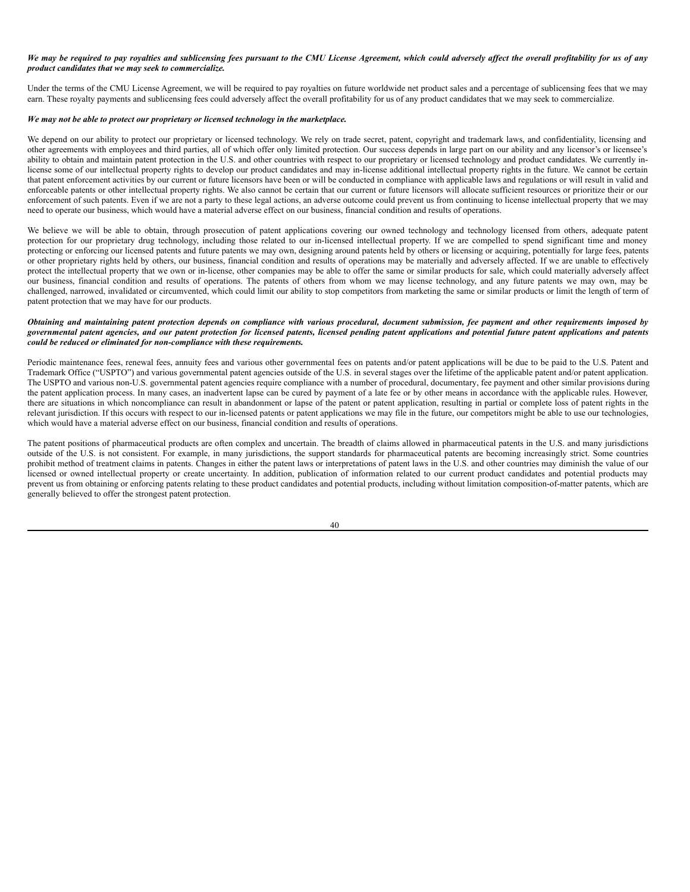***We may be required to pay royalties and sublicensing fees pursuant to the CMU License Agreement, which could adversely affect the overall profitability for us of any product candidates that we may seek to commercialize.***

Under the terms of the CMU License Agreement, we will be required to pay royalties on future worldwide net product sales and a percentage of sublicensing fees that we may earn. These royalty payments and sublicensing fees could adversely affect the overall profitability for us of any product candidates that we may seek to commercialize.

***We may not be able to protect our proprietary or licensed technology in the marketplace.***

We depend on our ability to protect our proprietary or licensed technology. We rely on trade secret, patent, copyright and trademark laws, and confidentiality, licensing and other agreements with employees and third parties, all of which offer only limited protection. Our success depends in large part on our ability and any licensor's or licensee's ability to obtain and maintain patent protection in the U.S. and other countries with respect to our proprietary or licensed technology and product candidates. We currently in-license some of our intellectual property rights to develop our product candidates and may in-license additional intellectual property rights in the future. We cannot be certain that patent enforcement activities by our current or future licensors have been or will be conducted in compliance with applicable laws and regulations or will result in valid and enforceable patents or other intellectual property rights. We also cannot be certain that our current or future licensors will allocate sufficient resources or prioritize their or our enforcement of such patents. Even if we are not a party to these legal actions, an adverse outcome could prevent us from continuing to license intellectual property that we may need to operate our business, which would have a material adverse effect on our business, financial condition and results of operations.

We believe we will be able to obtain, through prosecution of patent applications covering our owned technology and technology licensed from others, adequate patent protection for our proprietary drug technology, including those related to our in-licensed intellectual property. If we are compelled to spend significant time and money protecting or enforcing our licensed patents and future patents we may own, designing around patents held by others or licensing or acquiring, potentially for large fees, patents or other proprietary rights held by others, our business, financial condition and results of operations may be materially and adversely affected. If we are unable to effectively protect the intellectual property that we own or in-license, other companies may be able to offer the same or similar products for sale, which could materially adversely affect our business, financial condition and results of operations. The patents of others from whom we may license technology, and any future patents we may own, may be challenged, narrowed, invalidated or circumvented, which could limit our ability to stop competitors from marketing the same or similar products or limit the length of term of patent protection that we may have for our products.

***Obtaining and maintaining patent protection depends on compliance with various procedural, document submission, fee payment and other requirements imposed by governmental patent agencies, and our patent protection for licensed patents, licensed pending patent applications and potential future patent applications and patents could be reduced or eliminated for non-compliance with these requirements.***

Periodic maintenance fees, renewal fees, annuity fees and various other governmental fees on patents and/or patent applications will be due to be paid to the U.S. Patent and Trademark Office ("USPTO") and various governmental patent agencies outside of the U.S. in several stages over the lifetime of the applicable patent and/or patent application. The USPTO and various non-U.S. governmental patent agencies require compliance with a number of procedural, documentary, fee payment and other similar provisions during the patent application process. In many cases, an inadvertent lapse can be cured by payment of a late fee or by other means in accordance with the applicable rules. However, there are situations in which noncompliance can result in abandonment or lapse of the patent or patent application, resulting in partial or complete loss of patent rights in the relevant jurisdiction. If this occurs with respect to our in-licensed patents or patent applications we may file in the future, our competitors might be able to use our technologies, which would have a material adverse effect on our business, financial condition and results of operations.

The patent positions of pharmaceutical products are often complex and uncertain. The breadth of claims allowed in pharmaceutical patents in the U.S. and many jurisdictions outside of the U.S. is not consistent. For example, in many jurisdictions, the support standards for pharmaceutical patents are becoming increasingly strict. Some countries prohibit method of treatment claims in patents. Changes in either the patent laws or interpretations of patent laws in the U.S. and other countries may diminish the value of our licensed or owned intellectual property or create uncertainty. In addition, publication of information related to our current product candidates and potential products may prevent us from obtaining or enforcing patents relating to these product candidates and potential products, including without limitation composition-of-matter patents, which are generally believed to offer the strongest patent protection.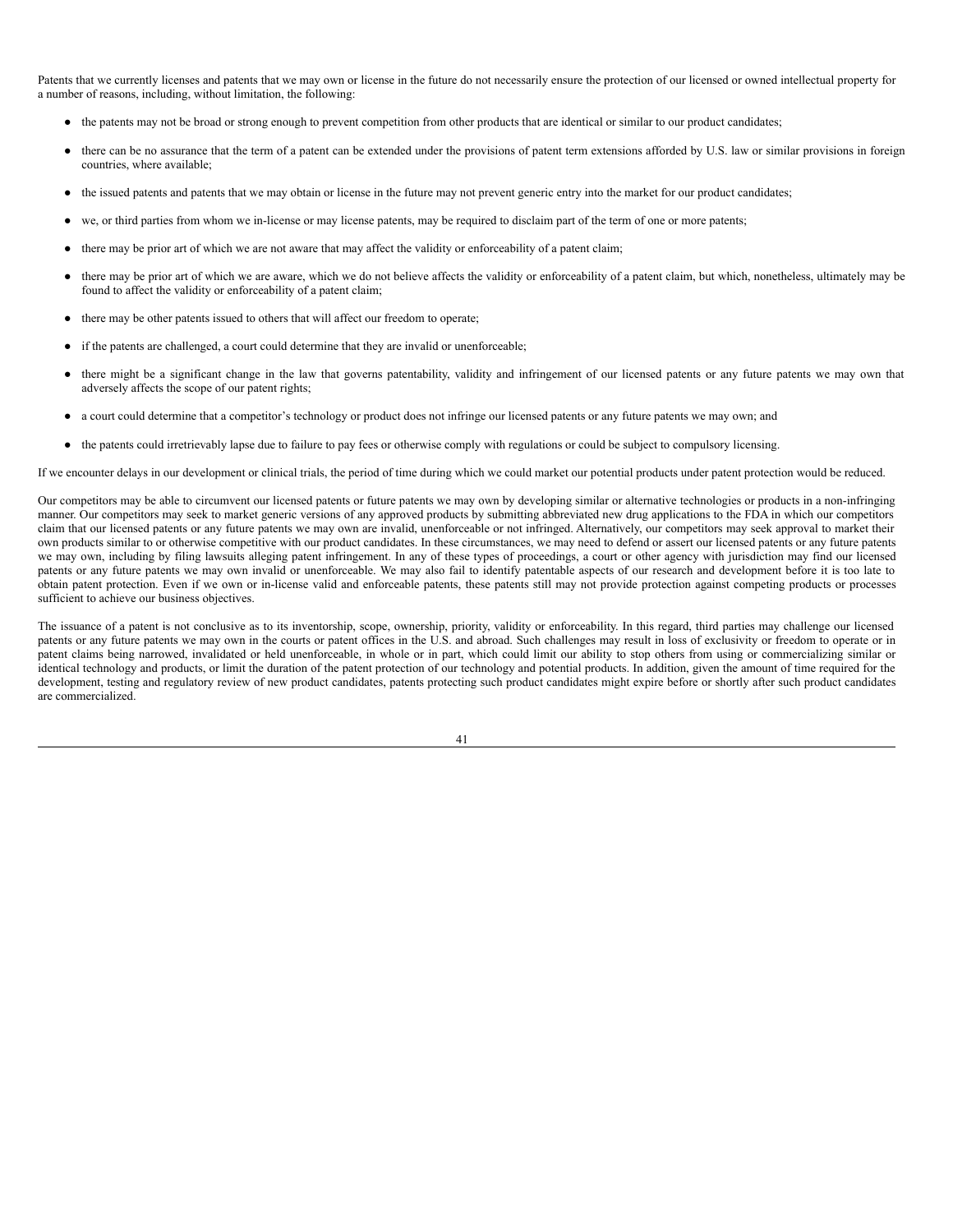Patents that we currently licenses and patents that we may own or license in the future do not necessarily ensure the protection of our licensed or owned intellectual property for a number of reasons, including, without limitation, the following:

- the patents may not be broad or strong enough to prevent competition from other products that are identical or similar to our product candidates;
- there can be no assurance that the term of a patent can be extended under the provisions of patent term extensions afforded by U.S. law or similar provisions in foreign countries, where available;
- the issued patents and patents that we may obtain or license in the future may not prevent generic entry into the market for our product candidates;
- we, or third parties from whom we in-license or may license patents, may be required to disclaim part of the term of one or more patents;
- there may be prior art of which we are not aware that may affect the validity or enforceability of a patent claim;
- there may be prior art of which we are aware, which we do not believe affects the validity or enforceability of a patent claim, but which, nonetheless, ultimately may be found to affect the validity or enforceability of a patent claim;
- there may be other patents issued to others that will affect our freedom to operate;
- if the patents are challenged, a court could determine that they are invalid or unenforceable;
- there might be a significant change in the law that governs patentability, validity and infringement of our licensed patents or any future patents we may own that adversely affects the scope of our patent rights;
- a court could determine that a competitor's technology or product does not infringe our licensed patents or any future patents we may own; and
- the patents could irretrievably lapse due to failure to pay fees or otherwise comply with regulations or could be subject to compulsory licensing.

If we encounter delays in our development or clinical trials, the period of time during which we could market our potential products under patent protection would be reduced.

Our competitors may be able to circumvent our licensed patents or future patents we may own by developing similar or alternative technologies or products in a non-infringing manner. Our competitors may seek to market generic versions of any approved products by submitting abbreviated new drug applications to the FDA in which our competitors claim that our licensed patents or any future patents we may own are invalid, unenforceable or not infringed. Alternatively, our competitors may seek approval to market their own products similar to or otherwise competitive with our product candidates. In these circumstances, we may need to defend or assert our licensed patents or any future patents we may own, including by filing lawsuits alleging patent infringement. In any of these types of proceedings, a court or other agency with jurisdiction may find our licensed patents or any future patents we may own invalid or unenforceable. We may also fail to identify patentable aspects of our research and development before it is too late to obtain patent protection. Even if we own or in-license valid and enforceable patents, these patents still may not provide protection against competing products or processes sufficient to achieve our business objectives.

The issuance of a patent is not conclusive as to its inventorship, scope, ownership, priority, validity or enforceability. In this regard, third parties may challenge our licensed patents or any future patents we may own in the courts or patent offices in the U.S. and abroad. Such challenges may result in loss of exclusivity or freedom to operate or in patent claims being narrowed, invalidated or held unenforceable, in whole or in part, which could limit our ability to stop others from using or commercializing similar or identical technology and products, or limit the duration of the patent protection of our technology and potential products. In addition, given the amount of time required for the development, testing and regulatory review of new product candidates, patents protecting such product candidates might expire before or shortly after such product candidates are commercialized.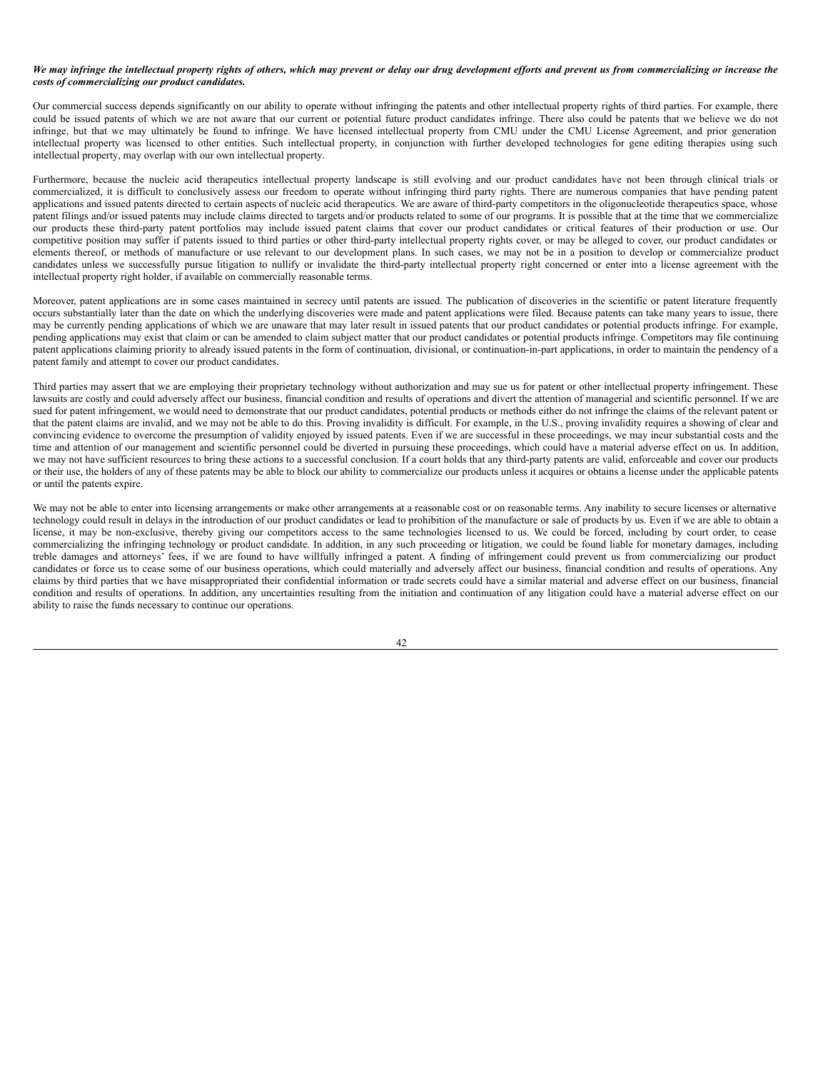***We may infringe the intellectual property rights of others, which may prevent or delay our drug development efforts and prevent us from commercializing or increase the costs of commercializing our product candidates.***

Our commercial success depends significantly on our ability to operate without infringing the patents and other intellectual property rights of third parties. For example, there could be issued patents of which we are not aware that our current or potential future product candidates infringe. There also could be patents that we believe we do not infringe, but that we may ultimately be found to infringe. We have licensed intellectual property from CMU under the CMU License Agreement, and prior generation intellectual property was licensed to other entities. Such intellectual property, in conjunction with further developed technologies for gene editing therapies using such intellectual property, may overlap with our own intellectual property.

Furthermore, because the nucleic acid therapeutics intellectual property landscape is still evolving and our product candidates have not been through clinical trials or commercialized, it is difficult to conclusively assess our freedom to operate without infringing third party rights. There are numerous companies that have pending patent applications and issued patents directed to certain aspects of nucleic acid therapeutics. We are aware of third-party competitors in the oligonucleotide therapeutics space, whose patent filings and/or issued patents may include claims directed to targets and/or products related to some of our programs. It is possible that at the time that we commercialize our products these third-party patent portfolios may include issued patent claims that cover our product candidates or critical features of their production or use. Our competitive position may suffer if patents issued to third parties or other third-party intellectual property rights cover, or may be alleged to cover, our product candidates or elements thereof, or methods of manufacture or use relevant to our development plans. In such cases, we may not be in a position to develop or commercialize product candidates unless we successfully pursue litigation to nullify or invalidate the third-party intellectual property right concerned or enter into a license agreement with the intellectual property right holder, if available on commercially reasonable terms.

Moreover, patent applications are in some cases maintained in secrecy until patents are issued. The publication of discoveries in the scientific or patent literature frequently occurs substantially later than the date on which the underlying discoveries were made and patent applications were filed. Because patents can take many years to issue, there may be currently pending applications of which we are unaware that may later result in issued patents that our product candidates or potential products infringe. For example, pending applications may exist that claim or can be amended to claim subject matter that our product candidates or potential products infringe. Competitors may file continuing patent applications claiming priority to already issued patents in the form of continuation, divisional, or continuation-in-part applications, in order to maintain the pendency of a patent family and attempt to cover our product candidates.

Third parties may assert that we are employing their proprietary technology without authorization and may sue us for patent or other intellectual property infringement. These lawsuits are costly and could adversely affect our business, financial condition and results of operations and divert the attention of managerial and scientific personnel. If we are sued for patent infringement, we would need to demonstrate that our product candidates, potential products or methods either do not infringe the claims of the relevant patent or that the patent claims are invalid, and we may not be able to do this. Proving invalidity is difficult. For example, in the U.S., proving invalidity requires a showing of clear and convincing evidence to overcome the presumption of validity enjoyed by issued patents. Even if we are successful in these proceedings, we may incur substantial costs and the time and attention of our management and scientific personnel could be diverted in pursuing these proceedings, which could have a material adverse effect on us. In addition, we may not have sufficient resources to bring these actions to a successful conclusion. If a court holds that any third-party patents are valid, enforceable and cover our products or their use, the holders of any of these patents may be able to block our ability to commercialize our products unless it acquires or obtains a license under the applicable patents or until the patents expire.

We may not be able to enter into licensing arrangements or make other arrangements at a reasonable cost or on reasonable terms. Any inability to secure licenses or alternative technology could result in delays in the introduction of our product candidates or lead to prohibition of the manufacture or sale of products by us. Even if we are able to obtain a license, it may be non-exclusive, thereby giving our competitors access to the same technologies licensed to us. We could be forced, including by court order, to cease commercializing the infringing technology or product candidate. In addition, in any such proceeding or litigation, we could be found liable for monetary damages, including treble damages and attorneys' fees, if we are found to have willfully infringed a patent. A finding of infringement could prevent us from commercializing our product candidates or force us to cease some of our business operations, which could materially and adversely affect our business, financial condition and results of operations. Any claims by third parties that we have misappropriated their confidential information or trade secrets could have a similar material and adverse effect on our business, financial condition and results of operations. In addition, any uncertainties resulting from the initiation and continuation of any litigation could have a material adverse effect on our ability to raise the funds necessary to continue our operations.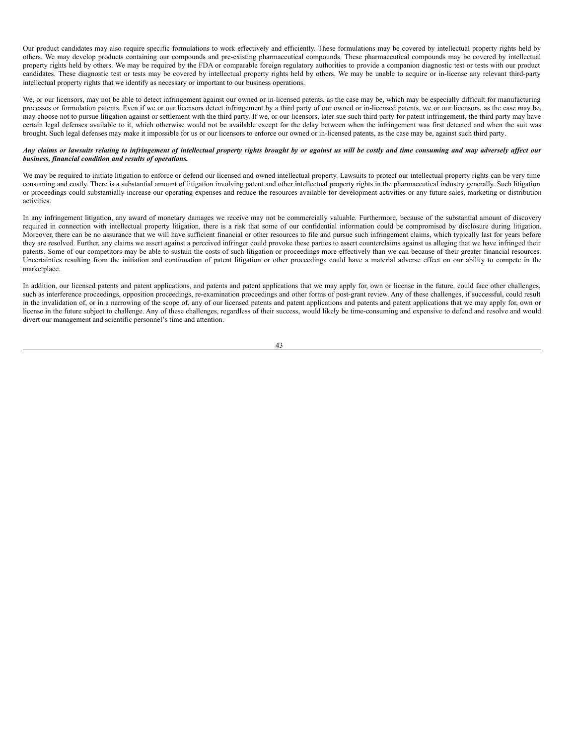Our product candidates may also require specific formulations to work effectively and efficiently. These formulations may be covered by intellectual property rights held by others. We may develop products containing our compounds and pre-existing pharmaceutical compounds. These pharmaceutical compounds may be covered by intellectual property rights held by others. We may be required by the FDA or comparable foreign regulatory authorities to provide a companion diagnostic test or tests with our product candidates. These diagnostic test or tests may be covered by intellectual property rights held by others. We may be unable to acquire or in-license any relevant third-party intellectual property rights that we identify as necessary or important to our business operations.

We, or our licensors, may not be able to detect infringement against our owned or in-licensed patents, as the case may be, which may be especially difficult for manufacturing processes or formulation patents. Even if we or our licensors detect infringement by a third party of our owned or in-licensed patents, we or our licensors, as the case may be, may choose not to pursue litigation against or settlement with the third party. If we, or our licensors, later sue such third party for patent infringement, the third party may have certain legal defenses available to it, which otherwise would not be available except for the delay between when the infringement was first detected and when the suit was brought. Such legal defenses may make it impossible for us or our licensors to enforce our owned or in-licensed patents, as the case may be, against such third party.

***Any claims or lawsuits relating to infringement of intellectual property rights brought by or against us will be costly and time consuming and may adversely affect our business, financial condition and results of operations.***

We may be required to initiate litigation to enforce or defend our licensed and owned intellectual property. Lawsuits to protect our intellectual property rights can be very time consuming and costly. There is a substantial amount of litigation involving patent and other intellectual property rights in the pharmaceutical industry generally. Such litigation or proceedings could substantially increase our operating expenses and reduce the resources available for development activities or any future sales, marketing or distribution activities.

In any infringement litigation, any award of monetary damages we receive may not be commercially valuable. Furthermore, because of the substantial amount of discovery required in connection with intellectual property litigation, there is a risk that some of our confidential information could be compromised by disclosure during litigation. Moreover, there can be no assurance that we will have sufficient financial or other resources to file and pursue such infringement claims, which typically last for years before they are resolved. Further, any claims we assert against a perceived infringer could provoke these parties to assert counterclaims against us alleging that we have infringed their patents. Some of our competitors may be able to sustain the costs of such litigation or proceedings more effectively than we can because of their greater financial resources. Uncertainties resulting from the initiation and continuation of patent litigation or other proceedings could have a material adverse effect on our ability to compete in the marketplace.

In addition, our licensed patents and patent applications, and patents and patent applications that we may apply for, own or license in the future, could face other challenges, such as interference proceedings, opposition proceedings, re-examination proceedings and other forms of post-grant review. Any of these challenges, if successful, could result in the invalidation of, or in a narrowing of the scope of, any of our licensed patents and patent applications and patents and patent applications that we may apply for, own or license in the future subject to challenge. Any of these challenges, regardless of their success, would likely be time-consuming and expensive to defend and resolve and would divert our management and scientific personnel's time and attention.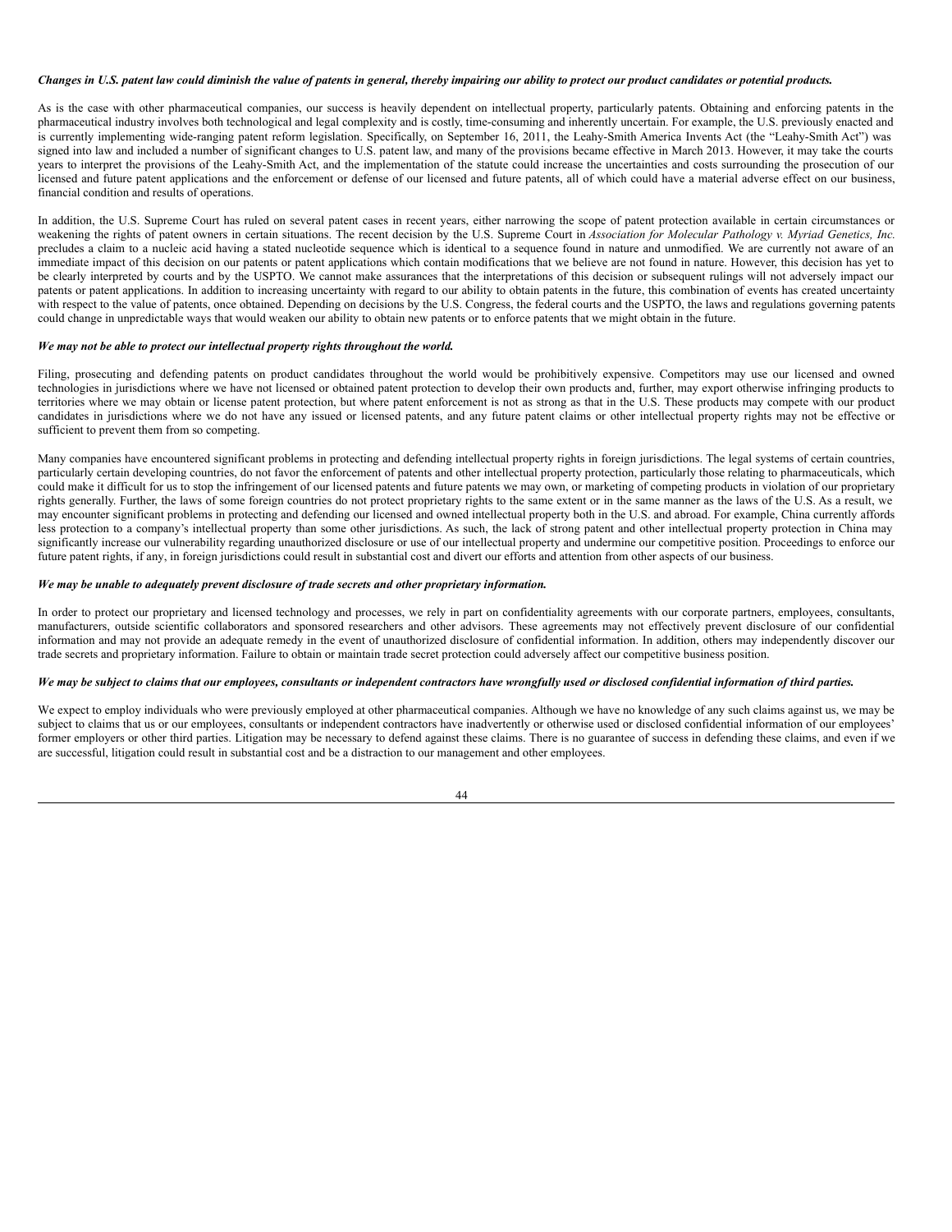***Changes in U.S. patent law could diminish the value of patents in general, thereby impairing our ability to protect our product candidates or potential products.***

As is the case with other pharmaceutical companies, our success is heavily dependent on intellectual property, particularly patents. Obtaining and enforcing patents in the pharmaceutical industry involves both technological and legal complexity and is costly, time-consuming and inherently uncertain. For example, the U.S. previously enacted and is currently implementing wide-ranging patent reform legislation. Specifically, on September 16, 2011, the Leahy-Smith America Invents Act (the "Leahy-Smith Act") was signed into law and included a number of significant changes to U.S. patent law, and many of the provisions became effective in March 2013. However, it may take the courts years to interpret the provisions of the Leahy-Smith Act, and the implementation of the statute could increase the uncertainties and costs surrounding the prosecution of our licensed and future patent applications and the enforcement or defense of our licensed and future patents, all of which could have a material adverse effect on our business, financial condition and results of operations.

In addition, the U.S. Supreme Court has ruled on several patent cases in recent years, either narrowing the scope of patent protection available in certain circumstances or weakening the rights of patent owners in certain situations. The recent decision by the U.S. Supreme Court in *Association for Molecular Pathology v. Myriad Genetics, Inc.* precludes a claim to a nucleic acid having a stated nucleotide sequence which is identical to a sequence found in nature and unmodified. We are currently not aware of an immediate impact of this decision on our patents or patent applications which contain modifications that we believe are not found in nature. However, this decision has yet to be clearly interpreted by courts and by the USPTO. We cannot make assurances that the interpretations of this decision or subsequent rulings will not adversely impact our patents or patent applications. In addition to increasing uncertainty with regard to our ability to obtain patents in the future, this combination of events has created uncertainty with respect to the value of patents, once obtained. Depending on decisions by the U.S. Congress, the federal courts and the USPTO, the laws and regulations governing patents could change in unpredictable ways that would weaken our ability to obtain new patents or to enforce patents that we might obtain in the future.

***We may not be able to protect our intellectual property rights throughout the world.***

Filing, prosecuting and defending patents on product candidates throughout the world would be prohibitively expensive. Competitors may use our licensed and owned technologies in jurisdictions where we have not licensed or obtained patent protection to develop their own products and, further, may export otherwise infringing products to territories where we may obtain or license patent protection, but where patent enforcement is not as strong as that in the U.S. These products may compete with our product candidates in jurisdictions where we do not have any issued or licensed patents, and any future patent claims or other intellectual property rights may not be effective or sufficient to prevent them from so competing.

Many companies have encountered significant problems in protecting and defending intellectual property rights in foreign jurisdictions. The legal systems of certain countries, particularly certain developing countries, do not favor the enforcement of patents and other intellectual property protection, particularly those relating to pharmaceuticals, which could make it difficult for us to stop the infringement of our licensed patents and future patents we may own, or marketing of competing products in violation of our proprietary rights generally. Further, the laws of some foreign countries do not protect proprietary rights to the same extent or in the same manner as the laws of the U.S. As a result, we may encounter significant problems in protecting and defending our licensed and owned intellectual property both in the U.S. and abroad. For example, China currently affords less protection to a company's intellectual property than some other jurisdictions. As such, the lack of strong patent and other intellectual property protection in China may significantly increase our vulnerability regarding unauthorized disclosure or use of our intellectual property and undermine our competitive position. Proceedings to enforce our future patent rights, if any, in foreign jurisdictions could result in substantial cost and divert our efforts and attention from other aspects of our business.

***We may be unable to adequately prevent disclosure of trade secrets and other proprietary information.***

In order to protect our proprietary and licensed technology and processes, we rely in part on confidentiality agreements with our corporate partners, employees, consultants, manufacturers, outside scientific collaborators and sponsored researchers and other advisors. These agreements may not effectively prevent disclosure of our confidential information and may not provide an adequate remedy in the event of unauthorized disclosure of confidential information. In addition, others may independently discover our trade secrets and proprietary information. Failure to obtain or maintain trade secret protection could adversely affect our competitive business position.

***We may be subject to claims that our employees, consultants or independent contractors have wrongfully used or disclosed confidential information of third parties.***

We expect to employ individuals who were previously employed at other pharmaceutical companies. Although we have no knowledge of any such claims against us, we may be subject to claims that us or our employees, consultants or independent contractors have inadvertently or otherwise used or disclosed confidential information of our employees' former employers or other third parties. Litigation may be necessary to defend against these claims. There is no guarantee of success in defending these claims, and even if we are successful, litigation could result in substantial cost and be a distraction to our management and other employees.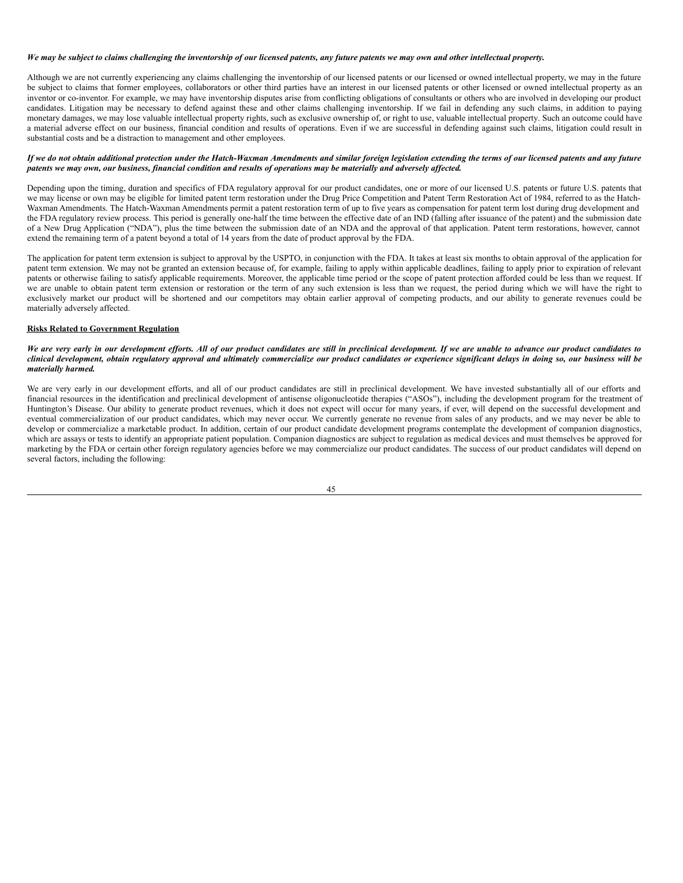***We may be subject to claims challenging the inventorship of our licensed patents, any future patents we may own and other intellectual property.***

Although we are not currently experiencing any claims challenging the inventorship of our licensed patents or our licensed or owned intellectual property, we may in the future be subject to claims that former employees, collaborators or other third parties have an interest in our licensed patents or other licensed or owned intellectual property as an inventor or co-inventor. For example, we may have inventorship disputes arise from conflicting obligations of consultants or others who are involved in developing our product candidates. Litigation may be necessary to defend against these and other claims challenging inventorship. If we fail in defending any such claims, in addition to paying monetary damages, we may lose valuable intellectual property rights, such as exclusive ownership of, or right to use, valuable intellectual property. Such an outcome could have a material adverse effect on our business, financial condition and results of operations. Even if we are successful in defending against such claims, litigation could result in substantial costs and be a distraction to management and other employees.

***If we do not obtain additional protection under the Hatch-Waxman Amendments and similar foreign legislation extending the terms of our licensed patents and any future patents we may own, our business, financial condition and results of operations may be materially and adversely affected.***

Depending upon the timing, duration and specifics of FDA regulatory approval for our product candidates, one or more of our licensed U.S. patents or future U.S. patents that we may license or own may be eligible for limited patent term restoration under the Drug Price Competition and Patent Term Restoration Act of 1984, referred to as the Hatch-Waxman Amendments. The Hatch-Waxman Amendments permit a patent restoration term of up to five years as compensation for patent term lost during drug development and the FDA regulatory review process. This period is generally one-half the time between the effective date of an IND (falling after issuance of the patent) and the submission date of a New Drug Application ("NDA"), plus the time between the submission date of an NDA and the approval of that application. Patent term restorations, however, cannot extend the remaining term of a patent beyond a total of 14 years from the date of product approval by the FDA.

The application for patent term extension is subject to approval by the USPTO, in conjunction with the FDA. It takes at least six months to obtain approval of the application for patent term extension. We may not be granted an extension because of, for example, failing to apply within applicable deadlines, failing to apply prior to expiration of relevant patents or otherwise failing to satisfy applicable requirements. Moreover, the applicable time period or the scope of patent protection afforded could be less than we request. If we are unable to obtain patent term extension or restoration or the term of any such extension is less than we request, the period during which we will have the right to exclusively market our product will be shortened and our competitors may obtain earlier approval of competing products, and our ability to generate revenues could be materially adversely affected.

**Risks Related to Government Regulation**

***We are very early in our development efforts. All of our product candidates are still in preclinical development. If we are unable to advance our product candidates to clinical development, obtain regulatory approval and ultimately commercialize our product candidates or experience significant delays in doing so, our business will be materially harmed.***

We are very early in our development efforts, and all of our product candidates are still in preclinical development. We have invested substantially all of our efforts and financial resources in the identification and preclinical development of antisense oligonucleotide therapies ("ASOs"), including the development program for the treatment of Huntington's Disease. Our ability to generate product revenues, which it does not expect will occur for many years, if ever, will depend on the successful development and eventual commercialization of our product candidates, which may never occur. We currently generate no revenue from sales of any products, and we may never be able to develop or commercialize a marketable product. In addition, certain of our product candidate development programs contemplate the development of companion diagnostics, which are assays or tests to identify an appropriate patient population. Companion diagnostics are subject to regulation as medical devices and must themselves be approved for marketing by the FDA or certain other foreign regulatory agencies before we may commercialize our product candidates. The success of our product candidates will depend on several factors, including the following: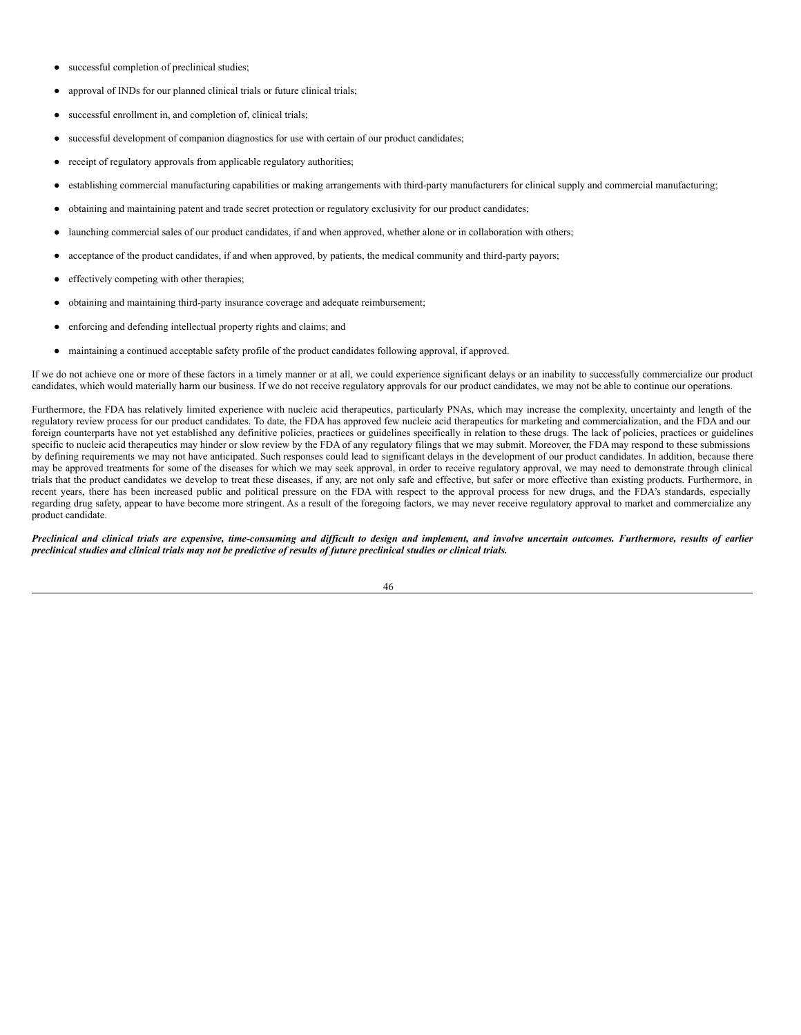- successful completion of preclinical studies;
- approval of INDs for our planned clinical trials or future clinical trials;
- successful enrollment in, and completion of, clinical trials;
- successful development of companion diagnostics for use with certain of our product candidates;
- receipt of regulatory approvals from applicable regulatory authorities;
- establishing commercial manufacturing capabilities or making arrangements with third-party manufacturers for clinical supply and commercial manufacturing;
- obtaining and maintaining patent and trade secret protection or regulatory exclusivity for our product candidates;
- launching commercial sales of our product candidates, if and when approved, whether alone or in collaboration with others;
- acceptance of the product candidates, if and when approved, by patients, the medical community and third-party payors;
- effectively competing with other therapies;
- obtaining and maintaining third-party insurance coverage and adequate reimbursement;
- enforcing and defending intellectual property rights and claims; and
- maintaining a continued acceptable safety profile of the product candidates following approval, if approved.

If we do not achieve one or more of these factors in a timely manner or at all, we could experience significant delays or an inability to successfully commercialize our product candidates, which would materially harm our business. If we do not receive regulatory approvals for our product candidates, we may not be able to continue our operations.

Furthermore, the FDA has relatively limited experience with nucleic acid therapeutics, particularly PNAs, which may increase the complexity, uncertainty and length of the regulatory review process for our product candidates. To date, the FDA has approved few nucleic acid therapeutics for marketing and commercialization, and the FDA and our foreign counterparts have not yet established any definitive policies, practices or guidelines specifically in relation to these drugs. The lack of policies, practices or guidelines specific to nucleic acid therapeutics may hinder or slow review by the FDA of any regulatory filings that we may submit. Moreover, the FDA may respond to these submissions by defining requirements we may not have anticipated. Such responses could lead to significant delays in the development of our product candidates. In addition, because there may be approved treatments for some of the diseases for which we may seek approval, in order to receive regulatory approval, we may need to demonstrate through clinical trials that the product candidates we develop to treat these diseases, if any, are not only safe and effective, but safer or more effective than existing products. Furthermore, in recent years, there has been increased public and political pressure on the FDA with respect to the approval process for new drugs, and the FDA's standards, especially regarding drug safety, appear to have become more stringent. As a result of the foregoing factors, we may never receive regulatory approval to market and commercialize any product candidate.

***Preclinical and clinical trials are expensive, time-consuming and difficult to design and implement, and involve uncertain outcomes. Furthermore, results of earlier preclinical studies and clinical trials may not be predictive of results of future preclinical studies or clinical trials.***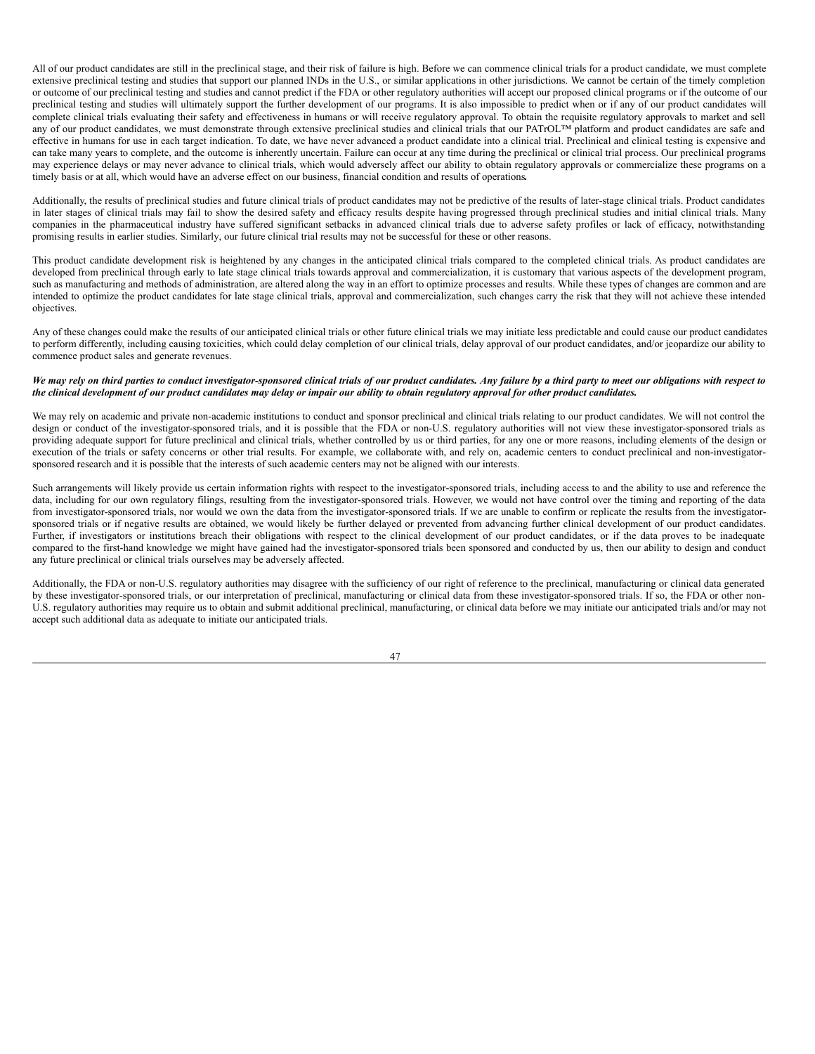All of our product candidates are still in the preclinical stage, and their risk of failure is high. Before we can commence clinical trials for a product candidate, we must complete extensive preclinical testing and studies that support our planned INDs in the U.S., or similar applications in other jurisdictions. We cannot be certain of the timely completion or outcome of our preclinical testing and studies and cannot predict if the FDA or other regulatory authorities will accept our proposed clinical programs or if the outcome of our preclinical testing and studies will ultimately support the further development of our programs. It is also impossible to predict when or if any of our product candidates will complete clinical trials evaluating their safety and effectiveness in humans or will receive regulatory approval. To obtain the requisite regulatory approvals to market and sell any of our product candidates, we must demonstrate through extensive preclinical studies and clinical trials that our PATrOL™ platform and product candidates are safe and effective in humans for use in each target indication. To date, we have never advanced a product candidate into a clinical trial. Preclinical and clinical testing is expensive and can take many years to complete, and the outcome is inherently uncertain. Failure can occur at any time during the preclinical or clinical trial process. Our preclinical programs may experience delays or may never advance to clinical trials, which would adversely affect our ability to obtain regulatory approvals or commercialize these programs on a timely basis or at all, which would have an adverse effect on our business, financial condition and results of operations.

Additionally, the results of preclinical studies and future clinical trials of product candidates may not be predictive of the results of later-stage clinical trials. Product candidates in later stages of clinical trials may fail to show the desired safety and efficacy results despite having progressed through preclinical studies and initial clinical trials. Many companies in the pharmaceutical industry have suffered significant setbacks in advanced clinical trials due to adverse safety profiles or lack of efficacy, notwithstanding promising results in earlier studies. Similarly, our future clinical trial results may not be successful for these or other reasons.

This product candidate development risk is heightened by any changes in the anticipated clinical trials compared to the completed clinical trials. As product candidates are developed from preclinical through early to late stage clinical trials towards approval and commercialization, it is customary that various aspects of the development program, such as manufacturing and methods of administration, are altered along the way in an effort to optimize processes and results. While these types of changes are common and are intended to optimize the product candidates for late stage clinical trials, approval and commercialization, such changes carry the risk that they will not achieve these intended objectives.

Any of these changes could make the results of our anticipated clinical trials or other future clinical trials we may initiate less predictable and could cause our product candidates to perform differently, including causing toxicities, which could delay completion of our clinical trials, delay approval of our product candidates, and/or jeopardize our ability to commence product sales and generate revenues.

***We may rely on third parties to conduct investigator-sponsored clinical trials of our product candidates. Any failure by a third party to meet our obligations with respect to the clinical development of our product candidates may delay or impair our ability to obtain regulatory approval for other product candidates.***

We may rely on academic and private non-academic institutions to conduct and sponsor preclinical and clinical trials relating to our product candidates. We will not control the design or conduct of the investigator-sponsored trials, and it is possible that the FDA or non-U.S. regulatory authorities will not view these investigator-sponsored trials as providing adequate support for future preclinical and clinical trials, whether controlled by us or third parties, for any one or more reasons, including elements of the design or execution of the trials or safety concerns or other trial results. For example, we collaborate with, and rely on, academic centers to conduct preclinical and non-investigator-sponsored research and it is possible that the interests of such academic centers may not be aligned with our interests.

Such arrangements will likely provide us certain information rights with respect to the investigator-sponsored trials, including access to and the ability to use and reference the data, including for our own regulatory filings, resulting from the investigator-sponsored trials. However, we would not have control over the timing and reporting of the data from investigator-sponsored trials, nor would we own the data from the investigator-sponsored trials. If we are unable to confirm or replicate the results from the investigator-sponsored trials or if negative results are obtained, we would likely be further delayed or prevented from advancing further clinical development of our product candidates. Further, if investigators or institutions breach their obligations with respect to the clinical development of our product candidates, or if the data proves to be inadequate compared to the first-hand knowledge we might have gained had the investigator-sponsored trials been sponsored and conducted by us, then our ability to design and conduct any future preclinical or clinical trials ourselves may be adversely affected.

Additionally, the FDA or non-U.S. regulatory authorities may disagree with the sufficiency of our right of reference to the preclinical, manufacturing or clinical data generated by these investigator-sponsored trials, or our interpretation of preclinical, manufacturing or clinical data from these investigator-sponsored trials. If so, the FDA or other non-U.S. regulatory authorities may require us to obtain and submit additional preclinical, manufacturing, or clinical data before we may initiate our anticipated trials and/or may not accept such additional data as adequate to initiate our anticipated trials.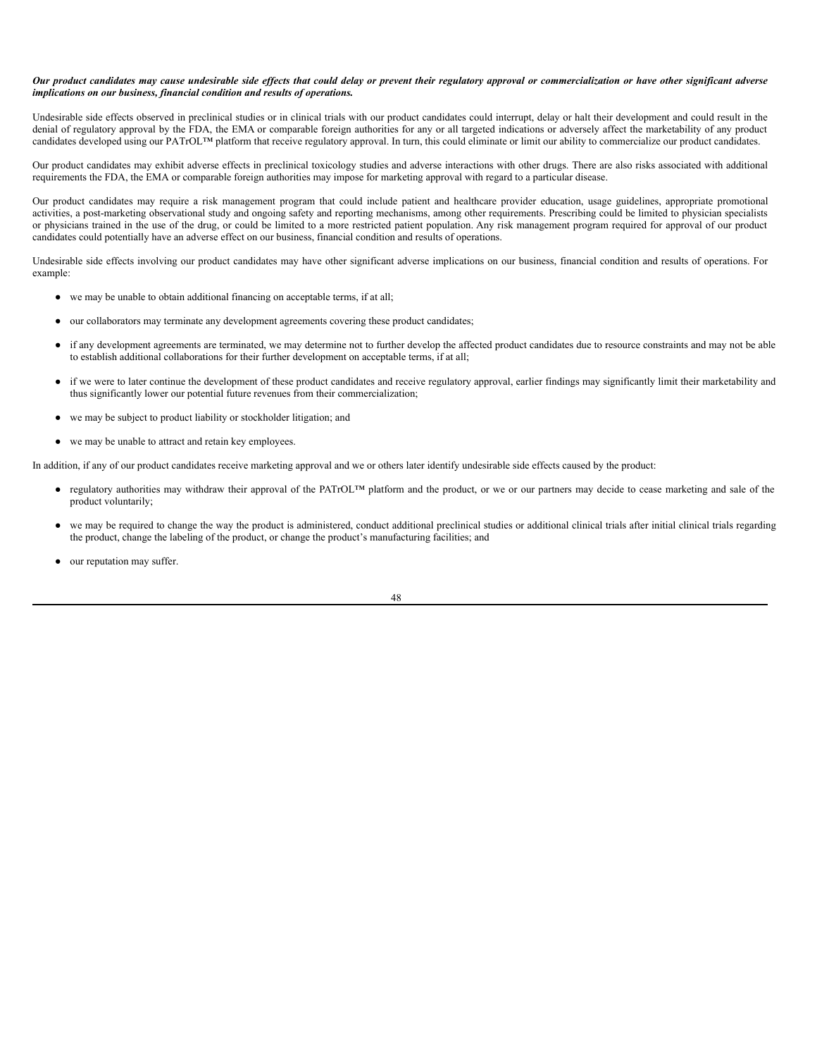***Our product candidates may cause undesirable side effects that could delay or prevent their regulatory approval or commercialization or have other significant adverse implications on our business, financial condition and results of operations.***

Undesirable side effects observed in preclinical studies or in clinical trials with our product candidates could interrupt, delay or halt their development and could result in the denial of regulatory approval by the FDA, the EMA or comparable foreign authorities for any or all targeted indications or adversely affect the marketability of any product candidates developed using our PATrOL™ platform that receive regulatory approval. In turn, this could eliminate or limit our ability to commercialize our product candidates.

Our product candidates may exhibit adverse effects in preclinical toxicology studies and adverse interactions with other drugs. There are also risks associated with additional requirements the FDA, the EMA or comparable foreign authorities may impose for marketing approval with regard to a particular disease.

Our product candidates may require a risk management program that could include patient and healthcare provider education, usage guidelines, appropriate promotional activities, a post-marketing observational study and ongoing safety and reporting mechanisms, among other requirements. Prescribing could be limited to physician specialists or physicians trained in the use of the drug, or could be limited to a more restricted patient population. Any risk management program required for approval of our product candidates could potentially have an adverse effect on our business, financial condition and results of operations.

Undesirable side effects involving our product candidates may have other significant adverse implications on our business, financial condition and results of operations. For example:

- we may be unable to obtain additional financing on acceptable terms, if at all;
- our collaborators may terminate any development agreements covering these product candidates;
- if any development agreements are terminated, we may determine not to further develop the affected product candidates due to resource constraints and may not be able to establish additional collaborations for their further development on acceptable terms, if at all;
- if we were to later continue the development of these product candidates and receive regulatory approval, earlier findings may significantly limit their marketability and thus significantly lower our potential future revenues from their commercialization;
- we may be subject to product liability or stockholder litigation; and
- we may be unable to attract and retain key employees.

In addition, if any of our product candidates receive marketing approval and we or others later identify undesirable side effects caused by the product:

- regulatory authorities may withdraw their approval of the PATrOL™ platform and the product, or we or our partners may decide to cease marketing and sale of the product voluntarily;
- we may be required to change the way the product is administered, conduct additional preclinical studies or additional clinical trials after initial clinical trials regarding the product, change the labeling of the product, or change the product's manufacturing facilities; and
- our reputation may suffer.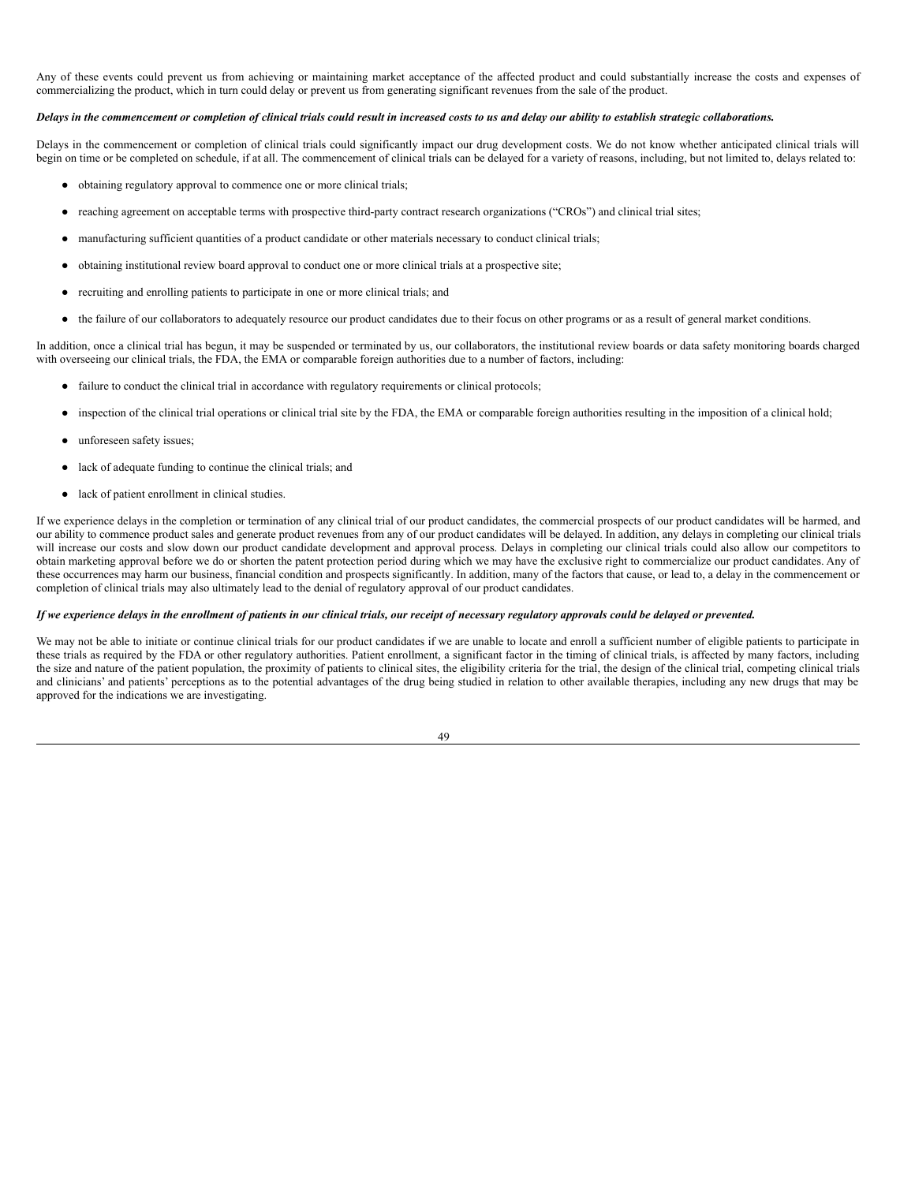Any of these events could prevent us from achieving or maintaining market acceptance of the affected product and could substantially increase the costs and expenses of commercializing the product, which in turn could delay or prevent us from generating significant revenues from the sale of the product.

***Delays in the commencement or completion of clinical trials could result in increased costs to us and delay our ability to establish strategic collaborations.***

Delays in the commencement or completion of clinical trials could significantly impact our drug development costs. We do not know whether anticipated clinical trials will begin on time or be completed on schedule, if at all. The commencement of clinical trials can be delayed for a variety of reasons, including, but not limited to, delays related to:

- obtaining regulatory approval to commence one or more clinical trials;
- reaching agreement on acceptable terms with prospective third-party contract research organizations ("CROs") and clinical trial sites;
- manufacturing sufficient quantities of a product candidate or other materials necessary to conduct clinical trials;
- obtaining institutional review board approval to conduct one or more clinical trials at a prospective site;
- recruiting and enrolling patients to participate in one or more clinical trials; and
- the failure of our collaborators to adequately resource our product candidates due to their focus on other programs or as a result of general market conditions.

In addition, once a clinical trial has begun, it may be suspended or terminated by us, our collaborators, the institutional review boards or data safety monitoring boards charged with overseeing our clinical trials, the FDA, the EMA or comparable foreign authorities due to a number of factors, including:

- failure to conduct the clinical trial in accordance with regulatory requirements or clinical protocols;
- inspection of the clinical trial operations or clinical trial site by the FDA, the EMA or comparable foreign authorities resulting in the imposition of a clinical hold;
- unforeseen safety issues;
- lack of adequate funding to continue the clinical trials; and
- lack of patient enrollment in clinical studies.

If we experience delays in the completion or termination of any clinical trial of our product candidates, the commercial prospects of our product candidates will be harmed, and our ability to commence product sales and generate product revenues from any of our product candidates will be delayed. In addition, any delays in completing our clinical trials will increase our costs and slow down our product candidate development and approval process. Delays in completing our clinical trials could also allow our competitors to obtain marketing approval before we do or shorten the patent protection period during which we may have the exclusive right to commercialize our product candidates. Any of these occurrences may harm our business, financial condition and prospects significantly. In addition, many of the factors that cause, or lead to, a delay in the commencement or completion of clinical trials may also ultimately lead to the denial of regulatory approval of our product candidates.

***If we experience delays in the enrollment of patients in our clinical trials, our receipt of necessary regulatory approvals could be delayed or prevented.***

We may not be able to initiate or continue clinical trials for our product candidates if we are unable to locate and enroll a sufficient number of eligible patients to participate in these trials as required by the FDA or other regulatory authorities. Patient enrollment, a significant factor in the timing of clinical trials, is affected by many factors, including the size and nature of the patient population, the proximity of patients to clinical sites, the eligibility criteria for the trial, the design of the clinical trial, competing clinical trials and clinicians' and patients' perceptions as to the potential advantages of the drug being studied in relation to other available therapies, including any new drugs that may be approved for the indications we are investigating.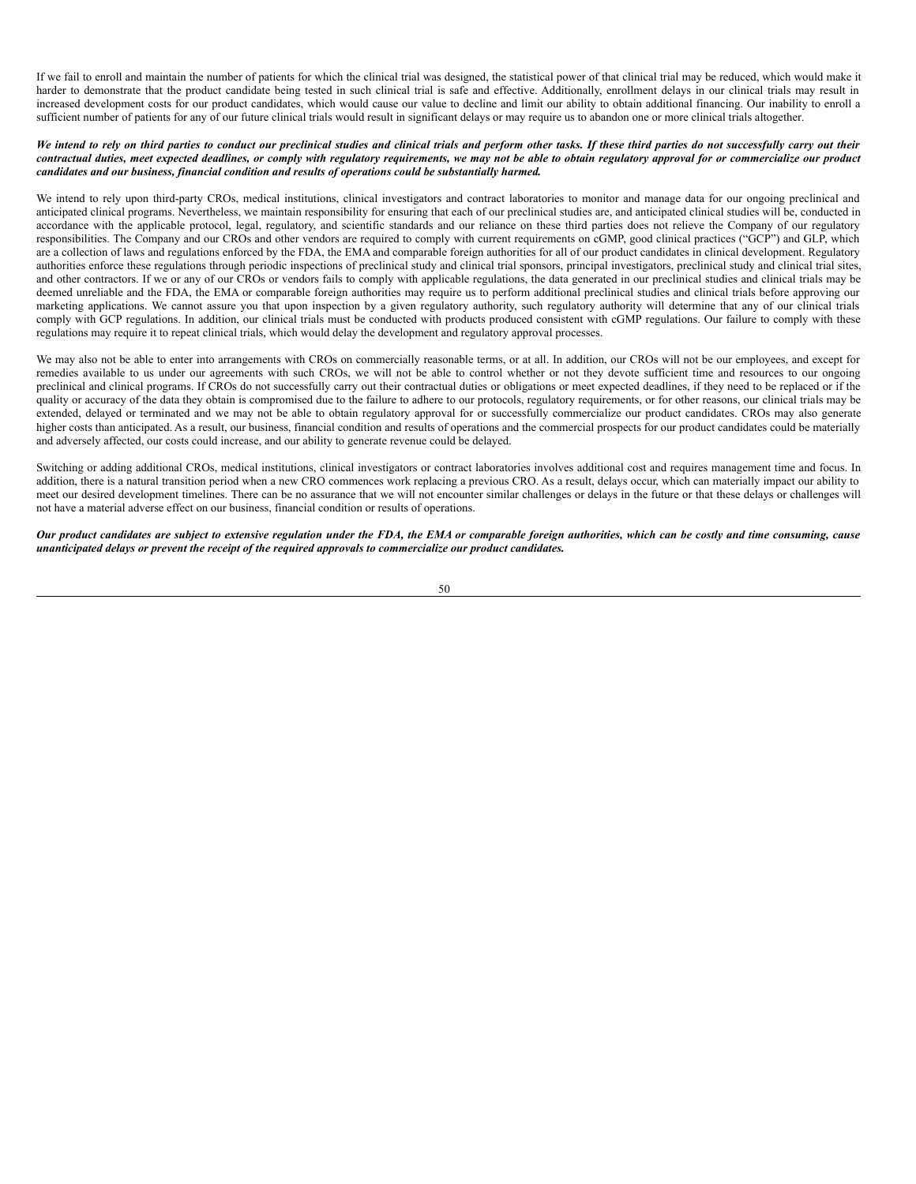If we fail to enroll and maintain the number of patients for which the clinical trial was designed, the statistical power of that clinical trial may be reduced, which would make it harder to demonstrate that the product candidate being tested in such clinical trial is safe and effective. Additionally, enrollment delays in our clinical trials may result in increased development costs for our product candidates, which would cause our value to decline and limit our ability to obtain additional financing. Our inability to enroll a sufficient number of patients for any of our future clinical trials would result in significant delays or may require us to abandon one or more clinical trials altogether.

***We intend to rely on third parties to conduct our preclinical studies and clinical trials and perform other tasks. If these third parties do not successfully carry out their contractual duties, meet expected deadlines, or comply with regulatory requirements, we may not be able to obtain regulatory approval for or commercialize our product candidates and our business, financial condition and results of operations could be substantially harmed.***

We intend to rely upon third-party CROs, medical institutions, clinical investigators and contract laboratories to monitor and manage data for our ongoing preclinical and anticipated clinical programs. Nevertheless, we maintain responsibility for ensuring that each of our preclinical studies are, and anticipated clinical studies will be, conducted in accordance with the applicable protocol, legal, regulatory, and scientific standards and our reliance on these third parties does not relieve the Company of our regulatory responsibilities. The Company and our CROs and other vendors are required to comply with current requirements on cGMP, good clinical practices ("GCP") and GLP, which are a collection of laws and regulations enforced by the FDA, the EMA and comparable foreign authorities for all of our product candidates in clinical development. Regulatory authorities enforce these regulations through periodic inspections of preclinical study and clinical trial sponsors, principal investigators, preclinical study and clinical trial sites, and other contractors. If we or any of our CROs or vendors fails to comply with applicable regulations, the data generated in our preclinical studies and clinical trials may be deemed unreliable and the FDA, the EMA or comparable foreign authorities may require us to perform additional preclinical studies and clinical trials before approving our marketing applications. We cannot assure you that upon inspection by a given regulatory authority, such regulatory authority will determine that any of our clinical trials comply with GCP regulations. In addition, our clinical trials must be conducted with products produced consistent with cGMP regulations. Our failure to comply with these regulations may require it to repeat clinical trials, which would delay the development and regulatory approval processes.

We may also not be able to enter into arrangements with CROs on commercially reasonable terms, or at all. In addition, our CROs will not be our employees, and except for remedies available to us under our agreements with such CROs, we will not be able to control whether or not they devote sufficient time and resources to our ongoing preclinical and clinical programs. If CROs do not successfully carry out their contractual duties or obligations or meet expected deadlines, if they need to be replaced or if the quality or accuracy of the data they obtain is compromised due to the failure to adhere to our protocols, regulatory requirements, or for other reasons, our clinical trials may be extended, delayed or terminated and we may not be able to obtain regulatory approval for or successfully commercialize our product candidates. CROs may also generate higher costs than anticipated. As a result, our business, financial condition and results of operations and the commercial prospects for our product candidates could be materially and adversely affected, our costs could increase, and our ability to generate revenue could be delayed.

Switching or adding additional CROs, medical institutions, clinical investigators or contract laboratories involves additional cost and requires management time and focus. In addition, there is a natural transition period when a new CRO commences work replacing a previous CRO. As a result, delays occur, which can materially impact our ability to meet our desired development timelines. There can be no assurance that we will not encounter similar challenges or delays in the future or that these delays or challenges will not have a material adverse effect on our business, financial condition or results of operations.

***Our product candidates are subject to extensive regulation under the FDA, the EMA or comparable foreign authorities, which can be costly and time consuming, cause unanticipated delays or prevent the receipt of the required approvals to commercialize our product candidates.***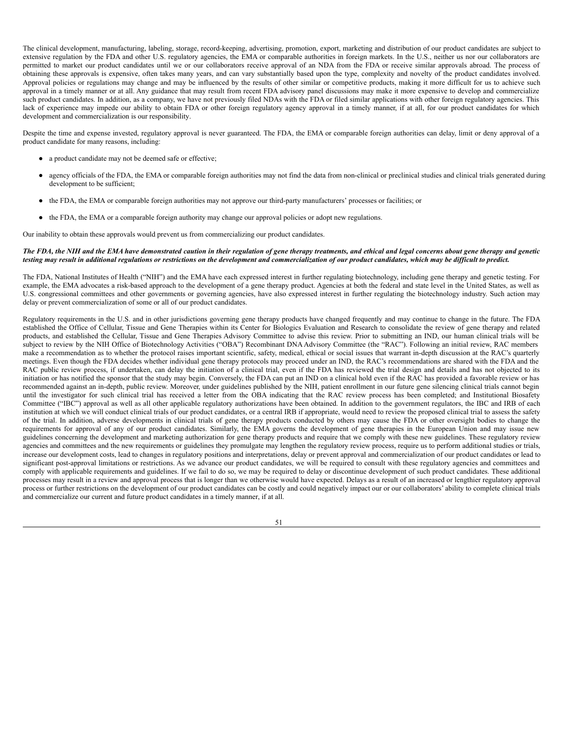The clinical development, manufacturing, labeling, storage, record-keeping, advertising, promotion, export, marketing and distribution of our product candidates are subject to extensive regulation by the FDA and other U.S. regulatory agencies, the EMA or comparable authorities in foreign markets. In the U.S., neither us nor our collaborators are permitted to market our product candidates until we or our collaborators receive approval of an NDA from the FDA or receive similar approvals abroad. The process of obtaining these approvals is expensive, often takes many years, and can vary substantially based upon the type, complexity and novelty of the product candidates involved. Approval policies or regulations may change and may be influenced by the results of other similar or competitive products, making it more difficult for us to achieve such approval in a timely manner or at all. Any guidance that may result from recent FDA advisory panel discussions may make it more expensive to develop and commercialize such product candidates. In addition, as a company, we have not previously filed NDAs with the FDA or filed similar applications with other foreign regulatory agencies. This lack of experience may impede our ability to obtain FDA or other foreign regulatory agency approval in a timely manner, if at all, for our product candidates for which development and commercialization is our responsibility.

Despite the time and expense invested, regulatory approval is never guaranteed. The FDA, the EMA or comparable foreign authorities can delay, limit or deny approval of a product candidate for many reasons, including:

- a product candidate may not be deemed safe or effective;
- agency officials of the FDA, the EMA or comparable foreign authorities may not find the data from non-clinical or preclinical studies and clinical trials generated during development to be sufficient;
- the FDA, the EMA or comparable foreign authorities may not approve our third-party manufacturers' processes or facilities; or
- the FDA, the EMA or a comparable foreign authority may change our approval policies or adopt new regulations.

Our inability to obtain these approvals would prevent us from commercializing our product candidates.

***The FDA, the NIH and the EMA have demonstrated caution in their regulation of gene therapy treatments, and ethical and legal concerns about gene therapy and genetic testing may result in additional regulations or restrictions on the development and commercialization of our product candidates, which may be difficult to predict.***

The FDA, National Institutes of Health ("NIH") and the EMA have each expressed interest in further regulating biotechnology, including gene therapy and genetic testing. For example, the EMA advocates a risk-based approach to the development of a gene therapy product. Agencies at both the federal and state level in the United States, as well as U.S. congressional committees and other governments or governing agencies, have also expressed interest in further regulating the biotechnology industry. Such action may delay or prevent commercialization of some or all of our product candidates.

Regulatory requirements in the U.S. and in other jurisdictions governing gene therapy products have changed frequently and may continue to change in the future. The FDA established the Office of Cellular, Tissue and Gene Therapies within its Center for Biologics Evaluation and Research to consolidate the review of gene therapy and related products, and established the Cellular, Tissue and Gene Therapies Advisory Committee to advise this review. Prior to submitting an IND, our human clinical trials will be subject to review by the NIH Office of Biotechnology Activities ("OBA") Recombinant DNA Advisory Committee (the "RAC"). Following an initial review, RAC members make a recommendation as to whether the protocol raises important scientific, safety, medical, ethical or social issues that warrant in-depth discussion at the RAC's quarterly meetings. Even though the FDA decides whether individual gene therapy protocols may proceed under an IND, the RAC's recommendations are shared with the FDA and the RAC public review process, if undertaken, can delay the initiation of a clinical trial, even if the FDA has reviewed the trial design and details and has not objected to its initiation or has notified the sponsor that the study may begin. Conversely, the FDA can put an IND on a clinical hold even if the RAC has provided a favorable review or has recommended against an in-depth, public review. Moreover, under guidelines published by the NIH, patient enrollment in our future gene silencing clinical trials cannot begin until the investigator for such clinical trial has received a letter from the OBA indicating that the RAC review process has been completed; and Institutional Biosafety Committee ("IBC") approval as well as all other applicable regulatory authorizations have been obtained. In addition to the government regulators, the IBC and IRB of each institution at which we will conduct clinical trials of our product candidates, or a central IRB if appropriate, would need to review the proposed clinical trial to assess the safety of the trial. In addition, adverse developments in clinical trials of gene therapy products conducted by others may cause the FDA or other oversight bodies to change the requirements for approval of any of our product candidates. Similarly, the EMA governs the development of gene therapies in the European Union and may issue new guidelines concerning the development and marketing authorization for gene therapy products and require that we comply with these new guidelines. These regulatory review agencies and committees and the new requirements or guidelines they promulgate may lengthen the regulatory review process, require us to perform additional studies or trials, increase our development costs, lead to changes in regulatory positions and interpretations, delay or prevent approval and commercialization of our product candidates or lead to significant post-approval limitations or restrictions. As we advance our product candidates, we will be required to consult with these regulatory agencies and committees and comply with applicable requirements and guidelines. If we fail to do so, we may be required to delay or discontinue development of such product candidates. These additional processes may result in a review and approval process that is longer than we otherwise would have expected. Delays as a result of an increased or lengthier regulatory approval process or further restrictions on the development of our product candidates can be costly and could negatively impact our or our collaborators' ability to complete clinical trials and commercialize our current and future product candidates in a timely manner, if at all.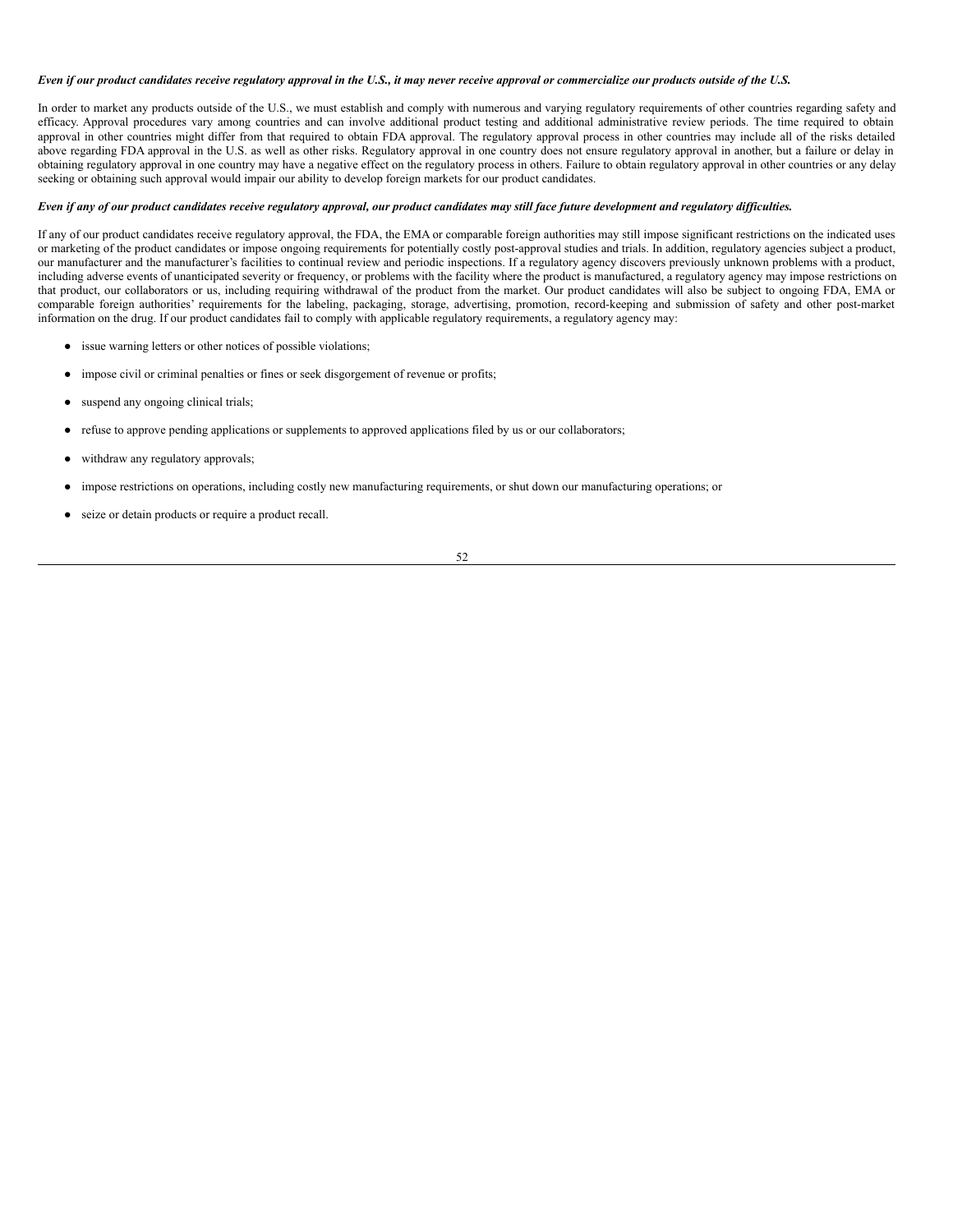***Even if our product candidates receive regulatory approval in the U.S., it may never receive approval or commercialize our products outside of the U.S.***

In order to market any products outside of the U.S., we must establish and comply with numerous and varying regulatory requirements of other countries regarding safety and efficacy. Approval procedures vary among countries and can involve additional product testing and additional administrative review periods. The time required to obtain approval in other countries might differ from that required to obtain FDA approval. The regulatory approval process in other countries may include all of the risks detailed above regarding FDA approval in the U.S. as well as other risks. Regulatory approval in one country does not ensure regulatory approval in another, but a failure or delay in obtaining regulatory approval in one country may have a negative effect on the regulatory process in others. Failure to obtain regulatory approval in other countries or any delay seeking or obtaining such approval would impair our ability to develop foreign markets for our product candidates.

***Even if any of our product candidates receive regulatory approval, our product candidates may still face future development and regulatory difficulties.***

If any of our product candidates receive regulatory approval, the FDA, the EMA or comparable foreign authorities may still impose significant restrictions on the indicated uses or marketing of the product candidates or impose ongoing requirements for potentially costly post-approval studies and trials. In addition, regulatory agencies subject a product, our manufacturer and the manufacturer's facilities to continual review and periodic inspections. If a regulatory agency discovers previously unknown problems with a product, including adverse events of unanticipated severity or frequency, or problems with the facility where the product is manufactured, a regulatory agency may impose restrictions on that product, our collaborators or us, including requiring withdrawal of the product from the market. Our product candidates will also be subject to ongoing FDA, EMA or comparable foreign authorities' requirements for the labeling, packaging, storage, advertising, promotion, record-keeping and submission of safety and other post-market information on the drug. If our product candidates fail to comply with applicable regulatory requirements, a regulatory agency may:

- issue warning letters or other notices of possible violations;
- impose civil or criminal penalties or fines or seek disgorgement of revenue or profits;
- suspend any ongoing clinical trials;
- refuse to approve pending applications or supplements to approved applications filed by us or our collaborators;
- withdraw any regulatory approvals;
- impose restrictions on operations, including costly new manufacturing requirements, or shut down our manufacturing operations; or
- seize or detain products or require a product recall.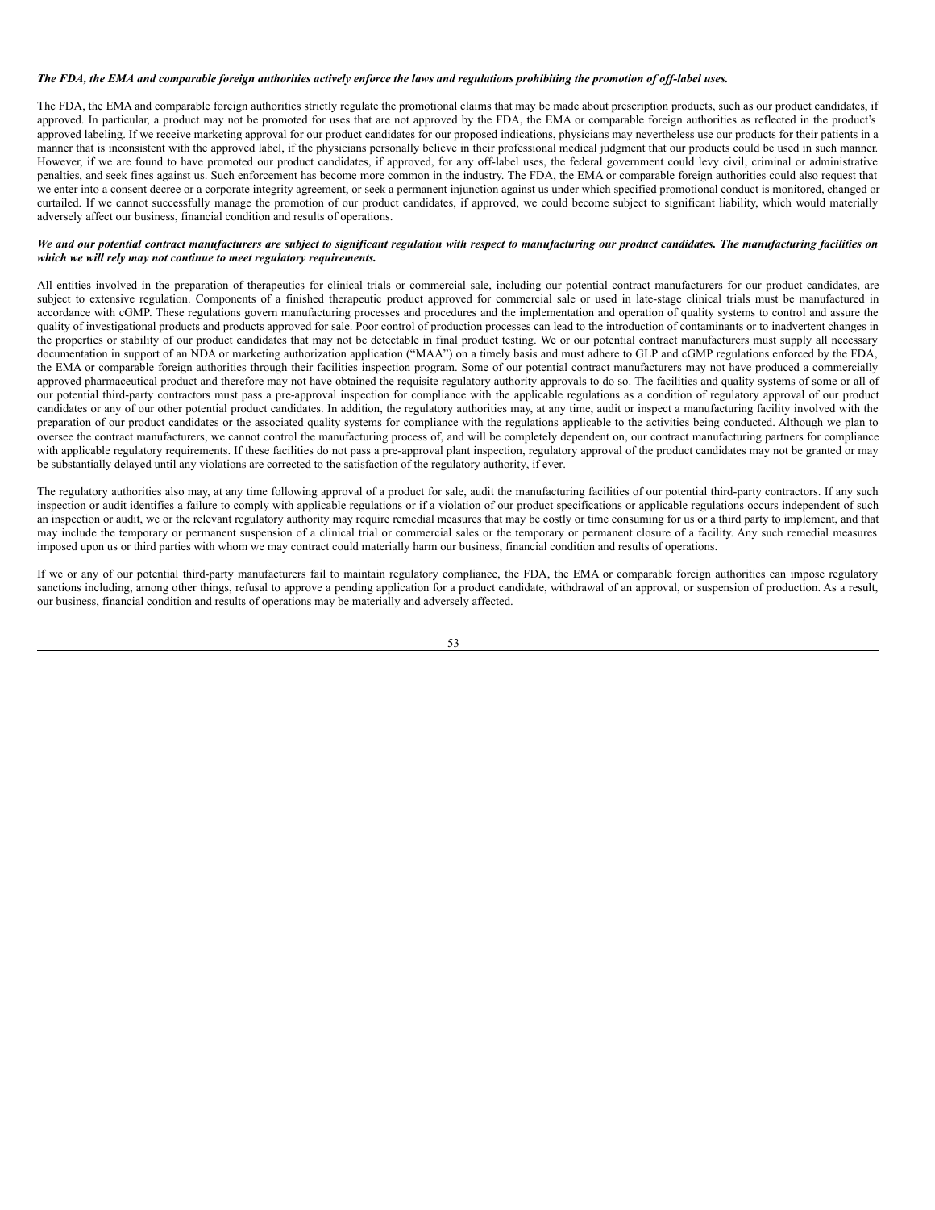***The FDA, the EMA and comparable foreign authorities actively enforce the laws and regulations prohibiting the promotion of off-label uses.***

The FDA, the EMA and comparable foreign authorities strictly regulate the promotional claims that may be made about prescription products, such as our product candidates, if approved. In particular, a product may not be promoted for uses that are not approved by the FDA, the EMA or comparable foreign authorities as reflected in the product's approved labeling. If we receive marketing approval for our product candidates for our proposed indications, physicians may nevertheless use our products for their patients in a manner that is inconsistent with the approved label, if the physicians personally believe in their professional medical judgment that our products could be used in such manner. However, if we are found to have promoted our product candidates, if approved, for any off-label uses, the federal government could levy civil, criminal or administrative penalties, and seek fines against us. Such enforcement has become more common in the industry. The FDA, the EMA or comparable foreign authorities could also request that we enter into a consent decree or a corporate integrity agreement, or seek a permanent injunction against us under which specified promotional conduct is monitored, changed or curtailed. If we cannot successfully manage the promotion of our product candidates, if approved, we could become subject to significant liability, which would materially adversely affect our business, financial condition and results of operations.

***We and our potential contract manufacturers are subject to significant regulation with respect to manufacturing our product candidates. The manufacturing facilities on which we will rely may not continue to meet regulatory requirements.***

All entities involved in the preparation of therapeutics for clinical trials or commercial sale, including our potential contract manufacturers for our product candidates, are subject to extensive regulation. Components of a finished therapeutic product approved for commercial sale or used in late-stage clinical trials must be manufactured in accordance with cGMP. These regulations govern manufacturing processes and procedures and the implementation and operation of quality systems to control and assure the quality of investigational products and products approved for sale. Poor control of production processes can lead to the introduction of contaminants or to inadvertent changes in the properties or stability of our product candidates that may not be detectable in final product testing. We or our potential contract manufacturers must supply all necessary documentation in support of an NDA or marketing authorization application ("MAA") on a timely basis and must adhere to GLP and cGMP regulations enforced by the FDA, the EMA or comparable foreign authorities through their facilities inspection program. Some of our potential contract manufacturers may not have produced a commercially approved pharmaceutical product and therefore may not have obtained the requisite regulatory authority approvals to do so. The facilities and quality systems of some or all of our potential third-party contractors must pass a pre-approval inspection for compliance with the applicable regulations as a condition of regulatory approval of our product candidates or any of our other potential product candidates. In addition, the regulatory authorities may, at any time, audit or inspect a manufacturing facility involved with the preparation of our product candidates or the associated quality systems for compliance with the regulations applicable to the activities being conducted. Although we plan to oversee the contract manufacturers, we cannot control the manufacturing process of, and will be completely dependent on, our contract manufacturing partners for compliance with applicable regulatory requirements. If these facilities do not pass a pre-approval plant inspection, regulatory approval of the product candidates may not be granted or may be substantially delayed until any violations are corrected to the satisfaction of the regulatory authority, if ever.

The regulatory authorities also may, at any time following approval of a product for sale, audit the manufacturing facilities of our potential third-party contractors. If any such inspection or audit identifies a failure to comply with applicable regulations or if a violation of our product specifications or applicable regulations occurs independent of such an inspection or audit, we or the relevant regulatory authority may require remedial measures that may be costly or time consuming for us or a third party to implement, and that may include the temporary or permanent suspension of a clinical trial or commercial sales or the temporary or permanent closure of a facility. Any such remedial measures imposed upon us or third parties with whom we may contract could materially harm our business, financial condition and results of operations.

If we or any of our potential third-party manufacturers fail to maintain regulatory compliance, the FDA, the EMA or comparable foreign authorities can impose regulatory sanctions including, among other things, refusal to approve a pending application for a product candidate, withdrawal of an approval, or suspension of production. As a result, our business, financial condition and results of operations may be materially and adversely affected.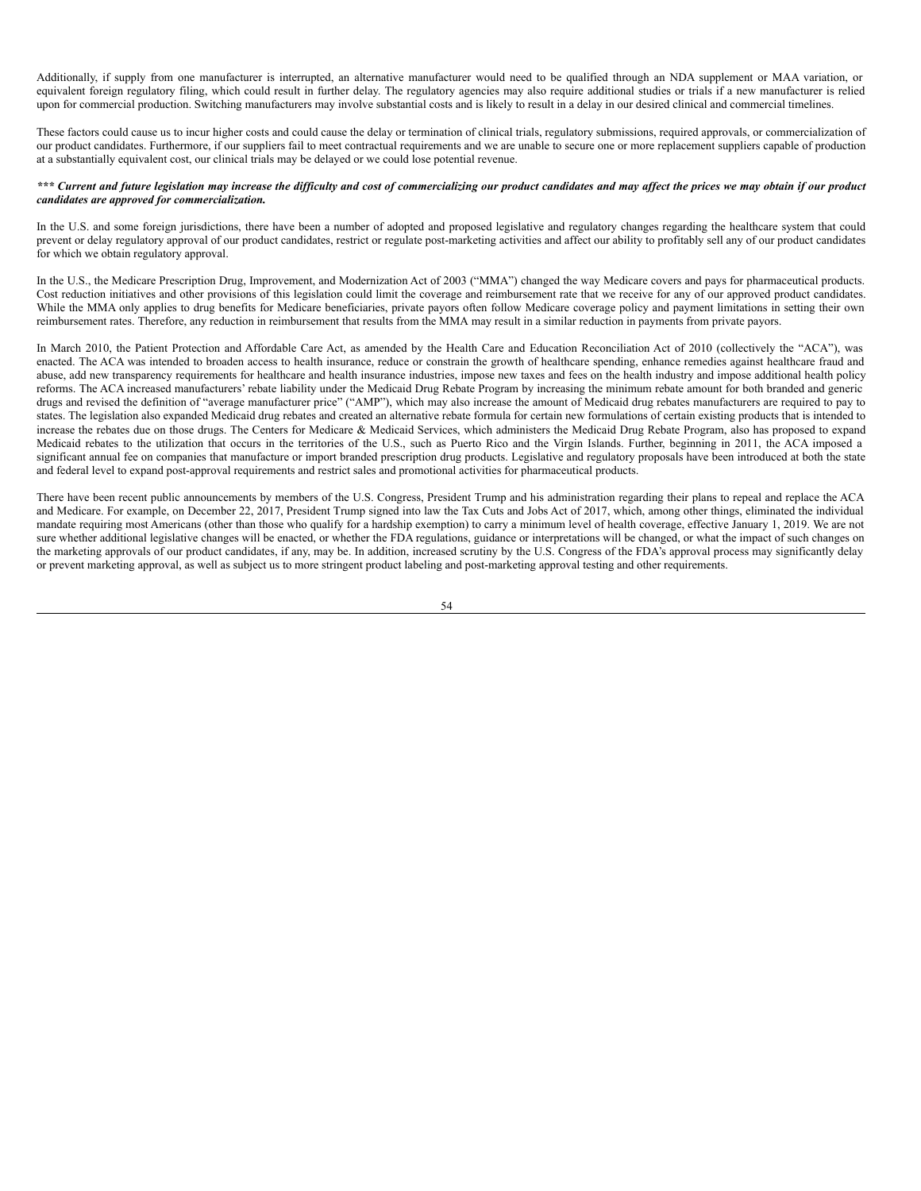Additionally, if supply from one manufacturer is interrupted, an alternative manufacturer would need to be qualified through an NDA supplement or MAA variation, or equivalent foreign regulatory filing, which could result in further delay. The regulatory agencies may also require additional studies or trials if a new manufacturer is relied upon for commercial production. Switching manufacturers may involve substantial costs and is likely to result in a delay in our desired clinical and commercial timelines.

These factors could cause us to incur higher costs and could cause the delay or termination of clinical trials, regulatory submissions, required approvals, or commercialization of our product candidates. Furthermore, if our suppliers fail to meet contractual requirements and we are unable to secure one or more replacement suppliers capable of production at a substantially equivalent cost, our clinical trials may be delayed or we could lose potential revenue.

***\*\*\* Current and future legislation may increase the difficulty and cost of commercializing our product candidates and may affect the prices we may obtain if our product candidates are approved for commercialization.***

In the U.S. and some foreign jurisdictions, there have been a number of adopted and proposed legislative and regulatory changes regarding the healthcare system that could prevent or delay regulatory approval of our product candidates, restrict or regulate post-marketing activities and affect our ability to profitably sell any of our product candidates for which we obtain regulatory approval.

In the U.S., the Medicare Prescription Drug, Improvement, and Modernization Act of 2003 ("MMA") changed the way Medicare covers and pays for pharmaceutical products. Cost reduction initiatives and other provisions of this legislation could limit the coverage and reimbursement rate that we receive for any of our approved product candidates. While the MMA only applies to drug benefits for Medicare beneficiaries, private payors often follow Medicare coverage policy and payment limitations in setting their own reimbursement rates. Therefore, any reduction in reimbursement that results from the MMA may result in a similar reduction in payments from private payors.

In March 2010, the Patient Protection and Affordable Care Act, as amended by the Health Care and Education Reconciliation Act of 2010 (collectively the "ACA"), was enacted. The ACA was intended to broaden access to health insurance, reduce or constrain the growth of healthcare spending, enhance remedies against healthcare fraud and abuse, add new transparency requirements for healthcare and health insurance industries, impose new taxes and fees on the health industry and impose additional health policy reforms. The ACA increased manufacturers' rebate liability under the Medicaid Drug Rebate Program by increasing the minimum rebate amount for both branded and generic drugs and revised the definition of "average manufacturer price" ("AMP"), which may also increase the amount of Medicaid drug rebates manufacturers are required to pay to states. The legislation also expanded Medicaid drug rebates and created an alternative rebate formula for certain new formulations of certain existing products that is intended to increase the rebates due on those drugs. The Centers for Medicare & Medicaid Services, which administers the Medicaid Drug Rebate Program, also has proposed to expand Medicaid rebates to the utilization that occurs in the territories of the U.S., such as Puerto Rico and the Virgin Islands. Further, beginning in 2011, the ACA imposed a significant annual fee on companies that manufacture or import branded prescription drug products. Legislative and regulatory proposals have been introduced at both the state and federal level to expand post-approval requirements and restrict sales and promotional activities for pharmaceutical products.

There have been recent public announcements by members of the U.S. Congress, President Trump and his administration regarding their plans to repeal and replace the ACA and Medicare. For example, on December 22, 2017, President Trump signed into law the Tax Cuts and Jobs Act of 2017, which, among other things, eliminated the individual mandate requiring most Americans (other than those who qualify for a hardship exemption) to carry a minimum level of health coverage, effective January 1, 2019. We are not sure whether additional legislative changes will be enacted, or whether the FDA regulations, guidance or interpretations will be changed, or what the impact of such changes on the marketing approvals of our product candidates, if any, may be. In addition, increased scrutiny by the U.S. Congress of the FDA's approval process may significantly delay or prevent marketing approval, as well as subject us to more stringent product labeling and post-marketing approval testing and other requirements.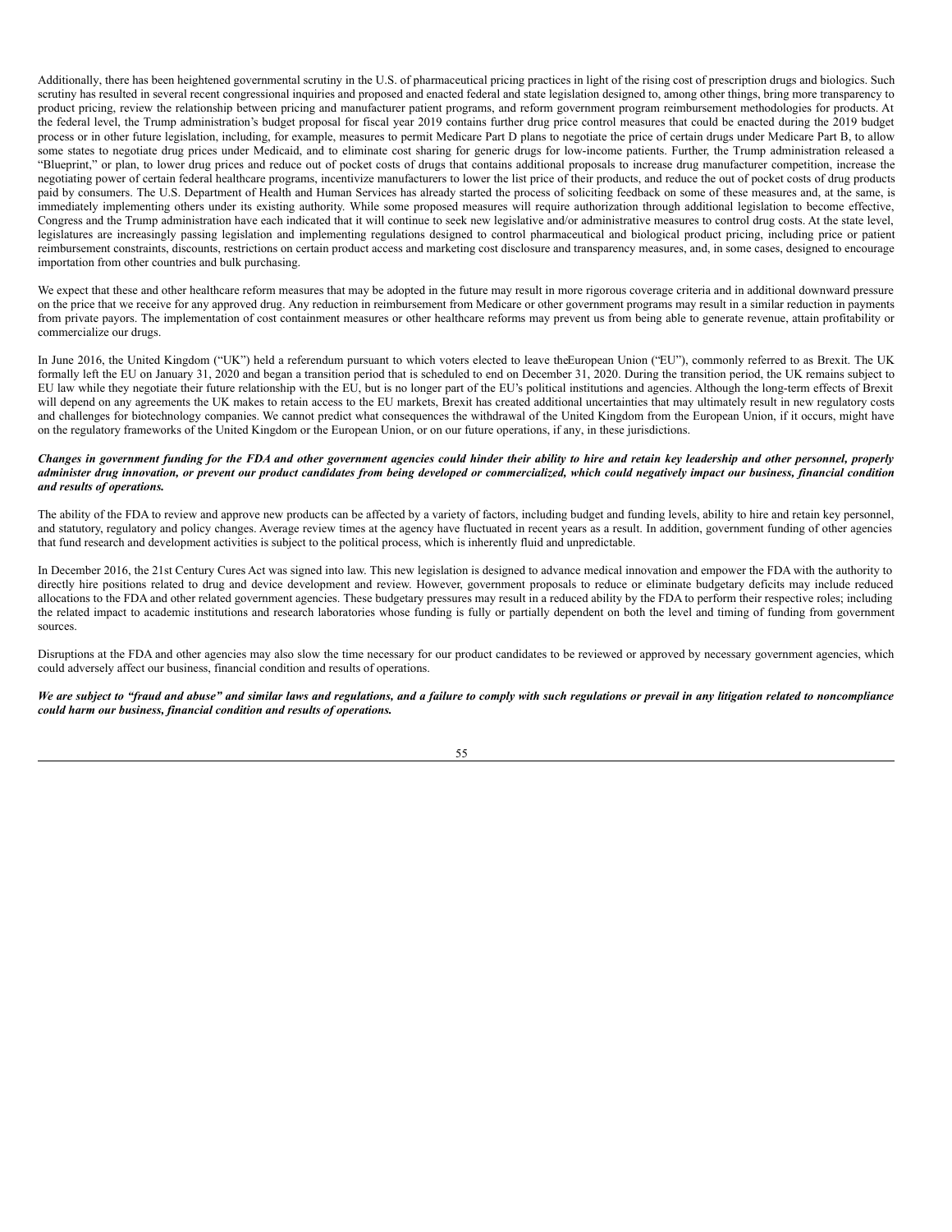Additionally, there has been heightened governmental scrutiny in the U.S. of pharmaceutical pricing practices in light of the rising cost of prescription drugs and biologics. Such scrutiny has resulted in several recent congressional inquiries and proposed and enacted federal and state legislation designed to, among other things, bring more transparency to product pricing, review the relationship between pricing and manufacturer patient programs, and reform government program reimbursement methodologies for products. At the federal level, the Trump administration's budget proposal for fiscal year 2019 contains further drug price control measures that could be enacted during the 2019 budget process or in other future legislation, including, for example, measures to permit Medicare Part D plans to negotiate the price of certain drugs under Medicare Part B, to allow some states to negotiate drug prices under Medicaid, and to eliminate cost sharing for generic drugs for low-income patients. Further, the Trump administration released a "Blueprint," or plan, to lower drug prices and reduce out of pocket costs of drugs that contains additional proposals to increase drug manufacturer competition, increase the negotiating power of certain federal healthcare programs, incentivize manufacturers to lower the list price of their products, and reduce the out of pocket costs of drug products paid by consumers. The U.S. Department of Health and Human Services has already started the process of soliciting feedback on some of these measures and, at the same, is immediately implementing others under its existing authority. While some proposed measures will require authorization through additional legislation to become effective, Congress and the Trump administration have each indicated that it will continue to seek new legislative and/or administrative measures to control drug costs. At the state level, legislatures are increasingly passing legislation and implementing regulations designed to control pharmaceutical and biological product pricing, including price or patient reimbursement constraints, discounts, restrictions on certain product access and marketing cost disclosure and transparency measures, and, in some cases, designed to encourage importation from other countries and bulk purchasing.

We expect that these and other healthcare reform measures that may be adopted in the future may result in more rigorous coverage criteria and in additional downward pressure on the price that we receive for any approved drug. Any reduction in reimbursement from Medicare or other government programs may result in a similar reduction in payments from private payors. The implementation of cost containment measures or other healthcare reforms may prevent us from being able to generate revenue, attain profitability or commercialize our drugs.

In June 2016, the United Kingdom ("UK") held a referendum pursuant to which voters elected to leave theEuropean Union ("EU"), commonly referred to as Brexit. The UK formally left the EU on January 31, 2020 and began a transition period that is scheduled to end on December 31, 2020. During the transition period, the UK remains subject to EU law while they negotiate their future relationship with the EU, but is no longer part of the EU's political institutions and agencies. Although the long-term effects of Brexit will depend on any agreements the UK makes to retain access to the EU markets, Brexit has created additional uncertainties that may ultimately result in new regulatory costs and challenges for biotechnology companies. We cannot predict what consequences the withdrawal of the United Kingdom from the European Union, if it occurs, might have on the regulatory frameworks of the United Kingdom or the European Union, or on our future operations, if any, in these jurisdictions.

***Changes in government funding for the FDA and other government agencies could hinder their ability to hire and retain key leadership and other personnel, properly administer drug innovation, or prevent our product candidates from being developed or commercialized, which could negatively impact our business, financial condition and results of operations.***

The ability of the FDA to review and approve new products can be affected by a variety of factors, including budget and funding levels, ability to hire and retain key personnel, and statutory, regulatory and policy changes. Average review times at the agency have fluctuated in recent years as a result. In addition, government funding of other agencies that fund research and development activities is subject to the political process, which is inherently fluid and unpredictable.

In December 2016, the 21st Century Cures Act was signed into law. This new legislation is designed to advance medical innovation and empower the FDA with the authority to directly hire positions related to drug and device development and review. However, government proposals to reduce or eliminate budgetary deficits may include reduced allocations to the FDA and other related government agencies. These budgetary pressures may result in a reduced ability by the FDA to perform their respective roles; including the related impact to academic institutions and research laboratories whose funding is fully or partially dependent on both the level and timing of funding from government sources.

Disruptions at the FDA and other agencies may also slow the time necessary for our product candidates to be reviewed or approved by necessary government agencies, which could adversely affect our business, financial condition and results of operations.

***We are subject to "fraud and abuse" and similar laws and regulations, and a failure to comply with such regulations or prevail in any litigation related to noncompliance could harm our business, financial condition and results of operations.***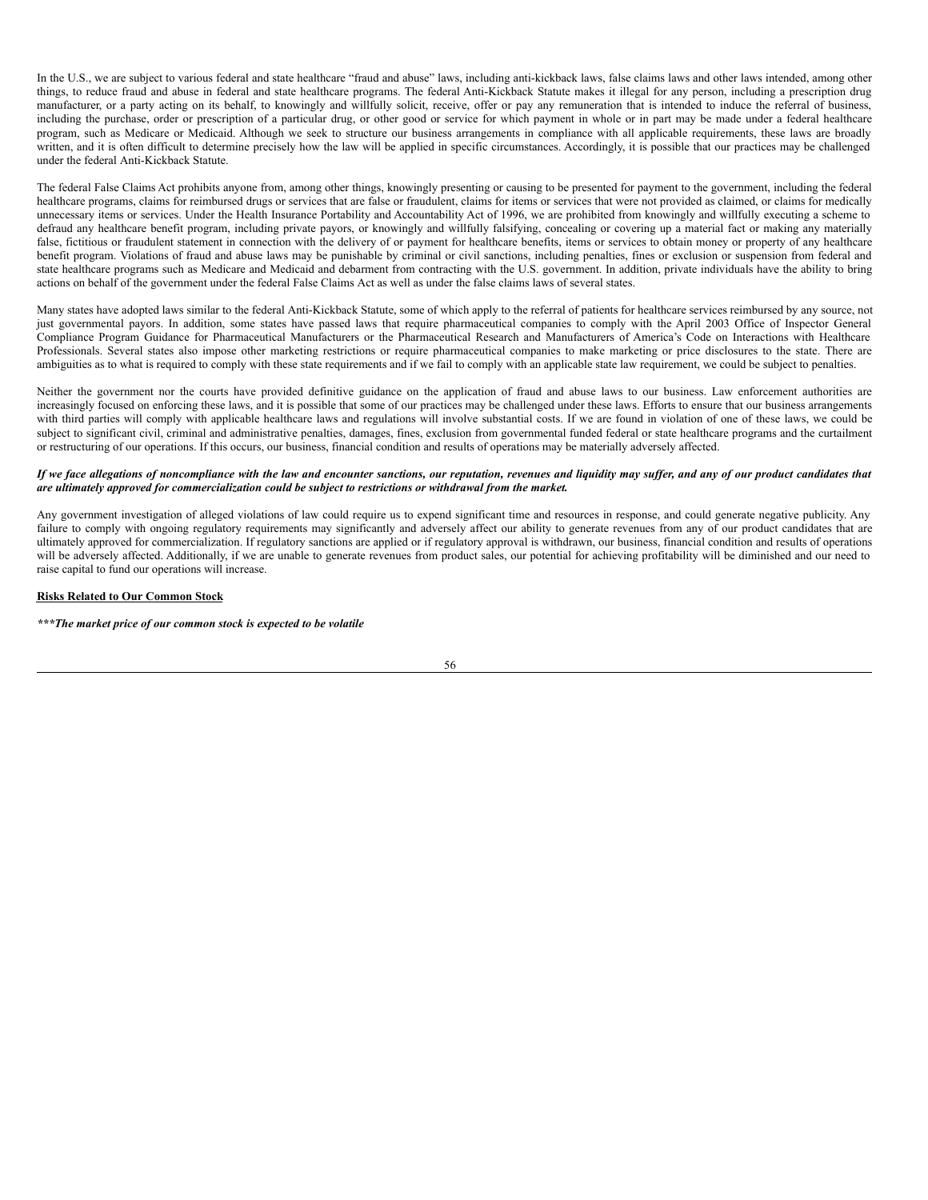In the U.S., we are subject to various federal and state healthcare "fraud and abuse" laws, including anti-kickback laws, false claims laws and other laws intended, among other things, to reduce fraud and abuse in federal and state healthcare programs. The federal Anti-Kickback Statute makes it illegal for any person, including a prescription drug manufacturer, or a party acting on its behalf, to knowingly and willfully solicit, receive, offer or pay any remuneration that is intended to induce the referral of business, including the purchase, order or prescription of a particular drug, or other good or service for which payment in whole or in part may be made under a federal healthcare program, such as Medicare or Medicaid. Although we seek to structure our business arrangements in compliance with all applicable requirements, these laws are broadly written, and it is often difficult to determine precisely how the law will be applied in specific circumstances. Accordingly, it is possible that our practices may be challenged under the federal Anti-Kickback Statute.

The federal False Claims Act prohibits anyone from, among other things, knowingly presenting or causing to be presented for payment to the government, including the federal healthcare programs, claims for reimbursed drugs or services that are false or fraudulent, claims for items or services that were not provided as claimed, or claims for medically unnecessary items or services. Under the Health Insurance Portability and Accountability Act of 1996, we are prohibited from knowingly and willfully executing a scheme to defraud any healthcare benefit program, including private payors, or knowingly and willfully falsifying, concealing or covering up a material fact or making any materially false, fictitious or fraudulent statement in connection with the delivery of or payment for healthcare benefits, items or services to obtain money or property of any healthcare benefit program. Violations of fraud and abuse laws may be punishable by criminal or civil sanctions, including penalties, fines or exclusion or suspension from federal and state healthcare programs such as Medicare and Medicaid and debarment from contracting with the U.S. government. In addition, private individuals have the ability to bring actions on behalf of the government under the federal False Claims Act as well as under the false claims laws of several states.

Many states have adopted laws similar to the federal Anti-Kickback Statute, some of which apply to the referral of patients for healthcare services reimbursed by any source, not just governmental payors. In addition, some states have passed laws that require pharmaceutical companies to comply with the April 2003 Office of Inspector General Compliance Program Guidance for Pharmaceutical Manufacturers or the Pharmaceutical Research and Manufacturers of America's Code on Interactions with Healthcare Professionals. Several states also impose other marketing restrictions or require pharmaceutical companies to make marketing or price disclosures to the state. There are ambiguities as to what is required to comply with these state requirements and if we fail to comply with an applicable state law requirement, we could be subject to penalties.

Neither the government nor the courts have provided definitive guidance on the application of fraud and abuse laws to our business. Law enforcement authorities are increasingly focused on enforcing these laws, and it is possible that some of our practices may be challenged under these laws. Efforts to ensure that our business arrangements with third parties will comply with applicable healthcare laws and regulations will involve substantial costs. If we are found in violation of one of these laws, we could be subject to significant civil, criminal and administrative penalties, damages, fines, exclusion from governmental funded federal or state healthcare programs and the curtailment or restructuring of our operations. If this occurs, our business, financial condition and results of operations may be materially adversely affected.

***If we face allegations of noncompliance with the law and encounter sanctions, our reputation, revenues and liquidity may suffer, and any of our product candidates that are ultimately approved for commercialization could be subject to restrictions or withdrawal from the market.***

Any government investigation of alleged violations of law could require us to expend significant time and resources in response, and could generate negative publicity. Any failure to comply with ongoing regulatory requirements may significantly and adversely affect our ability to generate revenues from any of our product candidates that are ultimately approved for commercialization. If regulatory sanctions are applied or if regulatory approval is withdrawn, our business, financial condition and results of operations will be adversely affected. Additionally, if we are unable to generate revenues from product sales, our potential for achieving profitability will be diminished and our need to raise capital to fund our operations will increase.

**Risks Related to Our Common Stock**

***\*\*\*The market price of our common stock is expected to be volatile***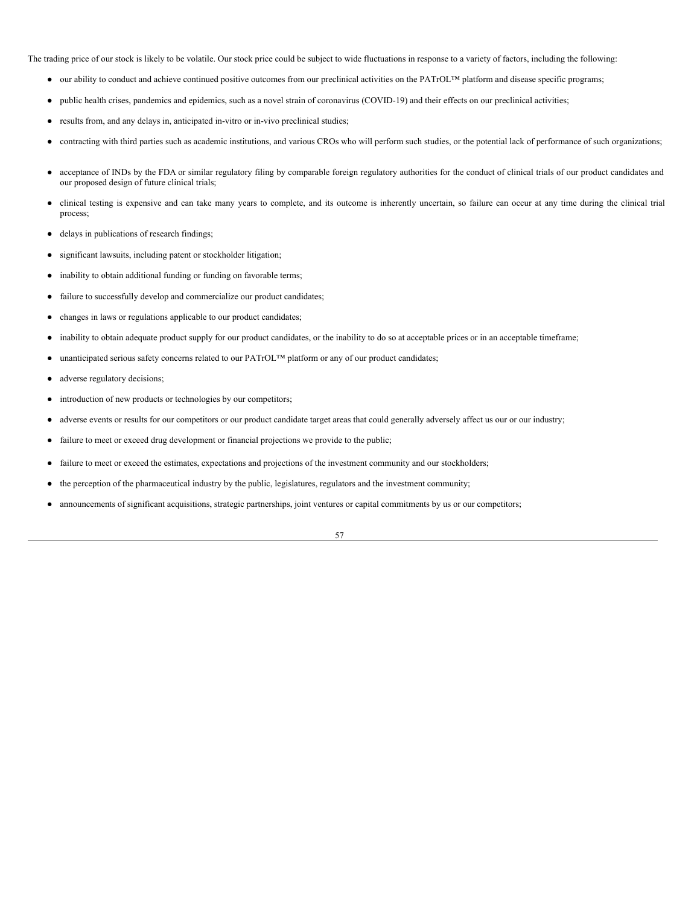The trading price of our stock is likely to be volatile. Our stock price could be subject to wide fluctuations in response to a variety of factors, including the following:

- our ability to conduct and achieve continued positive outcomes from our preclinical activities on the PATrOL™ platform and disease specific programs;
- public health crises, pandemics and epidemics, such as a novel strain of coronavirus (COVID-19) and their effects on our preclinical activities;
- results from, and any delays in, anticipated in-vitro or in-vivo preclinical studies;
- contracting with third parties such as academic institutions, and various CROs who will perform such studies, or the potential lack of performance of such organizations;
- acceptance of INDs by the FDA or similar regulatory filing by comparable foreign regulatory authorities for the conduct of clinical trials of our product candidates and our proposed design of future clinical trials;
- clinical testing is expensive and can take many years to complete, and its outcome is inherently uncertain, so failure can occur at any time during the clinical trial process;
- delays in publications of research findings;
- significant lawsuits, including patent or stockholder litigation;
- inability to obtain additional funding or funding on favorable terms;
- failure to successfully develop and commercialize our product candidates;
- changes in laws or regulations applicable to our product candidates;
- inability to obtain adequate product supply for our product candidates, or the inability to do so at acceptable prices or in an acceptable timeframe;
- unanticipated serious safety concerns related to our PATrOL™ platform or any of our product candidates;
- adverse regulatory decisions;
- introduction of new products or technologies by our competitors;
- adverse events or results for our competitors or our product candidate target areas that could generally adversely affect us our or our industry;
- failure to meet or exceed drug development or financial projections we provide to the public;
- failure to meet or exceed the estimates, expectations and projections of the investment community and our stockholders;
- the perception of the pharmaceutical industry by the public, legislatures, regulators and the investment community;
- announcements of significant acquisitions, strategic partnerships, joint ventures or capital commitments by us or our competitors;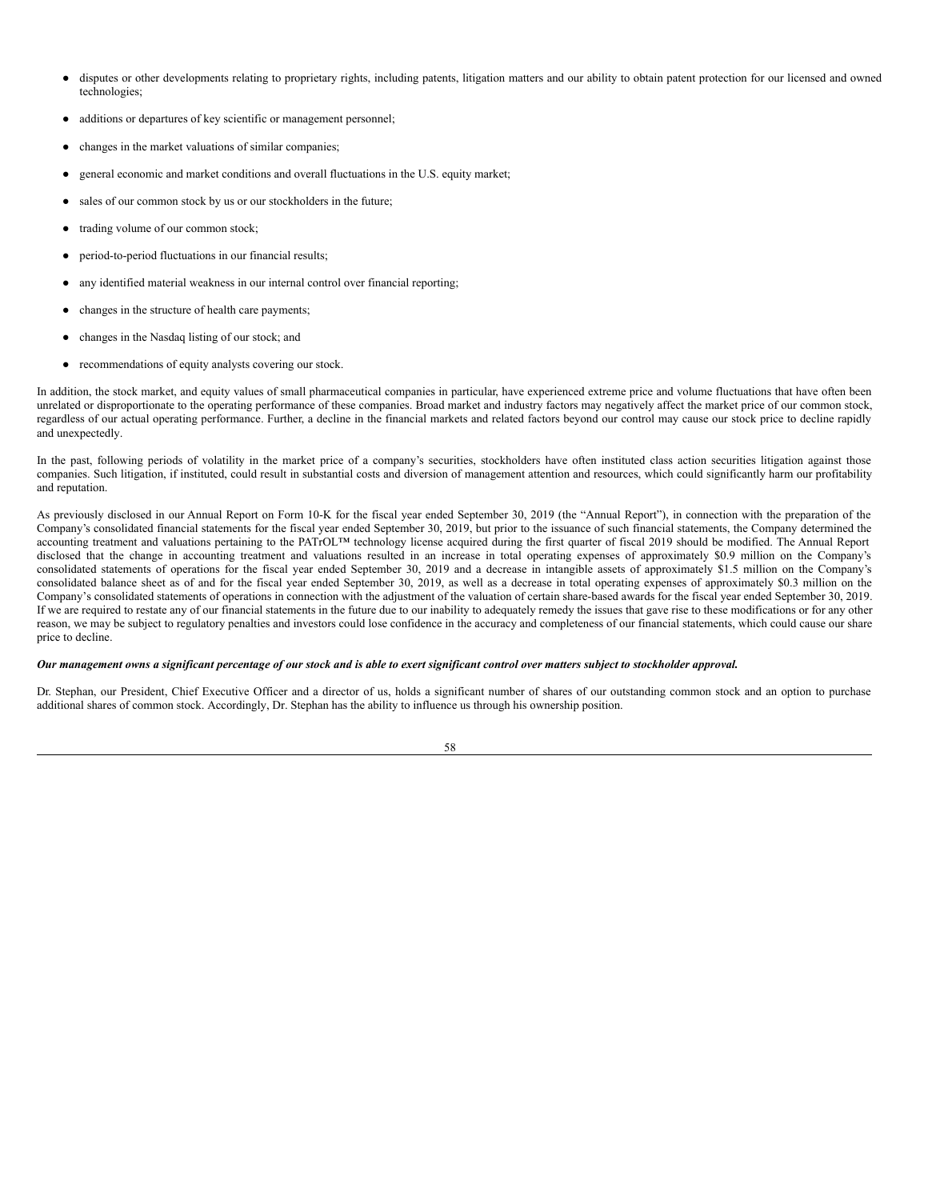- disputes or other developments relating to proprietary rights, including patents, litigation matters and our ability to obtain patent protection for our licensed and owned technologies;
- additions or departures of key scientific or management personnel;
- changes in the market valuations of similar companies;
- general economic and market conditions and overall fluctuations in the U.S. equity market;
- sales of our common stock by us or our stockholders in the future;
- trading volume of our common stock;
- period-to-period fluctuations in our financial results;
- any identified material weakness in our internal control over financial reporting;
- changes in the structure of health care payments;
- changes in the Nasdaq listing of our stock; and
- recommendations of equity analysts covering our stock.

In addition, the stock market, and equity values of small pharmaceutical companies in particular, have experienced extreme price and volume fluctuations that have often been unrelated or disproportionate to the operating performance of these companies. Broad market and industry factors may negatively affect the market price of our common stock, regardless of our actual operating performance. Further, a decline in the financial markets and related factors beyond our control may cause our stock price to decline rapidly and unexpectedly.

In the past, following periods of volatility in the market price of a company's securities, stockholders have often instituted class action securities litigation against those companies. Such litigation, if instituted, could result in substantial costs and diversion of management attention and resources, which could significantly harm our profitability and reputation.

As previously disclosed in our Annual Report on Form 10-K for the fiscal year ended September 30, 2019 (the "Annual Report"), in connection with the preparation of the Company's consolidated financial statements for the fiscal year ended September 30, 2019, but prior to the issuance of such financial statements, the Company determined the accounting treatment and valuations pertaining to the PATrOL™ technology license acquired during the first quarter of fiscal 2019 should be modified. The Annual Report disclosed that the change in accounting treatment and valuations resulted in an increase in total operating expenses of approximately $0.9 million on the Company's consolidated statements of operations for the fiscal year ended September 30, 2019 and a decrease in intangible assets of approximately $1.5 million on the Company's consolidated balance sheet as of and for the fiscal year ended September 30, 2019, as well as a decrease in total operating expenses of approximately $0.3 million on the Company's consolidated statements of operations in connection with the adjustment of the valuation of certain share-based awards for the fiscal year ended September 30, 2019. If we are required to restate any of our financial statements in the future due to our inability to adequately remedy the issues that gave rise to these modifications or for any other reason, we may be subject to regulatory penalties and investors could lose confidence in the accuracy and completeness of our financial statements, which could cause our share price to decline.

***Our management owns a significant percentage of our stock and is able to exert significant control over matters subject to stockholder approval.***

Dr. Stephan, our President, Chief Executive Officer and a director of us, holds a significant number of shares of our outstanding common stock and an option to purchase additional shares of common stock. Accordingly, Dr. Stephan has the ability to influence us through his ownership position.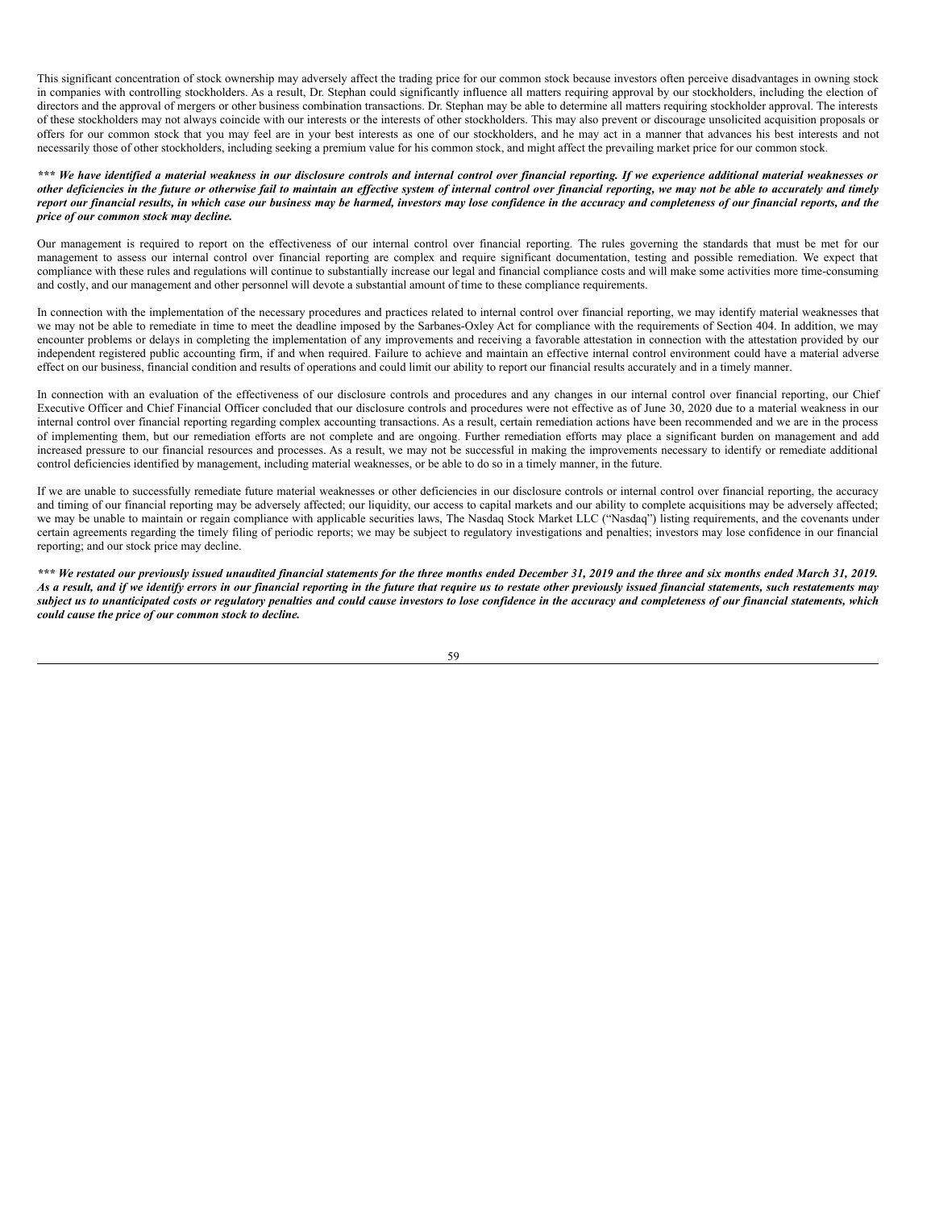This significant concentration of stock ownership may adversely affect the trading price for our common stock because investors often perceive disadvantages in owning stock in companies with controlling stockholders. As a result, Dr. Stephan could significantly influence all matters requiring approval by our stockholders, including the election of directors and the approval of mergers or other business combination transactions. Dr. Stephan may be able to determine all matters requiring stockholder approval. The interests of these stockholders may not always coincide with our interests or the interests of other stockholders. This may also prevent or discourage unsolicited acquisition proposals or offers for our common stock that you may feel are in your best interests as one of our stockholders, and he may act in a manner that advances his best interests and not necessarily those of other stockholders, including seeking a premium value for his common stock, and might affect the prevailing market price for our common stock.

***\*\*\* We have identified a material weakness in our disclosure controls and internal control over financial reporting. If we experience additional material weaknesses or other deficiencies in the future or otherwise fail to maintain an effective system of internal control over financial reporting, we may not be able to accurately and timely report our financial results, in which case our business may be harmed, investors may lose confidence in the accuracy and completeness of our financial reports, and the price of our common stock may decline.***

Our management is required to report on the effectiveness of our internal control over financial reporting. The rules governing the standards that must be met for our management to assess our internal control over financial reporting are complex and require significant documentation, testing and possible remediation. We expect that compliance with these rules and regulations will continue to substantially increase our legal and financial compliance costs and will make some activities more time-consuming and costly, and our management and other personnel will devote a substantial amount of time to these compliance requirements.

In connection with the implementation of the necessary procedures and practices related to internal control over financial reporting, we may identify material weaknesses that we may not be able to remediate in time to meet the deadline imposed by the Sarbanes-Oxley Act for compliance with the requirements of Section 404. In addition, we may encounter problems or delays in completing the implementation of any improvements and receiving a favorable attestation in connection with the attestation provided by our independent registered public accounting firm, if and when required. Failure to achieve and maintain an effective internal control environment could have a material adverse effect on our business, financial condition and results of operations and could limit our ability to report our financial results accurately and in a timely manner.

In connection with an evaluation of the effectiveness of our disclosure controls and procedures and any changes in our internal control over financial reporting, our Chief Executive Officer and Chief Financial Officer concluded that our disclosure controls and procedures were not effective as of June 30, 2020 due to a material weakness in our internal control over financial reporting regarding complex accounting transactions. As a result, certain remediation actions have been recommended and we are in the process of implementing them, but our remediation efforts are not complete and are ongoing. Further remediation efforts may place a significant burden on management and add increased pressure to our financial resources and processes. As a result, we may not be successful in making the improvements necessary to identify or remediate additional control deficiencies identified by management, including material weaknesses, or be able to do so in a timely manner, in the future.

If we are unable to successfully remediate future material weaknesses or other deficiencies in our disclosure controls or internal control over financial reporting, the accuracy and timing of our financial reporting may be adversely affected; our liquidity, our access to capital markets and our ability to complete acquisitions may be adversely affected; we may be unable to maintain or regain compliance with applicable securities laws, The Nasdaq Stock Market LLC ("Nasdaq") listing requirements, and the covenants under certain agreements regarding the timely filing of periodic reports; we may be subject to regulatory investigations and penalties; investors may lose confidence in our financial reporting; and our stock price may decline.

***\*\*\* We restated our previously issued unaudited financial statements for the three months ended December 31, 2019 and the three and six months ended March 31, 2019. As a result, and if we identify errors in our financial reporting in the future that require us to restate other previously issued financial statements, such restatements may subject us to unanticipated costs or regulatory penalties and could cause investors to lose confidence in the accuracy and completeness of our financial statements, which could cause the price of our common stock to decline.***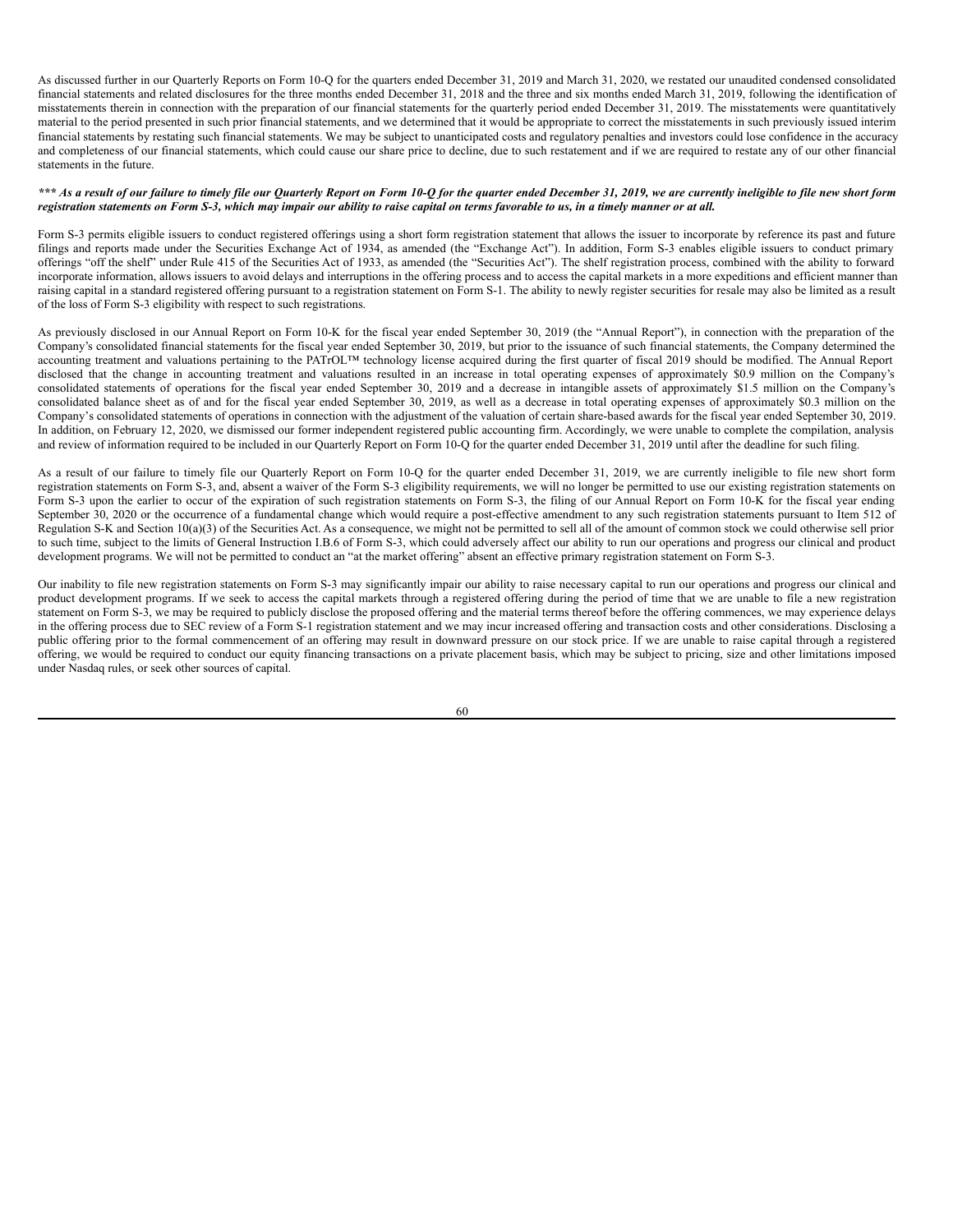As discussed further in our Quarterly Reports on Form 10-Q for the quarters ended December 31, 2019 and March 31, 2020, we restated our unaudited condensed consolidated financial statements and related disclosures for the three months ended December 31, 2018 and the three and six months ended March 31, 2019, following the identification of misstatements therein in connection with the preparation of our financial statements for the quarterly period ended December 31, 2019. The misstatements were quantitatively material to the period presented in such prior financial statements, and we determined that it would be appropriate to correct the misstatements in such previously issued interim financial statements by restating such financial statements. We may be subject to unanticipated costs and regulatory penalties and investors could lose confidence in the accuracy and completeness of our financial statements, which could cause our share price to decline, due to such restatement and if we are required to restate any of our other financial statements in the future.

***\*\*\* As a result of our failure to timely file our Quarterly Report on Form 10-Q for the quarter ended December 31, 2019, we are currently ineligible to file new short form registration statements on Form S-3, which may impair our ability to raise capital on terms favorable to us, in a timely manner or at all.***

Form S-3 permits eligible issuers to conduct registered offerings using a short form registration statement that allows the issuer to incorporate by reference its past and future filings and reports made under the Securities Exchange Act of 1934, as amended (the "Exchange Act"). In addition, Form S-3 enables eligible issuers to conduct primary offerings "off the shelf" under Rule 415 of the Securities Act of 1933, as amended (the "Securities Act"). The shelf registration process, combined with the ability to forward incorporate information, allows issuers to avoid delays and interruptions in the offering process and to access the capital markets in a more expeditions and efficient manner than raising capital in a standard registered offering pursuant to a registration statement on Form S-1. The ability to newly register securities for resale may also be limited as a result of the loss of Form S-3 eligibility with respect to such registrations.

As previously disclosed in our Annual Report on Form 10-K for the fiscal year ended September 30, 2019 (the "Annual Report"), in connection with the preparation of the Company's consolidated financial statements for the fiscal year ended September 30, 2019, but prior to the issuance of such financial statements, the Company determined the accounting treatment and valuations pertaining to the PATrOL™ technology license acquired during the first quarter of fiscal 2019 should be modified. The Annual Report disclosed that the change in accounting treatment and valuations resulted in an increase in total operating expenses of approximately $0.9 million on the Company's consolidated statements of operations for the fiscal year ended September 30, 2019 and a decrease in intangible assets of approximately $1.5 million on the Company's consolidated balance sheet as of and for the fiscal year ended September 30, 2019, as well as a decrease in total operating expenses of approximately $0.3 million on the Company's consolidated statements of operations in connection with the adjustment of the valuation of certain share-based awards for the fiscal year ended September 30, 2019. In addition, on February 12, 2020, we dismissed our former independent registered public accounting firm. Accordingly, we were unable to complete the compilation, analysis and review of information required to be included in our Quarterly Report on Form 10-Q for the quarter ended December 31, 2019 until after the deadline for such filing.

As a result of our failure to timely file our Quarterly Report on Form 10-Q for the quarter ended December 31, 2019, we are currently ineligible to file new short form registration statements on Form S-3, and, absent a waiver of the Form S-3 eligibility requirements, we will no longer be permitted to use our existing registration statements on Form S-3 upon the earlier to occur of the expiration of such registration statements on Form S-3, the filing of our Annual Report on Form 10-K for the fiscal year ending September 30, 2020 or the occurrence of a fundamental change which would require a post-effective amendment to any such registration statements pursuant to Item 512 of Regulation S-K and Section 10(a)(3) of the Securities Act. As a consequence, we might not be permitted to sell all of the amount of common stock we could otherwise sell prior to such time, subject to the limits of General Instruction I.B.6 of Form S-3, which could adversely affect our ability to run our operations and progress our clinical and product development programs. We will not be permitted to conduct an "at the market offering" absent an effective primary registration statement on Form S-3.

Our inability to file new registration statements on Form S-3 may significantly impair our ability to raise necessary capital to run our operations and progress our clinical and product development programs. If we seek to access the capital markets through a registered offering during the period of time that we are unable to file a new registration statement on Form S-3, we may be required to publicly disclose the proposed offering and the material terms thereof before the offering commences, we may experience delays in the offering process due to SEC review of a Form S-1 registration statement and we may incur increased offering and transaction costs and other considerations. Disclosing a public offering prior to the formal commencement of an offering may result in downward pressure on our stock price. If we are unable to raise capital through a registered offering, we would be required to conduct our equity financing transactions on a private placement basis, which may be subject to pricing, size and other limitations imposed under Nasdaq rules, or seek other sources of capital.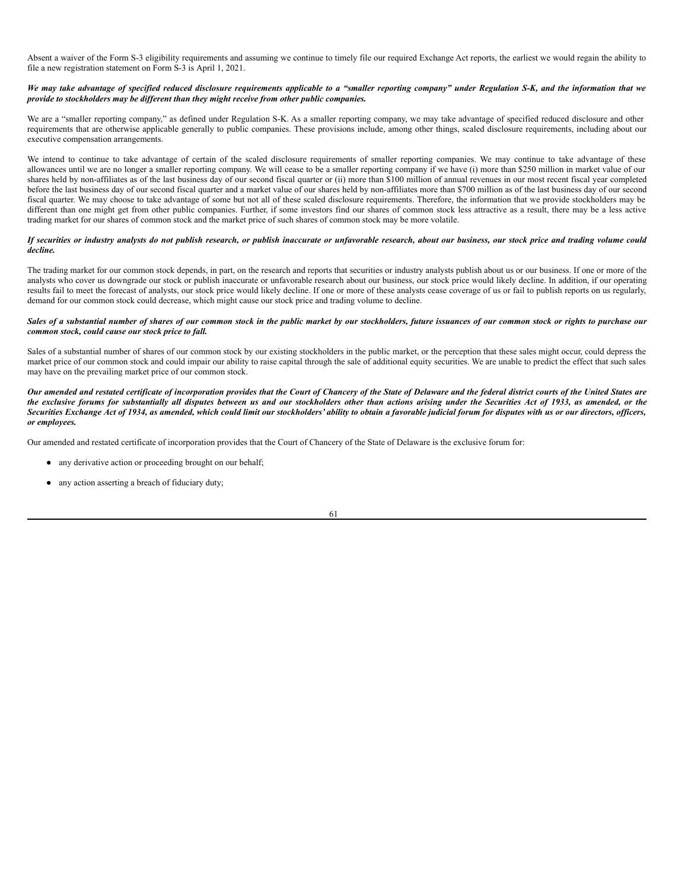Absent a waiver of the Form S-3 eligibility requirements and assuming we continue to timely file our required Exchange Act reports, the earliest we would regain the ability to file a new registration statement on Form S-3 is April 1, 2021.

***We may take advantage of specified reduced disclosure requirements applicable to a "smaller reporting company" under Regulation S-K, and the information that we provide to stockholders may be different than they might receive from other public companies.***

We are a "smaller reporting company," as defined under Regulation S-K. As a smaller reporting company, we may take advantage of specified reduced disclosure and other requirements that are otherwise applicable generally to public companies. These provisions include, among other things, scaled disclosure requirements, including about our executive compensation arrangements.

We intend to continue to take advantage of certain of the scaled disclosure requirements of smaller reporting companies. We may continue to take advantage of these allowances until we are no longer a smaller reporting company. We will cease to be a smaller reporting company if we have (i) more than $250 million in market value of our shares held by non-affiliates as of the last business day of our second fiscal quarter or (ii) more than $100 million of annual revenues in our most recent fiscal year completed before the last business day of our second fiscal quarter and a market value of our shares held by non-affiliates more than $700 million as of the last business day of our second fiscal quarter. We may choose to take advantage of some but not all of these scaled disclosure requirements. Therefore, the information that we provide stockholders may be different than one might get from other public companies. Further, if some investors find our shares of common stock less attractive as a result, there may be a less active trading market for our shares of common stock and the market price of such shares of common stock may be more volatile.

***If securities or industry analysts do not publish research, or publish inaccurate or unfavorable research, about our business, our stock price and trading volume could decline.***

The trading market for our common stock depends, in part, on the research and reports that securities or industry analysts publish about us or our business. If one or more of the analysts who cover us downgrade our stock or publish inaccurate or unfavorable research about our business, our stock price would likely decline. In addition, if our operating results fail to meet the forecast of analysts, our stock price would likely decline. If one or more of these analysts cease coverage of us or fail to publish reports on us regularly, demand for our common stock could decrease, which might cause our stock price and trading volume to decline.

***Sales of a substantial number of shares of our common stock in the public market by our stockholders, future issuances of our common stock or rights to purchase our common stock, could cause our stock price to fall.***

Sales of a substantial number of shares of our common stock by our existing stockholders in the public market, or the perception that these sales might occur, could depress the market price of our common stock and could impair our ability to raise capital through the sale of additional equity securities. We are unable to predict the effect that such sales may have on the prevailing market price of our common stock.

***Our amended and restated certificate of incorporation provides that the Court of Chancery of the State of Delaware and the federal district courts of the United States are the exclusive forums for substantially all disputes between us and our stockholders other than actions arising under the Securities Act of 1933, as amended, or the Securities Exchange Act of 1934, as amended, which could limit our stockholders' ability to obtain a favorable judicial forum for disputes with us or our directors, officers, or employees.***

Our amended and restated certificate of incorporation provides that the Court of Chancery of the State of Delaware is the exclusive forum for:

- any derivative action or proceeding brought on our behalf;
- any action asserting a breach of fiduciary duty;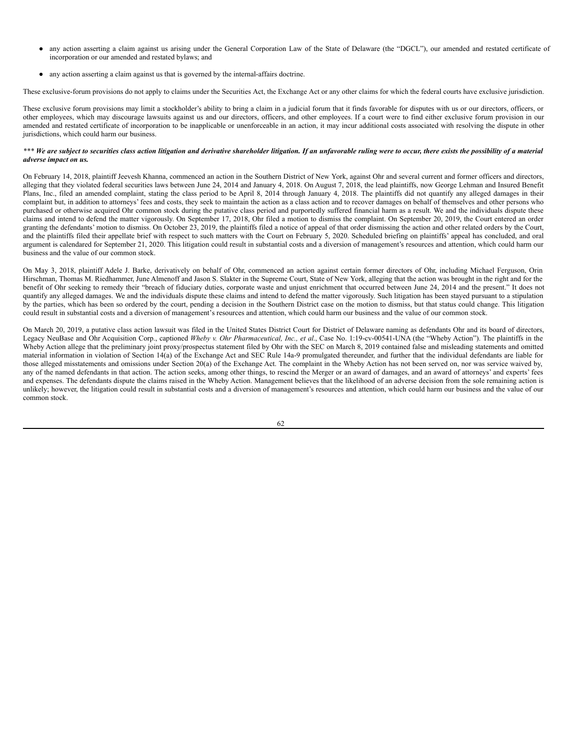- any action asserting a claim against us arising under the General Corporation Law of the State of Delaware (the "DGCL"), our amended and restated certificate of incorporation or our amended and restated bylaws; and

- any action asserting a claim against us that is governed by the internal-affairs doctrine.

These exclusive-forum provisions do not apply to claims under the Securities Act, the Exchange Act or any other claims for which the federal courts have exclusive jurisdiction.

These exclusive forum provisions may limit a stockholder's ability to bring a claim in a judicial forum that it finds favorable for disputes with us or our directors, officers, or other employees, which may discourage lawsuits against us and our directors, officers, and other employees. If a court were to find either exclusive forum provision in our amended and restated certificate of incorporation to be inapplicable or unenforceable in an action, it may incur additional costs associated with resolving the dispute in other jurisdictions, which could harm our business.

****** ***We are subject to securities class action litigation and derivative shareholder litigation. If an unfavorable ruling were to occur, there exists the possibility of a material adverse impact on us.***

On February 14, 2018, plaintiff Jeevesh Khanna, commenced an action in the Southern District of New York, against Ohr and several current and former officers and directors, alleging that they violated federal securities laws between June 24, 2014 and January 4, 2018. On August 7, 2018, the lead plaintiffs, now George Lehman and Insured Benefit Plans, Inc., filed an amended complaint, stating the class period to be April 8, 2014 through January 4, 2018. The plaintiffs did not quantify any alleged damages in their complaint but, in addition to attorneys' fees and costs, they seek to maintain the action as a class action and to recover damages on behalf of themselves and other persons who purchased or otherwise acquired Ohr common stock during the putative class period and purportedly suffered financial harm as a result. We and the individuals dispute these claims and intend to defend the matter vigorously. On September 17, 2018, Ohr filed a motion to dismiss the complaint. On September 20, 2019, the Court entered an order granting the defendants' motion to dismiss. On October 23, 2019, the plaintiffs filed a notice of appeal of that order dismissing the action and other related orders by the Court, and the plaintiffs filed their appellate brief with respect to such matters with the Court on February 5, 2020. Scheduled briefing on plaintiffs' appeal has concluded, and oral argument is calendared for September 21, 2020. This litigation could result in substantial costs and a diversion of management's resources and attention, which could harm our business and the value of our common stock.

On May 3, 2018, plaintiff Adele J. Barke, derivatively on behalf of Ohr, commenced an action against certain former directors of Ohr, including Michael Ferguson, Orin Hirschman, Thomas M. Riedhammer, June Almenoff and Jason S. Slakter in the Supreme Court, State of New York, alleging that the action was brought in the right and for the benefit of Ohr seeking to remedy their "breach of fiduciary duties, corporate waste and unjust enrichment that occurred between June 24, 2014 and the present." It does not quantify any alleged damages. We and the individuals dispute these claims and intend to defend the matter vigorously. Such litigation has been stayed pursuant to a stipulation by the parties, which has been so ordered by the court, pending a decision in the Southern District case on the motion to dismiss, but that status could change. This litigation could result in substantial costs and a diversion of management's resources and attention, which could harm our business and the value of our common stock.

On March 20, 2019, a putative class action lawsuit was filed in the United States District Court for District of Delaware naming as defendants Ohr and its board of directors, Legacy NeuBase and Ohr Acquisition Corp., captioned *Wheby v. Ohr Pharmaceutical, Inc., et al*., Case No. 1:19-cv-00541-UNA (the "Wheby Action"). The plaintiffs in the Wheby Action allege that the preliminary joint proxy/prospectus statement filed by Ohr with the SEC on March 8, 2019 contained false and misleading statements and omitted material information in violation of Section 14(a) of the Exchange Act and SEC Rule 14a-9 promulgated thereunder, and further that the individual defendants are liable for those alleged misstatements and omissions under Section 20(a) of the Exchange Act. The complaint in the Wheby Action has not been served on, nor was service waived by, any of the named defendants in that action. The action seeks, among other things, to rescind the Merger or an award of damages, and an award of attorneys' and experts' fees and expenses. The defendants dispute the claims raised in the Wheby Action. Management believes that the likelihood of an adverse decision from the sole remaining action is unlikely; however, the litigation could result in substantial costs and a diversion of management's resources and attention, which could harm our business and the value of our common stock.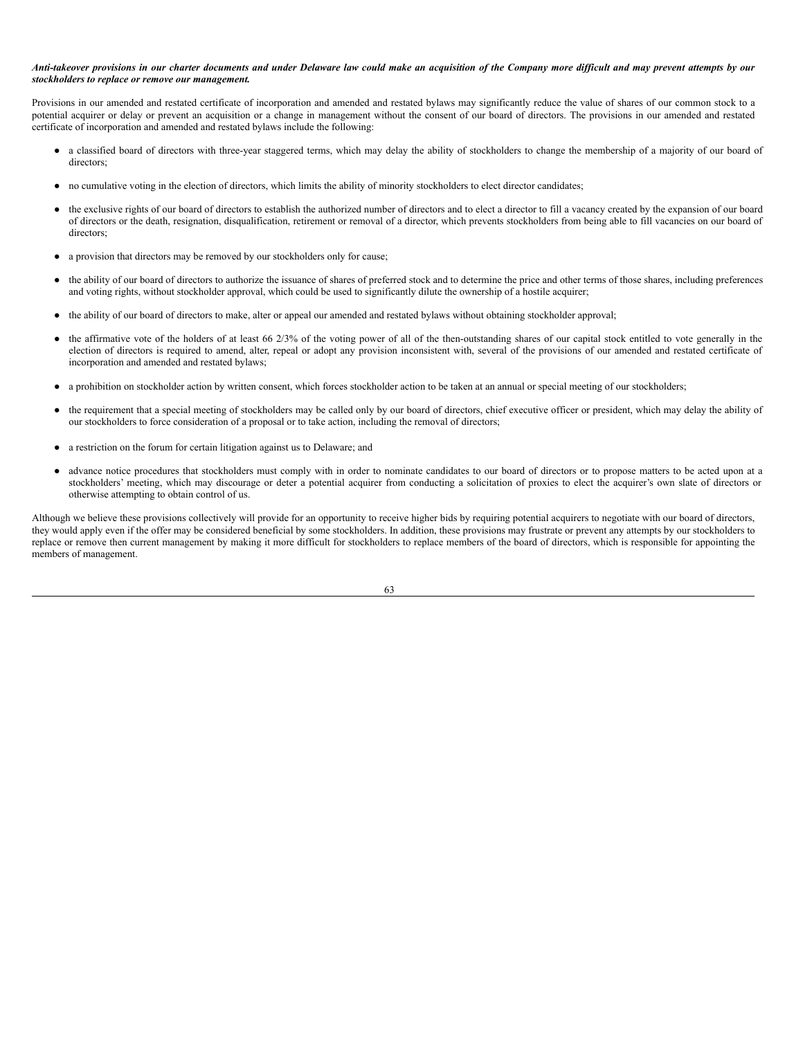***Anti-takeover provisions in our charter documents and under Delaware law could make an acquisition of the Company more difficult and may prevent attempts by our stockholders to replace or remove our management.***

Provisions in our amended and restated certificate of incorporation and amended and restated bylaws may significantly reduce the value of shares of our common stock to a potential acquirer or delay or prevent an acquisition or a change in management without the consent of our board of directors. The provisions in our amended and restated certificate of incorporation and amended and restated bylaws include the following:

- a classified board of directors with three-year staggered terms, which may delay the ability of stockholders to change the membership of a majority of our board of directors;
- no cumulative voting in the election of directors, which limits the ability of minority stockholders to elect director candidates;
- the exclusive rights of our board of directors to establish the authorized number of directors and to elect a director to fill a vacancy created by the expansion of our board of directors or the death, resignation, disqualification, retirement or removal of a director, which prevents stockholders from being able to fill vacancies on our board of directors;
- a provision that directors may be removed by our stockholders only for cause;
- the ability of our board of directors to authorize the issuance of shares of preferred stock and to determine the price and other terms of those shares, including preferences and voting rights, without stockholder approval, which could be used to significantly dilute the ownership of a hostile acquirer;
- the ability of our board of directors to make, alter or appeal our amended and restated bylaws without obtaining stockholder approval;
- the affirmative vote of the holders of at least 66 2/3% of the voting power of all of the then-outstanding shares of our capital stock entitled to vote generally in the election of directors is required to amend, alter, repeal or adopt any provision inconsistent with, several of the provisions of our amended and restated certificate of incorporation and amended and restated bylaws;
- a prohibition on stockholder action by written consent, which forces stockholder action to be taken at an annual or special meeting of our stockholders;
- the requirement that a special meeting of stockholders may be called only by our board of directors, chief executive officer or president, which may delay the ability of our stockholders to force consideration of a proposal or to take action, including the removal of directors;
- a restriction on the forum for certain litigation against us to Delaware; and
- advance notice procedures that stockholders must comply with in order to nominate candidates to our board of directors or to propose matters to be acted upon at a stockholders' meeting, which may discourage or deter a potential acquirer from conducting a solicitation of proxies to elect the acquirer's own slate of directors or otherwise attempting to obtain control of us.

Although we believe these provisions collectively will provide for an opportunity to receive higher bids by requiring potential acquirers to negotiate with our board of directors, they would apply even if the offer may be considered beneficial by some stockholders. In addition, these provisions may frustrate or prevent any attempts by our stockholders to replace or remove then current management by making it more difficult for stockholders to replace members of the board of directors, which is responsible for appointing the members of management.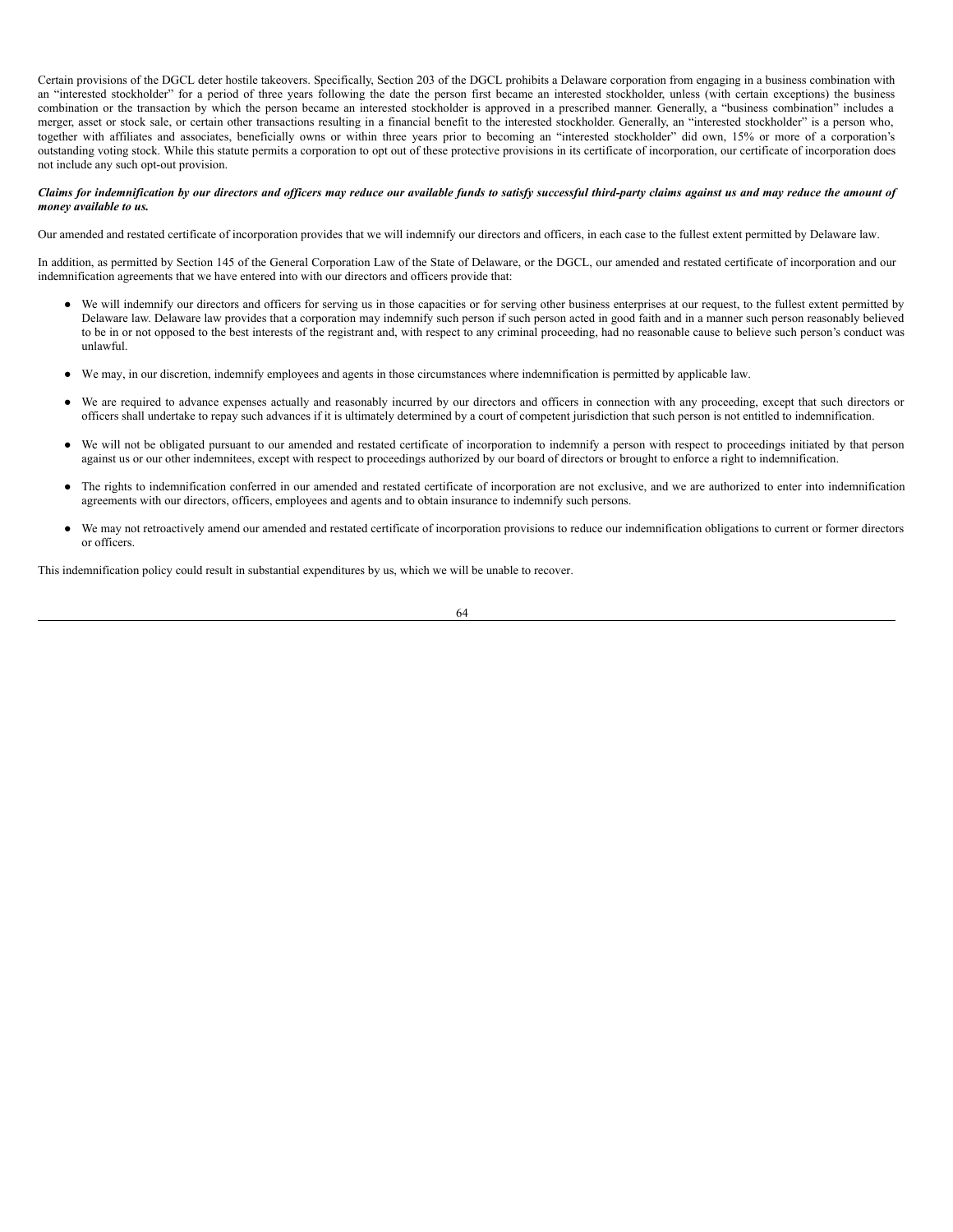Certain provisions of the DGCL deter hostile takeovers. Specifically, Section 203 of the DGCL prohibits a Delaware corporation from engaging in a business combination with an "interested stockholder" for a period of three years following the date the person first became an interested stockholder, unless (with certain exceptions) the business combination or the transaction by which the person became an interested stockholder is approved in a prescribed manner. Generally, a "business combination" includes a merger, asset or stock sale, or certain other transactions resulting in a financial benefit to the interested stockholder. Generally, an "interested stockholder" is a person who, together with affiliates and associates, beneficially owns or within three years prior to becoming an "interested stockholder" did own, 15% or more of a corporation's outstanding voting stock. While this statute permits a corporation to opt out of these protective provisions in its certificate of incorporation, our certificate of incorporation does not include any such opt-out provision.

***Claims for indemnification by our directors and officers may reduce our available funds to satisfy successful third-party claims against us and may reduce the amount of money available to us.***

Our amended and restated certificate of incorporation provides that we will indemnify our directors and officers, in each case to the fullest extent permitted by Delaware law.

In addition, as permitted by Section 145 of the General Corporation Law of the State of Delaware, or the DGCL, our amended and restated certificate of incorporation and our indemnification agreements that we have entered into with our directors and officers provide that:

- We will indemnify our directors and officers for serving us in those capacities or for serving other business enterprises at our request, to the fullest extent permitted by Delaware law. Delaware law provides that a corporation may indemnify such person if such person acted in good faith and in a manner such person reasonably believed to be in or not opposed to the best interests of the registrant and, with respect to any criminal proceeding, had no reasonable cause to believe such person's conduct was unlawful.
- We may, in our discretion, indemnify employees and agents in those circumstances where indemnification is permitted by applicable law.
- We are required to advance expenses actually and reasonably incurred by our directors and officers in connection with any proceeding, except that such directors or officers shall undertake to repay such advances if it is ultimately determined by a court of competent jurisdiction that such person is not entitled to indemnification.
- We will not be obligated pursuant to our amended and restated certificate of incorporation to indemnify a person with respect to proceedings initiated by that person against us or our other indemnitees, except with respect to proceedings authorized by our board of directors or brought to enforce a right to indemnification.
- The rights to indemnification conferred in our amended and restated certificate of incorporation are not exclusive, and we are authorized to enter into indemnification agreements with our directors, officers, employees and agents and to obtain insurance to indemnify such persons.
- We may not retroactively amend our amended and restated certificate of incorporation provisions to reduce our indemnification obligations to current or former directors or officers.

This indemnification policy could result in substantial expenditures by us, which we will be unable to recover.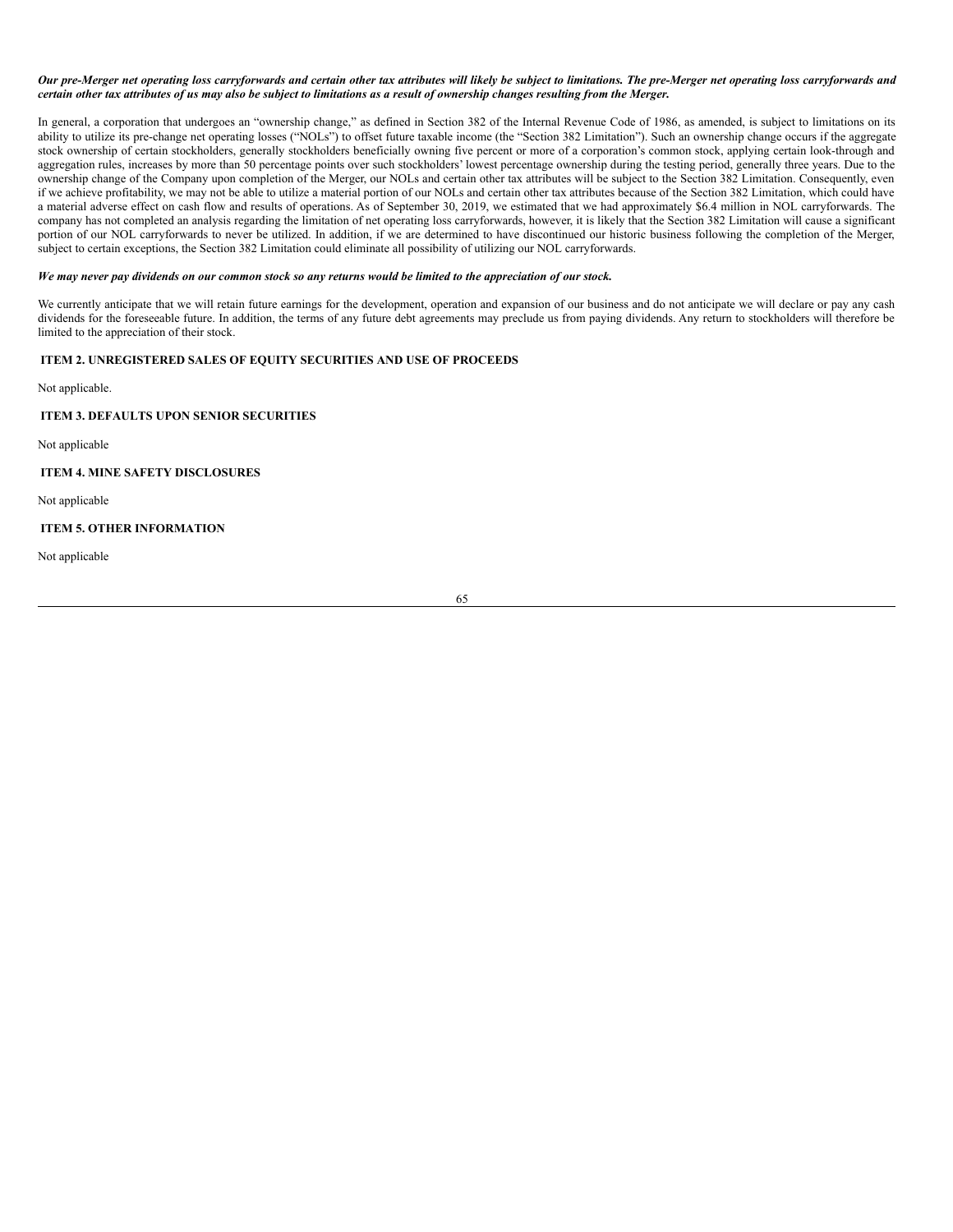***Our pre-Merger net operating loss carryforwards and certain other tax attributes will likely be subject to limitations. The pre-Merger net operating loss carryforwards and certain other tax attributes of us may also be subject to limitations as a result of ownership changes resulting from the Merger.***

In general, a corporation that undergoes an "ownership change," as defined in Section 382 of the Internal Revenue Code of 1986, as amended, is subject to limitations on its ability to utilize its pre-change net operating losses ("NOLs") to offset future taxable income (the "Section 382 Limitation"). Such an ownership change occurs if the aggregate stock ownership of certain stockholders, generally stockholders beneficially owning five percent or more of a corporation's common stock, applying certain look-through and aggregation rules, increases by more than 50 percentage points over such stockholders' lowest percentage ownership during the testing period, generally three years. Due to the ownership change of the Company upon completion of the Merger, our NOLs and certain other tax attributes will be subject to the Section 382 Limitation. Consequently, even if we achieve profitability, we may not be able to utilize a material portion of our NOLs and certain other tax attributes because of the Section 382 Limitation, which could have a material adverse effect on cash flow and results of operations. As of September 30, 2019, we estimated that we had approximately $6.4 million in NOL carryforwards. The company has not completed an analysis regarding the limitation of net operating loss carryforwards, however, it is likely that the Section 382 Limitation will cause a significant portion of our NOL carryforwards to never be utilized. In addition, if we are determined to have discontinued our historic business following the completion of the Merger, subject to certain exceptions, the Section 382 Limitation could eliminate all possibility of utilizing our NOL carryforwards.

***We may never pay dividends on our common stock so any returns would be limited to the appreciation of our stock.***

We currently anticipate that we will retain future earnings for the development, operation and expansion of our business and do not anticipate we will declare or pay any cash dividends for the foreseeable future. In addition, the terms of any future debt agreements may preclude us from paying dividends. Any return to stockholders will therefore be limited to the appreciation of their stock.

## ITEM 2. UNREGISTERED SALES OF EQUITY SECURITIES AND USE OF PROCEEDS

Not applicable.

## ITEM 3. DEFAULTS UPON SENIOR SECURITIES

Not applicable

## ITEM 4. MINE SAFETY DISCLOSURES

Not applicable

## ITEM 5. OTHER INFORMATION

Not applicable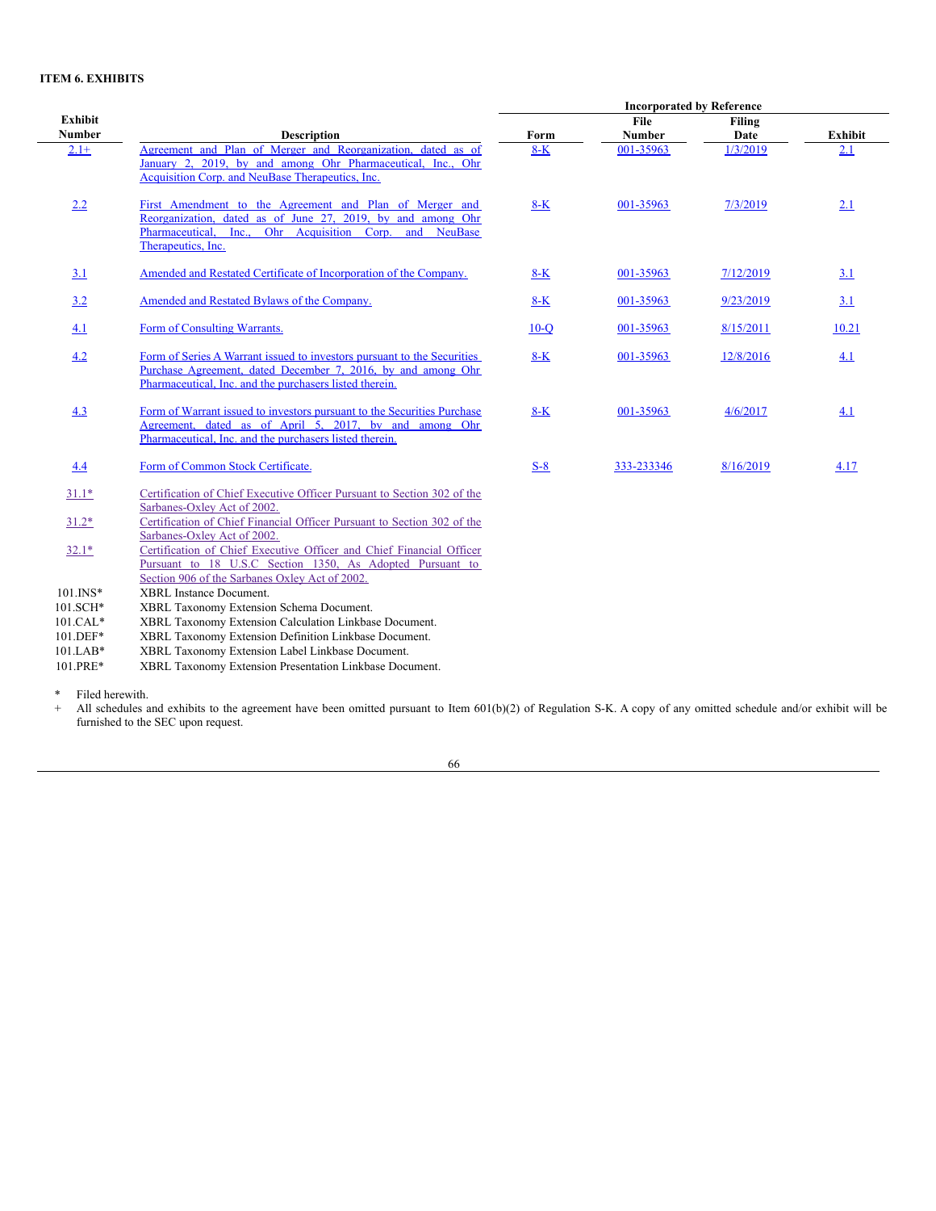## ITEM 6. EXHIBITS

| Exhibit Number | Description | Incorporated by Reference | | | |
|---|---|---|---|---|---|
| | | Form | File Number | Filing Date | Exhibit |
| 2.1+ | Agreement and Plan of Merger and Reorganization, dated as of January 2, 2019, by and among Ohr Pharmaceutical, Inc., Ohr Acquisition Corp. and NeuBase Therapeutics, Inc. | 8-K | 001-35963 | 1/3/2019 | 2.1 |
| 2.2 | First Amendment to the Agreement and Plan of Merger and Reorganization, dated as of June 27, 2019, by and among Ohr Pharmaceutical, Inc., Ohr Acquisition Corp. and NeuBase Therapeutics, Inc. | 8-K | 001-35963 | 7/3/2019 | 2.1 |
| 3.1 | Amended and Restated Certificate of Incorporation of the Company. | 8-K | 001-35963 | 7/12/2019 | 3.1 |
| 3.2 | Amended and Restated Bylaws of the Company. | 8-K | 001-35963 | 9/23/2019 | 3.1 |
| 4.1 | Form of Consulting Warrants. | 10-Q | 001-35963 | 8/15/2011 | 10.21 |
| 4.2 | Form of Series A Warrant issued to investors pursuant to the Securities Purchase Agreement, dated December 7, 2016, by and among Ohr Pharmaceutical, Inc. and the purchasers listed therein. | 8-K | 001-35963 | 12/8/2016 | 4.1 |
| 4.3 | Form of Warrant issued to investors pursuant to the Securities Purchase Agreement, dated as of April 5, 2017, by and among Ohr Pharmaceutical, Inc. and the purchasers listed therein. | 8-K | 001-35963 | 4/6/2017 | 4.1 |
| 4.4 | Form of Common Stock Certificate. | S-8 | 333-233346 | 8/16/2019 | 4.17 |
| 31.1* | Certification of Chief Executive Officer Pursuant to Section 302 of the Sarbanes-Oxley Act of 2002. | | | | |
| 31.2* | Certification of Chief Financial Officer Pursuant to Section 302 of the Sarbanes-Oxley Act of 2002. | | | | |
| 32.1* | Certification of Chief Executive Officer and Chief Financial Officer Pursuant to 18 U.S.C Section 1350, As Adopted Pursuant to Section 906 of the Sarbanes Oxley Act of 2002. | | | | |
| 101.INS* | XBRL Instance Document. | | | | |
| 101.SCH* | XBRL Taxonomy Extension Schema Document. | | | | |
| 101.CAL* | XBRL Taxonomy Extension Calculation Linkbase Document. | | | | |
| 101.DEF* | XBRL Taxonomy Extension Definition Linkbase Document. | | | | |
| 101.LAB* | XBRL Taxonomy Extension Label Linkbase Document. | | | | |
| 101.PRE* | XBRL Taxonomy Extension Presentation Linkbase Document. | | | | |

\* Filed herewith.

\+ All schedules and exhibits to the agreement have been omitted pursuant to Item 601(b)(2) of Regulation S-K. A copy of any omitted schedule and/or exhibit will be furnished to the SEC upon request.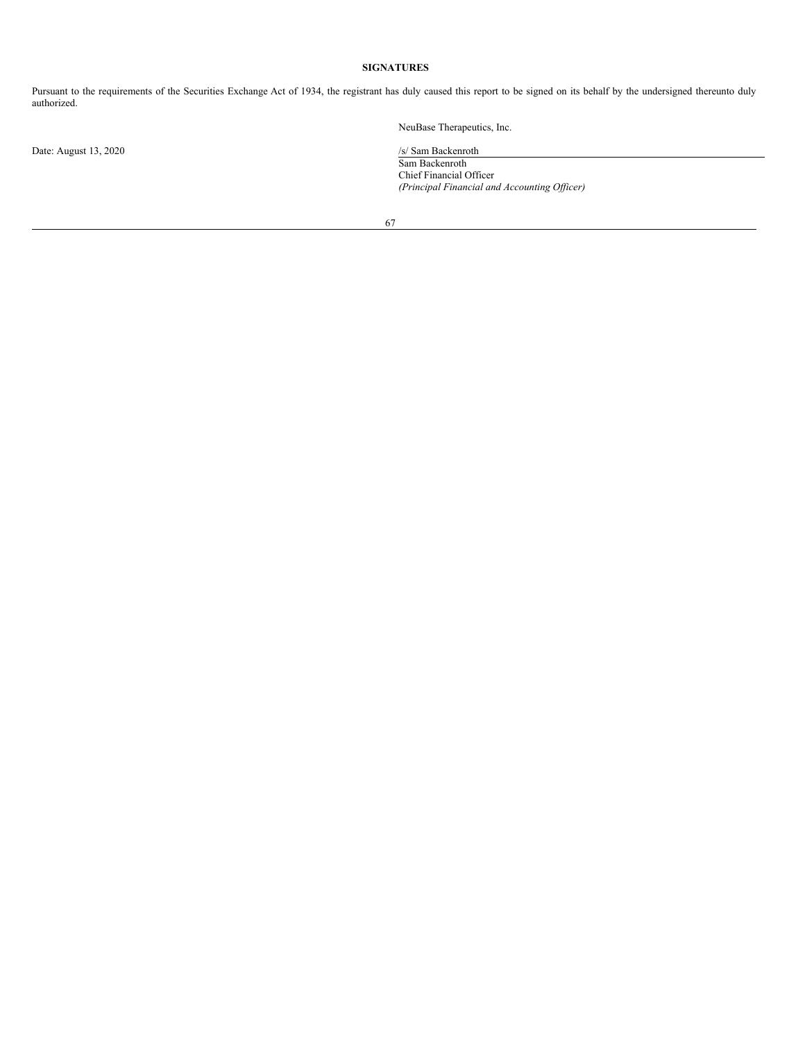**SIGNATURES**

Pursuant to the requirements of the Securities Exchange Act of 1934, the registrant has duly caused this report to be signed on its behalf by the undersigned thereunto duly authorized.

| | |
|---|---|
| | NeuBase Therapeutics, Inc. |
| Date: August 13, 2020 | /s/ Sam Backenroth |
| | Sam Backenroth |
| | Chief Financial Officer |
| | *(Principal Financial and Accounting Officer)* |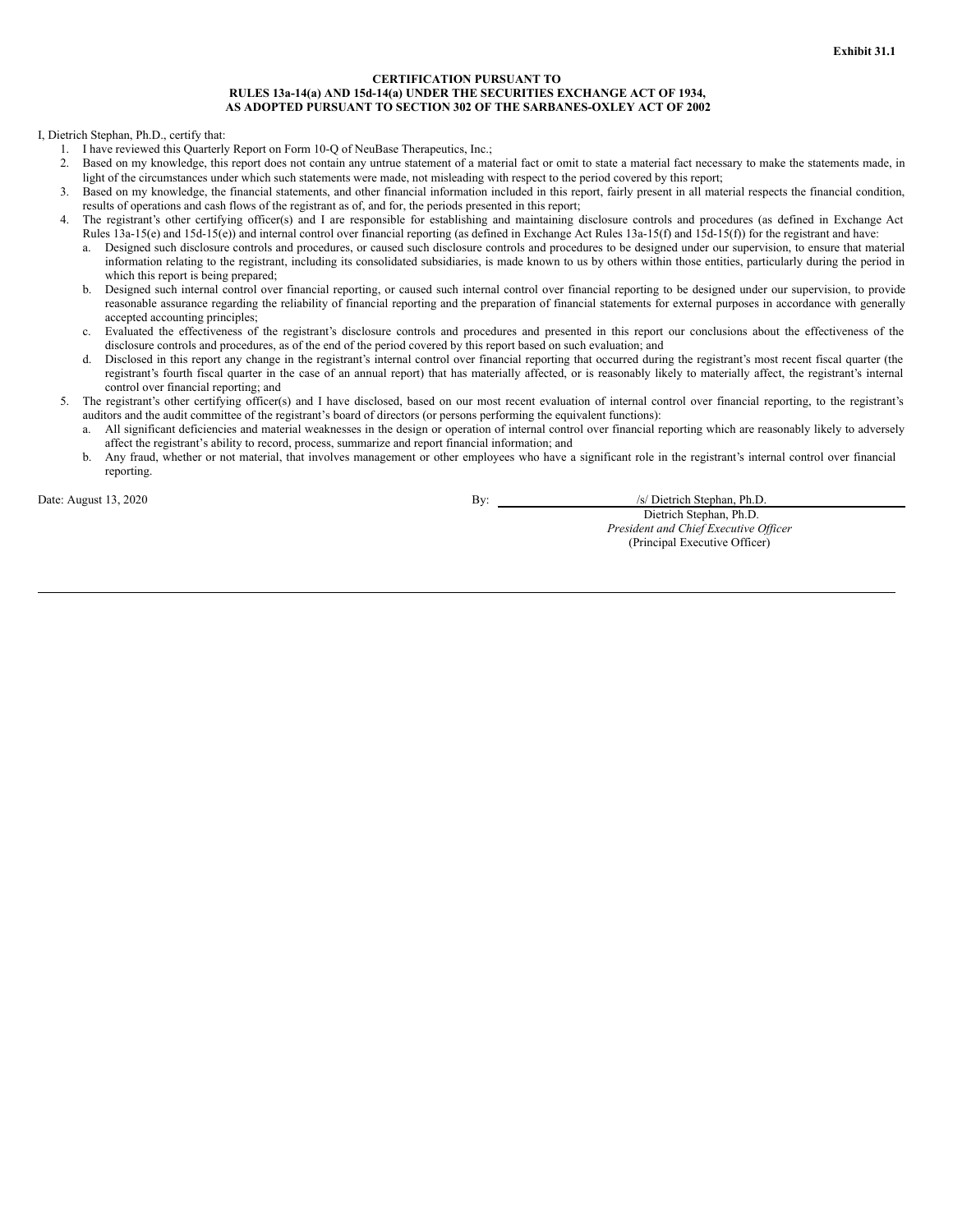**Exhibit 31.1**

**CERTIFICATION PURSUANT TO**
**RULES 13a-14(a) AND 15d-14(a) UNDER THE SECURITIES EXCHANGE ACT OF 1934,**
**AS ADOPTED PURSUANT TO SECTION 302 OF THE SARBANES-OXLEY ACT OF 2002**

I, Dietrich Stephan, Ph.D., certify that:

1. I have reviewed this Quarterly Report on Form 10-Q of NeuBase Therapeutics, Inc.;
2. Based on my knowledge, this report does not contain any untrue statement of a material fact or omit to state a material fact necessary to make the statements made, in light of the circumstances under which such statements were made, not misleading with respect to the period covered by this report;
3. Based on my knowledge, the financial statements, and other financial information included in this report, fairly present in all material respects the financial condition, results of operations and cash flows of the registrant as of, and for, the periods presented in this report;
4. The registrant's other certifying officer(s) and I are responsible for establishing and maintaining disclosure controls and procedures (as defined in Exchange Act Rules 13a-15(e) and 15d-15(e)) and internal control over financial reporting (as defined in Exchange Act Rules 13a-15(f) and 15d-15(f)) for the registrant and have:
   a. Designed such disclosure controls and procedures, or caused such disclosure controls and procedures to be designed under our supervision, to ensure that material information relating to the registrant, including its consolidated subsidiaries, is made known to us by others within those entities, particularly during the period in which this report is being prepared;
   b. Designed such internal control over financial reporting, or caused such internal control over financial reporting to be designed under our supervision, to provide reasonable assurance regarding the reliability of financial reporting and the preparation of financial statements for external purposes in accordance with generally accepted accounting principles;
   c. Evaluated the effectiveness of the registrant's disclosure controls and procedures and presented in this report our conclusions about the effectiveness of the disclosure controls and procedures, as of the end of the period covered by this report based on such evaluation; and
   d. Disclosed in this report any change in the registrant's internal control over financial reporting that occurred during the registrant's most recent fiscal quarter (the registrant's fourth fiscal quarter in the case of an annual report) that has materially affected, or is reasonably likely to materially affect, the registrant's internal control over financial reporting; and
5. The registrant's other certifying officer(s) and I have disclosed, based on our most recent evaluation of internal control over financial reporting, to the registrant's auditors and the audit committee of the registrant's board of directors (or persons performing the equivalent functions):
   a. All significant deficiencies and material weaknesses in the design or operation of internal control over financial reporting which are reasonably likely to adversely affect the registrant's ability to record, process, summarize and report financial information; and
   b. Any fraud, whether or not material, that involves management or other employees who have a significant role in the registrant's internal control over financial reporting.

Date: August 13, 2020

By: /s/ Dietrich Stephan, Ph.D.
Dietrich Stephan, Ph.D.
*President and Chief Executive Officer*
(Principal Executive Officer)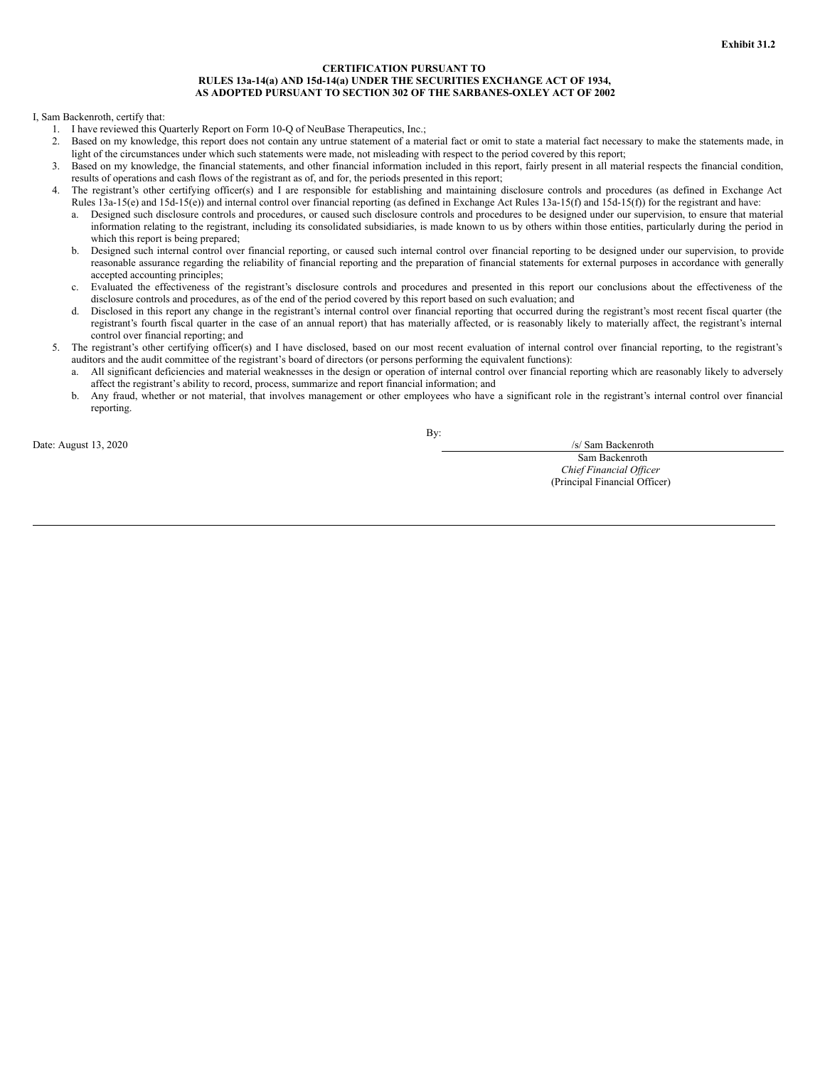**Exhibit 31.2**

**CERTIFICATION PURSUANT TO**
**RULES 13a-14(a) AND 15d-14(a) UNDER THE SECURITIES EXCHANGE ACT OF 1934,**
**AS ADOPTED PURSUANT TO SECTION 302 OF THE SARBANES-OXLEY ACT OF 2002**

I, Sam Backenroth, certify that:

1. I have reviewed this Quarterly Report on Form 10-Q of NeuBase Therapeutics, Inc.;
2. Based on my knowledge, this report does not contain any untrue statement of a material fact or omit to state a material fact necessary to make the statements made, in light of the circumstances under which such statements were made, not misleading with respect to the period covered by this report;
3. Based on my knowledge, the financial statements, and other financial information included in this report, fairly present in all material respects the financial condition, results of operations and cash flows of the registrant as of, and for, the periods presented in this report;
4. The registrant's other certifying officer(s) and I are responsible for establishing and maintaining disclosure controls and procedures (as defined in Exchange Act Rules 13a-15(e) and 15d-15(e)) and internal control over financial reporting (as defined in Exchange Act Rules 13a-15(f) and 15d-15(f)) for the registrant and have:
   a. Designed such disclosure controls and procedures, or caused such disclosure controls and procedures to be designed under our supervision, to ensure that material information relating to the registrant, including its consolidated subsidiaries, is made known to us by others within those entities, particularly during the period in which this report is being prepared;
   b. Designed such internal control over financial reporting, or caused such internal control over financial reporting to be designed under our supervision, to provide reasonable assurance regarding the reliability of financial reporting and the preparation of financial statements for external purposes in accordance with generally accepted accounting principles;
   c. Evaluated the effectiveness of the registrant's disclosure controls and procedures and presented in this report our conclusions about the effectiveness of the disclosure controls and procedures, as of the end of the period covered by this report based on such evaluation; and
   d. Disclosed in this report any change in the registrant's internal control over financial reporting that occurred during the registrant's most recent fiscal quarter (the registrant's fourth fiscal quarter in the case of an annual report) that has materially affected, or is reasonably likely to materially affect, the registrant's internal control over financial reporting; and
5. The registrant's other certifying officer(s) and I have disclosed, based on our most recent evaluation of internal control over financial reporting, to the registrant's auditors and the audit committee of the registrant's board of directors (or persons performing the equivalent functions):
   a. All significant deficiencies and material weaknesses in the design or operation of internal control over financial reporting which are reasonably likely to adversely affect the registrant's ability to record, process, summarize and report financial information; and
   b. Any fraud, whether or not material, that involves management or other employees who have a significant role in the registrant's internal control over financial reporting.

Date: August 13, 2020

By: /s/ Sam Backenroth
Sam Backenroth
*Chief Financial Officer*
(Principal Financial Officer)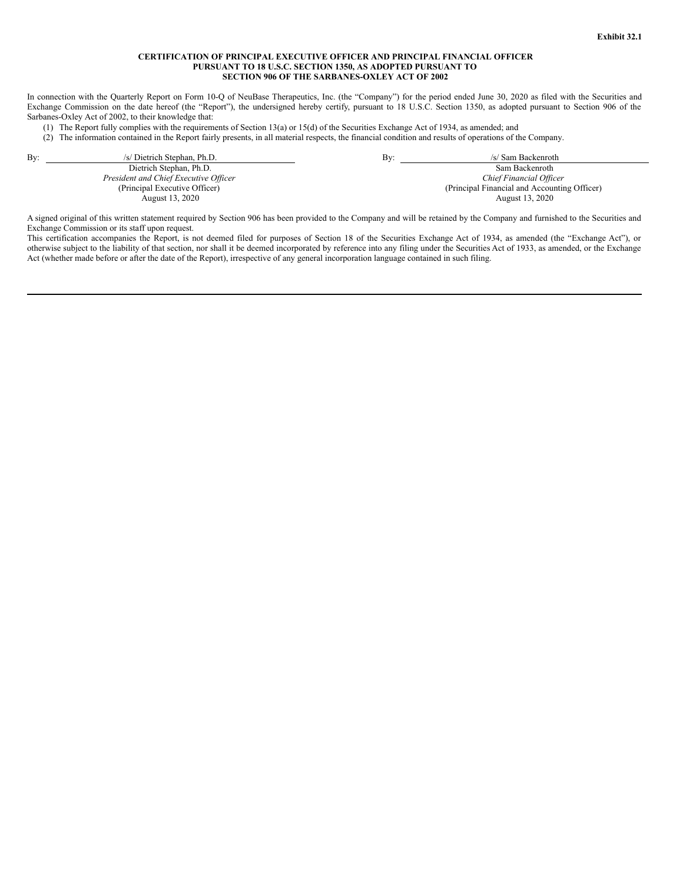**Exhibit 32.1**

**CERTIFICATION OF PRINCIPAL EXECUTIVE OFFICER AND PRINCIPAL FINANCIAL OFFICER PURSUANT TO 18 U.S.C. SECTION 1350, AS ADOPTED PURSUANT TO SECTION 906 OF THE SARBANES-OXLEY ACT OF 2002**

In connection with the Quarterly Report on Form 10-Q of NeuBase Therapeutics, Inc. (the "Company") for the period ended June 30, 2020 as filed with the Securities and Exchange Commission on the date hereof (the "Report"), the undersigned hereby certify, pursuant to 18 U.S.C. Section 1350, as adopted pursuant to Section 906 of the Sarbanes-Oxley Act of 2002, to their knowledge that:

(1) The Report fully complies with the requirements of Section 13(a) or 15(d) of the Securities Exchange Act of 1934, as amended; and

(2) The information contained in the Report fairly presents, in all material respects, the financial condition and results of operations of the Company.

| | | | |
|---|---|---|---|
| By: | /s/ Dietrich Stephan, Ph.D. | By: | /s/ Sam Backenroth |
| | Dietrich Stephan, Ph.D. | | Sam Backenroth |
| | *President and Chief Executive Officer* | | *Chief Financial Officer* |
| | (Principal Executive Officer) | | (Principal Financial and Accounting Officer) |
| | August 13, 2020 | | August 13, 2020 |

A signed original of this written statement required by Section 906 has been provided to the Company and will be retained by the Company and furnished to the Securities and Exchange Commission or its staff upon request.

This certification accompanies the Report, is not deemed filed for purposes of Section 18 of the Securities Exchange Act of 1934, as amended (the "Exchange Act"), or otherwise subject to the liability of that section, nor shall it be deemed incorporated by reference into any filing under the Securities Act of 1933, as amended, or the Exchange Act (whether made before or after the date of the Report), irrespective of any general incorporation language contained in such filing.